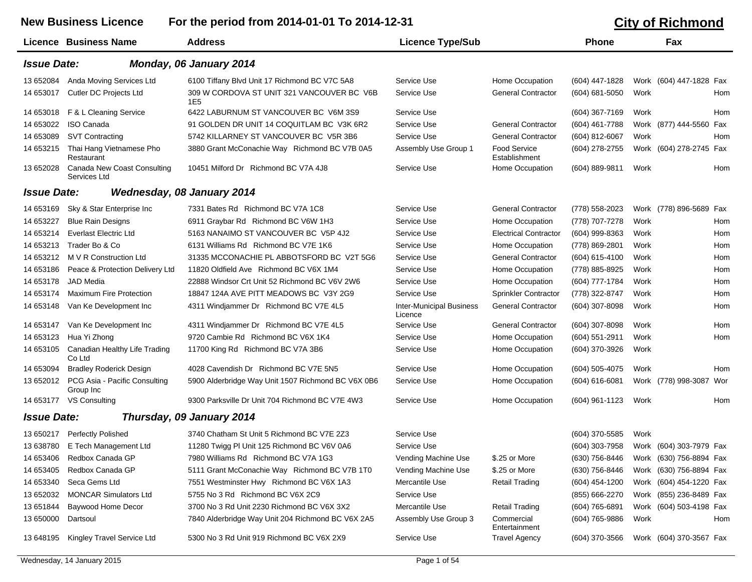# New Business Licence — For the period from 2014-01-01 To 2014-12-31

## City of Richmond

| Licence | Business Name | Address | Licence Type/Sub | | Phone | | Fax | |
|---|---|---|---|---|---|---|---|---|
| ***Issue Date:*** | ***Monday, 06 January 2014*** | | | | | | | |
| 13 652084 | Anda Moving Services Ltd | 6100 Tiffany Blvd Unit 17 Richmond BC V7C 5A8 | Service Use | Home Occupation | (604) 447-1828 | Work | (604) 447-1828 | Fax |
| 14 653017 | Cutler DC Projects Ltd | 309 W CORDOVA ST UNIT 321 VANCOUVER BC V6B 1E5 | Service Use | General Contractor | (604) 681-5050 | Work | | Hom |
| 14 653018 | F & L Cleaning Service | 6422 LABURNUM ST VANCOUVER BC V6M 3S9 | Service Use | | (604) 367-7169 | Work | | Hom |
| 14 653022 | ISO Canada | 91 GOLDEN DR UNIT 14 COQUITLAM BC V3K 6R2 | Service Use | General Contractor | (604) 461-7788 | Work | (877) 444-5560 | Fax |
| 14 653089 | SVT Contracting | 5742 KILLARNEY ST VANCOUVER BC V5R 3B6 | Service Use | General Contractor | (604) 812-6067 | Work | | Hom |
| 14 653215 | Thai Hang Vietnamese Pho Restaurant | 3880 Grant McConachie Way Richmond BC V7B 0A5 | Assembly Use Group 1 | Food Service Establishment | (604) 278-2755 | Work | (604) 278-2745 | Fax |
| 13 652028 | Canada New Coast Consulting Services Ltd | 10451 Milford Dr Richmond BC V7A 4J8 | Service Use | Home Occupation | (604) 889-9811 | Work | | Hom |
| ***Issue Date:*** | ***Wednesday, 08 January 2014*** | | | | | | | |
| 14 653169 | Sky & Star Enterprise Inc | 7331 Bates Rd Richmond BC V7A 1C8 | Service Use | General Contractor | (778) 558-2023 | Work | (778) 896-5689 | Fax |
| 14 653227 | Blue Rain Designs | 6911 Graybar Rd Richmond BC V6W 1H3 | Service Use | Home Occupation | (778) 707-7278 | Work | | Hom |
| 14 653214 | Everlast Electric Ltd | 5163 NANAIMO ST VANCOUVER BC V5P 4J2 | Service Use | Electrical Contractor | (604) 999-8363 | Work | | Hom |
| 14 653213 | Trader Bo & Co | 6131 Williams Rd Richmond BC V7E 1K6 | Service Use | Home Occupation | (778) 869-2801 | Work | | Hom |
| 14 653212 | M V R Construction Ltd | 31335 MCCONACHIE PL ABBOTSFORD BC V2T 5G6 | Service Use | General Contractor | (604) 615-4100 | Work | | Hom |
| 14 653186 | Peace & Protection Delivery Ltd | 11820 Oldfield Ave Richmond BC V6X 1M4 | Service Use | Home Occupation | (778) 885-8925 | Work | | Hom |
| 14 653178 | JAD Media | 22888 Windsor Crt Unit 52 Richmond BC V6V 2W6 | Service Use | Home Occupation | (604) 777-1784 | Work | | Hom |
| 14 653174 | Maximum Fire Protection | 18847 124A AVE PITT MEADOWS BC V3Y 2G9 | Service Use | Sprinkler Contractor | (778) 322-8747 | Work | | Hom |
| 14 653148 | Van Ke Development Inc | 4311 Windjammer Dr Richmond BC V7E 4L5 | Inter-Municipal Business Licence | General Contractor | (604) 307-8098 | Work | | Hom |
| 14 653147 | Van Ke Development Inc | 4311 Windjammer Dr Richmond BC V7E 4L5 | Service Use | General Contractor | (604) 307-8098 | Work | | Hom |
| 14 653123 | Hua Yi Zhong | 9720 Cambie Rd Richmond BC V6X 1K4 | Service Use | Home Occupation | (604) 551-2911 | Work | | Hom |
| 14 653105 | Canadian Healthy Life Trading Co Ltd | 11700 King Rd Richmond BC V7A 3B6 | Service Use | Home Occupation | (604) 370-3926 | Work | | |
| 14 653094 | Bradley Roderick Design | 4028 Cavendish Dr Richmond BC V7E 5N5 | Service Use | Home Occupation | (604) 505-4075 | Work | | Hom |
| 13 652012 | PCG Asia - Pacific Consulting Group Inc | 5900 Alderbridge Way Unit 1507 Richmond BC V6X 0B6 | Service Use | Home Occupation | (604) 616-6081 | Work | (778) 998-3087 | Wor |
| 14 653177 | VS Consulting | 9300 Parksville Dr Unit 704 Richmond BC V7E 4W3 | Service Use | Home Occupation | (604) 961-1123 | Work | | Hom |
| ***Issue Date:*** | ***Thursday, 09 January 2014*** | | | | | | | |
| 13 650217 | Perfectly Polished | 3740 Chatham St Unit 5 Richmond BC V7E 2Z3 | Service Use | | (604) 370-5585 | Work | | |
| 13 638780 | E Tech Management Ltd | 11280 Twigg Pl Unit 125 Richmond BC V6V 0A6 | Service Use | | (604) 303-7958 | Work | (604) 303-7979 | Fax |
| 14 653406 | Redbox Canada GP | 7980 Williams Rd Richmond BC V7A 1G3 | Vending Machine Use | $.25 or More | (630) 756-8446 | Work | (630) 756-8894 | Fax |
| 14 653405 | Redbox Canada GP | 5111 Grant McConachie Way Richmond BC V7B 1T0 | Vending Machine Use | $.25 or More | (630) 756-8446 | Work | (630) 756-8894 | Fax |
| 14 653340 | Seca Gems Ltd | 7551 Westminster Hwy Richmond BC V6X 1A3 | Mercantile Use | Retail Trading | (604) 454-1200 | Work | (604) 454-1220 | Fax |
| 13 652032 | MONCAR Simulators Ltd | 5755 No 3 Rd Richmond BC V6X 2C9 | Service Use | | (855) 666-2270 | Work | (855) 236-8489 | Fax |
| 13 651844 | Baywood Home Decor | 3700 No 3 Rd Unit 2230 Richmond BC V6X 3X2 | Mercantile Use | Retail Trading | (604) 765-6891 | Work | (604) 503-4198 | Fax |
| 13 650000 | Dartsoul | 7840 Alderbridge Way Unit 204 Richmond BC V6X 2A5 | Assembly Use Group 3 | Commercial Entertainment | (604) 765-9886 | Work | | Hom |
| 13 648195 | Kingley Travel Service Ltd | 5300 No 3 Rd Unit 919 Richmond BC V6X 2X9 | Service Use | Travel Agency | (604) 370-3566 | Work | (604) 370-3567 | Fax |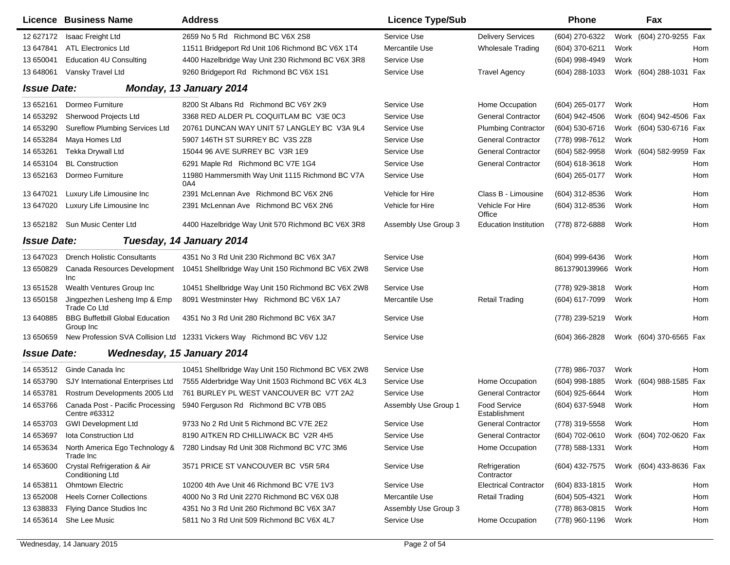| Licence | Business Name | Address | Licence Type/Sub | | Phone | | Fax | |
|---|---|---|---|---|---|---|---|---|
| 12 627172 | Isaac Freight Ltd | 2659 No 5 Rd Richmond BC V6X 2S8 | Service Use | Delivery Services | (604) 270-6322 | Work | (604) 270-9255 | Fax |
| 13 647841 | ATL Electronics Ltd | 11511 Bridgeport Rd Unit 106 Richmond BC V6X 1T4 | Mercantile Use | Wholesale Trading | (604) 370-6211 | Work | | Hom |
| 13 650041 | Education 4U Consulting | 4400 Hazelbridge Way Unit 230 Richmond BC V6X 3R8 | Service Use | | (604) 998-4949 | Work | | Hom |
| 13 648061 | Vansky Travel Ltd | 9260 Bridgeport Rd Richmond BC V6X 1S1 | Service Use | Travel Agency | (604) 288-1033 | Work | (604) 288-1031 | Fax |

**Issue Date:** ***Monday, 13 January 2014***

| Licence | Business Name | Address | Licence Type/Sub | | Phone | | Fax | |
|---|---|---|---|---|---|---|---|---|
| 13 652161 | Dormeo Furniture | 8200 St Albans Rd Richmond BC V6Y 2K9 | Service Use | Home Occupation | (604) 265-0177 | Work | | Hom |
| 14 653292 | Sherwood Projects Ltd | 3368 RED ALDER PL COQUITLAM BC V3E 0C3 | Service Use | General Contractor | (604) 942-4506 | Work | (604) 942-4506 | Fax |
| 14 653290 | Sureflow Plumbing Services Ltd | 20761 DUNCAN WAY UNIT 57 LANGLEY BC V3A 9L4 | Service Use | Plumbing Contractor | (604) 530-6716 | Work | (604) 530-6716 | Fax |
| 14 653284 | Maya Homes Ltd | 5907 146TH ST SURREY BC V3S 2Z8 | Service Use | General Contractor | (778) 998-7612 | Work | | Hom |
| 14 653261 | Tekka Drywall Ltd | 15044 96 AVE SURREY BC V3R 1E9 | Service Use | General Contractor | (604) 582-9958 | Work | (604) 582-9959 | Fax |
| 14 653104 | BL Construction | 6291 Maple Rd Richmond BC V7E 1G4 | Service Use | General Contractor | (604) 618-3618 | Work | | Hom |
| 13 652163 | Dormeo Furniture | 11980 Hammersmith Way Unit 1115 Richmond BC V7A 0A4 | Service Use | | (604) 265-0177 | Work | | Hom |
| 13 647021 | Luxury Life Limousine Inc | 2391 McLennan Ave Richmond BC V6X 2N6 | Vehicle for Hire | Class B - Limousine | (604) 312-8536 | Work | | Hom |
| 13 647020 | Luxury Life Limousine Inc | 2391 McLennan Ave Richmond BC V6X 2N6 | Vehicle for Hire | Vehicle For Hire Office | (604) 312-8536 | Work | | Hom |
| 13 652182 | Sun Music Center Ltd | 4400 Hazelbridge Way Unit 570 Richmond BC V6X 3R8 | Assembly Use Group 3 | Education Institution | (778) 872-6888 | Work | | Hom |

**Issue Date:** ***Tuesday, 14 January 2014***

| Licence | Business Name | Address | Licence Type/Sub | | Phone | | Fax | |
|---|---|---|---|---|---|---|---|---|
| 13 647023 | Drench Holistic Consultants | 4351 No 3 Rd Unit 230 Richmond BC V6X 3A7 | Service Use | | (604) 999-6436 | Work | | Hom |
| 13 650829 | Canada Resources Development Inc | 10451 Shellbridge Way Unit 150 Richmond BC V6X 2W8 | Service Use | | 8613790139966 | Work | | Hom |
| 13 651528 | Wealth Ventures Group Inc | 10451 Shellbridge Way Unit 150 Richmond BC V6X 2W8 | Service Use | | (778) 929-3818 | Work | | Hom |
| 13 650158 | Jingpezhen Lesheng Imp & Emp Trade Co Ltd | 8091 Westminster Hwy Richmond BC V6X 1A7 | Mercantile Use | Retail Trading | (604) 617-7099 | Work | | Hom |
| 13 640885 | BBG Buffetbill Global Education Group Inc | 4351 No 3 Rd Unit 280 Richmond BC V6X 3A7 | Service Use | | (778) 239-5219 | Work | | Hom |
| 13 650659 | New Profession SVA Collision Ltd | 12331 Vickers Way Richmond BC V6V 1J2 | Service Use | | (604) 366-2828 | Work | (604) 370-6565 | Fax |

**Issue Date:** ***Wednesday, 15 January 2014***

| Licence | Business Name | Address | Licence Type/Sub | | Phone | | Fax | |
|---|---|---|---|---|---|---|---|---|
| 14 653512 | Ginde Canada Inc | 10451 Shellbridge Way Unit 150 Richmond BC V6X 2W8 | Service Use | | (778) 986-7037 | Work | | Hom |
| 14 653790 | SJY International Enterprises Ltd | 7555 Alderbridge Way Unit 1503 Richmond BC V6X 4L3 | Service Use | Home Occupation | (604) 998-1885 | Work | (604) 988-1585 | Fax |
| 14 653781 | Rostrum Developments 2005 Ltd | 761 BURLEY PL WEST VANCOUVER BC V7T 2A2 | Service Use | General Contractor | (604) 925-6644 | Work | | Hom |
| 14 653766 | Canada Post - Pacific Processing Centre #63312 | 5940 Ferguson Rd Richmond BC V7B 0B5 | Assembly Use Group 1 | Food Service Establishment | (604) 637-5948 | Work | | Hom |
| 14 653703 | GWI Development Ltd | 9733 No 2 Rd Unit 5 Richmond BC V7E 2E2 | Service Use | General Contractor | (778) 319-5558 | Work | | Hom |
| 14 653697 | Iota Construction Ltd | 8190 AITKEN RD CHILLIWACK BC V2R 4H5 | Service Use | General Contractor | (604) 702-0610 | Work | (604) 702-0620 | Fax |
| 14 653634 | North America Ego Technology & Trade Inc | 7280 Lindsay Rd Unit 308 Richmond BC V7C 3M6 | Service Use | Home Occupation | (778) 588-1331 | Work | | Hom |
| 14 653600 | Crystal Refrigeration & Air Conditioning Ltd | 3571 PRICE ST VANCOUVER BC V5R 5R4 | Service Use | Refrigeration Contractor | (604) 432-7575 | Work | (604) 433-8636 | Fax |
| 14 653811 | Ohmtown Electric | 10200 4th Ave Unit 46 Richmond BC V7E 1V3 | Service Use | Electrical Contractor | (604) 833-1815 | Work | | Hom |
| 13 652008 | Heels Corner Collections | 4000 No 3 Rd Unit 2270 Richmond BC V6X 0J8 | Mercantile Use | Retail Trading | (604) 505-4321 | Work | | Hom |
| 13 638833 | Flying Dance Studios Inc | 4351 No 3 Rd Unit 260 Richmond BC V6X 3A7 | Assembly Use Group 3 | | (778) 863-0815 | Work | | Hom |
| 14 653614 | She Lee Music | 5811 No 3 Rd Unit 509 Richmond BC V6X 4L7 | Service Use | Home Occupation | (778) 960-1196 | Work | | Hom |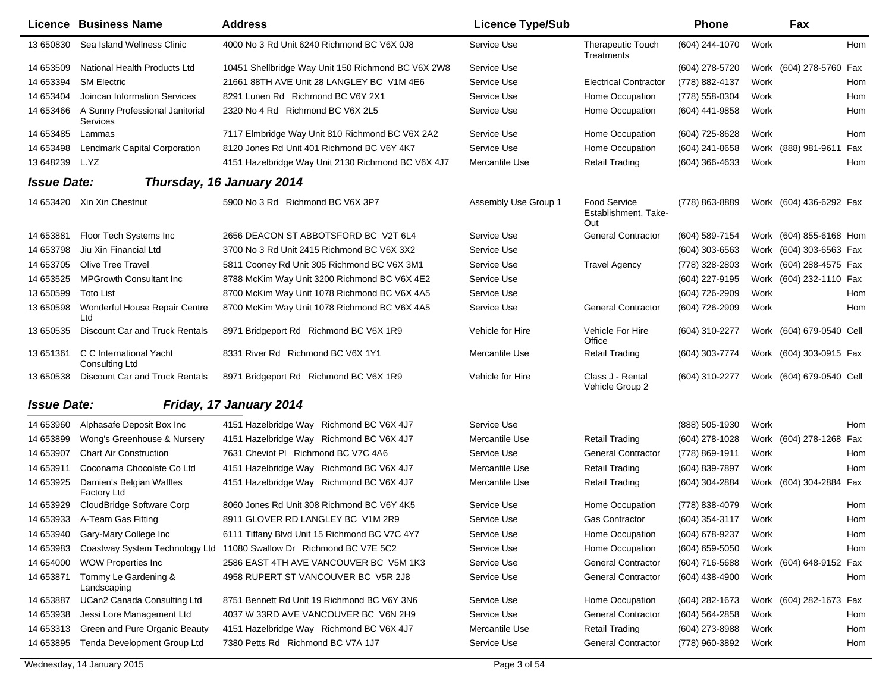| Licence | Business Name | Address | Licence Type/Sub | | Phone | | Fax | |
|---|---|---|---|---|---|---|---|---|
| 13 650830 | Sea Island Wellness Clinic | 4000 No 3 Rd Unit 6240 Richmond BC V6X 0J8 | Service Use | Therapeutic Touch Treatments | (604) 244-1070 | Work | | Hom |
| 14 653509 | National Health Products Ltd | 10451 Shellbridge Way Unit 150 Richmond BC V6X 2W8 | Service Use | | (604) 278-5720 | Work | (604) 278-5760 | Fax |
| 14 653394 | SM Electric | 21661 88TH AVE Unit 28 LANGLEY BC V1M 4E6 | Service Use | Electrical Contractor | (778) 882-4137 | Work | | Hom |
| 14 653404 | Joincan Information Services | 8291 Lunen Rd Richmond BC V6Y 2X1 | Service Use | Home Occupation | (778) 558-0304 | Work | | Hom |
| 14 653466 | A Sunny Professional Janitorial Services | 2320 No 4 Rd Richmond BC V6X 2L5 | Service Use | Home Occupation | (604) 441-9858 | Work | | Hom |
| 14 653485 | Lammas | 7117 Elmbridge Way Unit 810 Richmond BC V6X 2A2 | Service Use | Home Occupation | (604) 725-8628 | Work | | Hom |
| 14 653498 | Lendmark Capital Corporation | 8120 Jones Rd Unit 401 Richmond BC V6Y 4K7 | Service Use | Home Occupation | (604) 241-8658 | Work | (888) 981-9611 | Fax |
| 13 648239 | L.YZ | 4151 Hazelbridge Way Unit 2130 Richmond BC V6X 4J7 | Mercantile Use | Retail Trading | (604) 366-4633 | Work | | Hom |

**Issue Date:** ***Thursday, 16 January 2014***

| Licence | Business Name | Address | Licence Type/Sub | | Phone | | Fax | |
|---|---|---|---|---|---|---|---|---|
| 14 653420 | Xin Xin Chestnut | 5900 No 3 Rd Richmond BC V6X 3P7 | Assembly Use Group 1 | Food Service Establishment, Take-Out | (778) 863-8889 | Work | (604) 436-6292 | Fax |
| 14 653881 | Floor Tech Systems Inc | 2656 DEACON ST ABBOTSFORD BC V2T 6L4 | Service Use | General Contractor | (604) 589-7154 | Work | (604) 855-6168 | Hom |
| 14 653798 | Jiu Xin Financial Ltd | 3700 No 3 Rd Unit 2415 Richmond BC V6X 3X2 | Service Use | | (604) 303-6563 | Work | (604) 303-6563 | Fax |
| 14 653705 | Olive Tree Travel | 5811 Cooney Rd Unit 305 Richmond BC V6X 3M1 | Service Use | Travel Agency | (778) 328-2803 | Work | (604) 288-4575 | Fax |
| 14 653525 | MPGrowth Consultant Inc | 8788 McKim Way Unit 3200 Richmond BC V6X 4E2 | Service Use | | (604) 227-9195 | Work | (604) 232-1110 | Fax |
| 13 650599 | Toto List | 8700 McKim Way Unit 1078 Richmond BC V6X 4A5 | Service Use | | (604) 726-2909 | Work | | Hom |
| 13 650598 | Wonderful House Repair Centre Ltd | 8700 McKim Way Unit 1078 Richmond BC V6X 4A5 | Service Use | General Contractor | (604) 726-2909 | Work | | Hom |
| 13 650535 | Discount Car and Truck Rentals | 8971 Bridgeport Rd Richmond BC V6X 1R9 | Vehicle for Hire | Vehicle For Hire Office | (604) 310-2277 | Work | (604) 679-0540 | Cell |
| 13 651361 | C C International Yacht Consulting Ltd | 8331 River Rd Richmond BC V6X 1Y1 | Mercantile Use | Retail Trading | (604) 303-7774 | Work | (604) 303-0915 | Fax |
| 13 650538 | Discount Car and Truck Rentals | 8971 Bridgeport Rd Richmond BC V6X 1R9 | Vehicle for Hire | Class J - Rental Vehicle Group 2 | (604) 310-2277 | Work | (604) 679-0540 | Cell |

**Issue Date:** ***Friday, 17 January 2014***

| Licence | Business Name | Address | Licence Type/Sub | | Phone | | Fax | |
|---|---|---|---|---|---|---|---|---|
| 14 653960 | Alphasafe Deposit Box Inc | 4151 Hazelbridge Way Richmond BC V6X 4J7 | Service Use | | (888) 505-1930 | Work | | Hom |
| 14 653899 | Wong's Greenhouse & Nursery | 4151 Hazelbridge Way Richmond BC V6X 4J7 | Mercantile Use | Retail Trading | (604) 278-1028 | Work | (604) 278-1268 | Fax |
| 14 653907 | Chart Air Construction | 7631 Cheviot Pl Richmond BC V7C 4A6 | Service Use | General Contractor | (778) 869-1911 | Work | | Hom |
| 14 653911 | Coconama Chocolate Co Ltd | 4151 Hazelbridge Way Richmond BC V6X 4J7 | Mercantile Use | Retail Trading | (604) 839-7897 | Work | | Hom |
| 14 653925 | Damien's Belgian Waffles Factory Ltd | 4151 Hazelbridge Way Richmond BC V6X 4J7 | Mercantile Use | Retail Trading | (604) 304-2884 | Work | (604) 304-2884 | Fax |
| 14 653929 | CloudBridge Software Corp | 8060 Jones Rd Unit 308 Richmond BC V6Y 4K5 | Service Use | Home Occupation | (778) 838-4079 | Work | | Hom |
| 14 653933 | A-Team Gas Fitting | 8911 GLOVER RD LANGLEY BC V1M 2R9 | Service Use | Gas Contractor | (604) 354-3117 | Work | | Hom |
| 14 653940 | Gary-Mary College Inc | 6111 Tiffany Blvd Unit 15 Richmond BC V7C 4Y7 | Service Use | Home Occupation | (604) 678-9237 | Work | | Hom |
| 14 653983 | Coastway System Technology Ltd | 11080 Swallow Dr Richmond BC V7E 5C2 | Service Use | Home Occupation | (604) 659-5050 | Work | | Hom |
| 14 654000 | WOW Properties Inc | 2586 EAST 4TH AVE VANCOUVER BC V5M 1K3 | Service Use | General Contractor | (604) 716-5688 | Work | (604) 648-9152 | Fax |
| 14 653871 | Tommy Le Gardening & Landscaping | 4958 RUPERT ST VANCOUVER BC V5R 2J8 | Service Use | General Contractor | (604) 438-4900 | Work | | Hom |
| 14 653887 | UCan2 Canada Consulting Ltd | 8751 Bennett Rd Unit 19 Richmond BC V6Y 3N6 | Service Use | Home Occupation | (604) 282-1673 | Work | (604) 282-1673 | Fax |
| 14 653938 | Jessi Lore Management Ltd | 4037 W 33RD AVE VANCOUVER BC V6N 2H9 | Service Use | General Contractor | (604) 564-2858 | Work | | Hom |
| 14 653313 | Green and Pure Organic Beauty | 4151 Hazelbridge Way Richmond BC V6X 4J7 | Mercantile Use | Retail Trading | (604) 273-8988 | Work | | Hom |
| 14 653895 | Tenda Development Group Ltd | 7380 Petts Rd Richmond BC V7A 1J7 | Service Use | General Contractor | (778) 960-3892 | Work | | Hom |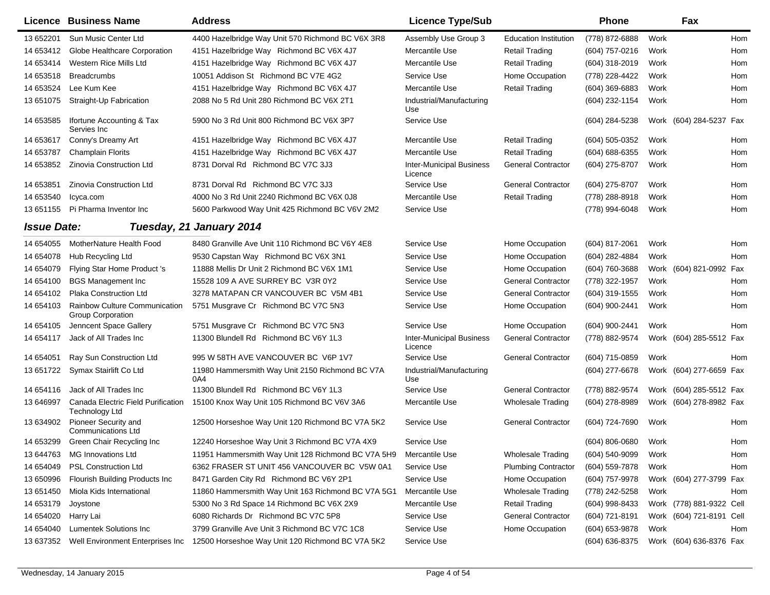| Licence | Business Name | Address | Licence Type/Sub | | Phone | | Fax | |
|---|---|---|---|---|---|---|---|---|
| 13 652201 | Sun Music Center Ltd | 4400 Hazelbridge Way Unit 570 Richmond BC V6X 3R8 | Assembly Use Group 3 | Education Institution | (778) 872-6888 | Work | | Hom |
| 14 653412 | Globe Healthcare Corporation | 4151 Hazelbridge Way Richmond BC V6X 4J7 | Mercantile Use | Retail Trading | (604) 757-0216 | Work | | Hom |
| 14 653414 | Western Rice Mills Ltd | 4151 Hazelbridge Way Richmond BC V6X 4J7 | Mercantile Use | Retail Trading | (604) 318-2019 | Work | | Hom |
| 14 653518 | Breadcrumbs | 10051 Addison St Richmond BC V7E 4G2 | Service Use | Home Occupation | (778) 228-4422 | Work | | Hom |
| 14 653524 | Lee Kum Kee | 4151 Hazelbridge Way Richmond BC V6X 4J7 | Mercantile Use | Retail Trading | (604) 369-6883 | Work | | Hom |
| 13 651075 | Straight-Up Fabrication | 2088 No 5 Rd Unit 280 Richmond BC V6X 2T1 | Industrial/Manufacturing Use | | (604) 232-1154 | Work | | Hom |
| 14 653585 | Ifortune Accounting & Tax Servies Inc | 5900 No 3 Rd Unit 800 Richmond BC V6X 3P7 | Service Use | | (604) 284-5238 | Work | (604) 284-5237 | Fax |
| 14 653617 | Conny's Dreamy Art | 4151 Hazelbridge Way Richmond BC V6X 4J7 | Mercantile Use | Retail Trading | (604) 505-0352 | Work | | Hom |
| 14 653787 | Champlain Florits | 4151 Hazelbridge Way Richmond BC V6X 4J7 | Mercantile Use | Retail Trading | (604) 688-6355 | Work | | Hom |
| 14 653852 | Zinovia Construction Ltd | 8731 Dorval Rd Richmond BC V7C 3J3 | Inter-Municipal Business Licence | General Contractor | (604) 275-8707 | Work | | Hom |
| 14 653851 | Zinovia Construction Ltd | 8731 Dorval Rd Richmond BC V7C 3J3 | Service Use | General Contractor | (604) 275-8707 | Work | | Hom |
| 14 653540 | Icyca.com | 4000 No 3 Rd Unit 2240 Richmond BC V6X 0J8 | Mercantile Use | Retail Trading | (778) 288-8918 | Work | | Hom |
| 13 651155 | Pi Pharma Inventor Inc | 5600 Parkwood Way Unit 425 Richmond BC V6V 2M2 | Service Use | | (778) 994-6048 | Work | | Hom |

***Issue Date: Tuesday, 21 January 2014***

| Licence | Business Name | Address | Licence Type/Sub | | Phone | | Fax | |
|---|---|---|---|---|---|---|---|---|
| 14 654055 | MotherNature Health Food | 8480 Granville Ave Unit 110 Richmond BC V6Y 4E8 | Service Use | Home Occupation | (604) 817-2061 | Work | | Hom |
| 14 654078 | Hub Recycling Ltd | 9530 Capstan Way Richmond BC V6X 3N1 | Service Use | Home Occupation | (604) 282-4884 | Work | | Hom |
| 14 654079 | Flying Star Home Product 's | 11888 Mellis Dr Unit 2 Richmond BC V6X 1M1 | Service Use | Home Occupation | (604) 760-3688 | Work | (604) 821-0992 | Fax |
| 14 654100 | BGS Management Inc | 15528 109 A AVE SURREY BC V3R 0Y2 | Service Use | General Contractor | (778) 322-1957 | Work | | Hom |
| 14 654102 | Plaka Construction Ltd | 3278 MATAPAN CR VANCOUVER BC V5M 4B1 | Service Use | General Contractor | (604) 319-1555 | Work | | Hom |
| 14 654103 | Rainbow Culture Communication Group Corporation | 5751 Musgrave Cr Richmond BC V7C 5N3 | Service Use | Home Occupation | (604) 900-2441 | Work | | Hom |
| 14 654105 | Jenncent Space Gallery | 5751 Musgrave Cr Richmond BC V7C 5N3 | Service Use | Home Occupation | (604) 900-2441 | Work | | Hom |
| 14 654117 | Jack of All Trades Inc | 11300 Blundell Rd Richmond BC V6Y 1L3 | Inter-Municipal Business Licence | General Contractor | (778) 882-9574 | Work | (604) 285-5512 | Fax |
| 14 654051 | Ray Sun Construction Ltd | 995 W 58TH AVE VANCOUVER BC V6P 1V7 | Service Use | General Contractor | (604) 715-0859 | Work | | Hom |
| 13 651722 | Symax Stairlift Co Ltd | 11980 Hammersmith Way Unit 2150 Richmond BC V7A 0A4 | Industrial/Manufacturing Use | | (604) 277-6678 | Work | (604) 277-6659 | Fax |
| 14 654116 | Jack of All Trades Inc | 11300 Blundell Rd Richmond BC V6Y 1L3 | Service Use | General Contractor | (778) 882-9574 | Work | (604) 285-5512 | Fax |
| 13 646997 | Canada Electric Field Purification Technology Ltd | 15100 Knox Way Unit 105 Richmond BC V6V 3A6 | Mercantile Use | Wholesale Trading | (604) 278-8989 | Work | (604) 278-8982 | Fax |
| 13 634902 | Pioneer Security and Communications Ltd | 12500 Horseshoe Way Unit 120 Richmond BC V7A 5K2 | Service Use | General Contractor | (604) 724-7690 | Work | | Hom |
| 14 653299 | Green Chair Recycling Inc | 12240 Horseshoe Way Unit 3 Richmond BC V7A 4X9 | Service Use | | (604) 806-0680 | Work | | Hom |
| 13 644763 | MG Innovations Ltd | 11951 Hammersmith Way Unit 128 Richmond BC V7A 5H9 | Mercantile Use | Wholesale Trading | (604) 540-9099 | Work | | Hom |
| 14 654049 | PSL Construction Ltd | 6362 FRASER ST UNIT 456 VANCOUVER BC V5W 0A1 | Service Use | Plumbing Contractor | (604) 559-7878 | Work | | Hom |
| 13 650996 | Flourish Building Products Inc | 8471 Garden City Rd Richmond BC V6Y 2P1 | Service Use | Home Occupation | (604) 757-9978 | Work | (604) 277-3799 | Fax |
| 13 651450 | Miola Kids International | 11860 Hammersmith Way Unit 163 Richmond BC V7A 5G1 | Mercantile Use | Wholesale Trading | (778) 242-5258 | Work | | Hom |
| 14 653179 | Joystone | 5300 No 3 Rd Space 14 Richmond BC V6X 2X9 | Mercantile Use | Retail Trading | (604) 998-8433 | Work | (778) 881-9322 | Cell |
| 14 654020 | Harry Lai | 6080 Richards Dr Richmond BC V7C 5P8 | Service Use | General Contractor | (604) 721-8191 | Work | (604) 721-8191 | Cell |
| 14 654040 | Lumentek Solutions Inc | 3799 Granville Ave Unit 3 Richmond BC V7C 1C8 | Service Use | Home Occupation | (604) 653-9878 | Work | | Hom |
| 13 637352 | Well Environment Enterprises Inc | 12500 Horseshoe Way Unit 120 Richmond BC V7A 5K2 | Service Use | | (604) 636-8375 | Work | (604) 636-8376 | Fax |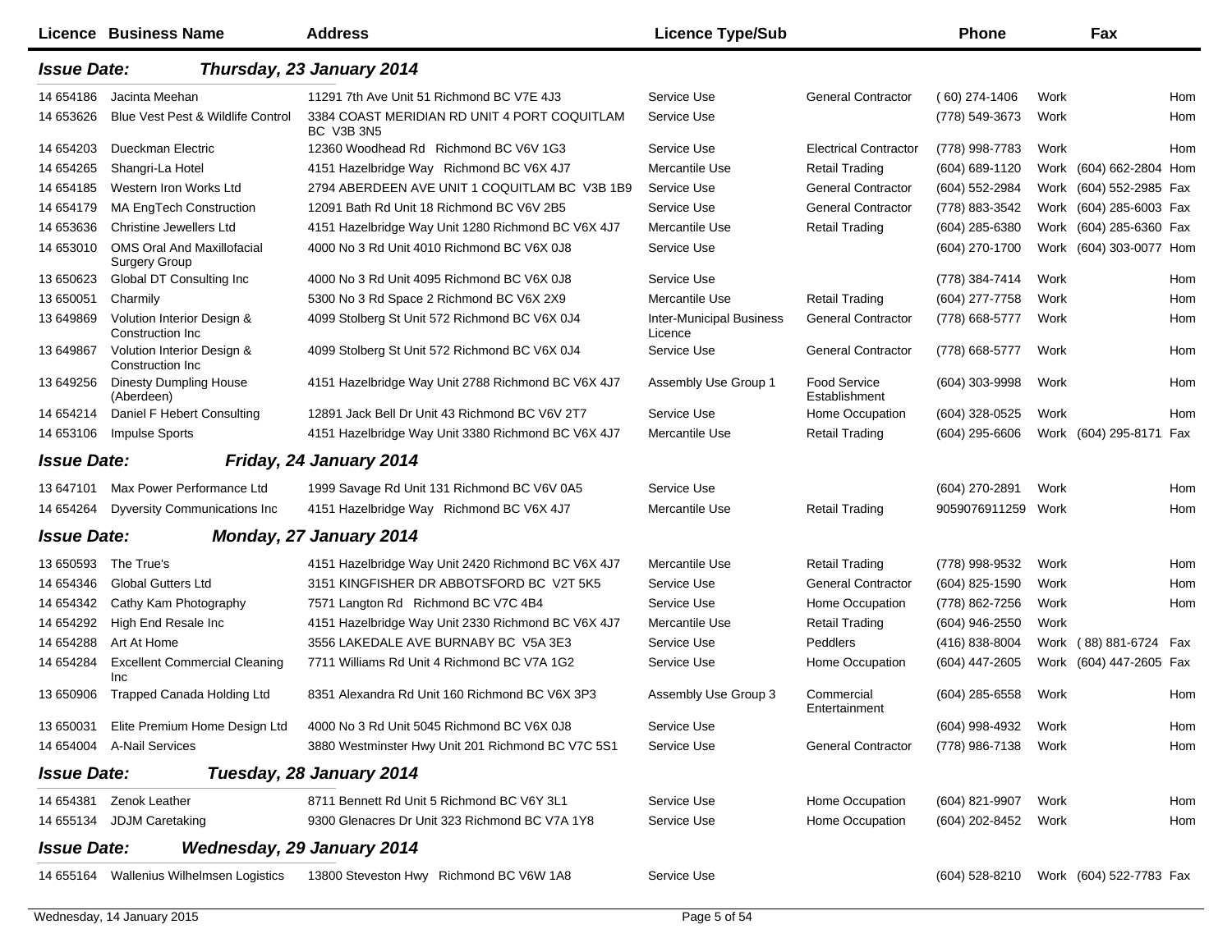| Licence | Business Name | Address | Licence Type/Sub | | Phone | | Fax | |
|---|---|---|---|---|---|---|---|---|
| ***Issue Date:*** | ***Thursday, 23 January 2014*** | | | | | | | |
| 14 654186 | Jacinta Meehan | 11291 7th Ave Unit 51 Richmond BC V7E 4J3 | Service Use | General Contractor | ( 60) 274-1406 | Work | | Hom |
| 14 653626 | Blue Vest Pest & Wildlife Control | 3384 COAST MERIDIAN RD UNIT 4 PORT COQUITLAM BC V3B 3N5 | Service Use | | (778) 549-3673 | Work | | Hom |
| 14 654203 | Dueckman Electric | 12360 Woodhead Rd Richmond BC V6V 1G3 | Service Use | Electrical Contractor | (778) 998-7783 | Work | | Hom |
| 14 654265 | Shangri-La Hotel | 4151 Hazelbridge Way Richmond BC V6X 4J7 | Mercantile Use | Retail Trading | (604) 689-1120 | Work | (604) 662-2804 | Hom |
| 14 654185 | Western Iron Works Ltd | 2794 ABERDEEN AVE UNIT 1 COQUITLAM BC V3B 1B9 | Service Use | General Contractor | (604) 552-2984 | Work | (604) 552-2985 | Fax |
| 14 654179 | MA EngTech Construction | 12091 Bath Rd Unit 18 Richmond BC V6V 2B5 | Service Use | General Contractor | (778) 883-3542 | Work | (604) 285-6003 | Fax |
| 14 653636 | Christine Jewellers Ltd | 4151 Hazelbridge Way Unit 1280 Richmond BC V6X 4J7 | Mercantile Use | Retail Trading | (604) 285-6380 | Work | (604) 285-6360 | Fax |
| 14 653010 | OMS Oral And Maxillofacial Surgery Group | 4000 No 3 Rd Unit 4010 Richmond BC V6X 0J8 | Service Use | | (604) 270-1700 | Work | (604) 303-0077 | Hom |
| 13 650623 | Global DT Consulting Inc | 4000 No 3 Rd Unit 4095 Richmond BC V6X 0J8 | Service Use | | (778) 384-7414 | Work | | Hom |
| 13 650051 | Charmily | 5300 No 3 Rd Space 2 Richmond BC V6X 2X9 | Mercantile Use | Retail Trading | (604) 277-7758 | Work | | Hom |
| 13 649869 | Volution Interior Design & Construction Inc | 4099 Stolberg St Unit 572 Richmond BC V6X 0J4 | Inter-Municipal Business Licence | General Contractor | (778) 668-5777 | Work | | Hom |
| 13 649867 | Volution Interior Design & Construction Inc | 4099 Stolberg St Unit 572 Richmond BC V6X 0J4 | Service Use | General Contractor | (778) 668-5777 | Work | | Hom |
| 13 649256 | Dinesty Dumpling House (Aberdeen) | 4151 Hazelbridge Way Unit 2788 Richmond BC V6X 4J7 | Assembly Use Group 1 | Food Service Establishment | (604) 303-9998 | Work | | Hom |
| 14 654214 | Daniel F Hebert Consulting | 12891 Jack Bell Dr Unit 43 Richmond BC V6V 2T7 | Service Use | Home Occupation | (604) 328-0525 | Work | | Hom |
| 14 653106 | Impulse Sports | 4151 Hazelbridge Way Unit 3380 Richmond BC V6X 4J7 | Mercantile Use | Retail Trading | (604) 295-6606 | Work | (604) 295-8171 | Fax |
| ***Issue Date:*** | ***Friday, 24 January 2014*** | | | | | | | |
| 13 647101 | Max Power Performance Ltd | 1999 Savage Rd Unit 131 Richmond BC V6V 0A5 | Service Use | | (604) 270-2891 | Work | | Hom |
| 14 654264 | Dyversity Communications Inc | 4151 Hazelbridge Way Richmond BC V6X 4J7 | Mercantile Use | Retail Trading | 9059076911259 | Work | | Hom |
| ***Issue Date:*** | ***Monday, 27 January 2014*** | | | | | | | |
| 13 650593 | The True's | 4151 Hazelbridge Way Unit 2420 Richmond BC V6X 4J7 | Mercantile Use | Retail Trading | (778) 998-9532 | Work | | Hom |
| 14 654346 | Global Gutters Ltd | 3151 KINGFISHER DR ABBOTSFORD BC V2T 5K5 | Service Use | General Contractor | (604) 825-1590 | Work | | Hom |
| 14 654342 | Cathy Kam Photography | 7571 Langton Rd Richmond BC V7C 4B4 | Service Use | Home Occupation | (778) 862-7256 | Work | | Hom |
| 14 654292 | High End Resale Inc | 4151 Hazelbridge Way Unit 2330 Richmond BC V6X 4J7 | Mercantile Use | Retail Trading | (604) 946-2550 | Work | | |
| 14 654288 | Art At Home | 3556 LAKEDALE AVE BURNABY BC V5A 3E3 | Service Use | Peddlers | (416) 838-8004 | Work | ( 88) 881-6724 | Fax |
| 14 654284 | Excellent Commercial Cleaning Inc | 7711 Williams Rd Unit 4 Richmond BC V7A 1G2 | Service Use | Home Occupation | (604) 447-2605 | Work | (604) 447-2605 | Fax |
| 13 650906 | Trapped Canada Holding Ltd | 8351 Alexandra Rd Unit 160 Richmond BC V6X 3P3 | Assembly Use Group 3 | Commercial Entertainment | (604) 285-6558 | Work | | Hom |
| 13 650031 | Elite Premium Home Design Ltd | 4000 No 3 Rd Unit 5045 Richmond BC V6X 0J8 | Service Use | | (604) 998-4932 | Work | | Hom |
| 14 654004 | A-Nail Services | 3880 Westminster Hwy Unit 201 Richmond BC V7C 5S1 | Service Use | General Contractor | (778) 986-7138 | Work | | Hom |
| ***Issue Date:*** | ***Tuesday, 28 January 2014*** | | | | | | | |
| 14 654381 | Zenok Leather | 8711 Bennett Rd Unit 5 Richmond BC V6Y 3L1 | Service Use | Home Occupation | (604) 821-9907 | Work | | Hom |
| 14 655134 | JDJM Caretaking | 9300 Glenacres Dr Unit 323 Richmond BC V7A 1Y8 | Service Use | Home Occupation | (604) 202-8452 | Work | | Hom |
| ***Issue Date:*** | ***Wednesday, 29 January 2014*** | | | | | | | |
| 14 655164 | Wallenius Wilhelmsen Logistics | 13800 Steveston Hwy Richmond BC V6W 1A8 | Service Use | | (604) 528-8210 | Work | (604) 522-7783 | Fax |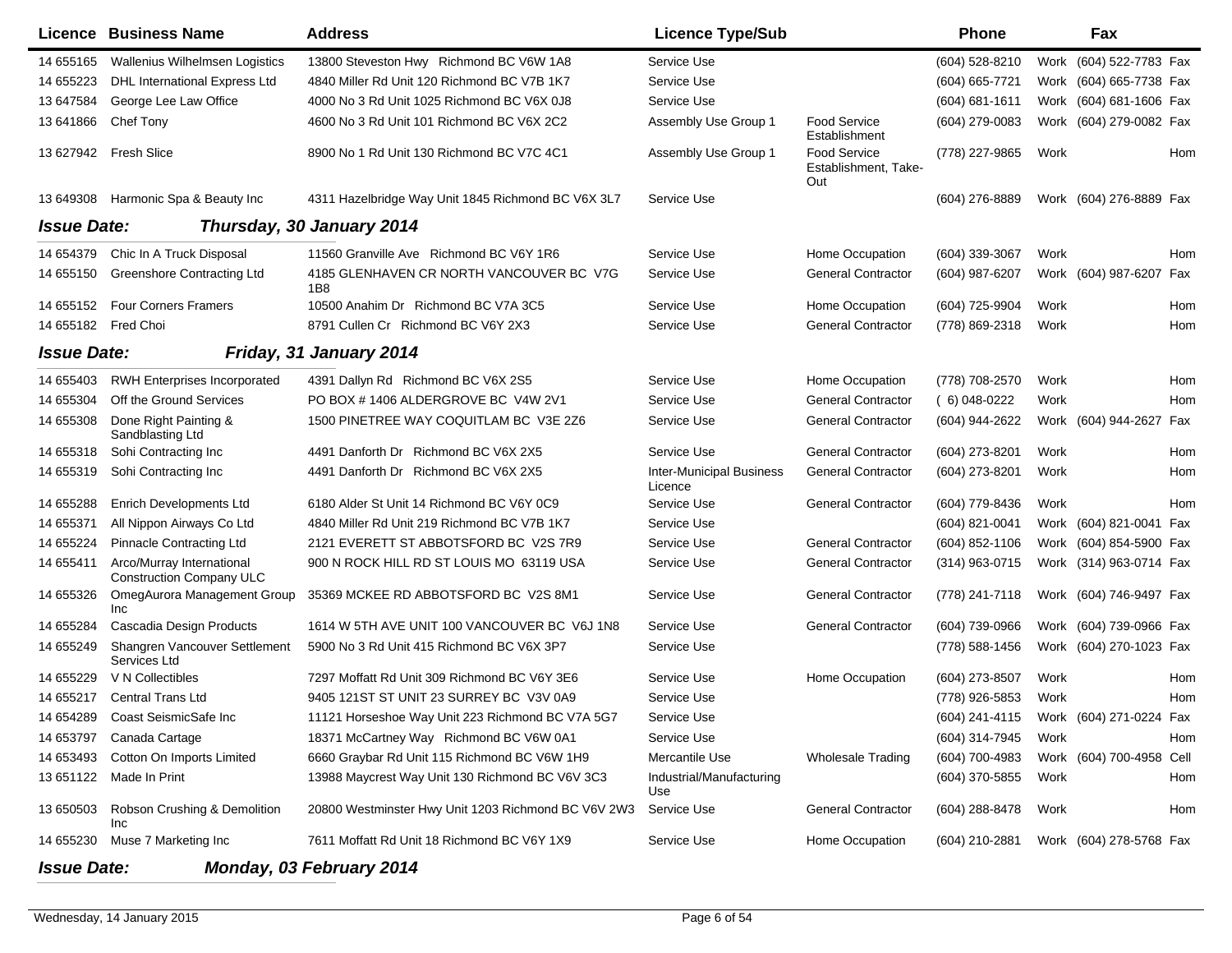| Licence | Business Name | Address | Licence Type/Sub | | Phone | | Fax | |
|---|---|---|---|---|---|---|---|---|
| 14 655165 | Wallenius Wilhelmsen Logistics | 13800 Steveston Hwy Richmond BC V6W 1A8 | Service Use | | (604) 528-8210 | Work | (604) 522-7783 | Fax |
| 14 655223 | DHL International Express Ltd | 4840 Miller Rd Unit 120 Richmond BC V7B 1K7 | Service Use | | (604) 665-7721 | Work | (604) 665-7738 | Fax |
| 13 647584 | George Lee Law Office | 4000 No 3 Rd Unit 1025 Richmond BC V6X 0J8 | Service Use | | (604) 681-1611 | Work | (604) 681-1606 | Fax |
| 13 641866 | Chef Tony | 4600 No 3 Rd Unit 101 Richmond BC V6X 2C2 | Assembly Use Group 1 | Food Service Establishment | (604) 279-0083 | Work | (604) 279-0082 | Fax |
| 13 627942 | Fresh Slice | 8900 No 1 Rd Unit 130 Richmond BC V7C 4C1 | Assembly Use Group 1 | Food Service Establishment, Take-Out | (778) 227-9865 | Work | | Hom |
| 13 649308 | Harmonic Spa & Beauty Inc | 4311 Hazelbridge Way Unit 1845 Richmond BC V6X 3L7 | Service Use | | (604) 276-8889 | Work | (604) 276-8889 | Fax |

***Issue Date: Thursday, 30 January 2014***

| Licence | Business Name | Address | Licence Type/Sub | | Phone | | Fax | |
|---|---|---|---|---|---|---|---|---|
| 14 654379 | Chic In A Truck Disposal | 11560 Granville Ave Richmond BC V6Y 1R6 | Service Use | Home Occupation | (604) 339-3067 | Work | | Hom |
| 14 655150 | Greenshore Contracting Ltd | 4185 GLENHAVEN CR NORTH VANCOUVER BC V7G 1B8 | Service Use | General Contractor | (604) 987-6207 | Work | (604) 987-6207 | Fax |
| 14 655152 | Four Corners Framers | 10500 Anahim Dr Richmond BC V7A 3C5 | Service Use | Home Occupation | (604) 725-9904 | Work | | Hom |
| 14 655182 | Fred Choi | 8791 Cullen Cr Richmond BC V6Y 2X3 | Service Use | General Contractor | (778) 869-2318 | Work | | Hom |

***Issue Date: Friday, 31 January 2014***

| Licence | Business Name | Address | Licence Type/Sub | | Phone | | Fax | |
|---|---|---|---|---|---|---|---|---|
| 14 655403 | RWH Enterprises Incorporated | 4391 Dallyn Rd Richmond BC V6X 2S5 | Service Use | Home Occupation | (778) 708-2570 | Work | | Hom |
| 14 655304 | Off the Ground Services | PO BOX # 1406 ALDERGROVE BC V4W 2V1 | Service Use | General Contractor | ( 6) 048-0222 | Work | | Hom |
| 14 655308 | Done Right Painting & Sandblasting Ltd | 1500 PINETREE WAY COQUITLAM BC V3E 2Z6 | Service Use | General Contractor | (604) 944-2622 | Work | (604) 944-2627 | Fax |
| 14 655318 | Sohi Contracting Inc | 4491 Danforth Dr Richmond BC V6X 2X5 | Service Use | General Contractor | (604) 273-8201 | Work | | Hom |
| 14 655319 | Sohi Contracting Inc | 4491 Danforth Dr Richmond BC V6X 2X5 | Inter-Municipal Business Licence | General Contractor | (604) 273-8201 | Work | | Hom |
| 14 655288 | Enrich Developments Ltd | 6180 Alder St Unit 14 Richmond BC V6Y 0C9 | Service Use | General Contractor | (604) 779-8436 | Work | | Hom |
| 14 655371 | All Nippon Airways Co Ltd | 4840 Miller Rd Unit 219 Richmond BC V7B 1K7 | Service Use | | (604) 821-0041 | Work | (604) 821-0041 | Fax |
| 14 655224 | Pinnacle Contracting Ltd | 2121 EVERETT ST ABBOTSFORD BC V2S 7R9 | Service Use | General Contractor | (604) 852-1106 | Work | (604) 854-5900 | Fax |
| 14 655411 | Arco/Murray International Construction Company ULC | 900 N ROCK HILL RD ST LOUIS MO 63119 USA | Service Use | General Contractor | (314) 963-0715 | Work | (314) 963-0714 | Fax |
| 14 655326 | OmegAurora Management Group Inc | 35369 MCKEE RD ABBOTSFORD BC V2S 8M1 | Service Use | General Contractor | (778) 241-7118 | Work | (604) 746-9497 | Fax |
| 14 655284 | Cascadia Design Products | 1614 W 5TH AVE UNIT 100 VANCOUVER BC V6J 1N8 | Service Use | General Contractor | (604) 739-0966 | Work | (604) 739-0966 | Fax |
| 14 655249 | Shangren Vancouver Settlement Services Ltd | 5900 No 3 Rd Unit 415 Richmond BC V6X 3P7 | Service Use | | (778) 588-1456 | Work | (604) 270-1023 | Fax |
| 14 655229 | V N Collectibles | 7297 Moffatt Rd Unit 309 Richmond BC V6Y 3E6 | Service Use | Home Occupation | (604) 273-8507 | Work | | Hom |
| 14 655217 | Central Trans Ltd | 9405 121ST ST UNIT 23 SURREY BC V3V 0A9 | Service Use | | (778) 926-5853 | Work | | Hom |
| 14 654289 | Coast SeismicSafe Inc | 11121 Horseshoe Way Unit 223 Richmond BC V7A 5G7 | Service Use | | (604) 241-4115 | Work | (604) 271-0224 | Fax |
| 14 653797 | Canada Cartage | 18371 McCartney Way Richmond BC V6W 0A1 | Service Use | | (604) 314-7945 | Work | | Hom |
| 14 653493 | Cotton On Imports Limited | 6660 Graybar Rd Unit 115 Richmond BC V6W 1H9 | Mercantile Use | Wholesale Trading | (604) 700-4983 | Work | (604) 700-4958 | Cell |
| 13 651122 | Made In Print | 13988 Maycrest Way Unit 130 Richmond BC V6V 3C3 | Industrial/Manufacturing Use | | (604) 370-5855 | Work | | Hom |
| 13 650503 | Robson Crushing & Demolition Inc | 20800 Westminster Hwy Unit 1203 Richmond BC V6V 2W3 | Service Use | General Contractor | (604) 288-8478 | Work | | Hom |
| 14 655230 | Muse 7 Marketing Inc | 7611 Moffatt Rd Unit 18 Richmond BC V6Y 1X9 | Service Use | Home Occupation | (604) 210-2881 | Work | (604) 278-5768 | Fax |

***Issue Date: Monday, 03 February 2014***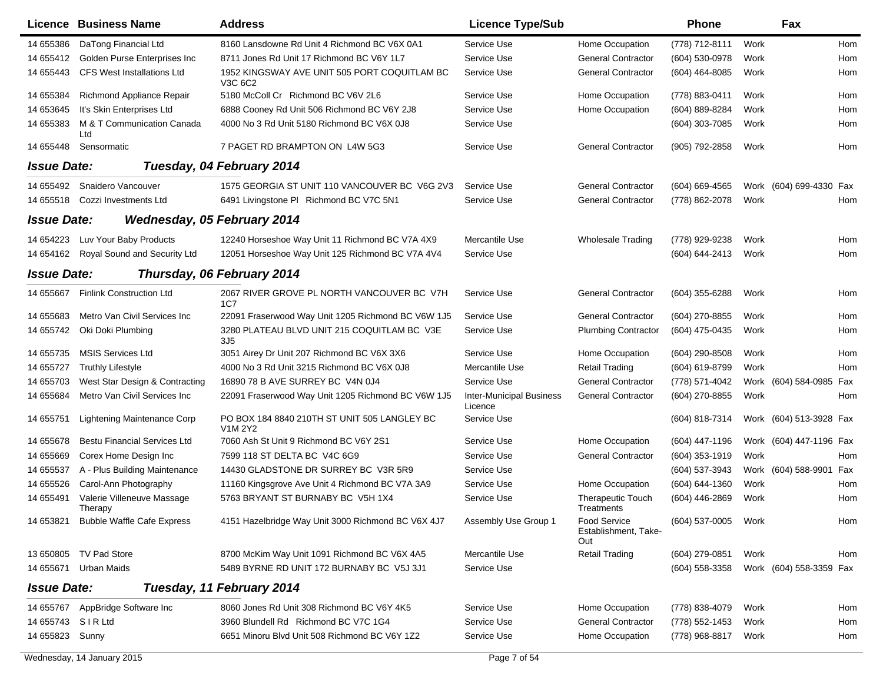| Licence | Business Name | Address | Licence Type/Sub | | Phone | | Fax | |
|---|---|---|---|---|---|---|---|---|
| 14 655386 | DaTong Financial Ltd | 8160 Lansdowne Rd Unit 4 Richmond BC V6X 0A1 | Service Use | Home Occupation | (778) 712-8111 | Work | | Hom |
| 14 655412 | Golden Purse Enterprises Inc | 8711 Jones Rd Unit 17 Richmond BC V6Y 1L7 | Service Use | General Contractor | (604) 530-0978 | Work | | Hom |
| 14 655443 | CFS West Installations Ltd | 1952 KINGSWAY AVE UNIT 505 PORT COQUITLAM BC V3C 6C2 | Service Use | General Contractor | (604) 464-8085 | Work | | Hom |
| 14 655384 | Richmond Appliance Repair | 5180 McColl Cr Richmond BC V6V 2L6 | Service Use | Home Occupation | (778) 883-0411 | Work | | Hom |
| 14 653645 | It's Skin Enterprises Ltd | 6888 Cooney Rd Unit 506 Richmond BC V6Y 2J8 | Service Use | Home Occupation | (604) 889-8284 | Work | | Hom |
| 14 655383 | M & T Communication Canada Ltd | 4000 No 3 Rd Unit 5180 Richmond BC V6X 0J8 | Service Use | | (604) 303-7085 | Work | | Hom |
| 14 655448 | Sensormatic | 7 PAGET RD BRAMPTON ON L4W 5G3 | Service Use | General Contractor | (905) 792-2858 | Work | | Hom |
| **Issue Date:** | ***Tuesday, 04 February 2014*** | | | | | | | |
| 14 655492 | Snaidero Vancouver | 1575 GEORGIA ST UNIT 110 VANCOUVER BC V6G 2V3 | Service Use | General Contractor | (604) 669-4565 | Work | (604) 699-4330 | Fax |
| 14 655518 | Cozzi Investments Ltd | 6491 Livingstone Pl Richmond BC V7C 5N1 | Service Use | General Contractor | (778) 862-2078 | Work | | Hom |
| **Issue Date:** | ***Wednesday, 05 February 2014*** | | | | | | | |
| 14 654223 | Luv Your Baby Products | 12240 Horseshoe Way Unit 11 Richmond BC V7A 4X9 | Mercantile Use | Wholesale Trading | (778) 929-9238 | Work | | Hom |
| 14 654162 | Royal Sound and Security Ltd | 12051 Horseshoe Way Unit 125 Richmond BC V7A 4V4 | Service Use | | (604) 644-2413 | Work | | Hom |
| **Issue Date:** | ***Thursday, 06 February 2014*** | | | | | | | |
| 14 655667 | Finlink Construction Ltd | 2067 RIVER GROVE PL NORTH VANCOUVER BC V7H 1C7 | Service Use | General Contractor | (604) 355-6288 | Work | | Hom |
| 14 655683 | Metro Van Civil Services Inc | 22091 Fraserwood Way Unit 1205 Richmond BC V6W 1J5 | Service Use | General Contractor | (604) 270-8855 | Work | | Hom |
| 14 655742 | Oki Doki Plumbing | 3280 PLATEAU BLVD UNIT 215 COQUITLAM BC V3E 3J5 | Service Use | Plumbing Contractor | (604) 475-0435 | Work | | Hom |
| 14 655735 | MSIS Services Ltd | 3051 Airey Dr Unit 207 Richmond BC V6X 3X6 | Service Use | Home Occupation | (604) 290-8508 | Work | | Hom |
| 14 655727 | Truthly Lifestyle | 4000 No 3 Rd Unit 3215 Richmond BC V6X 0J8 | Mercantile Use | Retail Trading | (604) 619-8799 | Work | | Hom |
| 14 655703 | West Star Design & Contracting | 16890 78 B AVE SURREY BC V4N 0J4 | Service Use | General Contractor | (778) 571-4042 | Work | (604) 584-0985 | Fax |
| 14 655684 | Metro Van Civil Services Inc | 22091 Fraserwood Way Unit 1205 Richmond BC V6W 1J5 | Inter-Municipal Business Licence | General Contractor | (604) 270-8855 | Work | | Hom |
| 14 655751 | Lightening Maintenance Corp | PO BOX 184 8840 210TH ST UNIT 505 LANGLEY BC V1M 2Y2 | Service Use | | (604) 818-7314 | Work | (604) 513-3928 | Fax |
| 14 655678 | Bestu Financial Services Ltd | 7060 Ash St Unit 9 Richmond BC V6Y 2S1 | Service Use | Home Occupation | (604) 447-1196 | Work | (604) 447-1196 | Fax |
| 14 655669 | Corex Home Design Inc | 7599 118 ST DELTA BC V4C 6G9 | Service Use | General Contractor | (604) 353-1919 | Work | | Hom |
| 14 655537 | A - Plus Building Maintenance | 14430 GLADSTONE DR SURREY BC V3R 5R9 | Service Use | | (604) 537-3943 | Work | (604) 588-9901 | Fax |
| 14 655526 | Carol-Ann Photography | 11160 Kingsgrove Ave Unit 4 Richmond BC V7A 3A9 | Service Use | Home Occupation | (604) 644-1360 | Work | | Hom |
| 14 655491 | Valerie Villeneuve Massage Therapy | 5763 BRYANT ST BURNABY BC V5H 1X4 | Service Use | Therapeutic Touch Treatments | (604) 446-2869 | Work | | Hom |
| 14 653821 | Bubble Waffle Cafe Express | 4151 Hazelbridge Way Unit 3000 Richmond BC V6X 4J7 | Assembly Use Group 1 | Food Service Establishment, Take-Out | (604) 537-0005 | Work | | Hom |
| 13 650805 | TV Pad Store | 8700 McKim Way Unit 1091 Richmond BC V6X 4A5 | Mercantile Use | Retail Trading | (604) 279-0851 | Work | | Hom |
| 14 655671 | Urban Maids | 5489 BYRNE RD UNIT 172 BURNABY BC V5J 3J1 | Service Use | | (604) 558-3358 | Work | (604) 558-3359 | Fax |
| **Issue Date:** | ***Tuesday, 11 February 2014*** | | | | | | | |
| 14 655767 | AppBridge Software Inc | 8060 Jones Rd Unit 308 Richmond BC V6Y 4K5 | Service Use | Home Occupation | (778) 838-4079 | Work | | Hom |
| 14 655743 | S I R Ltd | 3960 Blundell Rd Richmond BC V7C 1G4 | Service Use | General Contractor | (778) 552-1453 | Work | | Hom |
| 14 655823 | Sunny | 6651 Minoru Blvd Unit 508 Richmond BC V6Y 1Z2 | Service Use | Home Occupation | (778) 968-8817 | Work | | Hom |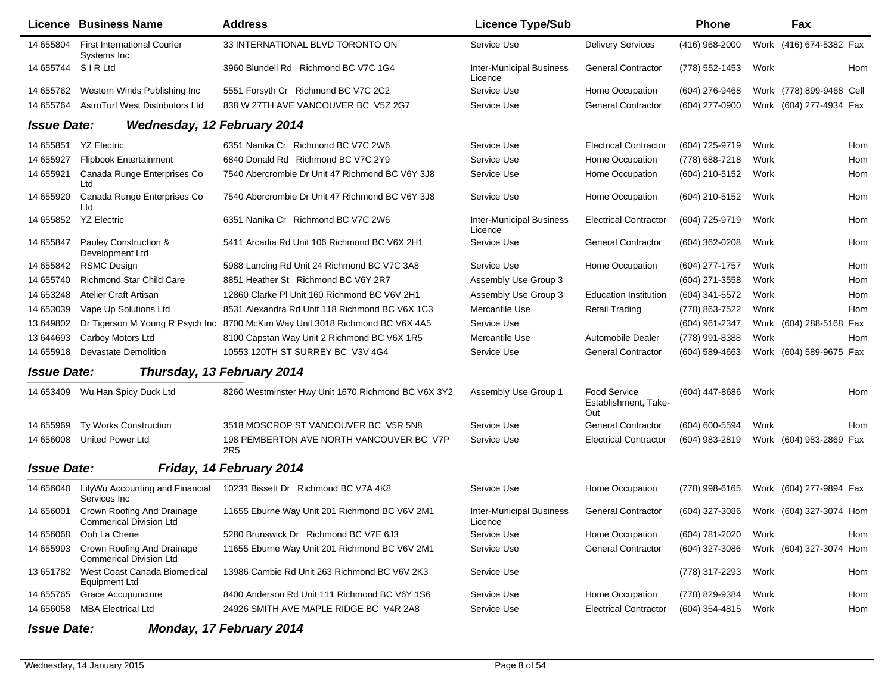| Licence | Business Name | Address | Licence Type/Sub | | Phone | | Fax | |
|---|---|---|---|---|---|---|---|---|
| 14 655804 | First International Courier Systems Inc | 33 INTERNATIONAL BLVD TORONTO ON | Service Use | Delivery Services | (416) 968-2000 | Work | (416) 674-5382 | Fax |
| 14 655744 | S I R Ltd | 3960 Blundell Rd Richmond BC V7C 1G4 | Inter-Municipal Business Licence | General Contractor | (778) 552-1453 | Work | | Hom |
| 14 655762 | Western Winds Publishing Inc | 5551 Forsyth Cr Richmond BC V7C 2C2 | Service Use | Home Occupation | (604) 276-9468 | Work | (778) 899-9468 | Cell |
| 14 655764 | AstroTurf West Distributors Ltd | 838 W 27TH AVE VANCOUVER BC V5Z 2G7 | Service Use | General Contractor | (604) 277-0900 | Work | (604) 277-4934 | Fax |

**Issue Date: Wednesday, 12 February 2014**

| Licence | Business Name | Address | Licence Type/Sub | | Phone | | Fax | |
|---|---|---|---|---|---|---|---|---|
| 14 655851 | YZ Electric | 6351 Nanika Cr Richmond BC V7C 2W6 | Service Use | Electrical Contractor | (604) 725-9719 | Work | | Hom |
| 14 655927 | Flipbook Entertainment | 6840 Donald Rd Richmond BC V7C 2Y9 | Service Use | Home Occupation | (778) 688-7218 | Work | | Hom |
| 14 655921 | Canada Runge Enterprises Co Ltd | 7540 Abercrombie Dr Unit 47 Richmond BC V6Y 3J8 | Service Use | Home Occupation | (604) 210-5152 | Work | | Hom |
| 14 655920 | Canada Runge Enterprises Co Ltd | 7540 Abercrombie Dr Unit 47 Richmond BC V6Y 3J8 | Service Use | Home Occupation | (604) 210-5152 | Work | | Hom |
| 14 655852 | YZ Electric | 6351 Nanika Cr Richmond BC V7C 2W6 | Inter-Municipal Business Licence | Electrical Contractor | (604) 725-9719 | Work | | Hom |
| 14 655847 | Pauley Construction & Development Ltd | 5411 Arcadia Rd Unit 106 Richmond BC V6X 2H1 | Service Use | General Contractor | (604) 362-0208 | Work | | Hom |
| 14 655842 | RSMC Design | 5988 Lancing Rd Unit 24 Richmond BC V7C 3A8 | Service Use | Home Occupation | (604) 277-1757 | Work | | Hom |
| 14 655740 | Richmond Star Child Care | 8851 Heather St Richmond BC V6Y 2R7 | Assembly Use Group 3 | | (604) 271-3558 | Work | | Hom |
| 14 653248 | Atelier Craft Artisan | 12860 Clarke Pl Unit 160 Richmond BC V6V 2H1 | Assembly Use Group 3 | Education Institution | (604) 341-5572 | Work | | Hom |
| 14 653039 | Vape Up Solutions Ltd | 8531 Alexandra Rd Unit 118 Richmond BC V6X 1C3 | Mercantile Use | Retail Trading | (778) 863-7522 | Work | | Hom |
| 13 649802 | Dr Tigerson M Young R Psych Inc | 8700 McKim Way Unit 3018 Richmond BC V6X 4A5 | Service Use | | (604) 961-2347 | Work | (604) 288-5168 | Fax |
| 13 644693 | Carboy Motors Ltd | 8100 Capstan Way Unit 2 Richmond BC V6X 1R5 | Mercantile Use | Automobile Dealer | (778) 991-8388 | Work | | Hom |
| 14 655918 | Devastate Demolition | 10553 120TH ST SURREY BC V3V 4G4 | Service Use | General Contractor | (604) 589-4663 | Work | (604) 589-9675 | Fax |

**Issue Date: Thursday, 13 February 2014**

| Licence | Business Name | Address | Licence Type/Sub | | Phone | | Fax | |
|---|---|---|---|---|---|---|---|---|
| 14 653409 | Wu Han Spicy Duck Ltd | 8260 Westminster Hwy Unit 1670 Richmond BC V6X 3Y2 | Assembly Use Group 1 | Food Service Establishment, Take-Out | (604) 447-8686 | Work | | Hom |
| 14 655969 | Ty Works Construction | 3518 MOSCROP ST VANCOUVER BC V5R 5N8 | Service Use | General Contractor | (604) 600-5594 | Work | | Hom |
| 14 656008 | United Power Ltd | 198 PEMBERTON AVE NORTH VANCOUVER BC V7P 2R5 | Service Use | Electrical Contractor | (604) 983-2819 | Work | (604) 983-2869 | Fax |

**Issue Date: Friday, 14 February 2014**

| Licence | Business Name | Address | Licence Type/Sub | | Phone | | Fax | |
|---|---|---|---|---|---|---|---|---|
| 14 656040 | LilyWu Accounting and Financial Services Inc | 10231 Bissett Dr Richmond BC V7A 4K8 | Service Use | Home Occupation | (778) 998-6165 | Work | (604) 277-9894 | Fax |
| 14 656001 | Crown Roofing And Drainage Commerical Division Ltd | 11655 Eburne Way Unit 201 Richmond BC V6V 2M1 | Inter-Municipal Business Licence | General Contractor | (604) 327-3086 | Work | (604) 327-3074 | Hom |
| 14 656068 | Ooh La Cherie | 5280 Brunswick Dr Richmond BC V7E 6J3 | Service Use | Home Occupation | (604) 781-2020 | Work | | Hom |
| 14 655993 | Crown Roofing And Drainage Commerical Division Ltd | 11655 Eburne Way Unit 201 Richmond BC V6V 2M1 | Service Use | General Contractor | (604) 327-3086 | Work | (604) 327-3074 | Hom |
| 13 651782 | West Coast Canada Biomedical Equipment Ltd | 13986 Cambie Rd Unit 263 Richmond BC V6V 2K3 | Service Use | | (778) 317-2293 | Work | | Hom |
| 14 655765 | Grace Accupuncture | 8400 Anderson Rd Unit 111 Richmond BC V6Y 1S6 | Service Use | Home Occupation | (778) 829-9384 | Work | | Hom |
| 14 656058 | MBA Electrical Ltd | 24926 SMITH AVE MAPLE RIDGE BC V4R 2A8 | Service Use | Electrical Contractor | (604) 354-4815 | Work | | Hom |

**Issue Date: Monday, 17 February 2014**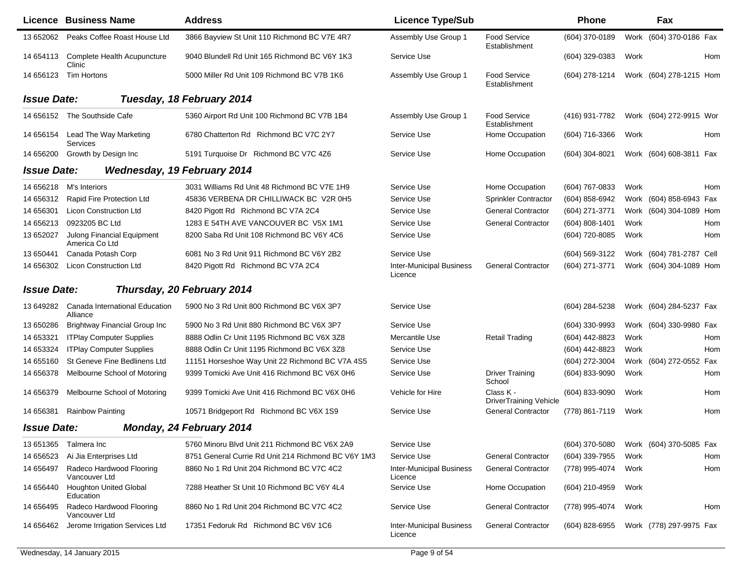| Licence | Business Name | Address | Licence Type/Sub | | Phone | | Fax | |
|---|---|---|---|---|---|---|---|---|
| 13 652062 | Peaks Coffee Roast House Ltd | 3866 Bayview St Unit 110 Richmond BC V7E 4R7 | Assembly Use Group 1 | Food Service Establishment | (604) 370-0189 | Work | (604) 370-0186 | Fax |
| 14 654113 | Complete Health Acupuncture Clinic | 9040 Blundell Rd Unit 165 Richmond BC V6Y 1K3 | Service Use | | (604) 329-0383 | Work | | Hom |
| 14 656123 | Tim Hortons | 5000 Miller Rd Unit 109 Richmond BC V7B 1K6 | Assembly Use Group 1 | Food Service Establishment | (604) 278-1214 | Work | (604) 278-1215 | Hom |

***Issue Date: Tuesday, 18 February 2014***

| Licence | Business Name | Address | Licence Type/Sub | | Phone | | Fax | |
|---|---|---|---|---|---|---|---|---|
| 14 656152 | The Southside Cafe | 5360 Airport Rd Unit 100 Richmond BC V7B 1B4 | Assembly Use Group 1 | Food Service Establishment | (416) 931-7782 | Work | (604) 272-9915 | Wor |
| 14 656154 | Lead The Way Marketing Services | 6780 Chatterton Rd Richmond BC V7C 2Y7 | Service Use | Home Occupation | (604) 716-3366 | Work | | Hom |
| 14 656200 | Growth by Design Inc | 5191 Turquoise Dr Richmond BC V7C 4Z6 | Service Use | Home Occupation | (604) 304-8021 | Work | (604) 608-3811 | Fax |

***Issue Date: Wednesday, 19 February 2014***

| Licence | Business Name | Address | Licence Type/Sub | | Phone | | Fax | |
|---|---|---|---|---|---|---|---|---|
| 14 656218 | M's Interiors | 3031 Williams Rd Unit 48 Richmond BC V7E 1H9 | Service Use | Home Occupation | (604) 767-0833 | Work | | Hom |
| 14 656312 | Rapid Fire Protection Ltd | 45836 VERBENA DR CHILLIWACK BC V2R 0H5 | Service Use | Sprinkler Contractor | (604) 858-6942 | Work | (604) 858-6943 | Fax |
| 14 656301 | Licon Construction Ltd | 8420 Pigott Rd Richmond BC V7A 2C4 | Service Use | General Contractor | (604) 271-3771 | Work | (604) 304-1089 | Hom |
| 14 656213 | 0923205 BC Ltd | 1283 E 54TH AVE VANCOUVER BC V5X 1M1 | Service Use | General Contractor | (604) 808-1401 | Work | | Hom |
| 13 652027 | Julong Financial Equipment America Co Ltd | 8200 Saba Rd Unit 108 Richmond BC V6Y 4C6 | Service Use | | (604) 720-8085 | Work | | Hom |
| 13 650441 | Canada Potash Corp | 6081 No 3 Rd Unit 911 Richmond BC V6Y 2B2 | Service Use | | (604) 569-3122 | Work | (604) 781-2787 | Cell |
| 14 656302 | Licon Construction Ltd | 8420 Pigott Rd Richmond BC V7A 2C4 | Inter-Municipal Business Licence | General Contractor | (604) 271-3771 | Work | (604) 304-1089 | Hom |

***Issue Date: Thursday, 20 February 2014***

| Licence | Business Name | Address | Licence Type/Sub | | Phone | | Fax | |
|---|---|---|---|---|---|---|---|---|
| 13 649282 | Canada International Education Alliance | 5900 No 3 Rd Unit 800 Richmond BC V6X 3P7 | Service Use | | (604) 284-5238 | Work | (604) 284-5237 | Fax |
| 13 650286 | Brightway Financial Group Inc | 5900 No 3 Rd Unit 880 Richmond BC V6X 3P7 | Service Use | | (604) 330-9993 | Work | (604) 330-9980 | Fax |
| 14 653321 | ITPlay Computer Supplies | 8888 Odlin Cr Unit 1195 Richmond BC V6X 3Z8 | Mercantile Use | Retail Trading | (604) 442-8823 | Work | | Hom |
| 14 653324 | ITPlay Computer Supplies | 8888 Odlin Cr Unit 1195 Richmond BC V6X 3Z8 | Service Use | | (604) 442-8823 | Work | | Hom |
| 14 655160 | St Geneve Fine Bedlinens Ltd | 11151 Horseshoe Way Unit 22 Richmond BC V7A 4S5 | Service Use | | (604) 272-3004 | Work | (604) 272-0552 | Fax |
| 14 656378 | Melbourne School of Motoring | 9399 Tomicki Ave Unit 416 Richmond BC V6X 0H6 | Service Use | Driver Training School | (604) 833-9090 | Work | | Hom |
| 14 656379 | Melbourne School of Motoring | 9399 Tomicki Ave Unit 416 Richmond BC V6X 0H6 | Vehicle for Hire | Class K - DriverTraining Vehicle | (604) 833-9090 | Work | | Hom |
| 14 656381 | Rainbow Painting | 10571 Bridgeport Rd Richmond BC V6X 1S9 | Service Use | General Contractor | (778) 861-7119 | Work | | Hom |

***Issue Date: Monday, 24 February 2014***

| Licence | Business Name | Address | Licence Type/Sub | | Phone | | Fax | |
|---|---|---|---|---|---|---|---|---|
| 13 651365 | Talmera Inc | 5760 Minoru Blvd Unit 211 Richmond BC V6X 2A9 | Service Use | | (604) 370-5080 | Work | (604) 370-5085 | Fax |
| 14 656523 | Ai Jia Enterprises Ltd | 8751 General Currie Rd Unit 214 Richmond BC V6Y 1M3 | Service Use | General Contractor | (604) 339-7955 | Work | | Hom |
| 14 656497 | Radeco Hardwood Flooring Vancouver Ltd | 8860 No 1 Rd Unit 204 Richmond BC V7C 4C2 | Inter-Municipal Business Licence | General Contractor | (778) 995-4074 | Work | | Hom |
| 14 656440 | Houghton United Global Education | 7288 Heather St Unit 10 Richmond BC V6Y 4L4 | Service Use | Home Occupation | (604) 210-4959 | Work | | |
| 14 656495 | Radeco Hardwood Flooring Vancouver Ltd | 8860 No 1 Rd Unit 204 Richmond BC V7C 4C2 | Service Use | General Contractor | (778) 995-4074 | Work | | Hom |
| 14 656462 | Jerome Irrigation Services Ltd | 17351 Fedoruk Rd Richmond BC V6V 1C6 | Inter-Municipal Business Licence | General Contractor | (604) 828-6955 | Work | (778) 297-9975 | Fax |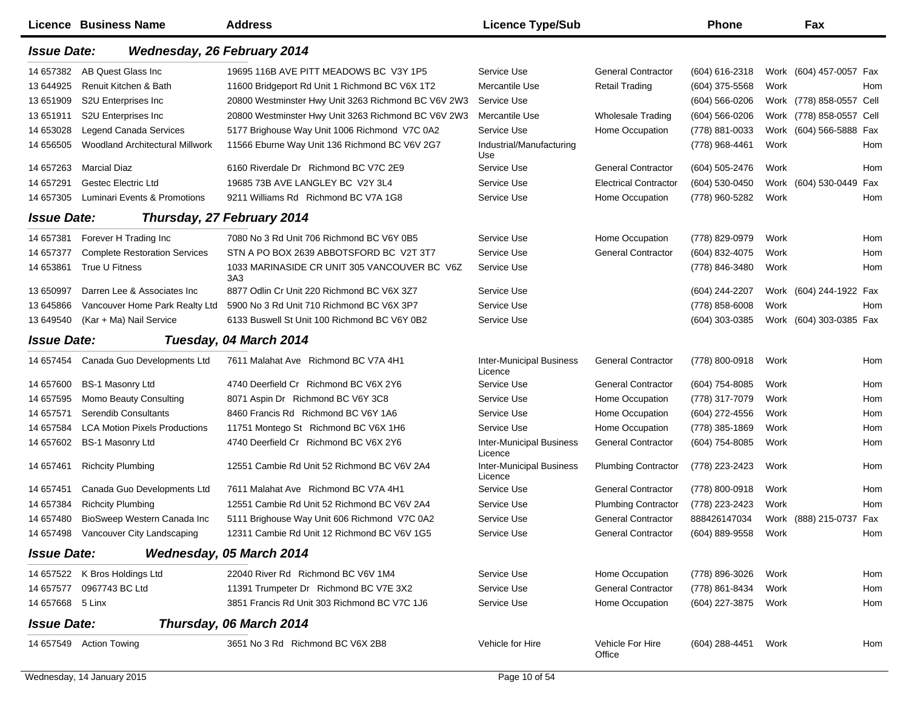| Licence | Business Name | Address | Licence Type/Sub | | Phone | | Fax | |
|---|---|---|---|---|---|---|---|---|
| ***Issue Date:*** | ***Wednesday, 26 February 2014*** | | | | | | | |
| 14 657382 | AB Quest Glass Inc | 19695 116B AVE PITT MEADOWS BC V3Y 1P5 | Service Use | General Contractor | (604) 616-2318 | Work | (604) 457-0057 | Fax |
| 13 644925 | Renuit Kitchen & Bath | 11600 Bridgeport Rd Unit 1 Richmond BC V6X 1T2 | Mercantile Use | Retail Trading | (604) 375-5568 | Work | | Hom |
| 13 651909 | S2U Enterprises Inc | 20800 Westminster Hwy Unit 3263 Richmond BC V6V 2W3 | Service Use | | (604) 566-0206 | Work | (778) 858-0557 | Cell |
| 13 651911 | S2U Enterprises Inc | 20800 Westminster Hwy Unit 3263 Richmond BC V6V 2W3 | Mercantile Use | Wholesale Trading | (604) 566-0206 | Work | (778) 858-0557 | Cell |
| 14 653028 | Legend Canada Services | 5177 Brighouse Way Unit 1006 Richmond V7C 0A2 | Service Use | Home Occupation | (778) 881-0033 | Work | (604) 566-5888 | Fax |
| 14 656505 | Woodland Architectural Millwork | 11566 Eburne Way Unit 136 Richmond BC V6V 2G7 | Industrial/Manufacturing Use | | (778) 968-4461 | Work | | Hom |
| 14 657263 | Marcial Diaz | 6160 Riverdale Dr Richmond BC V7C 2E9 | Service Use | General Contractor | (604) 505-2476 | Work | | Hom |
| 14 657291 | Gestec Electric Ltd | 19685 73B AVE LANGLEY BC V2Y 3L4 | Service Use | Electrical Contractor | (604) 530-0450 | Work | (604) 530-0449 | Fax |
| 14 657305 | Luminari Events & Promotions | 9211 Williams Rd Richmond BC V7A 1G8 | Service Use | Home Occupation | (778) 960-5282 | Work | | Hom |
| ***Issue Date:*** | ***Thursday, 27 February 2014*** | | | | | | | |
| 14 657381 | Forever H Trading Inc | 7080 No 3 Rd Unit 706 Richmond BC V6Y 0B5 | Service Use | Home Occupation | (778) 829-0979 | Work | | Hom |
| 14 657377 | Complete Restoration Services | STN A PO BOX 2639 ABBOTSFORD BC V2T 3T7 | Service Use | General Contractor | (604) 832-4075 | Work | | Hom |
| 14 653861 | True U Fitness | 1033 MARINASIDE CR UNIT 305 VANCOUVER BC V6Z 3A3 | Service Use | | (778) 846-3480 | Work | | Hom |
| 13 650997 | Darren Lee & Associates Inc | 8877 Odlin Cr Unit 220 Richmond BC V6X 3Z7 | Service Use | | (604) 244-2207 | Work | (604) 244-1922 | Fax |
| 13 645866 | Vancouver Home Park Realty Ltd | 5900 No 3 Rd Unit 710 Richmond BC V6X 3P7 | Service Use | | (778) 858-6008 | Work | | Hom |
| 13 649540 | (Kar + Ma) Nail Service | 6133 Buswell St Unit 100 Richmond BC V6Y 0B2 | Service Use | | (604) 303-0385 | Work | (604) 303-0385 | Fax |
| ***Issue Date:*** | ***Tuesday, 04 March 2014*** | | | | | | | |
| 14 657454 | Canada Guo Developments Ltd | 7611 Malahat Ave Richmond BC V7A 4H1 | Inter-Municipal Business Licence | General Contractor | (778) 800-0918 | Work | | Hom |
| 14 657600 | BS-1 Masonry Ltd | 4740 Deerfield Cr Richmond BC V6X 2Y6 | Service Use | General Contractor | (604) 754-8085 | Work | | Hom |
| 14 657595 | Momo Beauty Consulting | 8071 Aspin Dr Richmond BC V6Y 3C8 | Service Use | Home Occupation | (778) 317-7079 | Work | | Hom |
| 14 657571 | Serendib Consultants | 8460 Francis Rd Richmond BC V6Y 1A6 | Service Use | Home Occupation | (604) 272-4556 | Work | | Hom |
| 14 657584 | LCA Motion Pixels Productions | 11751 Montego St Richmond BC V6X 1H6 | Service Use | Home Occupation | (778) 385-1869 | Work | | Hom |
| 14 657602 | BS-1 Masonry Ltd | 4740 Deerfield Cr Richmond BC V6X 2Y6 | Inter-Municipal Business Licence | General Contractor | (604) 754-8085 | Work | | Hom |
| 14 657461 | Richcity Plumbing | 12551 Cambie Rd Unit 52 Richmond BC V6V 2A4 | Inter-Municipal Business Licence | Plumbing Contractor | (778) 223-2423 | Work | | Hom |
| 14 657451 | Canada Guo Developments Ltd | 7611 Malahat Ave Richmond BC V7A 4H1 | Service Use | General Contractor | (778) 800-0918 | Work | | Hom |
| 14 657384 | Richcity Plumbing | 12551 Cambie Rd Unit 52 Richmond BC V6V 2A4 | Service Use | Plumbing Contractor | (778) 223-2423 | Work | | Hom |
| 14 657480 | BioSweep Western Canada Inc | 5111 Brighouse Way Unit 606 Richmond V7C 0A2 | Service Use | General Contractor | 888426147034 | Work | (888) 215-0737 | Fax |
| 14 657498 | Vancouver City Landscaping | 12311 Cambie Rd Unit 12 Richmond BC V6V 1G5 | Service Use | General Contractor | (604) 889-9558 | Work | | Hom |
| ***Issue Date:*** | ***Wednesday, 05 March 2014*** | | | | | | | |
| 14 657522 | K Bros Holdings Ltd | 22040 River Rd Richmond BC V6V 1M4 | Service Use | Home Occupation | (778) 896-3026 | Work | | Hom |
| 14 657577 | 0967743 BC Ltd | 11391 Trumpeter Dr Richmond BC V7E 3X2 | Service Use | General Contractor | (778) 861-8434 | Work | | Hom |
| 14 657668 | 5 Linx | 3851 Francis Rd Unit 303 Richmond BC V7C 1J6 | Service Use | Home Occupation | (604) 227-3875 | Work | | Hom |
| ***Issue Date:*** | ***Thursday, 06 March 2014*** | | | | | | | |
| 14 657549 | Action Towing | 3651 No 3 Rd Richmond BC V6X 2B8 | Vehicle for Hire | Vehicle For Hire Office | (604) 288-4451 | Work | | Hom |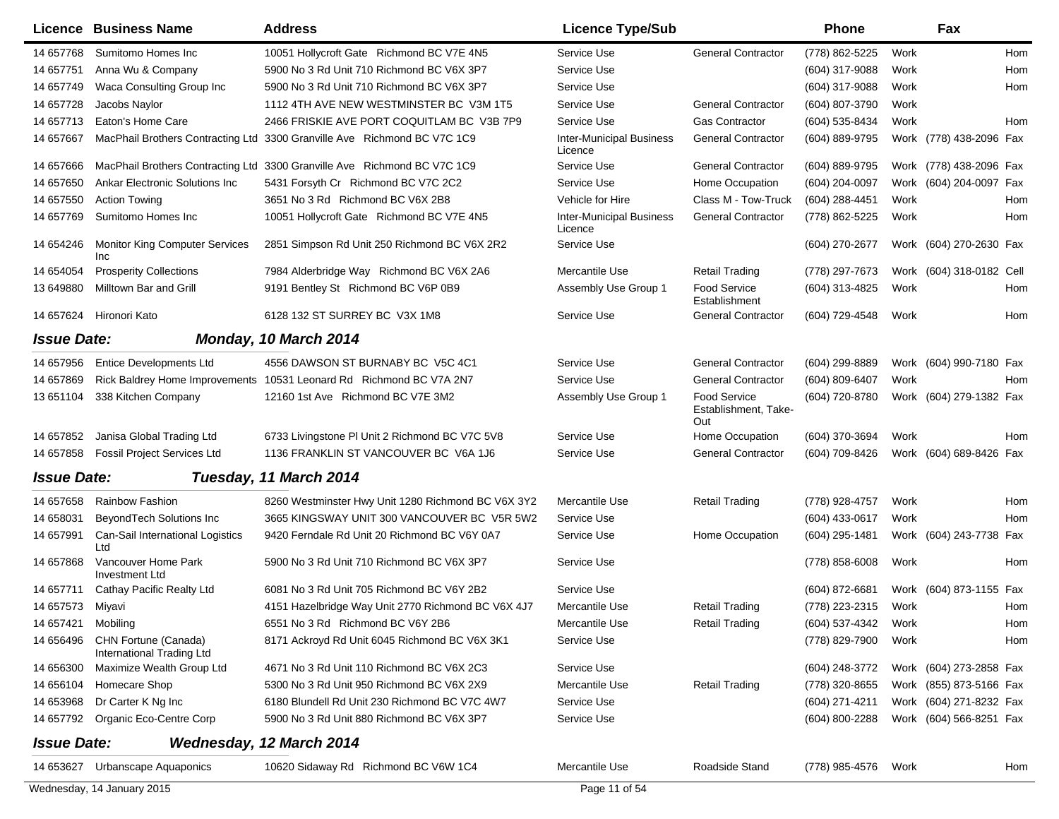| Licence | Business Name | Address | Licence Type/Sub | | Phone | | Fax | |
|---|---|---|---|---|---|---|---|---|
| 14 657768 | Sumitomo Homes Inc | 10051 Hollycroft Gate Richmond BC V7E 4N5 | Service Use | General Contractor | (778) 862-5225 | Work | | Hom |
| 14 657751 | Anna Wu & Company | 5900 No 3 Rd Unit 710 Richmond BC V6X 3P7 | Service Use | | (604) 317-9088 | Work | | Hom |
| 14 657749 | Waca Consulting Group Inc | 5900 No 3 Rd Unit 710 Richmond BC V6X 3P7 | Service Use | | (604) 317-9088 | Work | | Hom |
| 14 657728 | Jacobs Naylor | 1112 4TH AVE NEW WESTMINSTER BC V3M 1T5 | Service Use | General Contractor | (604) 807-3790 | Work | | |
| 14 657713 | Eaton's Home Care | 2466 FRISKIE AVE PORT COQUITLAM BC V3B 7P9 | Service Use | Gas Contractor | (604) 535-8434 | Work | | Hom |
| 14 657667 | MacPhail Brothers Contracting Ltd | 3300 Granville Ave Richmond BC V7C 1C9 | Inter-Municipal Business Licence | General Contractor | (604) 889-9795 | Work | (778) 438-2096 | Fax |
| 14 657666 | MacPhail Brothers Contracting Ltd | 3300 Granville Ave Richmond BC V7C 1C9 | Service Use | General Contractor | (604) 889-9795 | Work | (778) 438-2096 | Fax |
| 14 657650 | Ankar Electronic Solutions Inc | 5431 Forsyth Cr Richmond BC V7C 2C2 | Service Use | Home Occupation | (604) 204-0097 | Work | (604) 204-0097 | Fax |
| 14 657550 | Action Towing | 3651 No 3 Rd Richmond BC V6X 2B8 | Vehicle for Hire | Class M - Tow-Truck | (604) 288-4451 | Work | | Hom |
| 14 657769 | Sumitomo Homes Inc | 10051 Hollycroft Gate Richmond BC V7E 4N5 | Inter-Municipal Business Licence | General Contractor | (778) 862-5225 | Work | | Hom |
| 14 654246 | Monitor King Computer Services Inc | 2851 Simpson Rd Unit 250 Richmond BC V6X 2R2 | Service Use | | (604) 270-2677 | Work | (604) 270-2630 | Fax |
| 14 654054 | Prosperity Collections | 7984 Alderbridge Way Richmond BC V6X 2A6 | Mercantile Use | Retail Trading | (778) 297-7673 | Work | (604) 318-0182 | Cell |
| 13 649880 | Milltown Bar and Grill | 9191 Bentley St Richmond BC V6P 0B9 | Assembly Use Group 1 | Food Service Establishment | (604) 313-4825 | Work | | Hom |
| 14 657624 | Hironori Kato | 6128 132 ST SURREY BC V3X 1M8 | Service Use | General Contractor | (604) 729-4548 | Work | | Hom |

***Issue Date:*** ***Monday, 10 March 2014***

| Licence | Business Name | Address | Licence Type/Sub | | Phone | | Fax | |
|---|---|---|---|---|---|---|---|---|
| 14 657956 | Entice Developments Ltd | 4556 DAWSON ST BURNABY BC V5C 4C1 | Service Use | General Contractor | (604) 299-8889 | Work | (604) 990-7180 | Fax |
| 14 657869 | Rick Baldrey Home Improvements | 10531 Leonard Rd Richmond BC V7A 2N7 | Service Use | General Contractor | (604) 809-6407 | Work | | Hom |
| 13 651104 | 338 Kitchen Company | 12160 1st Ave Richmond BC V7E 3M2 | Assembly Use Group 1 | Food Service Establishment, Take-Out | (604) 720-8780 | Work | (604) 279-1382 | Fax |
| 14 657852 | Janisa Global Trading Ltd | 6733 Livingstone Pl Unit 2 Richmond BC V7C 5V8 | Service Use | Home Occupation | (604) 370-3694 | Work | | Hom |
| 14 657858 | Fossil Project Services Ltd | 1136 FRANKLIN ST VANCOUVER BC V6A 1J6 | Service Use | General Contractor | (604) 709-8426 | Work | (604) 689-8426 | Fax |

***Issue Date:*** ***Tuesday, 11 March 2014***

| Licence | Business Name | Address | Licence Type/Sub | | Phone | | Fax | |
|---|---|---|---|---|---|---|---|---|
| 14 657658 | Rainbow Fashion | 8260 Westminster Hwy Unit 1280 Richmond BC V6X 3Y2 | Mercantile Use | Retail Trading | (778) 928-4757 | Work | | Hom |
| 14 658031 | BeyondTech Solutions Inc | 3665 KINGSWAY UNIT 300 VANCOUVER BC V5R 5W2 | Service Use | | (604) 433-0617 | Work | | Hom |
| 14 657991 | Can-Sail International Logistics Ltd | 9420 Ferndale Rd Unit 20 Richmond BC V6Y 0A7 | Service Use | Home Occupation | (604) 295-1481 | Work | (604) 243-7738 | Fax |
| 14 657868 | Vancouver Home Park Investment Ltd | 5900 No 3 Rd Unit 710 Richmond BC V6X 3P7 | Service Use | | (778) 858-6008 | Work | | Hom |
| 14 657711 | Cathay Pacific Realty Ltd | 6081 No 3 Rd Unit 705 Richmond BC V6Y 2B2 | Service Use | | (604) 872-6681 | Work | (604) 873-1155 | Fax |
| 14 657573 | Miyavi | 4151 Hazelbridge Way Unit 2770 Richmond BC V6X 4J7 | Mercantile Use | Retail Trading | (778) 223-2315 | Work | | Hom |
| 14 657421 | Mobiling | 6551 No 3 Rd Richmond BC V6Y 2B6 | Mercantile Use | Retail Trading | (604) 537-4342 | Work | | Hom |
| 14 656496 | CHN Fortune (Canada) International Trading Ltd | 8171 Ackroyd Rd Unit 6045 Richmond BC V6X 3K1 | Service Use | | (778) 829-7900 | Work | | Hom |
| 14 656300 | Maximize Wealth Group Ltd | 4671 No 3 Rd Unit 110 Richmond BC V6X 2C3 | Service Use | | (604) 248-3772 | Work | (604) 273-2858 | Fax |
| 14 656104 | Homecare Shop | 5300 No 3 Rd Unit 950 Richmond BC V6X 2X9 | Mercantile Use | Retail Trading | (778) 320-8655 | Work | (855) 873-5166 | Fax |
| 14 653968 | Dr Carter K Ng Inc | 6180 Blundell Rd Unit 230 Richmond BC V7C 4W7 | Service Use | | (604) 271-4211 | Work | (604) 271-8232 | Fax |
| 14 657792 | Organic Eco-Centre Corp | 5900 No 3 Rd Unit 880 Richmond BC V6X 3P7 | Service Use | | (604) 800-2288 | Work | (604) 566-8251 | Fax |

***Issue Date:*** ***Wednesday, 12 March 2014***

| Licence | Business Name | Address | Licence Type/Sub | | Phone | | Fax | |
|---|---|---|---|---|---|---|---|---|
| 14 653627 | Urbanscape Aquaponics | 10620 Sidaway Rd Richmond BC V6W 1C4 | Mercantile Use | Roadside Stand | (778) 985-4576 | Work | | Hom |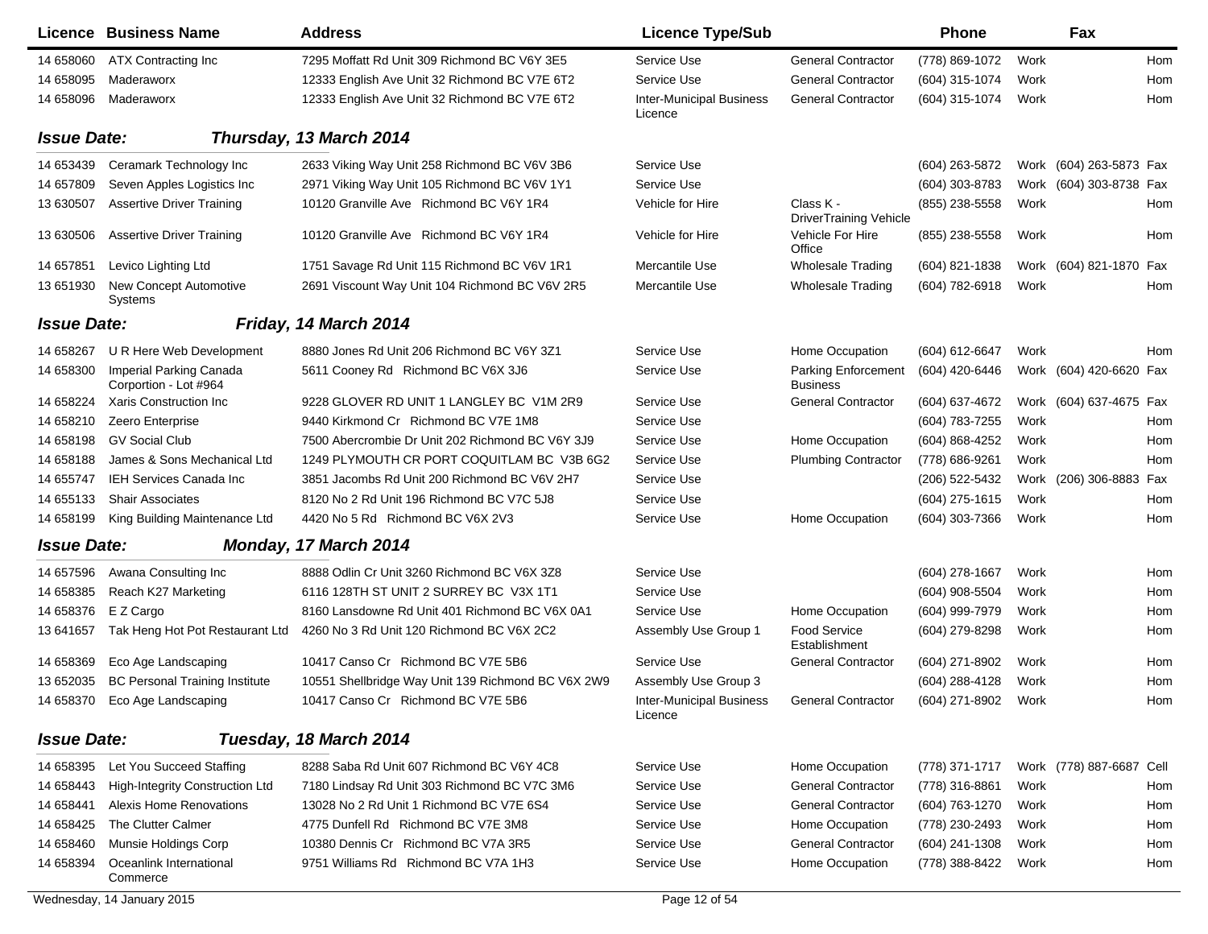| Licence | Business Name | Address | Licence Type/Sub | | Phone | | Fax | |
|---|---|---|---|---|---|---|---|---|
| 14 658060 | ATX Contracting Inc | 7295 Moffatt Rd Unit 309 Richmond BC V6Y 3E5 | Service Use | General Contractor | (778) 869-1072 | Work | | Hom |
| 14 658095 | Maderaworx | 12333 English Ave Unit 32 Richmond BC V7E 6T2 | Service Use | General Contractor | (604) 315-1074 | Work | | Hom |
| 14 658096 | Maderaworx | 12333 English Ave Unit 32 Richmond BC V7E 6T2 | Inter-Municipal Business Licence | General Contractor | (604) 315-1074 | Work | | Hom |

**Issue Date:** ***Thursday, 13 March 2014***

| Licence | Business Name | Address | Licence Type/Sub | | Phone | | Fax | |
|---|---|---|---|---|---|---|---|---|
| 14 653439 | Ceramark Technology Inc | 2633 Viking Way Unit 258 Richmond BC V6V 3B6 | Service Use | | (604) 263-5872 | Work | (604) 263-5873 | Fax |
| 14 657809 | Seven Apples Logistics Inc | 2971 Viking Way Unit 105 Richmond BC V6V 1Y1 | Service Use | | (604) 303-8783 | Work | (604) 303-8738 | Fax |
| 13 630507 | Assertive Driver Training | 10120 Granville Ave Richmond BC V6Y 1R4 | Vehicle for Hire | Class K - DriverTraining Vehicle | (855) 238-5558 | Work | | Hom |
| 13 630506 | Assertive Driver Training | 10120 Granville Ave Richmond BC V6Y 1R4 | Vehicle for Hire | Vehicle For Hire Office | (855) 238-5558 | Work | | Hom |
| 14 657851 | Levico Lighting Ltd | 1751 Savage Rd Unit 115 Richmond BC V6V 1R1 | Mercantile Use | Wholesale Trading | (604) 821-1838 | Work | (604) 821-1870 | Fax |
| 13 651930 | New Concept Automotive Systems | 2691 Viscount Way Unit 104 Richmond BC V6V 2R5 | Mercantile Use | Wholesale Trading | (604) 782-6918 | Work | | Hom |

**Issue Date:** ***Friday, 14 March 2014***

| Licence | Business Name | Address | Licence Type/Sub | | Phone | | Fax | |
|---|---|---|---|---|---|---|---|---|
| 14 658267 | U R Here Web Development | 8880 Jones Rd Unit 206 Richmond BC V6Y 3Z1 | Service Use | Home Occupation | (604) 612-6647 | Work | | Hom |
| 14 658300 | Imperial Parking Canada Corportion - Lot #964 | 5611 Cooney Rd Richmond BC V6X 3J6 | Service Use | Parking Enforcement Business | (604) 420-6446 | Work | (604) 420-6620 | Fax |
| 14 658224 | Xaris Construction Inc | 9228 GLOVER RD UNIT 1 LANGLEY BC V1M 2R9 | Service Use | General Contractor | (604) 637-4672 | Work | (604) 637-4675 | Fax |
| 14 658210 | Zeero Enterprise | 9440 Kirkmond Cr Richmond BC V7E 1M8 | Service Use | | (604) 783-7255 | Work | | Hom |
| 14 658198 | GV Social Club | 7500 Abercrombie Dr Unit 202 Richmond BC V6Y 3J9 | Service Use | Home Occupation | (604) 868-4252 | Work | | Hom |
| 14 658188 | James & Sons Mechanical Ltd | 1249 PLYMOUTH CR PORT COQUITLAM BC V3B 6G2 | Service Use | Plumbing Contractor | (778) 686-9261 | Work | | Hom |
| 14 655747 | IEH Services Canada Inc | 3851 Jacombs Rd Unit 200 Richmond BC V6V 2H7 | Service Use | | (206) 522-5432 | Work | (206) 306-8883 | Fax |
| 14 655133 | Shair Associates | 8120 No 2 Rd Unit 196 Richmond BC V7C 5J8 | Service Use | | (604) 275-1615 | Work | | Hom |
| 14 658199 | King Building Maintenance Ltd | 4420 No 5 Rd Richmond BC V6X 2V3 | Service Use | Home Occupation | (604) 303-7366 | Work | | Hom |

**Issue Date:** ***Monday, 17 March 2014***

| Licence | Business Name | Address | Licence Type/Sub | | Phone | | Fax | |
|---|---|---|---|---|---|---|---|---|
| 14 657596 | Awana Consulting Inc | 8888 Odlin Cr Unit 3260 Richmond BC V6X 3Z8 | Service Use | | (604) 278-1667 | Work | | Hom |
| 14 658385 | Reach K27 Marketing | 6116 128TH ST UNIT 2 SURREY BC V3X 1T1 | Service Use | | (604) 908-5504 | Work | | Hom |
| 14 658376 | E Z Cargo | 8160 Lansdowne Rd Unit 401 Richmond BC V6X 0A1 | Service Use | Home Occupation | (604) 999-7979 | Work | | Hom |
| 13 641657 | Tak Heng Hot Pot Restaurant Ltd | 4260 No 3 Rd Unit 120 Richmond BC V6X 2C2 | Assembly Use Group 1 | Food Service Establishment | (604) 279-8298 | Work | | Hom |
| 14 658369 | Eco Age Landscaping | 10417 Canso Cr Richmond BC V7E 5B6 | Service Use | General Contractor | (604) 271-8902 | Work | | Hom |
| 13 652035 | BC Personal Training Institute | 10551 Shellbridge Way Unit 139 Richmond BC V6X 2W9 | Assembly Use Group 3 | | (604) 288-4128 | Work | | Hom |
| 14 658370 | Eco Age Landscaping | 10417 Canso Cr Richmond BC V7E 5B6 | Inter-Municipal Business Licence | General Contractor | (604) 271-8902 | Work | | Hom |

**Issue Date:** ***Tuesday, 18 March 2014***

| Licence | Business Name | Address | Licence Type/Sub | | Phone | | Fax | |
|---|---|---|---|---|---|---|---|---|
| 14 658395 | Let You Succeed Staffing | 8288 Saba Rd Unit 607 Richmond BC V6Y 4C8 | Service Use | Home Occupation | (778) 371-1717 | Work | (778) 887-6687 | Cell |
| 14 658443 | High-Integrity Construction Ltd | 7180 Lindsay Rd Unit 303 Richmond BC V7C 3M6 | Service Use | General Contractor | (778) 316-8861 | Work | | Hom |
| 14 658441 | Alexis Home Renovations | 13028 No 2 Rd Unit 1 Richmond BC V7E 6S4 | Service Use | General Contractor | (604) 763-1270 | Work | | Hom |
| 14 658425 | The Clutter Calmer | 4775 Dunfell Rd Richmond BC V7E 3M8 | Service Use | Home Occupation | (778) 230-2493 | Work | | Hom |
| 14 658460 | Munsie Holdings Corp | 10380 Dennis Cr Richmond BC V7A 3R5 | Service Use | General Contractor | (604) 241-1308 | Work | | Hom |
| 14 658394 | Oceanlink International Commerce | 9751 Williams Rd Richmond BC V7A 1H3 | Service Use | Home Occupation | (778) 388-8422 | Work | | Hom |

Wednesday, 14 January 2015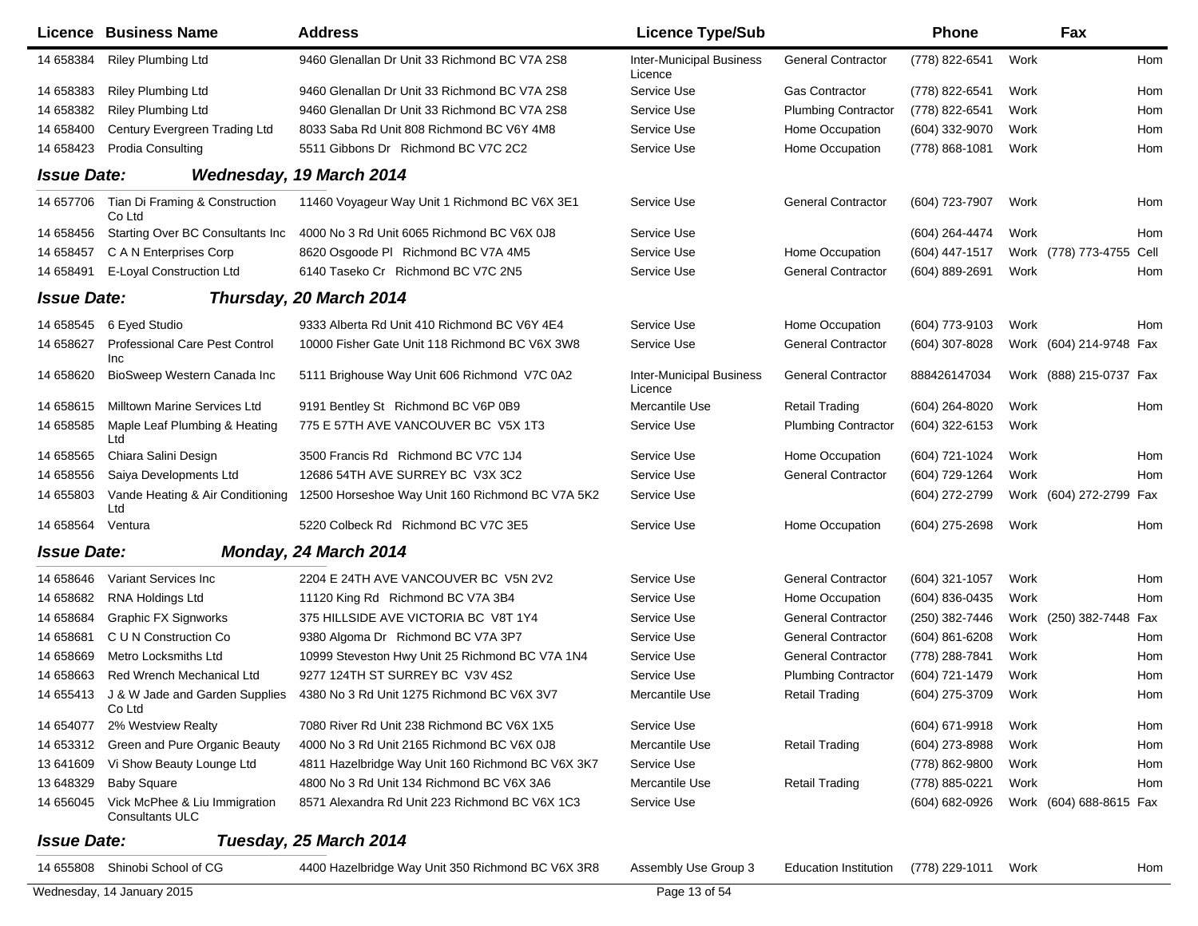| Licence | Business Name | Address | Licence Type/Sub | | Phone | | Fax | |
|---|---|---|---|---|---|---|---|---|
| 14 658384 | Riley Plumbing Ltd | 9460 Glenallan Dr Unit 33 Richmond BC V7A 2S8 | Inter-Municipal Business Licence | General Contractor | (778) 822-6541 | Work | | Hom |
| 14 658383 | Riley Plumbing Ltd | 9460 Glenallan Dr Unit 33 Richmond BC V7A 2S8 | Service Use | Gas Contractor | (778) 822-6541 | Work | | Hom |
| 14 658382 | Riley Plumbing Ltd | 9460 Glenallan Dr Unit 33 Richmond BC V7A 2S8 | Service Use | Plumbing Contractor | (778) 822-6541 | Work | | Hom |
| 14 658400 | Century Evergreen Trading Ltd | 8033 Saba Rd Unit 808 Richmond BC V6Y 4M8 | Service Use | Home Occupation | (604) 332-9070 | Work | | Hom |
| 14 658423 | Prodia Consulting | 5511 Gibbons Dr Richmond BC V7C 2C2 | Service Use | Home Occupation | (778) 868-1081 | Work | | Hom |

**Issue Date:** ***Wednesday, 19 March 2014***

| Licence | Business Name | Address | Licence Type/Sub | | Phone | | Fax | |
|---|---|---|---|---|---|---|---|---|
| 14 657706 | Tian Di Framing & Construction Co Ltd | 11460 Voyageur Way Unit 1 Richmond BC V6X 3E1 | Service Use | General Contractor | (604) 723-7907 | Work | | Hom |
| 14 658456 | Starting Over BC Consultants Inc | 4000 No 3 Rd Unit 6065 Richmond BC V6X 0J8 | Service Use | | (604) 264-4474 | Work | | Hom |
| 14 658457 | C A N Enterprises Corp | 8620 Osgoode Pl Richmond BC V7A 4M5 | Service Use | Home Occupation | (604) 447-1517 | Work | (778) 773-4755 | Cell |
| 14 658491 | E-Loyal Construction Ltd | 6140 Taseko Cr Richmond BC V7C 2N5 | Service Use | General Contractor | (604) 889-2691 | Work | | Hom |

**Issue Date:** ***Thursday, 20 March 2014***

| Licence | Business Name | Address | Licence Type/Sub | | Phone | | Fax | |
|---|---|---|---|---|---|---|---|---|
| 14 658545 | 6 Eyed Studio | 9333 Alberta Rd Unit 410 Richmond BC V6Y 4E4 | Service Use | Home Occupation | (604) 773-9103 | Work | | Hom |
| 14 658627 | Professional Care Pest Control Inc | 10000 Fisher Gate Unit 118 Richmond BC V6X 3W8 | Service Use | General Contractor | (604) 307-8028 | Work | (604) 214-9748 | Fax |
| 14 658620 | BioSweep Western Canada Inc | 5111 Brighouse Way Unit 606 Richmond V7C 0A2 | Inter-Municipal Business Licence | General Contractor | 888426147034 | Work | (888) 215-0737 | Fax |
| 14 658615 | Milltown Marine Services Ltd | 9191 Bentley St Richmond BC V6P 0B9 | Mercantile Use | Retail Trading | (604) 264-8020 | Work | | Hom |
| 14 658585 | Maple Leaf Plumbing & Heating Ltd | 775 E 57TH AVE VANCOUVER BC V5X 1T3 | Service Use | Plumbing Contractor | (604) 322-6153 | Work | | |
| 14 658565 | Chiara Salini Design | 3500 Francis Rd Richmond BC V7C 1J4 | Service Use | Home Occupation | (604) 721-1024 | Work | | Hom |
| 14 658556 | Saiya Developments Ltd | 12686 54TH AVE SURREY BC V3X 3C2 | Service Use | General Contractor | (604) 729-1264 | Work | | Hom |
| 14 655803 | Vande Heating & Air Conditioning Ltd | 12500 Horseshoe Way Unit 160 Richmond BC V7A 5K2 | Service Use | | (604) 272-2799 | Work | (604) 272-2799 | Fax |
| 14 658564 | Ventura | 5220 Colbeck Rd Richmond BC V7C 3E5 | Service Use | Home Occupation | (604) 275-2698 | Work | | Hom |

**Issue Date:** ***Monday, 24 March 2014***

| Licence | Business Name | Address | Licence Type/Sub | | Phone | | Fax | |
|---|---|---|---|---|---|---|---|---|
| 14 658646 | Variant Services Inc | 2204 E 24TH AVE VANCOUVER BC V5N 2V2 | Service Use | General Contractor | (604) 321-1057 | Work | | Hom |
| 14 658682 | RNA Holdings Ltd | 11120 King Rd Richmond BC V7A 3B4 | Service Use | Home Occupation | (604) 836-0435 | Work | | Hom |
| 14 658684 | Graphic FX Signworks | 375 HILLSIDE AVE VICTORIA BC V8T 1Y4 | Service Use | General Contractor | (250) 382-7446 | Work | (250) 382-7448 | Fax |
| 14 658681 | C U N Construction Co | 9380 Algoma Dr Richmond BC V7A 3P7 | Service Use | General Contractor | (604) 861-6208 | Work | | Hom |
| 14 658669 | Metro Locksmiths Ltd | 10999 Steveston Hwy Unit 25 Richmond BC V7A 1N4 | Service Use | General Contractor | (778) 288-7841 | Work | | Hom |
| 14 658663 | Red Wrench Mechanical Ltd | 9277 124TH ST SURREY BC V3V 4S2 | Service Use | Plumbing Contractor | (604) 721-1479 | Work | | Hom |
| 14 655413 | J & W Jade and Garden Supplies Co Ltd | 4380 No 3 Rd Unit 1275 Richmond BC V6X 3V7 | Mercantile Use | Retail Trading | (604) 275-3709 | Work | | Hom |
| 14 654077 | 2% Westview Realty | 7080 River Rd Unit 238 Richmond BC V6X 1X5 | Service Use | | (604) 671-9918 | Work | | Hom |
| 14 653312 | Green and Pure Organic Beauty | 4000 No 3 Rd Unit 2165 Richmond BC V6X 0J8 | Mercantile Use | Retail Trading | (604) 273-8988 | Work | | Hom |
| 13 641609 | Vi Show Beauty Lounge Ltd | 4811 Hazelbridge Way Unit 160 Richmond BC V6X 3K7 | Service Use | | (778) 862-9800 | Work | | Hom |
| 13 648329 | Baby Square | 4800 No 3 Rd Unit 134 Richmond BC V6X 3A6 | Mercantile Use | Retail Trading | (778) 885-0221 | Work | | Hom |
| 14 656045 | Vick McPhee & Liu Immigration Consultants ULC | 8571 Alexandra Rd Unit 223 Richmond BC V6X 1C3 | Service Use | | (604) 682-0926 | Work | (604) 688-8615 | Fax |

**Issue Date:** ***Tuesday, 25 March 2014***

| Licence | Business Name | Address | Licence Type/Sub | | Phone | | Fax | |
|---|---|---|---|---|---|---|---|---|
| 14 655808 | Shinobi School of CG | 4400 Hazelbridge Way Unit 350 Richmond BC V6X 3R8 | Assembly Use Group 3 | Education Institution | (778) 229-1011 | Work | | Hom |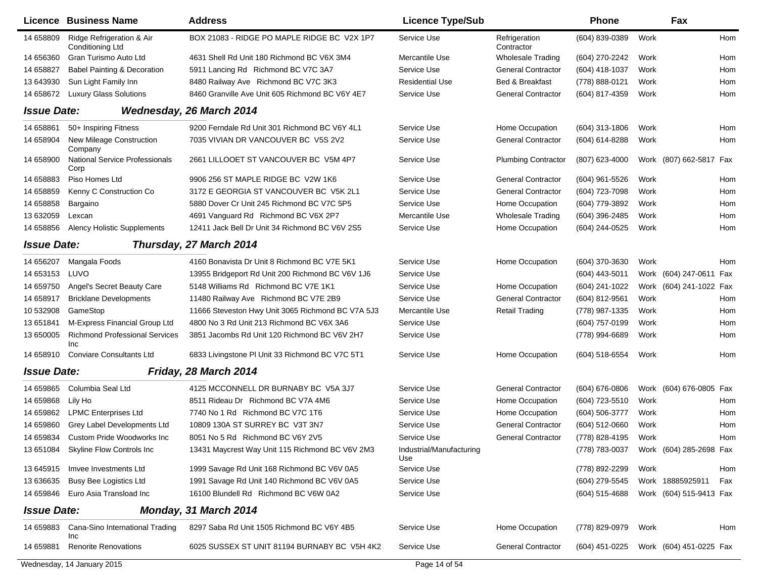| Licence | Business Name | Address | Licence Type/Sub | | Phone | | Fax | |
|---|---|---|---|---|---|---|---|---|
| 14 658809 | Ridge Refrigeration & Air Conditioning Ltd | BOX 21083 - RIDGE PO MAPLE RIDGE BC V2X 1P7 | Service Use | Refrigeration Contractor | (604) 839-0389 | Work | | Hom |
| 14 656360 | Gran Turismo Auto Ltd | 4631 Shell Rd Unit 180 Richmond BC V6X 3M4 | Mercantile Use | Wholesale Trading | (604) 270-2242 | Work | | Hom |
| 14 658827 | Babel Painting & Decoration | 5911 Lancing Rd Richmond BC V7C 3A7 | Service Use | General Contractor | (604) 418-1037 | Work | | Hom |
| 13 643930 | Sun Light Family Inn | 8480 Railway Ave Richmond BC V7C 3K3 | Residential Use | Bed & Breakfast | (778) 888-0121 | Work | | Hom |
| 14 658672 | Luxury Glass Solutions | 8460 Granville Ave Unit 605 Richmond BC V6Y 4E7 | Service Use | General Contractor | (604) 817-4359 | Work | | Hom |

**Issue Date: Wednesday, 26 March 2014**

| Licence | Business Name | Address | Licence Type/Sub | | Phone | | Fax | |
|---|---|---|---|---|---|---|---|---|
| 14 658861 | 50+ Inspiring Fitness | 9200 Ferndale Rd Unit 301 Richmond BC V6Y 4L1 | Service Use | Home Occupation | (604) 313-1806 | Work | | Hom |
| 14 658904 | New Mileage Construction Company | 7035 VIVIAN DR VANCOUVER BC V5S 2V2 | Service Use | General Contractor | (604) 614-8288 | Work | | Hom |
| 14 658900 | National Service Professionals Corp | 2661 LILLOOET ST VANCOUVER BC V5M 4P7 | Service Use | Plumbing Contractor | (807) 623-4000 | Work | (807) 662-5817 | Fax |
| 14 658883 | Piso Homes Ltd | 9906 256 ST MAPLE RIDGE BC V2W 1K6 | Service Use | General Contractor | (604) 961-5526 | Work | | Hom |
| 14 658859 | Kenny C Construction Co | 3172 E GEORGIA ST VANCOUVER BC V5K 2L1 | Service Use | General Contractor | (604) 723-7098 | Work | | Hom |
| 14 658858 | Bargaino | 5880 Dover Cr Unit 245 Richmond BC V7C 5P5 | Service Use | Home Occupation | (604) 779-3892 | Work | | Hom |
| 13 632059 | Lexcan | 4691 Vanguard Rd Richmond BC V6X 2P7 | Mercantile Use | Wholesale Trading | (604) 396-2485 | Work | | Hom |
| 14 658856 | Alency Holistic Supplements | 12411 Jack Bell Dr Unit 34 Richmond BC V6V 2S5 | Service Use | Home Occupation | (604) 244-0525 | Work | | Hom |

**Issue Date: Thursday, 27 March 2014**

| Licence | Business Name | Address | Licence Type/Sub | | Phone | | Fax | |
|---|---|---|---|---|---|---|---|---|
| 14 656207 | Mangala Foods | 4160 Bonavista Dr Unit 8 Richmond BC V7E 5K1 | Service Use | Home Occupation | (604) 370-3630 | Work | | Hom |
| 14 653153 | LUVO | 13955 Bridgeport Rd Unit 200 Richmond BC V6V 1J6 | Service Use | | (604) 443-5011 | Work | (604) 247-0611 | Fax |
| 14 659750 | Angel's Secret Beauty Care | 5148 Williams Rd Richmond BC V7E 1K1 | Service Use | Home Occupation | (604) 241-1022 | Work | (604) 241-1022 | Fax |
| 14 658917 | Bricklane Developments | 11480 Railway Ave Richmond BC V7E 2B9 | Service Use | General Contractor | (604) 812-9561 | Work | | Hom |
| 10 532908 | GameStop | 11666 Steveston Hwy Unit 3065 Richmond BC V7A 5J3 | Mercantile Use | Retail Trading | (778) 987-1335 | Work | | Hom |
| 13 651841 | M-Express Financial Group Ltd | 4800 No 3 Rd Unit 213 Richmond BC V6X 3A6 | Service Use | | (604) 757-0199 | Work | | Hom |
| 13 650005 | Richmond Professional Services Inc | 3851 Jacombs Rd Unit 120 Richmond BC V6V 2H7 | Service Use | | (778) 994-6689 | Work | | Hom |
| 14 658910 | Conviare Consultants Ltd | 6833 Livingstone Pl Unit 33 Richmond BC V7C 5T1 | Service Use | Home Occupation | (604) 518-6554 | Work | | Hom |

**Issue Date: Friday, 28 March 2014**

| Licence | Business Name | Address | Licence Type/Sub | | Phone | | Fax | |
|---|---|---|---|---|---|---|---|---|
| 14 659865 | Columbia Seal Ltd | 4125 MCCONNELL DR BURNABY BC V5A 3J7 | Service Use | General Contractor | (604) 676-0806 | Work | (604) 676-0805 | Fax |
| 14 659868 | Lily Ho | 8511 Rideau Dr Richmond BC V7A 4M6 | Service Use | Home Occupation | (604) 723-5510 | Work | | Hom |
| 14 659862 | LPMC Enterprises Ltd | 7740 No 1 Rd Richmond BC V7C 1T6 | Service Use | Home Occupation | (604) 506-3777 | Work | | Hom |
| 14 659860 | Grey Label Developments Ltd | 10809 130A ST SURREY BC V3T 3N7 | Service Use | General Contractor | (604) 512-0660 | Work | | Hom |
| 14 659834 | Custom Pride Woodworks Inc | 8051 No 5 Rd Richmond BC V6Y 2V5 | Service Use | General Contractor | (778) 828-4195 | Work | | Hom |
| 13 651084 | Skyline Flow Controls Inc | 13431 Maycrest Way Unit 115 Richmond BC V6V 2M3 | Industrial/Manufacturing Use | | (778) 783-0037 | Work | (604) 285-2698 | Fax |
| 13 645915 | Imvee Investments Ltd | 1999 Savage Rd Unit 168 Richmond BC V6V 0A5 | Service Use | | (778) 892-2299 | Work | | Hom |
| 13 636635 | Busy Bee Logistics Ltd | 1991 Savage Rd Unit 140 Richmond BC V6V 0A5 | Service Use | | (604) 279-5545 | Work | 18885925911 | Fax |
| 14 659846 | Euro Asia Transload Inc | 16100 Blundell Rd Richmond BC V6W 0A2 | Service Use | | (604) 515-4688 | Work | (604) 515-9413 | Fax |

**Issue Date: Monday, 31 March 2014**

| Licence | Business Name | Address | Licence Type/Sub | | Phone | | Fax | |
|---|---|---|---|---|---|---|---|---|
| 14 659883 | Cana-Sino International Trading Inc | 8297 Saba Rd Unit 1505 Richmond BC V6Y 4B5 | Service Use | Home Occupation | (778) 829-0979 | Work | | Hom |
| 14 659881 | Renorite Renovations | 6025 SUSSEX ST UNIT 81194 BURNABY BC V5H 4K2 | Service Use | General Contractor | (604) 451-0225 | Work | (604) 451-0225 | Fax |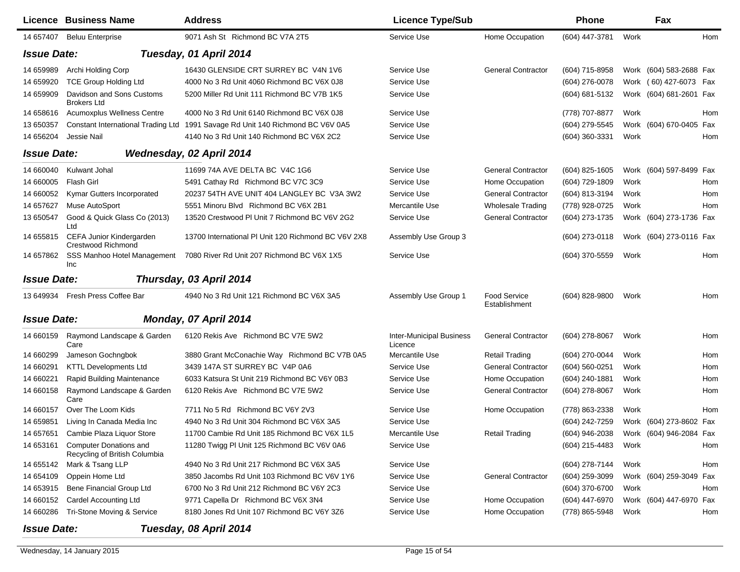| Licence | Business Name | Address | Licence Type/Sub | | Phone | | Fax | |
|---|---|---|---|---|---|---|---|---|
| 14 657407 | Beluu Enterprise | 9071 Ash St Richmond BC V7A 2T5 | Service Use | Home Occupation | (604) 447-3781 | Work | | Hom |

**Issue Date: Tuesday, 01 April 2014**

| Licence | Business Name | Address | Licence Type/Sub | | Phone | | Fax | |
|---|---|---|---|---|---|---|---|---|
| 14 659989 | Archi Holding Corp | 16430 GLENSIDE CRT SURREY BC V4N 1V6 | Service Use | General Contractor | (604) 715-8958 | Work | (604) 583-2688 | Fax |
| 14 659920 | TCE Group Holding Ltd | 4000 No 3 Rd Unit 4060 Richmond BC V6X 0J8 | Service Use | | (604) 276-0078 | Work | ( 60) 427-6073 | Fax |
| 14 659909 | Davidson and Sons Customs Brokers Ltd | 5200 Miller Rd Unit 111 Richmond BC V7B 1K5 | Service Use | | (604) 681-5132 | Work | (604) 681-2601 | Fax |
| 14 658616 | Acumoxplus Wellness Centre | 4000 No 3 Rd Unit 6140 Richmond BC V6X 0J8 | Service Use | | (778) 707-8877 | Work | | Hom |
| 13 650357 | Constant International Trading Ltd | 1991 Savage Rd Unit 140 Richmond BC V6V 0A5 | Service Use | | (604) 279-5545 | Work | (604) 670-0405 | Fax |
| 14 656204 | Jessie Nail | 4140 No 3 Rd Unit 140 Richmond BC V6X 2C2 | Service Use | | (604) 360-3331 | Work | | Hom |

**Issue Date: Wednesday, 02 April 2014**

| Licence | Business Name | Address | Licence Type/Sub | | Phone | | Fax | |
|---|---|---|---|---|---|---|---|---|
| 14 660040 | Kulwant Johal | 11699 74A AVE DELTA BC V4C 1G6 | Service Use | General Contractor | (604) 825-1605 | Work | (604) 597-8499 | Fax |
| 14 660005 | Flash Girl | 5491 Cathay Rd Richmond BC V7C 3C9 | Service Use | Home Occupation | (604) 729-1809 | Work | | Hom |
| 14 660052 | Kymar Gutters Incorporated | 20237 54TH AVE UNIT 404 LANGLEY BC V3A 3W2 | Service Use | General Contractor | (604) 813-3194 | Work | | Hom |
| 14 657627 | Muse AutoSport | 5551 Minoru Blvd Richmond BC V6X 2B1 | Mercantile Use | Wholesale Trading | (778) 928-0725 | Work | | Hom |
| 13 650547 | Good & Quick Glass Co (2013) Ltd | 13520 Crestwood Pl Unit 7 Richmond BC V6V 2G2 | Service Use | General Contractor | (604) 273-1735 | Work | (604) 273-1736 | Fax |
| 14 655815 | CEFA Junior Kindergarden Crestwood Richmond | 13700 International Pl Unit 120 Richmond BC V6V 2X8 | Assembly Use Group 3 | | (604) 273-0118 | Work | (604) 273-0116 | Fax |
| 14 657862 | SSS Manhoo Hotel Management Inc | 7080 River Rd Unit 207 Richmond BC V6X 1X5 | Service Use | | (604) 370-5559 | Work | | Hom |

**Issue Date: Thursday, 03 April 2014**

| Licence | Business Name | Address | Licence Type/Sub | | Phone | | Fax | |
|---|---|---|---|---|---|---|---|---|
| 13 649934 | Fresh Press Coffee Bar | 4940 No 3 Rd Unit 121 Richmond BC V6X 3A5 | Assembly Use Group 1 | Food Service Establishment | (604) 828-9800 | Work | | Hom |

**Issue Date: Monday, 07 April 2014**

| Licence | Business Name | Address | Licence Type/Sub | | Phone | | Fax | |
|---|---|---|---|---|---|---|---|---|
| 14 660159 | Raymond Landscape & Garden Care | 6120 Rekis Ave Richmond BC V7E 5W2 | Inter-Municipal Business Licence | General Contractor | (604) 278-8067 | Work | | Hom |
| 14 660299 | Jameson Gochngbok | 3880 Grant McConachie Way Richmond BC V7B 0A5 | Mercantile Use | Retail Trading | (604) 270-0044 | Work | | Hom |
| 14 660291 | KTTL Developments Ltd | 3439 147A ST SURREY BC V4P 0A6 | Service Use | General Contractor | (604) 560-0251 | Work | | Hom |
| 14 660221 | Rapid Building Maintenance | 6033 Katsura St Unit 219 Richmond BC V6Y 0B3 | Service Use | Home Occupation | (604) 240-1881 | Work | | Hom |
| 14 660158 | Raymond Landscape & Garden Care | 6120 Rekis Ave Richmond BC V7E 5W2 | Service Use | General Contractor | (604) 278-8067 | Work | | Hom |
| 14 660157 | Over The Loom Kids | 7711 No 5 Rd Richmond BC V6Y 2V3 | Service Use | Home Occupation | (778) 863-2338 | Work | | Hom |
| 14 659851 | Living In Canada Media Inc | 4940 No 3 Rd Unit 304 Richmond BC V6X 3A5 | Service Use | | (604) 242-7259 | Work | (604) 273-8602 | Fax |
| 14 657651 | Cambie Plaza Liquor Store | 11700 Cambie Rd Unit 185 Richmond BC V6X 1L5 | Mercantile Use | Retail Trading | (604) 946-2038 | Work | (604) 946-2084 | Fax |
| 14 653161 | Computer Donations and Recycling of British Columbia | 11280 Twigg Pl Unit 125 Richmond BC V6V 0A6 | Service Use | | (604) 215-4483 | Work | | Hom |
| 14 655142 | Mark & Tsang LLP | 4940 No 3 Rd Unit 217 Richmond BC V6X 3A5 | Service Use | | (604) 278-7144 | Work | | Hom |
| 14 654109 | Oppein Home Ltd | 3850 Jacombs Rd Unit 103 Richmond BC V6V 1Y6 | Service Use | General Contractor | (604) 259-3099 | Work | (604) 259-3049 | Fax |
| 14 653915 | Bene Financial Group Ltd | 6700 No 3 Rd Unit 212 Richmond BC V6Y 2C3 | Service Use | | (604) 370-6700 | Work | | Hom |
| 14 660152 | Cardel Accounting Ltd | 9771 Capella Dr Richmond BC V6X 3N4 | Service Use | Home Occupation | (604) 447-6970 | Work | (604) 447-6970 | Fax |
| 14 660286 | Tri-Stone Moving & Service | 8180 Jones Rd Unit 107 Richmond BC V6Y 3Z6 | Service Use | Home Occupation | (778) 865-5948 | Work | | Hom |

**Issue Date: Tuesday, 08 April 2014**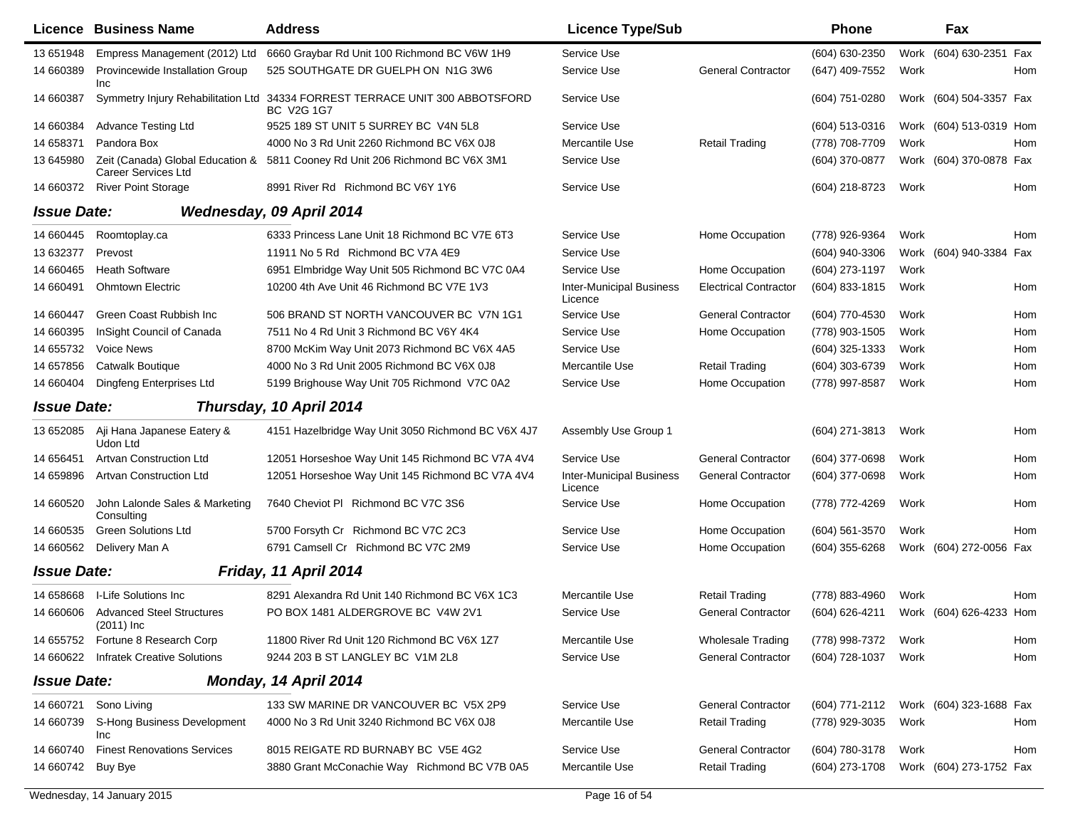| Licence | Business Name | Address | Licence Type/Sub | | Phone | | Fax | |
|---|---|---|---|---|---|---|---|---|
| 13 651948 | Empress Management (2012) Ltd | 6660 Graybar Rd Unit 100 Richmond BC V6W 1H9 | Service Use | | (604) 630-2350 | Work | (604) 630-2351 | Fax |
| 14 660389 | Provincewide Installation Group Inc | 525 SOUTHGATE DR GUELPH ON N1G 3W6 | Service Use | General Contractor | (647) 409-7552 | Work | | Hom |
| 14 660387 | Symmetry Injury Rehabilitation Ltd | 34334 FORREST TERRACE UNIT 300 ABBOTSFORD BC V2G 1G7 | Service Use | | (604) 751-0280 | Work | (604) 504-3357 | Fax |
| 14 660384 | Advance Testing Ltd | 9525 189 ST UNIT 5 SURREY BC V4N 5L8 | Service Use | | (604) 513-0316 | Work | (604) 513-0319 | Hom |
| 14 658371 | Pandora Box | 4000 No 3 Rd Unit 2260 Richmond BC V6X 0J8 | Mercantile Use | Retail Trading | (778) 708-7709 | Work | | Hom |
| 13 645980 | Zeit (Canada) Global Education & Career Services Ltd | 5811 Cooney Rd Unit 206 Richmond BC V6X 3M1 | Service Use | | (604) 370-0877 | Work | (604) 370-0878 | Fax |
| 14 660372 | River Point Storage | 8991 River Rd Richmond BC V6Y 1Y6 | Service Use | | (604) 218-8723 | Work | | Hom |
| ***Issue Date:*** | ***Wednesday, 09 April 2014*** | | | | | | | |
| 14 660445 | Roomtoplay.ca | 6333 Princess Lane Unit 18 Richmond BC V7E 6T3 | Service Use | Home Occupation | (778) 926-9364 | Work | | Hom |
| 13 632377 | Prevost | 11911 No 5 Rd Richmond BC V7A 4E9 | Service Use | | (604) 940-3306 | Work | (604) 940-3384 | Fax |
| 14 660465 | Heath Software | 6951 Elmbridge Way Unit 505 Richmond BC V7C 0A4 | Service Use | Home Occupation | (604) 273-1197 | Work | | |
| 14 660491 | Ohmtown Electric | 10200 4th Ave Unit 46 Richmond BC V7E 1V3 | Inter-Municipal Business Licence | Electrical Contractor | (604) 833-1815 | Work | | Hom |
| 14 660447 | Green Coast Rubbish Inc | 506 BRAND ST NORTH VANCOUVER BC V7N 1G1 | Service Use | General Contractor | (604) 770-4530 | Work | | Hom |
| 14 660395 | InSight Council of Canada | 7511 No 4 Rd Unit 3 Richmond BC V6Y 4K4 | Service Use | Home Occupation | (778) 903-1505 | Work | | Hom |
| 14 655732 | Voice News | 8700 McKim Way Unit 2073 Richmond BC V6X 4A5 | Service Use | | (604) 325-1333 | Work | | Hom |
| 14 657856 | Catwalk Boutique | 4000 No 3 Rd Unit 2005 Richmond BC V6X 0J8 | Mercantile Use | Retail Trading | (604) 303-6739 | Work | | Hom |
| 14 660404 | Dingfeng Enterprises Ltd | 5199 Brighouse Way Unit 705 Richmond V7C 0A2 | Service Use | Home Occupation | (778) 997-8587 | Work | | Hom |
| ***Issue Date:*** | ***Thursday, 10 April 2014*** | | | | | | | |
| 13 652085 | Aji Hana Japanese Eatery & Udon Ltd | 4151 Hazelbridge Way Unit 3050 Richmond BC V6X 4J7 | Assembly Use Group 1 | | (604) 271-3813 | Work | | Hom |
| 14 656451 | Artvan Construction Ltd | 12051 Horseshoe Way Unit 145 Richmond BC V7A 4V4 | Service Use | General Contractor | (604) 377-0698 | Work | | Hom |
| 14 659896 | Artvan Construction Ltd | 12051 Horseshoe Way Unit 145 Richmond BC V7A 4V4 | Inter-Municipal Business Licence | General Contractor | (604) 377-0698 | Work | | Hom |
| 14 660520 | John Lalonde Sales & Marketing Consulting | 7640 Cheviot Pl Richmond BC V7C 3S6 | Service Use | Home Occupation | (778) 772-4269 | Work | | Hom |
| 14 660535 | Green Solutions Ltd | 5700 Forsyth Cr Richmond BC V7C 2C3 | Service Use | Home Occupation | (604) 561-3570 | Work | | Hom |
| 14 660562 | Delivery Man A | 6791 Camsell Cr Richmond BC V7C 2M9 | Service Use | Home Occupation | (604) 355-6268 | Work | (604) 272-0056 | Fax |
| ***Issue Date:*** | ***Friday, 11 April 2014*** | | | | | | | |
| 14 658668 | I-Life Solutions Inc | 8291 Alexandra Rd Unit 140 Richmond BC V6X 1C3 | Mercantile Use | Retail Trading | (778) 883-4960 | Work | | Hom |
| 14 660606 | Advanced Steel Structures (2011) Inc | PO BOX 1481 ALDERGROVE BC V4W 2V1 | Service Use | General Contractor | (604) 626-4211 | Work | (604) 626-4233 | Hom |
| 14 655752 | Fortune 8 Research Corp | 11800 River Rd Unit 120 Richmond BC V6X 1Z7 | Mercantile Use | Wholesale Trading | (778) 998-7372 | Work | | Hom |
| 14 660622 | Infratek Creative Solutions | 9244 203 B ST LANGLEY BC V1M 2L8 | Service Use | General Contractor | (604) 728-1037 | Work | | Hom |
| ***Issue Date:*** | ***Monday, 14 April 2014*** | | | | | | | |
| 14 660721 | Sono Living | 133 SW MARINE DR VANCOUVER BC V5X 2P9 | Service Use | General Contractor | (604) 771-2112 | Work | (604) 323-1688 | Fax |
| 14 660739 | S-Hong Business Development Inc | 4000 No 3 Rd Unit 3240 Richmond BC V6X 0J8 | Mercantile Use | Retail Trading | (778) 929-3035 | Work | | Hom |
| 14 660740 | Finest Renovations Services | 8015 REIGATE RD BURNABY BC V5E 4G2 | Service Use | General Contractor | (604) 780-3178 | Work | | Hom |
| 14 660742 | Buy Bye | 3880 Grant McConachie Way Richmond BC V7B 0A5 | Mercantile Use | Retail Trading | (604) 273-1708 | Work | (604) 273-1752 | Fax |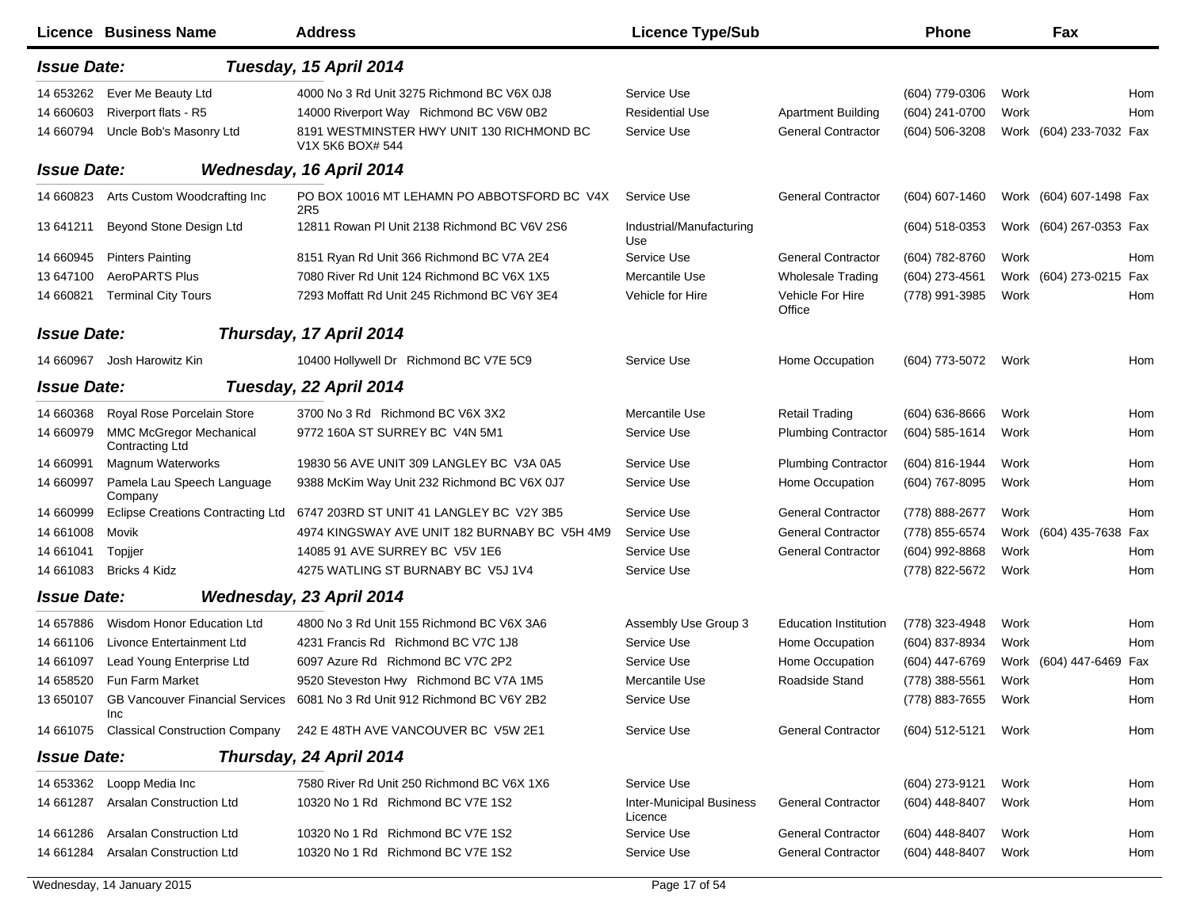| Licence | Business Name | Address | Licence Type/Sub | | Phone | | Fax | |
|---|---|---|---|---|---|---|---|---|
| ***Issue Date:*** | | ***Tuesday, 15 April 2014*** | | | | | | |
| 14 653262 | Ever Me Beauty Ltd | 4000 No 3 Rd Unit 3275 Richmond BC V6X 0J8 | Service Use | | (604) 779-0306 | Work | | Hom |
| 14 660603 | Riverport flats - R5 | 14000 Riverport Way Richmond BC V6W 0B2 | Residential Use | Apartment Building | (604) 241-0700 | Work | | Hom |
| 14 660794 | Uncle Bob's Masonry Ltd | 8191 WESTMINSTER HWY UNIT 130 RICHMOND BC V1X 5K6 BOX# 544 | Service Use | General Contractor | (604) 506-3208 | Work | (604) 233-7032 | Fax |
| ***Issue Date:*** | | ***Wednesday, 16 April 2014*** | | | | | | |
| 14 660823 | Arts Custom Woodcrafting Inc | PO BOX 10016 MT LEHAMN PO ABBOTSFORD BC V4X 2R5 | Service Use | General Contractor | (604) 607-1460 | Work | (604) 607-1498 | Fax |
| 13 641211 | Beyond Stone Design Ltd | 12811 Rowan Pl Unit 2138 Richmond BC V6V 2S6 | Industrial/Manufacturing Use | | (604) 518-0353 | Work | (604) 267-0353 | Fax |
| 14 660945 | Pinters Painting | 8151 Ryan Rd Unit 366 Richmond BC V7A 2E4 | Service Use | General Contractor | (604) 782-8760 | Work | | Hom |
| 13 647100 | AeroPARTS Plus | 7080 River Rd Unit 124 Richmond BC V6X 1X5 | Mercantile Use | Wholesale Trading | (604) 273-4561 | Work | (604) 273-0215 | Fax |
| 14 660821 | Terminal City Tours | 7293 Moffatt Rd Unit 245 Richmond BC V6Y 3E4 | Vehicle for Hire | Vehicle For Hire Office | (778) 991-3985 | Work | | Hom |
| ***Issue Date:*** | | ***Thursday, 17 April 2014*** | | | | | | |
| 14 660967 | Josh Harowitz Kin | 10400 Hollywell Dr Richmond BC V7E 5C9 | Service Use | Home Occupation | (604) 773-5072 | Work | | Hom |
| ***Issue Date:*** | | ***Tuesday, 22 April 2014*** | | | | | | |
| 14 660368 | Royal Rose Porcelain Store | 3700 No 3 Rd Richmond BC V6X 3X2 | Mercantile Use | Retail Trading | (604) 636-8666 | Work | | Hom |
| 14 660979 | MMC McGregor Mechanical Contracting Ltd | 9772 160A ST SURREY BC V4N 5M1 | Service Use | Plumbing Contractor | (604) 585-1614 | Work | | Hom |
| 14 660991 | Magnum Waterworks | 19830 56 AVE UNIT 309 LANGLEY BC V3A 0A5 | Service Use | Plumbing Contractor | (604) 816-1944 | Work | | Hom |
| 14 660997 | Pamela Lau Speech Language Company | 9388 McKim Way Unit 232 Richmond BC V6X 0J7 | Service Use | Home Occupation | (604) 767-8095 | Work | | Hom |
| 14 660999 | Eclipse Creations Contracting Ltd | 6747 203RD ST UNIT 41 LANGLEY BC V2Y 3B5 | Service Use | General Contractor | (778) 888-2677 | Work | | Hom |
| 14 661008 | Movik | 4974 KINGSWAY AVE UNIT 182 BURNABY BC V5H 4M9 | Service Use | General Contractor | (778) 855-6574 | Work | (604) 435-7638 | Fax |
| 14 661041 | Topjjer | 14085 91 AVE SURREY BC V5V 1E6 | Service Use | General Contractor | (604) 992-8868 | Work | | Hom |
| 14 661083 | Bricks 4 Kidz | 4275 WATLING ST BURNABY BC V5J 1V4 | Service Use | | (778) 822-5672 | Work | | Hom |
| ***Issue Date:*** | | ***Wednesday, 23 April 2014*** | | | | | | |
| 14 657886 | Wisdom Honor Education Ltd | 4800 No 3 Rd Unit 155 Richmond BC V6X 3A6 | Assembly Use Group 3 | Education Institution | (778) 323-4948 | Work | | Hom |
| 14 661106 | Livonce Entertainment Ltd | 4231 Francis Rd Richmond BC V7C 1J8 | Service Use | Home Occupation | (604) 837-8934 | Work | | Hom |
| 14 661097 | Lead Young Enterprise Ltd | 6097 Azure Rd Richmond BC V7C 2P2 | Service Use | Home Occupation | (604) 447-6769 | Work | (604) 447-6469 | Fax |
| 14 658520 | Fun Farm Market | 9520 Steveston Hwy Richmond BC V7A 1M5 | Mercantile Use | Roadside Stand | (778) 388-5561 | Work | | Hom |
| 13 650107 | GB Vancouver Financial Services Inc | 6081 No 3 Rd Unit 912 Richmond BC V6Y 2B2 | Service Use | | (778) 883-7655 | Work | | Hom |
| 14 661075 | Classical Construction Company | 242 E 48TH AVE VANCOUVER BC V5W 2E1 | Service Use | General Contractor | (604) 512-5121 | Work | | Hom |
| ***Issue Date:*** | | ***Thursday, 24 April 2014*** | | | | | | |
| 14 653362 | Loopp Media Inc | 7580 River Rd Unit 250 Richmond BC V6X 1X6 | Service Use | | (604) 273-9121 | Work | | Hom |
| 14 661287 | Arsalan Construction Ltd | 10320 No 1 Rd Richmond BC V7E 1S2 | Inter-Municipal Business Licence | General Contractor | (604) 448-8407 | Work | | Hom |
| 14 661286 | Arsalan Construction Ltd | 10320 No 1 Rd Richmond BC V7E 1S2 | Service Use | General Contractor | (604) 448-8407 | Work | | Hom |
| 14 661284 | Arsalan Construction Ltd | 10320 No 1 Rd Richmond BC V7E 1S2 | Service Use | General Contractor | (604) 448-8407 | Work | | Hom |

Wednesday, 14 January 2015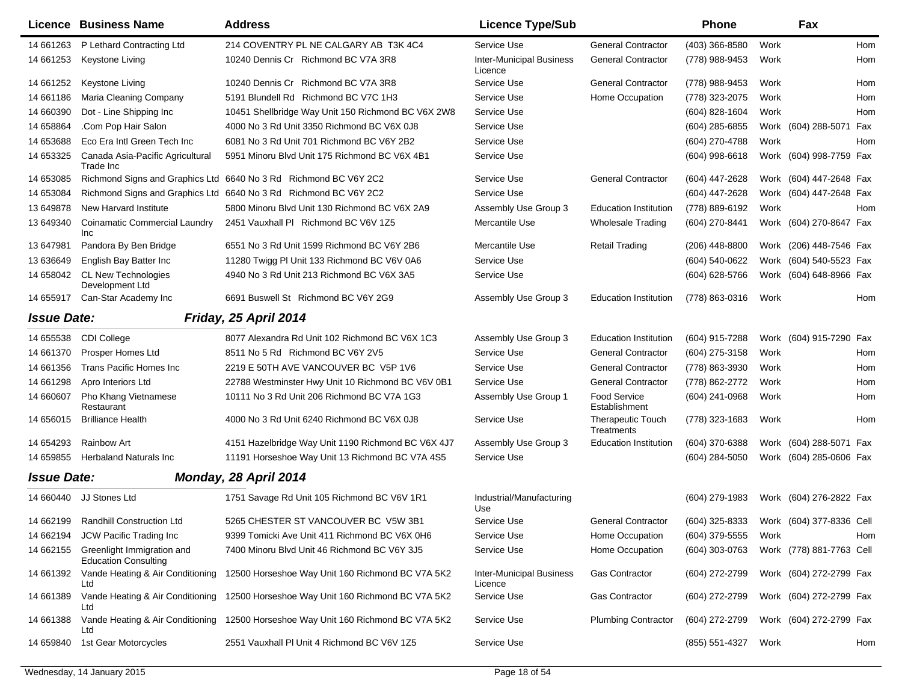| Licence | Business Name | Address | Licence Type/Sub | | Phone | | Fax | |
|---|---|---|---|---|---|---|---|---|
| 14 661263 | P Lethard Contracting Ltd | 214 COVENTRY PL NE CALGARY AB T3K 4C4 | Service Use | General Contractor | (403) 366-8580 | Work | | Hom |
| 14 661253 | Keystone Living | 10240 Dennis Cr Richmond BC V7A 3R8 | Inter-Municipal Business Licence | General Contractor | (778) 988-9453 | Work | | Hom |
| 14 661252 | Keystone Living | 10240 Dennis Cr Richmond BC V7A 3R8 | Service Use | General Contractor | (778) 988-9453 | Work | | Hom |
| 14 661186 | Maria Cleaning Company | 5191 Blundell Rd Richmond BC V7C 1H3 | Service Use | Home Occupation | (778) 323-2075 | Work | | Hom |
| 14 660390 | Dot - Line Shipping Inc | 10451 Shellbridge Way Unit 150 Richmond BC V6X 2W8 | Service Use | | (604) 828-1604 | Work | | Hom |
| 14 658864 | .Com Pop Hair Salon | 4000 No 3 Rd Unit 3350 Richmond BC V6X 0J8 | Service Use | | (604) 285-6855 | Work | (604) 288-5071 | Fax |
| 14 653688 | Eco Era Intl Green Tech Inc | 6081 No 3 Rd Unit 701 Richmond BC V6Y 2B2 | Service Use | | (604) 270-4788 | Work | | Hom |
| 14 653325 | Canada Asia-Pacific Agricultural Trade Inc | 5951 Minoru Blvd Unit 175 Richmond BC V6X 4B1 | Service Use | | (604) 998-6618 | Work | (604) 998-7759 | Fax |
| 14 653085 | Richmond Signs and Graphics Ltd | 6640 No 3 Rd Richmond BC V6Y 2C2 | Service Use | General Contractor | (604) 447-2628 | Work | (604) 447-2648 | Fax |
| 14 653084 | Richmond Signs and Graphics Ltd | 6640 No 3 Rd Richmond BC V6Y 2C2 | Service Use | | (604) 447-2628 | Work | (604) 447-2648 | Fax |
| 13 649878 | New Harvard Institute | 5800 Minoru Blvd Unit 130 Richmond BC V6X 2A9 | Assembly Use Group 3 | Education Institution | (778) 889-6192 | Work | | Hom |
| 13 649340 | Coinamatic Commercial Laundry Inc | 2451 Vauxhall Pl Richmond BC V6V 1Z5 | Mercantile Use | Wholesale Trading | (604) 270-8441 | Work | (604) 270-8647 | Fax |
| 13 647981 | Pandora By Ben Bridge | 6551 No 3 Rd Unit 1599 Richmond BC V6Y 2B6 | Mercantile Use | Retail Trading | (206) 448-8800 | Work | (206) 448-7546 | Fax |
| 13 636649 | English Bay Batter Inc | 11280 Twigg Pl Unit 133 Richmond BC V6V 0A6 | Service Use | | (604) 540-0622 | Work | (604) 540-5523 | Fax |
| 14 658042 | CL New Technologies Development Ltd | 4940 No 3 Rd Unit 213 Richmond BC V6X 3A5 | Service Use | | (604) 628-5766 | Work | (604) 648-8966 | Fax |
| 14 655917 | Can-Star Academy Inc | 6691 Buswell St Richmond BC V6Y 2G9 | Assembly Use Group 3 | Education Institution | (778) 863-0316 | Work | | Hom |

***Issue Date:*** ***Friday, 25 April 2014***

| Licence | Business Name | Address | Licence Type/Sub | | Phone | | Fax | |
|---|---|---|---|---|---|---|---|---|
| 14 655538 | CDI College | 8077 Alexandra Rd Unit 102 Richmond BC V6X 1C3 | Assembly Use Group 3 | Education Institution | (604) 915-7288 | Work | (604) 915-7290 | Fax |
| 14 661370 | Prosper Homes Ltd | 8511 No 5 Rd Richmond BC V6Y 2V5 | Service Use | General Contractor | (604) 275-3158 | Work | | Hom |
| 14 661356 | Trans Pacific Homes Inc | 2219 E 50TH AVE VANCOUVER BC V5P 1V6 | Service Use | General Contractor | (778) 863-3930 | Work | | Hom |
| 14 661298 | Apro Interiors Ltd | 22788 Westminster Hwy Unit 10 Richmond BC V6V 0B1 | Service Use | General Contractor | (778) 862-2772 | Work | | Hom |
| 14 660607 | Pho Khang Vietnamese Restaurant | 10111 No 3 Rd Unit 206 Richmond BC V7A 1G3 | Assembly Use Group 1 | Food Service Establishment | (604) 241-0968 | Work | | Hom |
| 14 656015 | Brilliance Health | 4000 No 3 Rd Unit 6240 Richmond BC V6X 0J8 | Service Use | Therapeutic Touch Treatments | (778) 323-1683 | Work | | Hom |
| 14 654293 | Rainbow Art | 4151 Hazelbridge Way Unit 1190 Richmond BC V6X 4J7 | Assembly Use Group 3 | Education Institution | (604) 370-6388 | Work | (604) 288-5071 | Fax |
| 14 659855 | Herbaland Naturals Inc | 11191 Horseshoe Way Unit 13 Richmond BC V7A 4S5 | Service Use | | (604) 284-5050 | Work | (604) 285-0606 | Fax |

***Issue Date:*** ***Monday, 28 April 2014***

| Licence | Business Name | Address | Licence Type/Sub | | Phone | | Fax | |
|---|---|---|---|---|---|---|---|---|
| 14 660440 | JJ Stones Ltd | 1751 Savage Rd Unit 105 Richmond BC V6V 1R1 | Industrial/Manufacturing Use | | (604) 279-1983 | Work | (604) 276-2822 | Fax |
| 14 662199 | Randhill Construction Ltd | 5265 CHESTER ST VANCOUVER BC V5W 3B1 | Service Use | General Contractor | (604) 325-8333 | Work | (604) 377-8336 | Cell |
| 14 662194 | JCW Pacific Trading Inc | 9399 Tomicki Ave Unit 411 Richmond BC V6X 0H6 | Service Use | Home Occupation | (604) 379-5555 | Work | | Hom |
| 14 662155 | Greenlight Immigration and Education Consulting | 7400 Minoru Blvd Unit 46 Richmond BC V6Y 3J5 | Service Use | Home Occupation | (604) 303-0763 | Work | (778) 881-7763 | Cell |
| 14 661392 | Vande Heating & Air Conditioning Ltd | 12500 Horseshoe Way Unit 160 Richmond BC V7A 5K2 | Inter-Municipal Business Licence | Gas Contractor | (604) 272-2799 | Work | (604) 272-2799 | Fax |
| 14 661389 | Vande Heating & Air Conditioning Ltd | 12500 Horseshoe Way Unit 160 Richmond BC V7A 5K2 | Service Use | Gas Contractor | (604) 272-2799 | Work | (604) 272-2799 | Fax |
| 14 661388 | Vande Heating & Air Conditioning Ltd | 12500 Horseshoe Way Unit 160 Richmond BC V7A 5K2 | Service Use | Plumbing Contractor | (604) 272-2799 | Work | (604) 272-2799 | Fax |
| 14 659840 | 1st Gear Motorcycles | 2551 Vauxhall Pl Unit 4 Richmond BC V6V 1Z5 | Service Use | | (855) 551-4327 | Work | | Hom |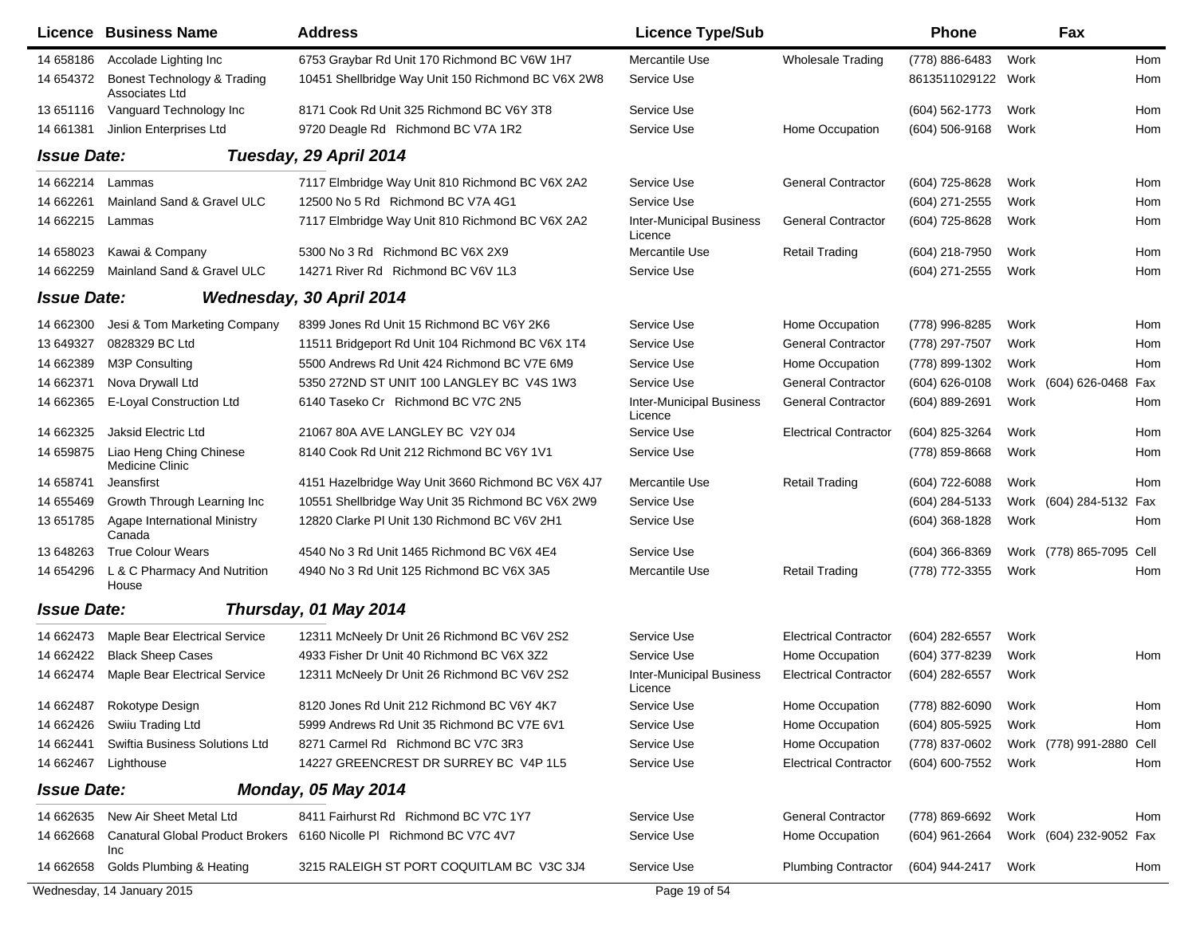| Licence | Business Name | Address | Licence Type/Sub | | Phone | | Fax | |
|---|---|---|---|---|---|---|---|---|
| 14 658186 | Accolade Lighting Inc | 6753 Graybar Rd Unit 170 Richmond BC V6W 1H7 | Mercantile Use | Wholesale Trading | (778) 886-6483 | Work | | Hom |
| 14 654372 | Bonest Technology & Trading Associates Ltd | 10451 Shellbridge Way Unit 150 Richmond BC V6X 2W8 | Service Use | | 8613511029122 | Work | | Hom |
| 13 651116 | Vanguard Technology Inc | 8171 Cook Rd Unit 325 Richmond BC V6Y 3T8 | Service Use | | (604) 562-1773 | Work | | Hom |
| 14 661381 | Jinlion Enterprises Ltd | 9720 Deagle Rd Richmond BC V7A 1R2 | Service Use | Home Occupation | (604) 506-9168 | Work | | Hom |

**Issue Date:** ***Tuesday, 29 April 2014***

| Licence | Business Name | Address | Licence Type/Sub | | Phone | | Fax | |
|---|---|---|---|---|---|---|---|---|
| 14 662214 | Lammas | 7117 Elmbridge Way Unit 810 Richmond BC V6X 2A2 | Service Use | General Contractor | (604) 725-8628 | Work | | Hom |
| 14 662261 | Mainland Sand & Gravel ULC | 12500 No 5 Rd Richmond BC V7A 4G1 | Service Use | | (604) 271-2555 | Work | | Hom |
| 14 662215 | Lammas | 7117 Elmbridge Way Unit 810 Richmond BC V6X 2A2 | Inter-Municipal Business Licence | General Contractor | (604) 725-8628 | Work | | Hom |
| 14 658023 | Kawai & Company | 5300 No 3 Rd Richmond BC V6X 2X9 | Mercantile Use | Retail Trading | (604) 218-7950 | Work | | Hom |
| 14 662259 | Mainland Sand & Gravel ULC | 14271 River Rd Richmond BC V6V 1L3 | Service Use | | (604) 271-2555 | Work | | Hom |

**Issue Date:** ***Wednesday, 30 April 2014***

| Licence | Business Name | Address | Licence Type/Sub | | Phone | | Fax | |
|---|---|---|---|---|---|---|---|---|
| 14 662300 | Jesi & Tom Marketing Company | 8399 Jones Rd Unit 15 Richmond BC V6Y 2K6 | Service Use | Home Occupation | (778) 996-8285 | Work | | Hom |
| 13 649327 | 0828329 BC Ltd | 11511 Bridgeport Rd Unit 104 Richmond BC V6X 1T4 | Service Use | General Contractor | (778) 297-7507 | Work | | Hom |
| 14 662389 | M3P Consulting | 5500 Andrews Rd Unit 424 Richmond BC V7E 6M9 | Service Use | Home Occupation | (778) 899-1302 | Work | | Hom |
| 14 662371 | Nova Drywall Ltd | 5350 272ND ST UNIT 100 LANGLEY BC V4S 1W3 | Service Use | General Contractor | (604) 626-0108 | Work | (604) 626-0468 | Fax |
| 14 662365 | E-Loyal Construction Ltd | 6140 Taseko Cr Richmond BC V7C 2N5 | Inter-Municipal Business Licence | General Contractor | (604) 889-2691 | Work | | Hom |
| 14 662325 | Jaksid Electric Ltd | 21067 80A AVE LANGLEY BC V2Y 0J4 | Service Use | Electrical Contractor | (604) 825-3264 | Work | | Hom |
| 14 659875 | Liao Heng Ching Chinese Medicine Clinic | 8140 Cook Rd Unit 212 Richmond BC V6Y 1V1 | Service Use | | (778) 859-8668 | Work | | Hom |
| 14 658741 | Jeansfirst | 4151 Hazelbridge Way Unit 3660 Richmond BC V6X 4J7 | Mercantile Use | Retail Trading | (604) 722-6088 | Work | | Hom |
| 14 655469 | Growth Through Learning Inc | 10551 Shellbridge Way Unit 35 Richmond BC V6X 2W9 | Service Use | | (604) 284-5133 | Work | (604) 284-5132 | Fax |
| 13 651785 | Agape International Ministry Canada | 12820 Clarke Pl Unit 130 Richmond BC V6V 2H1 | Service Use | | (604) 368-1828 | Work | | Hom |
| 13 648263 | True Colour Wears | 4540 No 3 Rd Unit 1465 Richmond BC V6X 4E4 | Service Use | | (604) 366-8369 | Work | (778) 865-7095 | Cell |
| 14 654296 | L & C Pharmacy And Nutrition House | 4940 No 3 Rd Unit 125 Richmond BC V6X 3A5 | Mercantile Use | Retail Trading | (778) 772-3355 | Work | | Hom |

**Issue Date:** ***Thursday, 01 May 2014***

| Licence | Business Name | Address | Licence Type/Sub | | Phone | | Fax | |
|---|---|---|---|---|---|---|---|---|
| 14 662473 | Maple Bear Electrical Service | 12311 McNeely Dr Unit 26 Richmond BC V6V 2S2 | Service Use | Electrical Contractor | (604) 282-6557 | Work | | |
| 14 662422 | Black Sheep Cases | 4933 Fisher Dr Unit 40 Richmond BC V6X 3Z2 | Service Use | Home Occupation | (604) 377-8239 | Work | | Hom |
| 14 662474 | Maple Bear Electrical Service | 12311 McNeely Dr Unit 26 Richmond BC V6V 2S2 | Inter-Municipal Business Licence | Electrical Contractor | (604) 282-6557 | Work | | |
| 14 662487 | Rokotype Design | 8120 Jones Rd Unit 212 Richmond BC V6Y 4K7 | Service Use | Home Occupation | (778) 882-6090 | Work | | Hom |
| 14 662426 | Swiiu Trading Ltd | 5999 Andrews Rd Unit 35 Richmond BC V7E 6V1 | Service Use | Home Occupation | (604) 805-5925 | Work | | Hom |
| 14 662441 | Swiftia Business Solutions Ltd | 8271 Carmel Rd Richmond BC V7C 3R3 | Service Use | Home Occupation | (778) 837-0602 | Work | (778) 991-2880 | Cell |
| 14 662467 | Lighthouse | 14227 GREENCREST DR SURREY BC V4P 1L5 | Service Use | Electrical Contractor | (604) 600-7552 | Work | | Hom |

**Issue Date:** ***Monday, 05 May 2014***

| Licence | Business Name | Address | Licence Type/Sub | | Phone | | Fax | |
|---|---|---|---|---|---|---|---|---|
| 14 662635 | New Air Sheet Metal Ltd | 8411 Fairhurst Rd Richmond BC V7C 1Y7 | Service Use | General Contractor | (778) 869-6692 | Work | | Hom |
| 14 662668 | Canatural Global Product Brokers Inc | 6160 Nicolle Pl Richmond BC V7C 4V7 | Service Use | Home Occupation | (604) 961-2664 | Work | (604) 232-9052 | Fax |
| 14 662658 | Golds Plumbing & Heating | 3215 RALEIGH ST PORT COQUITLAM BC V3C 3J4 | Service Use | Plumbing Contractor | (604) 944-2417 | Work | | Hom |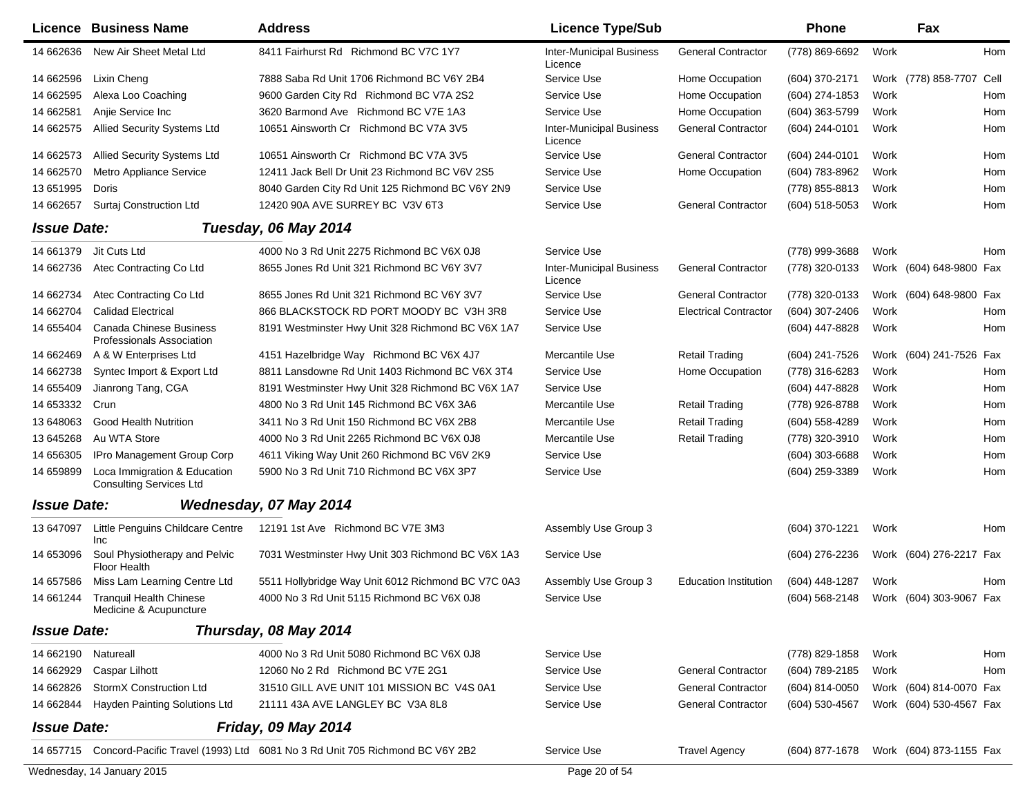| Licence | Business Name | Address | Licence Type/Sub | | Phone | | Fax | |
|---|---|---|---|---|---|---|---|---|
| 14 662636 | New Air Sheet Metal Ltd | 8411 Fairhurst Rd Richmond BC V7C 1Y7 | Inter-Municipal Business Licence | General Contractor | (778) 869-6692 | Work | | Hom |
| 14 662596 | Lixin Cheng | 7888 Saba Rd Unit 1706 Richmond BC V6Y 2B4 | Service Use | Home Occupation | (604) 370-2171 | Work | (778) 858-7707 | Cell |
| 14 662595 | Alexa Loo Coaching | 9600 Garden City Rd Richmond BC V7A 2S2 | Service Use | Home Occupation | (604) 274-1853 | Work | | Hom |
| 14 662581 | Anjie Service Inc | 3620 Barmond Ave Richmond BC V7E 1A3 | Service Use | Home Occupation | (604) 363-5799 | Work | | Hom |
| 14 662575 | Allied Security Systems Ltd | 10651 Ainsworth Cr Richmond BC V7A 3V5 | Inter-Municipal Business Licence | General Contractor | (604) 244-0101 | Work | | Hom |
| 14 662573 | Allied Security Systems Ltd | 10651 Ainsworth Cr Richmond BC V7A 3V5 | Service Use | General Contractor | (604) 244-0101 | Work | | Hom |
| 14 662570 | Metro Appliance Service | 12411 Jack Bell Dr Unit 23 Richmond BC V6V 2S5 | Service Use | Home Occupation | (604) 783-8962 | Work | | Hom |
| 13 651995 | Doris | 8040 Garden City Rd Unit 125 Richmond BC V6Y 2N9 | Service Use | | (778) 855-8813 | Work | | Hom |
| 14 662657 | Surtaj Construction Ltd | 12420 90A AVE SURREY BC V3V 6T3 | Service Use | General Contractor | (604) 518-5053 | Work | | Hom |

**Issue Date:** ***Tuesday, 06 May 2014***

| Licence | Business Name | Address | Licence Type/Sub | | Phone | | Fax | |
|---|---|---|---|---|---|---|---|---|
| 14 661379 | Jit Cuts Ltd | 4000 No 3 Rd Unit 2275 Richmond BC V6X 0J8 | Service Use | | (778) 999-3688 | Work | | Hom |
| 14 662736 | Atec Contracting Co Ltd | 8655 Jones Rd Unit 321 Richmond BC V6Y 3V7 | Inter-Municipal Business Licence | General Contractor | (778) 320-0133 | Work | (604) 648-9800 | Fax |
| 14 662734 | Atec Contracting Co Ltd | 8655 Jones Rd Unit 321 Richmond BC V6Y 3V7 | Service Use | General Contractor | (778) 320-0133 | Work | (604) 648-9800 | Fax |
| 14 662704 | Calidad Electrical | 866 BLACKSTOCK RD PORT MOODY BC V3H 3R8 | Service Use | Electrical Contractor | (604) 307-2406 | Work | | Hom |
| 14 655404 | Canada Chinese Business Professionals Association | 8191 Westminster Hwy Unit 328 Richmond BC V6X 1A7 | Service Use | | (604) 447-8828 | Work | | Hom |
| 14 662469 | A & W Enterprises Ltd | 4151 Hazelbridge Way Richmond BC V6X 4J7 | Mercantile Use | Retail Trading | (604) 241-7526 | Work | (604) 241-7526 | Fax |
| 14 662738 | Syntec Import & Export Ltd | 8811 Lansdowne Rd Unit 1403 Richmond BC V6X 3T4 | Service Use | Home Occupation | (778) 316-6283 | Work | | Hom |
| 14 655409 | Jianrong Tang, CGA | 8191 Westminster Hwy Unit 328 Richmond BC V6X 1A7 | Service Use | | (604) 447-8828 | Work | | Hom |
| 14 653332 | Crun | 4800 No 3 Rd Unit 145 Richmond BC V6X 3A6 | Mercantile Use | Retail Trading | (778) 926-8788 | Work | | Hom |
| 13 648063 | Good Health Nutrition | 3411 No 3 Rd Unit 150 Richmond BC V6X 2B8 | Mercantile Use | Retail Trading | (604) 558-4289 | Work | | Hom |
| 13 645268 | Au WTA Store | 4000 No 3 Rd Unit 2265 Richmond BC V6X 0J8 | Mercantile Use | Retail Trading | (778) 320-3910 | Work | | Hom |
| 14 656305 | IPro Management Group Corp | 4611 Viking Way Unit 260 Richmond BC V6V 2K9 | Service Use | | (604) 303-6688 | Work | | Hom |
| 14 659899 | Loca Immigration & Education Consulting Services Ltd | 5900 No 3 Rd Unit 710 Richmond BC V6X 3P7 | Service Use | | (604) 259-3389 | Work | | Hom |

**Issue Date:** ***Wednesday, 07 May 2014***

| Licence | Business Name | Address | Licence Type/Sub | | Phone | | Fax | |
|---|---|---|---|---|---|---|---|---|
| 13 647097 | Little Penguins Childcare Centre Inc | 12191 1st Ave Richmond BC V7E 3M3 | Assembly Use Group 3 | | (604) 370-1221 | Work | | Hom |
| 14 653096 | Soul Physiotherapy and Pelvic Floor Health | 7031 Westminster Hwy Unit 303 Richmond BC V6X 1A3 | Service Use | | (604) 276-2236 | Work | (604) 276-2217 | Fax |
| 14 657586 | Miss Lam Learning Centre Ltd | 5511 Hollybridge Way Unit 6012 Richmond BC V7C 0A3 | Assembly Use Group 3 | Education Institution | (604) 448-1287 | Work | | Hom |
| 14 661244 | Tranquil Health Chinese Medicine & Acupuncture | 4000 No 3 Rd Unit 5115 Richmond BC V6X 0J8 | Service Use | | (604) 568-2148 | Work | (604) 303-9067 | Fax |

**Issue Date:** ***Thursday, 08 May 2014***

| Licence | Business Name | Address | Licence Type/Sub | | Phone | | Fax | |
|---|---|---|---|---|---|---|---|---|
| 14 662190 | Natureall | 4000 No 3 Rd Unit 5080 Richmond BC V6X 0J8 | Service Use | | (778) 829-1858 | Work | | Hom |
| 14 662929 | Caspar Lilhott | 12060 No 2 Rd Richmond BC V7E 2G1 | Service Use | General Contractor | (604) 789-2185 | Work | | Hom |
| 14 662826 | StormX Construction Ltd | 31510 GILL AVE UNIT 101 MISSION BC V4S 0A1 | Service Use | General Contractor | (604) 814-0050 | Work | (604) 814-0070 | Fax |
| 14 662844 | Hayden Painting Solutions Ltd | 21111 43A AVE LANGLEY BC V3A 8L8 | Service Use | General Contractor | (604) 530-4567 | Work | (604) 530-4567 | Fax |

**Issue Date:** ***Friday, 09 May 2014***

| Licence | Business Name | Address | Licence Type/Sub | | Phone | | Fax | |
|---|---|---|---|---|---|---|---|---|
| 14 657715 | Concord-Pacific Travel (1993) Ltd | 6081 No 3 Rd Unit 705 Richmond BC V6Y 2B2 | Service Use | Travel Agency | (604) 877-1678 | Work | (604) 873-1155 | Fax |

Wednesday, 14 January 2015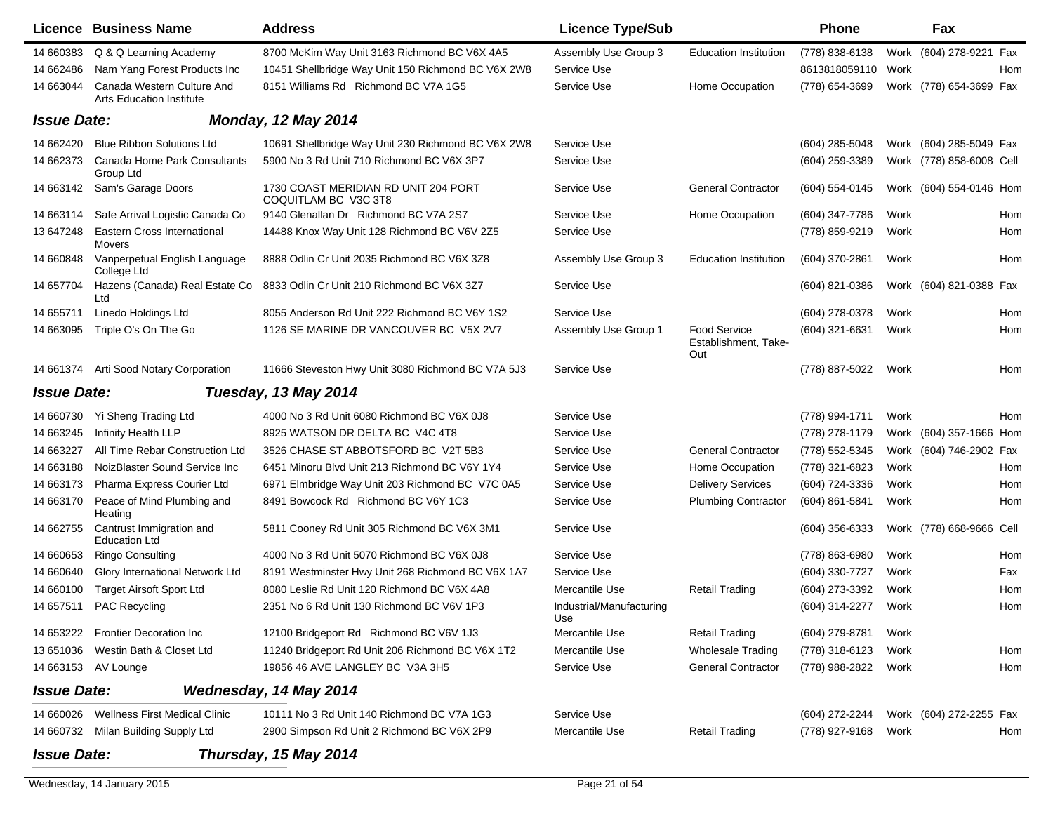| Licence | Business Name | Address | Licence Type/Sub | | Phone | | Fax | |
|---|---|---|---|---|---|---|---|---|
| 14 660383 | Q & Q Learning Academy | 8700 McKim Way Unit 3163 Richmond BC V6X 4A5 | Assembly Use Group 3 | Education Institution | (778) 838-6138 | Work | (604) 278-9221 | Fax |
| 14 662486 | Nam Yang Forest Products Inc | 10451 Shellbridge Way Unit 150 Richmond BC V6X 2W8 | Service Use | | 8613818059110 | Work | | Hom |
| 14 663044 | Canada Western Culture And Arts Education Institute | 8151 Williams Rd Richmond BC V7A 1G5 | Service Use | Home Occupation | (778) 654-3699 | Work | (778) 654-3699 | Fax |

**Issue Date:** ***Monday, 12 May 2014***

| Licence | Business Name | Address | Licence Type/Sub | | Phone | | Fax | |
|---|---|---|---|---|---|---|---|---|
| 14 662420 | Blue Ribbon Solutions Ltd | 10691 Shellbridge Way Unit 230 Richmond BC V6X 2W8 | Service Use | | (604) 285-5048 | Work | (604) 285-5049 | Fax |
| 14 662373 | Canada Home Park Consultants Group Ltd | 5900 No 3 Rd Unit 710 Richmond BC V6X 3P7 | Service Use | | (604) 259-3389 | Work | (778) 858-6008 | Cell |
| 14 663142 | Sam's Garage Doors | 1730 COAST MERIDIAN RD UNIT 204 PORT COQUITLAM BC V3C 3T8 | Service Use | General Contractor | (604) 554-0145 | Work | (604) 554-0146 | Hom |
| 14 663114 | Safe Arrival Logistic Canada Co | 9140 Glenallan Dr Richmond BC V7A 2S7 | Service Use | Home Occupation | (604) 347-7786 | Work | | Hom |
| 13 647248 | Eastern Cross International Movers | 14488 Knox Way Unit 128 Richmond BC V6V 2Z5 | Service Use | | (778) 859-9219 | Work | | Hom |
| 14 660848 | Vanperpetual English Language College Ltd | 8888 Odlin Cr Unit 2035 Richmond BC V6X 3Z8 | Assembly Use Group 3 | Education Institution | (604) 370-2861 | Work | | Hom |
| 14 657704 | Hazens (Canada) Real Estate Co Ltd | 8833 Odlin Cr Unit 210 Richmond BC V6X 3Z7 | Service Use | | (604) 821-0386 | Work | (604) 821-0388 | Fax |
| 14 655711 | Linedo Holdings Ltd | 8055 Anderson Rd Unit 222 Richmond BC V6Y 1S2 | Service Use | | (604) 278-0378 | Work | | Hom |
| 14 663095 | Triple O's On The Go | 1126 SE MARINE DR VANCOUVER BC V5X 2V7 | Assembly Use Group 1 | Food Service Establishment, Take-Out | (604) 321-6631 | Work | | Hom |
| 14 661374 | Arti Sood Notary Corporation | 11666 Steveston Hwy Unit 3080 Richmond BC V7A 5J3 | Service Use | | (778) 887-5022 | Work | | Hom |

**Issue Date:** ***Tuesday, 13 May 2014***

| Licence | Business Name | Address | Licence Type/Sub | | Phone | | Fax | |
|---|---|---|---|---|---|---|---|---|
| 14 660730 | Yi Sheng Trading Ltd | 4000 No 3 Rd Unit 6080 Richmond BC V6X 0J8 | Service Use | | (778) 994-1711 | Work | | Hom |
| 14 663245 | Infinity Health LLP | 8925 WATSON DR DELTA BC V4C 4T8 | Service Use | | (778) 278-1179 | Work | (604) 357-1666 | Hom |
| 14 663227 | All Time Rebar Construction Ltd | 3526 CHASE ST ABBOTSFORD BC V2T 5B3 | Service Use | General Contractor | (778) 552-5345 | Work | (604) 746-2902 | Fax |
| 14 663188 | NoizBlaster Sound Service Inc | 6451 Minoru Blvd Unit 213 Richmond BC V6Y 1Y4 | Service Use | Home Occupation | (778) 321-6823 | Work | | Hom |
| 14 663173 | Pharma Express Courier Ltd | 6971 Elmbridge Way Unit 203 Richmond BC V7C 0A5 | Service Use | Delivery Services | (604) 724-3336 | Work | | Hom |
| 14 663170 | Peace of Mind Plumbing and Heating | 8491 Bowcock Rd Richmond BC V6Y 1C3 | Service Use | Plumbing Contractor | (604) 861-5841 | Work | | Hom |
| 14 662755 | Cantrust Immigration and Education Ltd | 5811 Cooney Rd Unit 305 Richmond BC V6X 3M1 | Service Use | | (604) 356-6333 | Work | (778) 668-9666 | Cell |
| 14 660653 | Ringo Consulting | 4000 No 3 Rd Unit 5070 Richmond BC V6X 0J8 | Service Use | | (778) 863-6980 | Work | | Hom |
| 14 660640 | Glory International Network Ltd | 8191 Westminster Hwy Unit 268 Richmond BC V6X 1A7 | Service Use | | (604) 330-7727 | Work | | Fax |
| 14 660100 | Target Airsoft Sport Ltd | 8080 Leslie Rd Unit 120 Richmond BC V6X 4A8 | Mercantile Use | Retail Trading | (604) 273-3392 | Work | | Hom |
| 14 657511 | PAC Recycling | 2351 No 6 Rd Unit 130 Richmond BC V6V 1P3 | Industrial/Manufacturing Use | | (604) 314-2277 | Work | | Hom |
| 14 653222 | Frontier Decoration Inc | 12100 Bridgeport Rd Richmond BC V6V 1J3 | Mercantile Use | Retail Trading | (604) 279-8781 | Work | | |
| 13 651036 | Westin Bath & Closet Ltd | 11240 Bridgeport Rd Unit 206 Richmond BC V6X 1T2 | Mercantile Use | Wholesale Trading | (778) 318-6123 | Work | | Hom |
| 14 663153 | AV Lounge | 19856 46 AVE LANGLEY BC V3A 3H5 | Service Use | General Contractor | (778) 988-2822 | Work | | Hom |

**Issue Date:** ***Wednesday, 14 May 2014***

| Licence | Business Name | Address | Licence Type/Sub | | Phone | | Fax | |
|---|---|---|---|---|---|---|---|---|
| 14 660026 | Wellness First Medical Clinic | 10111 No 3 Rd Unit 140 Richmond BC V7A 1G3 | Service Use | | (604) 272-2244 | Work | (604) 272-2255 | Fax |
| 14 660732 | Milan Building Supply Ltd | 2900 Simpson Rd Unit 2 Richmond BC V6X 2P9 | Mercantile Use | Retail Trading | (778) 927-9168 | Work | | Hom |

**Issue Date:** ***Thursday, 15 May 2014***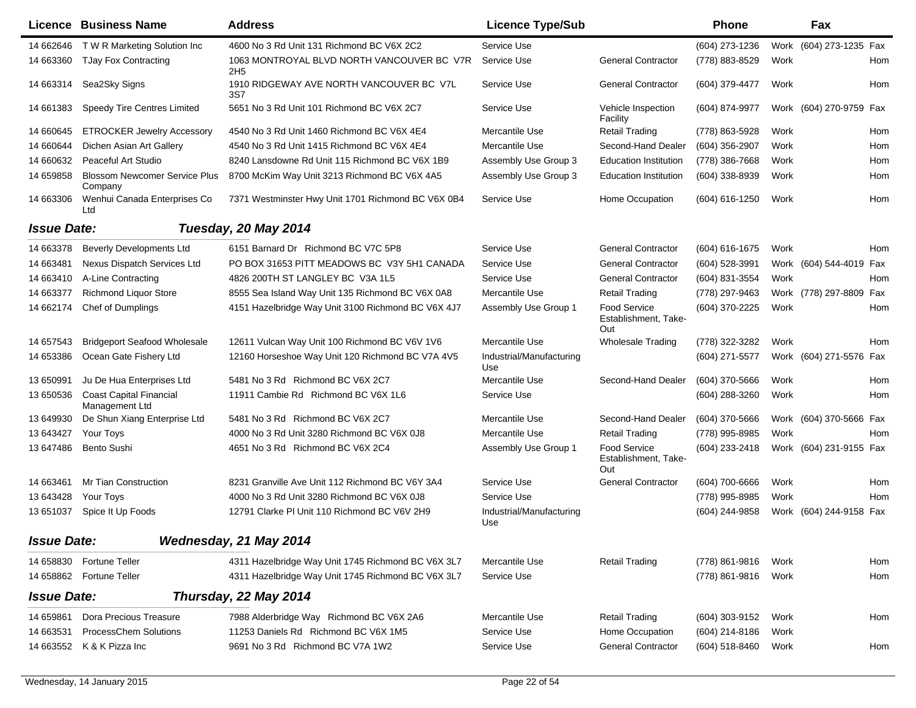| Licence | Business Name | Address | Licence Type/Sub | | Phone | | Fax | |
|---|---|---|---|---|---|---|---|---|
| 14 662646 | T W R Marketing Solution Inc | 4600 No 3 Rd Unit 131 Richmond BC V6X 2C2 | Service Use | | (604) 273-1236 | Work | (604) 273-1235 | Fax |
| 14 663360 | TJay Fox Contracting | 1063 MONTROYAL BLVD NORTH VANCOUVER BC V7R 2H5 | Service Use | General Contractor | (778) 883-8529 | Work | | Hom |
| 14 663314 | Sea2Sky Signs | 1910 RIDGEWAY AVE NORTH VANCOUVER BC V7L 3S7 | Service Use | General Contractor | (604) 379-4477 | Work | | Hom |
| 14 661383 | Speedy Tire Centres Limited | 5651 No 3 Rd Unit 101 Richmond BC V6X 2C7 | Service Use | Vehicle Inspection Facility | (604) 874-9977 | Work | (604) 270-9759 | Fax |
| 14 660645 | ETROCKER Jewelry Accessory | 4540 No 3 Rd Unit 1460 Richmond BC V6X 4E4 | Mercantile Use | Retail Trading | (778) 863-5928 | Work | | Hom |
| 14 660644 | Dichen Asian Art Gallery | 4540 No 3 Rd Unit 1415 Richmond BC V6X 4E4 | Mercantile Use | Second-Hand Dealer | (604) 356-2907 | Work | | Hom |
| 14 660632 | Peaceful Art Studio | 8240 Lansdowne Rd Unit 115 Richmond BC V6X 1B9 | Assembly Use Group 3 | Education Institution | (778) 386-7668 | Work | | Hom |
| 14 659858 | Blossom Newcomer Service Plus Company | 8700 McKim Way Unit 3213 Richmond BC V6X 4A5 | Assembly Use Group 3 | Education Institution | (604) 338-8939 | Work | | Hom |
| 14 663306 | Wenhui Canada Enterprises Co Ltd | 7371 Westminster Hwy Unit 1701 Richmond BC V6X 0B4 | Service Use | Home Occupation | (604) 616-1250 | Work | | Hom |

***Issue Date:*** ***Tuesday, 20 May 2014***

| Licence | Business Name | Address | Licence Type/Sub | | Phone | | Fax | |
|---|---|---|---|---|---|---|---|---|
| 14 663378 | Beverly Developments Ltd | 6151 Barnard Dr Richmond BC V7C 5P8 | Service Use | General Contractor | (604) 616-1675 | Work | | Hom |
| 14 663481 | Nexus Dispatch Services Ltd | PO BOX 31653 PITT MEADOWS BC V3Y 5H1 CANADA | Service Use | General Contractor | (604) 528-3991 | Work | (604) 544-4019 | Fax |
| 14 663410 | A-Line Contracting | 4826 200TH ST LANGLEY BC V3A 1L5 | Service Use | General Contractor | (604) 831-3554 | Work | | Hom |
| 14 663377 | Richmond Liquor Store | 8555 Sea Island Way Unit 135 Richmond BC V6X 0A8 | Mercantile Use | Retail Trading | (778) 297-9463 | Work | (778) 297-8809 | Fax |
| 14 662174 | Chef of Dumplings | 4151 Hazelbridge Way Unit 3100 Richmond BC V6X 4J7 | Assembly Use Group 1 | Food Service Establishment, Take-Out | (604) 370-2225 | Work | | Hom |
| 14 657543 | Bridgeport Seafood Wholesale | 12611 Vulcan Way Unit 100 Richmond BC V6V 1V6 | Mercantile Use | Wholesale Trading | (778) 322-3282 | Work | | Hom |
| 14 653386 | Ocean Gate Fishery Ltd | 12160 Horseshoe Way Unit 120 Richmond BC V7A 4V5 | Industrial/Manufacturing Use | | (604) 271-5577 | Work | (604) 271-5576 | Fax |
| 13 650991 | Ju De Hua Enterprises Ltd | 5481 No 3 Rd Richmond BC V6X 2C7 | Mercantile Use | Second-Hand Dealer | (604) 370-5666 | Work | | Hom |
| 13 650536 | Coast Capital Financial Management Ltd | 11911 Cambie Rd Richmond BC V6X 1L6 | Service Use | | (604) 288-3260 | Work | | Hom |
| 13 649930 | De Shun Xiang Enterprise Ltd | 5481 No 3 Rd Richmond BC V6X 2C7 | Mercantile Use | Second-Hand Dealer | (604) 370-5666 | Work | (604) 370-5666 | Fax |
| 13 643427 | Your Toys | 4000 No 3 Rd Unit 3280 Richmond BC V6X 0J8 | Mercantile Use | Retail Trading | (778) 995-8985 | Work | | Hom |
| 13 647486 | Bento Sushi | 4651 No 3 Rd Richmond BC V6X 2C4 | Assembly Use Group 1 | Food Service Establishment, Take-Out | (604) 233-2418 | Work | (604) 231-9155 | Fax |
| 14 663461 | Mr Tian Construction | 8231 Granville Ave Unit 112 Richmond BC V6Y 3A4 | Service Use | General Contractor | (604) 700-6666 | Work | | Hom |
| 13 643428 | Your Toys | 4000 No 3 Rd Unit 3280 Richmond BC V6X 0J8 | Service Use | | (778) 995-8985 | Work | | Hom |
| 13 651037 | Spice It Up Foods | 12791 Clarke Pl Unit 110 Richmond BC V6V 2H9 | Industrial/Manufacturing Use | | (604) 244-9858 | Work | (604) 244-9158 | Fax |

***Issue Date:*** ***Wednesday, 21 May 2014***

| Licence | Business Name | Address | Licence Type/Sub | | Phone | | Fax | |
|---|---|---|---|---|---|---|---|---|
| 14 658830 | Fortune Teller | 4311 Hazelbridge Way Unit 1745 Richmond BC V6X 3L7 | Mercantile Use | Retail Trading | (778) 861-9816 | Work | | Hom |
| 14 658862 | Fortune Teller | 4311 Hazelbridge Way Unit 1745 Richmond BC V6X 3L7 | Service Use | | (778) 861-9816 | Work | | Hom |

***Issue Date:*** ***Thursday, 22 May 2014***

| Licence | Business Name | Address | Licence Type/Sub | | Phone | | Fax | |
|---|---|---|---|---|---|---|---|---|
| 14 659861 | Dora Precious Treasure | 7988 Alderbridge Way Richmond BC V6X 2A6 | Mercantile Use | Retail Trading | (604) 303-9152 | Work | | Hom |
| 14 663531 | ProcessChem Solutions | 11253 Daniels Rd Richmond BC V6X 1M5 | Service Use | Home Occupation | (604) 214-8186 | Work | | |
| 14 663552 | K & K Pizza Inc | 9691 No 3 Rd Richmond BC V7A 1W2 | Service Use | General Contractor | (604) 518-8460 | Work | | Hom |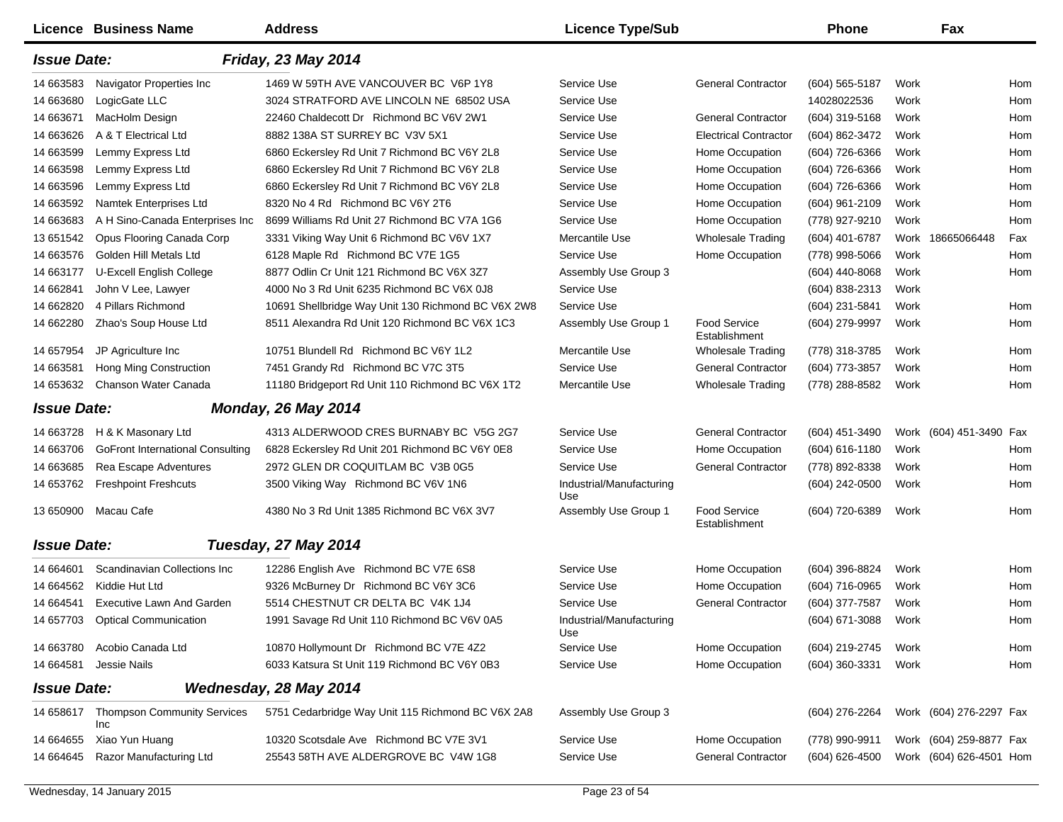| Licence | Business Name | Address | Licence Type/Sub | | Phone | | Fax | |
|---|---|---|---|---|---|---|---|---|
| ***Issue Date:*** | | ***Friday, 23 May 2014*** | | | | | | |
| 14 663583 | Navigator Properties Inc | 1469 W 59TH AVE VANCOUVER BC V6P 1Y8 | Service Use | General Contractor | (604) 565-5187 | Work | | Hom |
| 14 663680 | LogicGate LLC | 3024 STRATFORD AVE LINCOLN NE 68502 USA | Service Use | | 14028022536 | Work | | Hom |
| 14 663671 | MacHolm Design | 22460 Chaldecott Dr Richmond BC V6V 2W1 | Service Use | General Contractor | (604) 319-5168 | Work | | Hom |
| 14 663626 | A & T Electrical Ltd | 8882 138A ST SURREY BC V3V 5X1 | Service Use | Electrical Contractor | (604) 862-3472 | Work | | Hom |
| 14 663599 | Lemmy Express Ltd | 6860 Eckersley Rd Unit 7 Richmond BC V6Y 2L8 | Service Use | Home Occupation | (604) 726-6366 | Work | | Hom |
| 14 663598 | Lemmy Express Ltd | 6860 Eckersley Rd Unit 7 Richmond BC V6Y 2L8 | Service Use | Home Occupation | (604) 726-6366 | Work | | Hom |
| 14 663596 | Lemmy Express Ltd | 6860 Eckersley Rd Unit 7 Richmond BC V6Y 2L8 | Service Use | Home Occupation | (604) 726-6366 | Work | | Hom |
| 14 663592 | Namtek Enterprises Ltd | 8320 No 4 Rd Richmond BC V6Y 2T6 | Service Use | Home Occupation | (604) 961-2109 | Work | | Hom |
| 14 663683 | A H Sino-Canada Enterprises Inc | 8699 Williams Rd Unit 27 Richmond BC V7A 1G6 | Service Use | Home Occupation | (778) 927-9210 | Work | | Hom |
| 13 651542 | Opus Flooring Canada Corp | 3331 Viking Way Unit 6 Richmond BC V6V 1X7 | Mercantile Use | Wholesale Trading | (604) 401-6787 | Work | 18665066448 | Fax |
| 14 663576 | Golden Hill Metals Ltd | 6128 Maple Rd Richmond BC V7E 1G5 | Service Use | Home Occupation | (778) 998-5066 | Work | | Hom |
| 14 663177 | U-Excell English College | 8877 Odlin Cr Unit 121 Richmond BC V6X 3Z7 | Assembly Use Group 3 | | (604) 440-8068 | Work | | Hom |
| 14 662841 | John V Lee, Lawyer | 4000 No 3 Rd Unit 6235 Richmond BC V6X 0J8 | Service Use | | (604) 838-2313 | Work | | |
| 14 662820 | 4 Pillars Richmond | 10691 Shellbridge Way Unit 130 Richmond BC V6X 2W8 | Service Use | | (604) 231-5841 | Work | | Hom |
| 14 662280 | Zhao's Soup House Ltd | 8511 Alexandra Rd Unit 120 Richmond BC V6X 1C3 | Assembly Use Group 1 | Food Service Establishment | (604) 279-9997 | Work | | Hom |
| 14 657954 | JP Agriculture Inc | 10751 Blundell Rd Richmond BC V6Y 1L2 | Mercantile Use | Wholesale Trading | (778) 318-3785 | Work | | Hom |
| 14 663581 | Hong Ming Construction | 7451 Grandy Rd Richmond BC V7C 3T5 | Service Use | General Contractor | (604) 773-3857 | Work | | Hom |
| 14 653632 | Chanson Water Canada | 11180 Bridgeport Rd Unit 110 Richmond BC V6X 1T2 | Mercantile Use | Wholesale Trading | (778) 288-8582 | Work | | Hom |
| ***Issue Date:*** | | ***Monday, 26 May 2014*** | | | | | | |
| 14 663728 | H & K Masonary Ltd | 4313 ALDERWOOD CRES BURNABY BC V5G 2G7 | Service Use | General Contractor | (604) 451-3490 | Work | (604) 451-3490 | Fax |
| 14 663706 | GoFront International Consulting | 6828 Eckersley Rd Unit 201 Richmond BC V6Y 0E8 | Service Use | Home Occupation | (604) 616-1180 | Work | | Hom |
| 14 663685 | Rea Escape Adventures | 2972 GLEN DR COQUITLAM BC V3B 0G5 | Service Use | General Contractor | (778) 892-8338 | Work | | Hom |
| 14 653762 | Freshpoint Freshcuts | 3500 Viking Way Richmond BC V6V 1N6 | Industrial/Manufacturing Use | | (604) 242-0500 | Work | | Hom |
| 13 650900 | Macau Cafe | 4380 No 3 Rd Unit 1385 Richmond BC V6X 3V7 | Assembly Use Group 1 | Food Service Establishment | (604) 720-6389 | Work | | Hom |
| ***Issue Date:*** | | ***Tuesday, 27 May 2014*** | | | | | | |
| 14 664601 | Scandinavian Collections Inc | 12286 English Ave Richmond BC V7E 6S8 | Service Use | Home Occupation | (604) 396-8824 | Work | | Hom |
| 14 664562 | Kiddie Hut Ltd | 9326 McBurney Dr Richmond BC V6Y 3C6 | Service Use | Home Occupation | (604) 716-0965 | Work | | Hom |
| 14 664541 | Executive Lawn And Garden | 5514 CHESTNUT CR DELTA BC V4K 1J4 | Service Use | General Contractor | (604) 377-7587 | Work | | Hom |
| 14 657703 | Optical Communication | 1991 Savage Rd Unit 110 Richmond BC V6V 0A5 | Industrial/Manufacturing Use | | (604) 671-3088 | Work | | Hom |
| 14 663780 | Acobio Canada Ltd | 10870 Hollymount Dr Richmond BC V7E 4Z2 | Service Use | Home Occupation | (604) 219-2745 | Work | | Hom |
| 14 664581 | Jessie Nails | 6033 Katsura St Unit 119 Richmond BC V6Y 0B3 | Service Use | Home Occupation | (604) 360-3331 | Work | | Hom |
| ***Issue Date:*** | | ***Wednesday, 28 May 2014*** | | | | | | |
| 14 658617 | Thompson Community Services Inc | 5751 Cedarbridge Way Unit 115 Richmond BC V6X 2A8 | Assembly Use Group 3 | | (604) 276-2264 | Work | (604) 276-2297 | Fax |
| 14 664655 | Xiao Yun Huang | 10320 Scotsdale Ave Richmond BC V7E 3V1 | Service Use | Home Occupation | (778) 990-9911 | Work | (604) 259-8877 | Fax |
| 14 664645 | Razor Manufacturing Ltd | 25543 58TH AVE ALDERGROVE BC V4W 1G8 | Service Use | General Contractor | (604) 626-4500 | Work | (604) 626-4501 | Hom |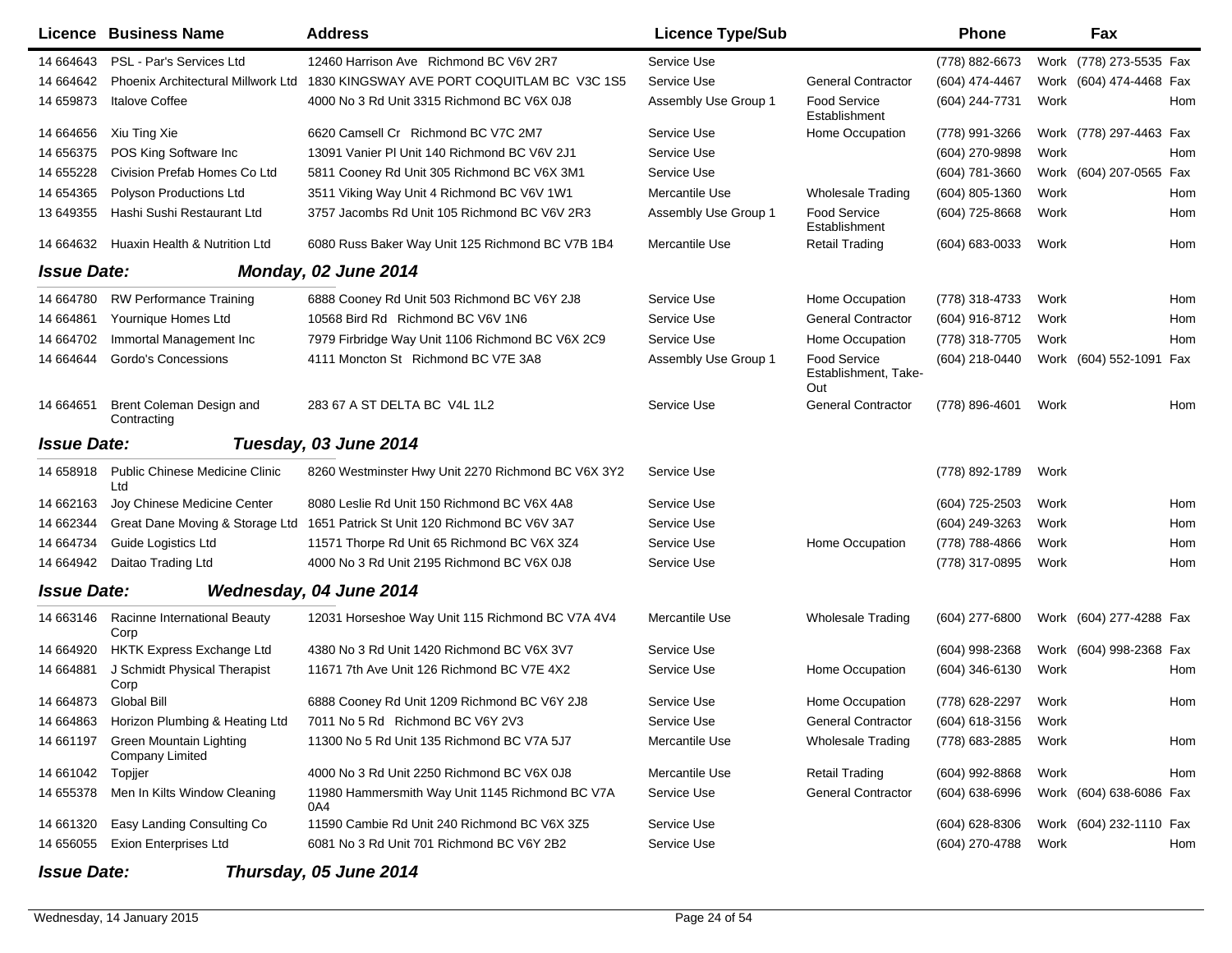| Licence | Business Name | Address | Licence Type/Sub | | Phone | | Fax | |
|---|---|---|---|---|---|---|---|---|
| 14 664643 | PSL - Par's Services Ltd | 12460 Harrison Ave Richmond BC V6V 2R7 | Service Use | | (778) 882-6673 | Work | (778) 273-5535 | Fax |
| 14 664642 | Phoenix Architectural Millwork Ltd | 1830 KINGSWAY AVE PORT COQUITLAM BC V3C 1S5 | Service Use | General Contractor | (604) 474-4467 | Work | (604) 474-4468 | Fax |
| 14 659873 | Italove Coffee | 4000 No 3 Rd Unit 3315 Richmond BC V6X 0J8 | Assembly Use Group 1 | Food Service Establishment | (604) 244-7731 | Work | | Hom |
| 14 664656 | Xiu Ting Xie | 6620 Camsell Cr Richmond BC V7C 2M7 | Service Use | Home Occupation | (778) 991-3266 | Work | (778) 297-4463 | Fax |
| 14 656375 | POS King Software Inc | 13091 Vanier Pl Unit 140 Richmond BC V6V 2J1 | Service Use | | (604) 270-9898 | Work | | Hom |
| 14 655228 | Civision Prefab Homes Co Ltd | 5811 Cooney Rd Unit 305 Richmond BC V6X 3M1 | Service Use | | (604) 781-3660 | Work | (604) 207-0565 | Fax |
| 14 654365 | Polyson Productions Ltd | 3511 Viking Way Unit 4 Richmond BC V6V 1W1 | Mercantile Use | Wholesale Trading | (604) 805-1360 | Work | | Hom |
| 13 649355 | Hashi Sushi Restaurant Ltd | 3757 Jacombs Rd Unit 105 Richmond BC V6V 2R3 | Assembly Use Group 1 | Food Service Establishment | (604) 725-8668 | Work | | Hom |
| 14 664632 | Huaxin Health & Nutrition Ltd | 6080 Russ Baker Way Unit 125 Richmond BC V7B 1B4 | Mercantile Use | Retail Trading | (604) 683-0033 | Work | | Hom |

***Issue Date:*** ***Monday, 02 June 2014***

| Licence | Business Name | Address | Licence Type/Sub | | Phone | | Fax | |
|---|---|---|---|---|---|---|---|---|
| 14 664780 | RW Performance Training | 6888 Cooney Rd Unit 503 Richmond BC V6Y 2J8 | Service Use | Home Occupation | (778) 318-4733 | Work | | Hom |
| 14 664861 | Yournique Homes Ltd | 10568 Bird Rd Richmond BC V6V 1N6 | Service Use | General Contractor | (604) 916-8712 | Work | | Hom |
| 14 664702 | Immortal Management Inc | 7979 Firbridge Way Unit 1106 Richmond BC V6X 2C9 | Service Use | Home Occupation | (778) 318-7705 | Work | | Hom |
| 14 664644 | Gordo's Concessions | 4111 Moncton St Richmond BC V7E 3A8 | Assembly Use Group 1 | Food Service Establishment, Take-Out | (604) 218-0440 | Work | (604) 552-1091 | Fax |
| 14 664651 | Brent Coleman Design and Contracting | 283 67 A ST DELTA BC V4L 1L2 | Service Use | General Contractor | (778) 896-4601 | Work | | Hom |

***Issue Date:*** ***Tuesday, 03 June 2014***

| Licence | Business Name | Address | Licence Type/Sub | | Phone | | Fax | |
|---|---|---|---|---|---|---|---|---|
| 14 658918 | Public Chinese Medicine Clinic Ltd | 8260 Westminster Hwy Unit 2270 Richmond BC V6X 3Y2 | Service Use | | (778) 892-1789 | Work | | |
| 14 662163 | Joy Chinese Medicine Center | 8080 Leslie Rd Unit 150 Richmond BC V6X 4A8 | Service Use | | (604) 725-2503 | Work | | Hom |
| 14 662344 | Great Dane Moving & Storage Ltd | 1651 Patrick St Unit 120 Richmond BC V6V 3A7 | Service Use | | (604) 249-3263 | Work | | Hom |
| 14 664734 | Guide Logistics Ltd | 11571 Thorpe Rd Unit 65 Richmond BC V6X 3Z4 | Service Use | Home Occupation | (778) 788-4866 | Work | | Hom |
| 14 664942 | Daitao Trading Ltd | 4000 No 3 Rd Unit 2195 Richmond BC V6X 0J8 | Service Use | | (778) 317-0895 | Work | | Hom |

***Issue Date:*** ***Wednesday, 04 June 2014***

| Licence | Business Name | Address | Licence Type/Sub | | Phone | | Fax | |
|---|---|---|---|---|---|---|---|---|
| 14 663146 | Racinne International Beauty Corp | 12031 Horseshoe Way Unit 115 Richmond BC V7A 4V4 | Mercantile Use | Wholesale Trading | (604) 277-6800 | Work | (604) 277-4288 | Fax |
| 14 664920 | HKTK Express Exchange Ltd | 4380 No 3 Rd Unit 1420 Richmond BC V6X 3V7 | Service Use | | (604) 998-2368 | Work | (604) 998-2368 | Fax |
| 14 664881 | J Schmidt Physical Therapist Corp | 11671 7th Ave Unit 126 Richmond BC V7E 4X2 | Service Use | Home Occupation | (604) 346-6130 | Work | | Hom |
| 14 664873 | Global Bill | 6888 Cooney Rd Unit 1209 Richmond BC V6Y 2J8 | Service Use | Home Occupation | (778) 628-2297 | Work | | Hom |
| 14 664863 | Horizon Plumbing & Heating Ltd | 7011 No 5 Rd Richmond BC V6Y 2V3 | Service Use | General Contractor | (604) 618-3156 | Work | | |
| 14 661197 | Green Mountain Lighting Company Limited | 11300 No 5 Rd Unit 135 Richmond BC V7A 5J7 | Mercantile Use | Wholesale Trading | (778) 683-2885 | Work | | Hom |
| 14 661042 | Topjjer | 4000 No 3 Rd Unit 2250 Richmond BC V6X 0J8 | Mercantile Use | Retail Trading | (604) 992-8868 | Work | | Hom |
| 14 655378 | Men In Kilts Window Cleaning | 11980 Hammersmith Way Unit 1145 Richmond BC V7A 0A4 | Service Use | General Contractor | (604) 638-6996 | Work | (604) 638-6086 | Fax |
| 14 661320 | Easy Landing Consulting Co | 11590 Cambie Rd Unit 240 Richmond BC V6X 3Z5 | Service Use | | (604) 628-8306 | Work | (604) 232-1110 | Fax |
| 14 656055 | Exion Enterprises Ltd | 6081 No 3 Rd Unit 701 Richmond BC V6Y 2B2 | Service Use | | (604) 270-4788 | Work | | Hom |

***Issue Date:*** ***Thursday, 05 June 2014***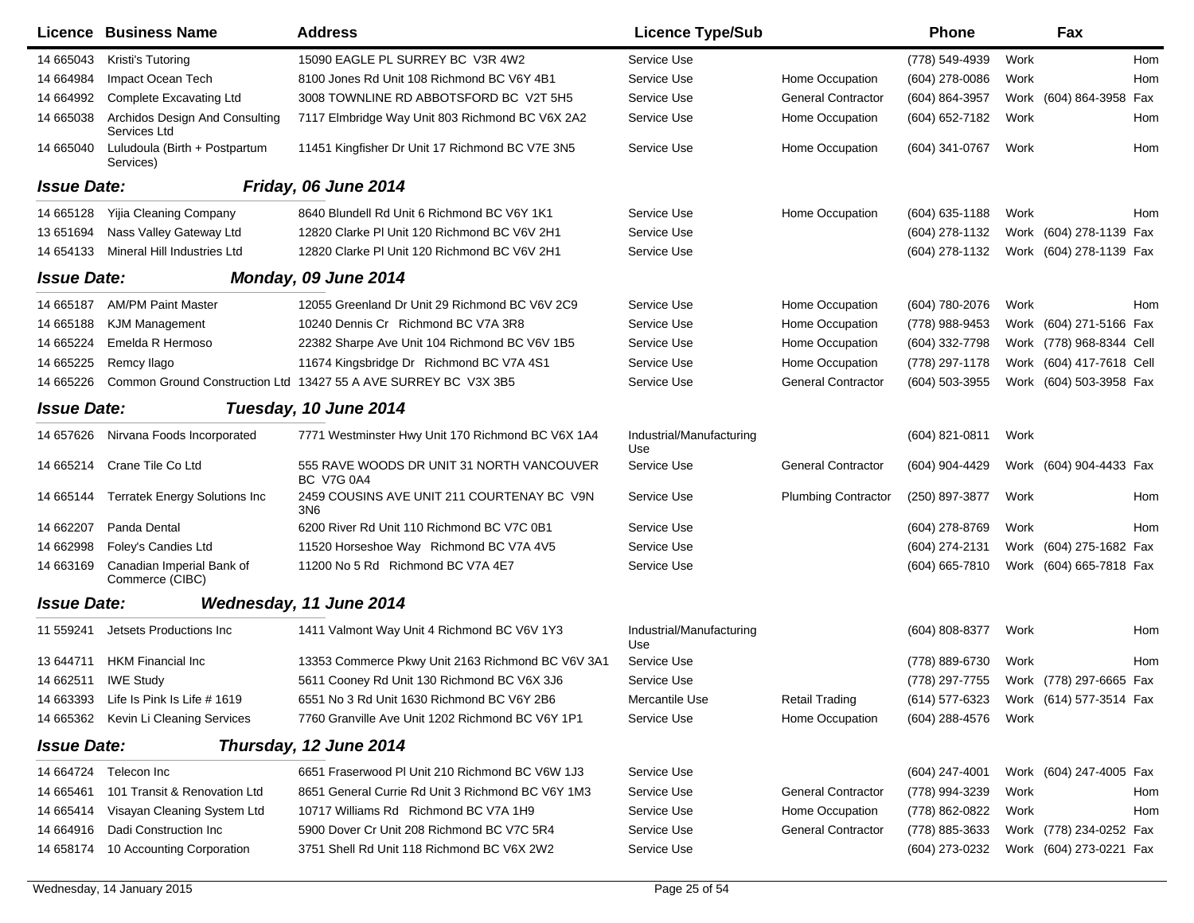| Licence | Business Name | Address | Licence Type/Sub | | Phone | | Fax | |
|---|---|---|---|---|---|---|---|---|
| 14 665043 | Kristi's Tutoring | 15090 EAGLE PL SURREY BC V3R 4W2 | Service Use | | (778) 549-4939 | Work | | Hom |
| 14 664984 | Impact Ocean Tech | 8100 Jones Rd Unit 108 Richmond BC V6Y 4B1 | Service Use | Home Occupation | (604) 278-0086 | Work | | Hom |
| 14 664992 | Complete Excavating Ltd | 3008 TOWNLINE RD ABBOTSFORD BC V2T 5H5 | Service Use | General Contractor | (604) 864-3957 | Work | (604) 864-3958 | Fax |
| 14 665038 | Archidos Design And Consulting Services Ltd | 7117 Elmbridge Way Unit 803 Richmond BC V6X 2A2 | Service Use | Home Occupation | (604) 652-7182 | Work | | Hom |
| 14 665040 | Luludoula (Birth + Postpartum Services) | 11451 Kingfisher Dr Unit 17 Richmond BC V7E 3N5 | Service Use | Home Occupation | (604) 341-0767 | Work | | Hom |
| ***Issue Date:*** | | ***Friday, 06 June 2014*** | | | | | | |
| 14 665128 | Yijia Cleaning Company | 8640 Blundell Rd Unit 6 Richmond BC V6Y 1K1 | Service Use | Home Occupation | (604) 635-1188 | Work | | Hom |
| 13 651694 | Nass Valley Gateway Ltd | 12820 Clarke Pl Unit 120 Richmond BC V6V 2H1 | Service Use | | (604) 278-1132 | Work | (604) 278-1139 | Fax |
| 14 654133 | Mineral Hill Industries Ltd | 12820 Clarke Pl Unit 120 Richmond BC V6V 2H1 | Service Use | | (604) 278-1132 | Work | (604) 278-1139 | Fax |
| ***Issue Date:*** | | ***Monday, 09 June 2014*** | | | | | | |
| 14 665187 | AM/PM Paint Master | 12055 Greenland Dr Unit 29 Richmond BC V6V 2C9 | Service Use | Home Occupation | (604) 780-2076 | Work | | Hom |
| 14 665188 | KJM Management | 10240 Dennis Cr Richmond BC V7A 3R8 | Service Use | Home Occupation | (778) 988-9453 | Work | (604) 271-5166 | Fax |
| 14 665224 | Emelda R Hermoso | 22382 Sharpe Ave Unit 104 Richmond BC V6V 1B5 | Service Use | Home Occupation | (604) 332-7798 | Work | (778) 968-8344 | Cell |
| 14 665225 | Remcy Ilago | 11674 Kingsbridge Dr Richmond BC V7A 4S1 | Service Use | Home Occupation | (778) 297-1178 | Work | (604) 417-7618 | Cell |
| 14 665226 | Common Ground Construction Ltd | 13427 55 A AVE SURREY BC V3X 3B5 | Service Use | General Contractor | (604) 503-3955 | Work | (604) 503-3958 | Fax |
| ***Issue Date:*** | | ***Tuesday, 10 June 2014*** | | | | | | |
| 14 657626 | Nirvana Foods Incorporated | 7771 Westminster Hwy Unit 170 Richmond BC V6X 1A4 | Industrial/Manufacturing Use | | (604) 821-0811 | Work | | |
| 14 665214 | Crane Tile Co Ltd | 555 RAVE WOODS DR UNIT 31 NORTH VANCOUVER BC V7G 0A4 | Service Use | General Contractor | (604) 904-4429 | Work | (604) 904-4433 | Fax |
| 14 665144 | Terratek Energy Solutions Inc | 2459 COUSINS AVE UNIT 211 COURTENAY BC V9N 3N6 | Service Use | Plumbing Contractor | (250) 897-3877 | Work | | Hom |
| 14 662207 | Panda Dental | 6200 River Rd Unit 110 Richmond BC V7C 0B1 | Service Use | | (604) 278-8769 | Work | | Hom |
| 14 662998 | Foley's Candies Ltd | 11520 Horseshoe Way Richmond BC V7A 4V5 | Service Use | | (604) 274-2131 | Work | (604) 275-1682 | Fax |
| 14 663169 | Canadian Imperial Bank of Commerce (CIBC) | 11200 No 5 Rd Richmond BC V7A 4E7 | Service Use | | (604) 665-7810 | Work | (604) 665-7818 | Fax |
| ***Issue Date:*** | | ***Wednesday, 11 June 2014*** | | | | | | |
| 11 559241 | Jetsets Productions Inc | 1411 Valmont Way Unit 4 Richmond BC V6V 1Y3 | Industrial/Manufacturing Use | | (604) 808-8377 | Work | | Hom |
| 13 644711 | HKM Financial Inc | 13353 Commerce Pkwy Unit 2163 Richmond BC V6V 3A1 | Service Use | | (778) 889-6730 | Work | | Hom |
| 14 662511 | IWE Study | 5611 Cooney Rd Unit 130 Richmond BC V6X 3J6 | Service Use | | (778) 297-7755 | Work | (778) 297-6665 | Fax |
| 14 663393 | Life Is Pink Is Life # 1619 | 6551 No 3 Rd Unit 1630 Richmond BC V6Y 2B6 | Mercantile Use | Retail Trading | (614) 577-6323 | Work | (614) 577-3514 | Fax |
| 14 665362 | Kevin Li Cleaning Services | 7760 Granville Ave Unit 1202 Richmond BC V6Y 1P1 | Service Use | Home Occupation | (604) 288-4576 | Work | | |
| ***Issue Date:*** | | ***Thursday, 12 June 2014*** | | | | | | |
| 14 664724 | Telecon Inc | 6651 Fraserwood Pl Unit 210 Richmond BC V6W 1J3 | Service Use | | (604) 247-4001 | Work | (604) 247-4005 | Fax |
| 14 665461 | 101 Transit & Renovation Ltd | 8651 General Currie Rd Unit 3 Richmond BC V6Y 1M3 | Service Use | General Contractor | (778) 994-3239 | Work | | Hom |
| 14 665414 | Visayan Cleaning System Ltd | 10717 Williams Rd Richmond BC V7A 1H9 | Service Use | Home Occupation | (778) 862-0822 | Work | | Hom |
| 14 664916 | Dadi Construction Inc | 5900 Dover Cr Unit 208 Richmond BC V7C 5R4 | Service Use | General Contractor | (778) 885-3633 | Work | (778) 234-0252 | Fax |
| 14 658174 | 10 Accounting Corporation | 3751 Shell Rd Unit 118 Richmond BC V6X 2W2 | Service Use | | (604) 273-0232 | Work | (604) 273-0221 | Fax |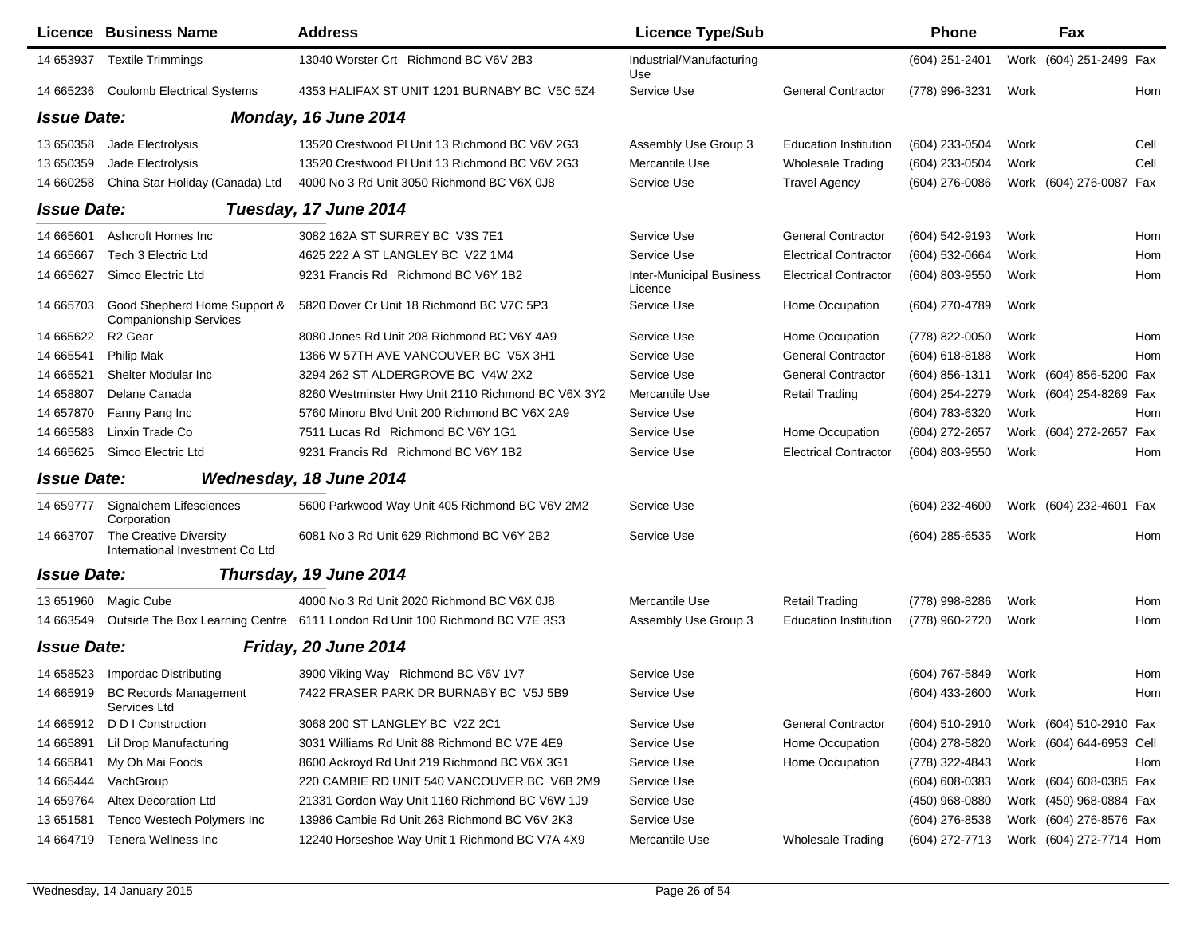| Licence | Business Name | Address | Licence Type/Sub | | Phone | | Fax | |
|---|---|---|---|---|---|---|---|---|
| 14 653937 | Textile Trimmings | 13040 Worster Crt Richmond BC V6V 2B3 | Industrial/Manufacturing Use | | (604) 251-2401 | Work | (604) 251-2499 | Fax |
| 14 665236 | Coulomb Electrical Systems | 4353 HALIFAX ST UNIT 1201 BURNABY BC V5C 5Z4 | Service Use | General Contractor | (778) 996-3231 | Work | | Hom |
| **Issue Date:** | ***Monday, 16 June 2014*** | | | | | | | |
| 13 650358 | Jade Electrolysis | 13520 Crestwood Pl Unit 13 Richmond BC V6V 2G3 | Assembly Use Group 3 | Education Institution | (604) 233-0504 | Work | | Cell |
| 13 650359 | Jade Electrolysis | 13520 Crestwood Pl Unit 13 Richmond BC V6V 2G3 | Mercantile Use | Wholesale Trading | (604) 233-0504 | Work | | Cell |
| 14 660258 | China Star Holiday (Canada) Ltd | 4000 No 3 Rd Unit 3050 Richmond BC V6X 0J8 | Service Use | Travel Agency | (604) 276-0086 | Work | (604) 276-0087 | Fax |
| **Issue Date:** | ***Tuesday, 17 June 2014*** | | | | | | | |
| 14 665601 | Ashcroft Homes Inc | 3082 162A ST SURREY BC V3S 7E1 | Service Use | General Contractor | (604) 542-9193 | Work | | Hom |
| 14 665667 | Tech 3 Electric Ltd | 4625 222 A ST LANGLEY BC V2Z 1M4 | Service Use | Electrical Contractor | (604) 532-0664 | Work | | Hom |
| 14 665627 | Simco Electric Ltd | 9231 Francis Rd Richmond BC V6Y 1B2 | Inter-Municipal Business Licence | Electrical Contractor | (604) 803-9550 | Work | | Hom |
| 14 665703 | Good Shepherd Home Support & Companionship Services | 5820 Dover Cr Unit 18 Richmond BC V7C 5P3 | Service Use | Home Occupation | (604) 270-4789 | Work | | |
| 14 665622 | R2 Gear | 8080 Jones Rd Unit 208 Richmond BC V6Y 4A9 | Service Use | Home Occupation | (778) 822-0050 | Work | | Hom |
| 14 665541 | Philip Mak | 1366 W 57TH AVE VANCOUVER BC V5X 3H1 | Service Use | General Contractor | (604) 618-8188 | Work | | Hom |
| 14 665521 | Shelter Modular Inc | 3294 262 ST ALDERGROVE BC V4W 2X2 | Service Use | General Contractor | (604) 856-1311 | Work | (604) 856-5200 | Fax |
| 14 658807 | Delane Canada | 8260 Westminster Hwy Unit 2110 Richmond BC V6X 3Y2 | Mercantile Use | Retail Trading | (604) 254-2279 | Work | (604) 254-8269 | Fax |
| 14 657870 | Fanny Pang Inc | 5760 Minoru Blvd Unit 200 Richmond BC V6X 2A9 | Service Use | | (604) 783-6320 | Work | | Hom |
| 14 665583 | Linxin Trade Co | 7511 Lucas Rd Richmond BC V6Y 1G1 | Service Use | Home Occupation | (604) 272-2657 | Work | (604) 272-2657 | Fax |
| 14 665625 | Simco Electric Ltd | 9231 Francis Rd Richmond BC V6Y 1B2 | Service Use | Electrical Contractor | (604) 803-9550 | Work | | Hom |
| **Issue Date:** | ***Wednesday, 18 June 2014*** | | | | | | | |
| 14 659777 | Signalchem Lifesciences Corporation | 5600 Parkwood Way Unit 405 Richmond BC V6V 2M2 | Service Use | | (604) 232-4600 | Work | (604) 232-4601 | Fax |
| 14 663707 | The Creative Diversity International Investment Co Ltd | 6081 No 3 Rd Unit 629 Richmond BC V6Y 2B2 | Service Use | | (604) 285-6535 | Work | | Hom |
| **Issue Date:** | ***Thursday, 19 June 2014*** | | | | | | | |
| 13 651960 | Magic Cube | 4000 No 3 Rd Unit 2020 Richmond BC V6X 0J8 | Mercantile Use | Retail Trading | (778) 998-8286 | Work | | Hom |
| 14 663549 | Outside The Box Learning Centre | 6111 London Rd Unit 100 Richmond BC V7E 3S3 | Assembly Use Group 3 | Education Institution | (778) 960-2720 | Work | | Hom |
| **Issue Date:** | ***Friday, 20 June 2014*** | | | | | | | |
| 14 658523 | Impordac Distributing | 3900 Viking Way Richmond BC V6V 1V7 | Service Use | | (604) 767-5849 | Work | | Hom |
| 14 665919 | BC Records Management Services Ltd | 7422 FRASER PARK DR BURNABY BC V5J 5B9 | Service Use | | (604) 433-2600 | Work | | Hom |
| 14 665912 | D D I Construction | 3068 200 ST LANGLEY BC V2Z 2C1 | Service Use | General Contractor | (604) 510-2910 | Work | (604) 510-2910 | Fax |
| 14 665891 | Lil Drop Manufacturing | 3031 Williams Rd Unit 88 Richmond BC V7E 4E9 | Service Use | Home Occupation | (604) 278-5820 | Work | (604) 644-6953 | Cell |
| 14 665841 | My Oh Mai Foods | 8600 Ackroyd Rd Unit 219 Richmond BC V6X 3G1 | Service Use | Home Occupation | (778) 322-4843 | Work | | Hom |
| 14 665444 | VachGroup | 220 CAMBIE RD UNIT 540 VANCOUVER BC V6B 2M9 | Service Use | | (604) 608-0383 | Work | (604) 608-0385 | Fax |
| 14 659764 | Altex Decoration Ltd | 21331 Gordon Way Unit 1160 Richmond BC V6W 1J9 | Service Use | | (450) 968-0880 | Work | (450) 968-0884 | Fax |
| 13 651581 | Tenco Westech Polymers Inc | 13986 Cambie Rd Unit 263 Richmond BC V6V 2K3 | Service Use | | (604) 276-8538 | Work | (604) 276-8576 | Fax |
| 14 664719 | Tenera Wellness Inc | 12240 Horseshoe Way Unit 1 Richmond BC V7A 4X9 | Mercantile Use | Wholesale Trading | (604) 272-7713 | Work | (604) 272-7714 | Hom |

Wednesday, 14 January 2015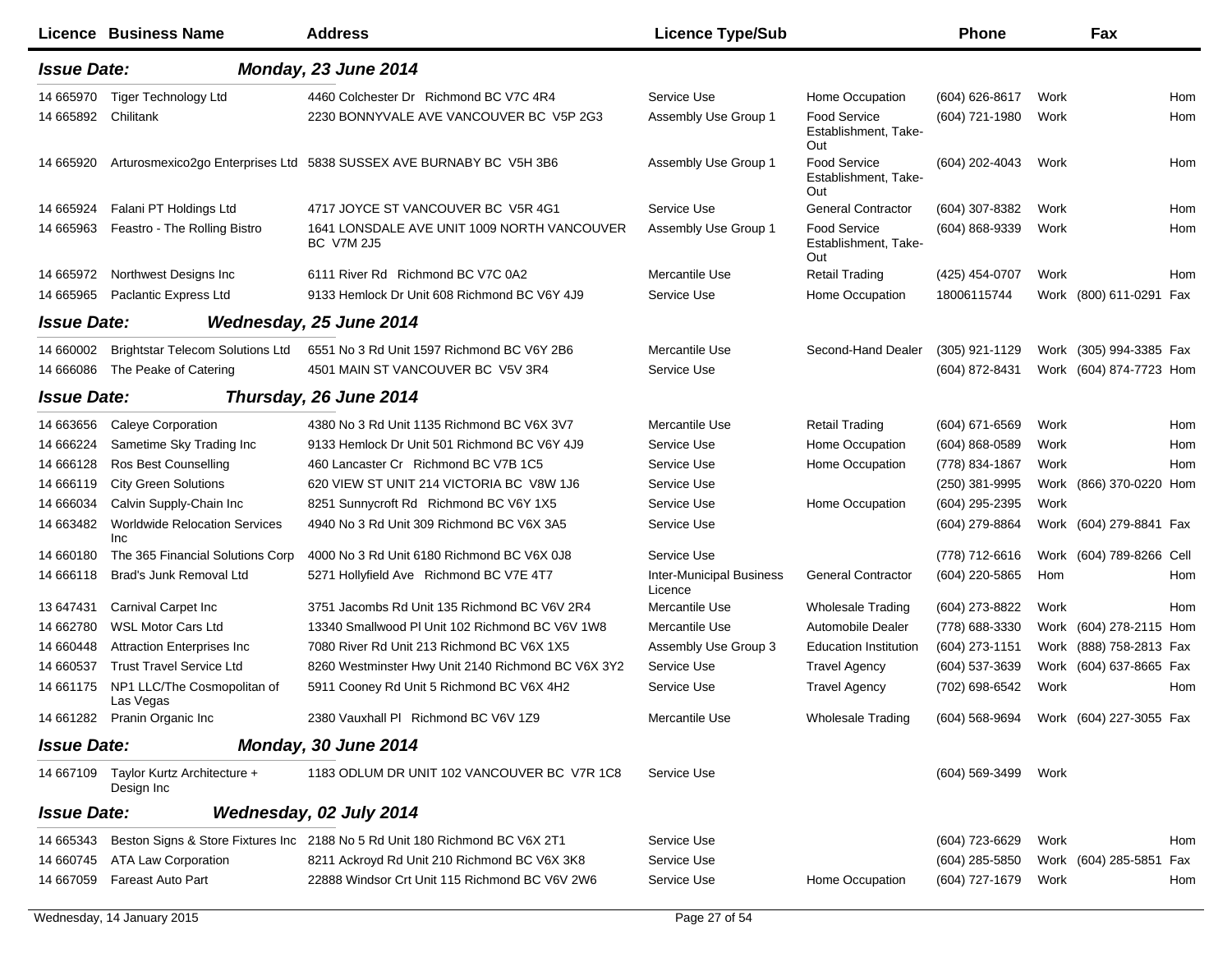| Licence | Business Name | Address | Licence Type/Sub | | Phone | | Fax | |
|---|---|---|---|---|---|---|---|---|
| **Issue Date:** | **Monday, 23 June 2014** | | | | | | | |
| 14 665970 | Tiger Technology Ltd | 4460 Colchester Dr Richmond BC V7C 4R4 | Service Use | Home Occupation | (604) 626-8617 | Work | | Hom |
| 14 665892 | Chilitank | 2230 BONNYVALE AVE VANCOUVER BC V5P 2G3 | Assembly Use Group 1 | Food Service Establishment, Take-Out | (604) 721-1980 | Work | | Hom |
| 14 665920 | Arturosmexico2go Enterprises Ltd | 5838 SUSSEX AVE BURNABY BC V5H 3B6 | Assembly Use Group 1 | Food Service Establishment, Take-Out | (604) 202-4043 | Work | | Hom |
| 14 665924 | Falani PT Holdings Ltd | 4717 JOYCE ST VANCOUVER BC V5R 4G1 | Service Use | General Contractor | (604) 307-8382 | Work | | Hom |
| 14 665963 | Feastro - The Rolling Bistro | 1641 LONSDALE AVE UNIT 1009 NORTH VANCOUVER BC V7M 2J5 | Assembly Use Group 1 | Food Service Establishment, Take-Out | (604) 868-9339 | Work | | Hom |
| 14 665972 | Northwest Designs Inc | 6111 River Rd Richmond BC V7C 0A2 | Mercantile Use | Retail Trading | (425) 454-0707 | Work | | Hom |
| 14 665965 | Paclantic Express Ltd | 9133 Hemlock Dr Unit 608 Richmond BC V6Y 4J9 | Service Use | Home Occupation | 18006115744 | Work | (800) 611-0291 | Fax |
| **Issue Date:** | **Wednesday, 25 June 2014** | | | | | | | |
| 14 660002 | Brightstar Telecom Solutions Ltd | 6551 No 3 Rd Unit 1597 Richmond BC V6Y 2B6 | Mercantile Use | Second-Hand Dealer | (305) 921-1129 | Work | (305) 994-3385 | Fax |
| 14 666086 | The Peake of Catering | 4501 MAIN ST VANCOUVER BC V5V 3R4 | Service Use | | (604) 872-8431 | Work | (604) 874-7723 | Hom |
| **Issue Date:** | **Thursday, 26 June 2014** | | | | | | | |
| 14 663656 | Caleye Corporation | 4380 No 3 Rd Unit 1135 Richmond BC V6X 3V7 | Mercantile Use | Retail Trading | (604) 671-6569 | Work | | Hom |
| 14 666224 | Sametime Sky Trading Inc | 9133 Hemlock Dr Unit 501 Richmond BC V6Y 4J9 | Service Use | Home Occupation | (604) 868-0589 | Work | | Hom |
| 14 666128 | Ros Best Counselling | 460 Lancaster Cr Richmond BC V7B 1C5 | Service Use | Home Occupation | (778) 834-1867 | Work | | Hom |
| 14 666119 | City Green Solutions | 620 VIEW ST UNIT 214 VICTORIA BC V8W 1J6 | Service Use | | (250) 381-9995 | Work | (866) 370-0220 | Hom |
| 14 666034 | Calvin Supply-Chain Inc | 8251 Sunnycroft Rd Richmond BC V6Y 1X5 | Service Use | Home Occupation | (604) 295-2395 | Work | | |
| 14 663482 | Worldwide Relocation Services Inc | 4940 No 3 Rd Unit 309 Richmond BC V6X 3A5 | Service Use | | (604) 279-8864 | Work | (604) 279-8841 | Fax |
| 14 660180 | The 365 Financial Solutions Corp | 4000 No 3 Rd Unit 6180 Richmond BC V6X 0J8 | Service Use | | (778) 712-6616 | Work | (604) 789-8266 | Cell |
| 14 666118 | Brad's Junk Removal Ltd | 5271 Hollyfield Ave Richmond BC V7E 4T7 | Inter-Municipal Business Licence | General Contractor | (604) 220-5865 | Hom | | Hom |
| 13 647431 | Carnival Carpet Inc | 3751 Jacombs Rd Unit 135 Richmond BC V6V 2R4 | Mercantile Use | Wholesale Trading | (604) 273-8822 | Work | | Hom |
| 14 662780 | WSL Motor Cars Ltd | 13340 Smallwood Pl Unit 102 Richmond BC V6V 1W8 | Mercantile Use | Automobile Dealer | (778) 688-3330 | Work | (604) 278-2115 | Hom |
| 14 660448 | Attraction Enterprises Inc | 7080 River Rd Unit 213 Richmond BC V6X 1X5 | Assembly Use Group 3 | Education Institution | (604) 273-1151 | Work | (888) 758-2813 | Fax |
| 14 660537 | Trust Travel Service Ltd | 8260 Westminster Hwy Unit 2140 Richmond BC V6X 3Y2 | Service Use | Travel Agency | (604) 537-3639 | Work | (604) 637-8665 | Fax |
| 14 661175 | NP1 LLC/The Cosmopolitan of Las Vegas | 5911 Cooney Rd Unit 5 Richmond BC V6X 4H2 | Service Use | Travel Agency | (702) 698-6542 | Work | | Hom |
| 14 661282 | Pranin Organic Inc | 2380 Vauxhall Pl Richmond BC V6V 1Z9 | Mercantile Use | Wholesale Trading | (604) 568-9694 | Work | (604) 227-3055 | Fax |
| **Issue Date:** | **Monday, 30 June 2014** | | | | | | | |
| 14 667109 | Taylor Kurtz Architecture + Design Inc | 1183 ODLUM DR UNIT 102 VANCOUVER BC V7R 1C8 | Service Use | | (604) 569-3499 | Work | | |
| **Issue Date:** | **Wednesday, 02 July 2014** | | | | | | | |
| 14 665343 | Beston Signs & Store Fixtures Inc | 2188 No 5 Rd Unit 180 Richmond BC V6X 2T1 | Service Use | | (604) 723-6629 | Work | | Hom |
| 14 660745 | ATA Law Corporation | 8211 Ackroyd Rd Unit 210 Richmond BC V6X 3K8 | Service Use | | (604) 285-5850 | Work | (604) 285-5851 | Fax |
| 14 667059 | Fareast Auto Part | 22888 Windsor Crt Unit 115 Richmond BC V6V 2W6 | Service Use | Home Occupation | (604) 727-1679 | Work | | Hom |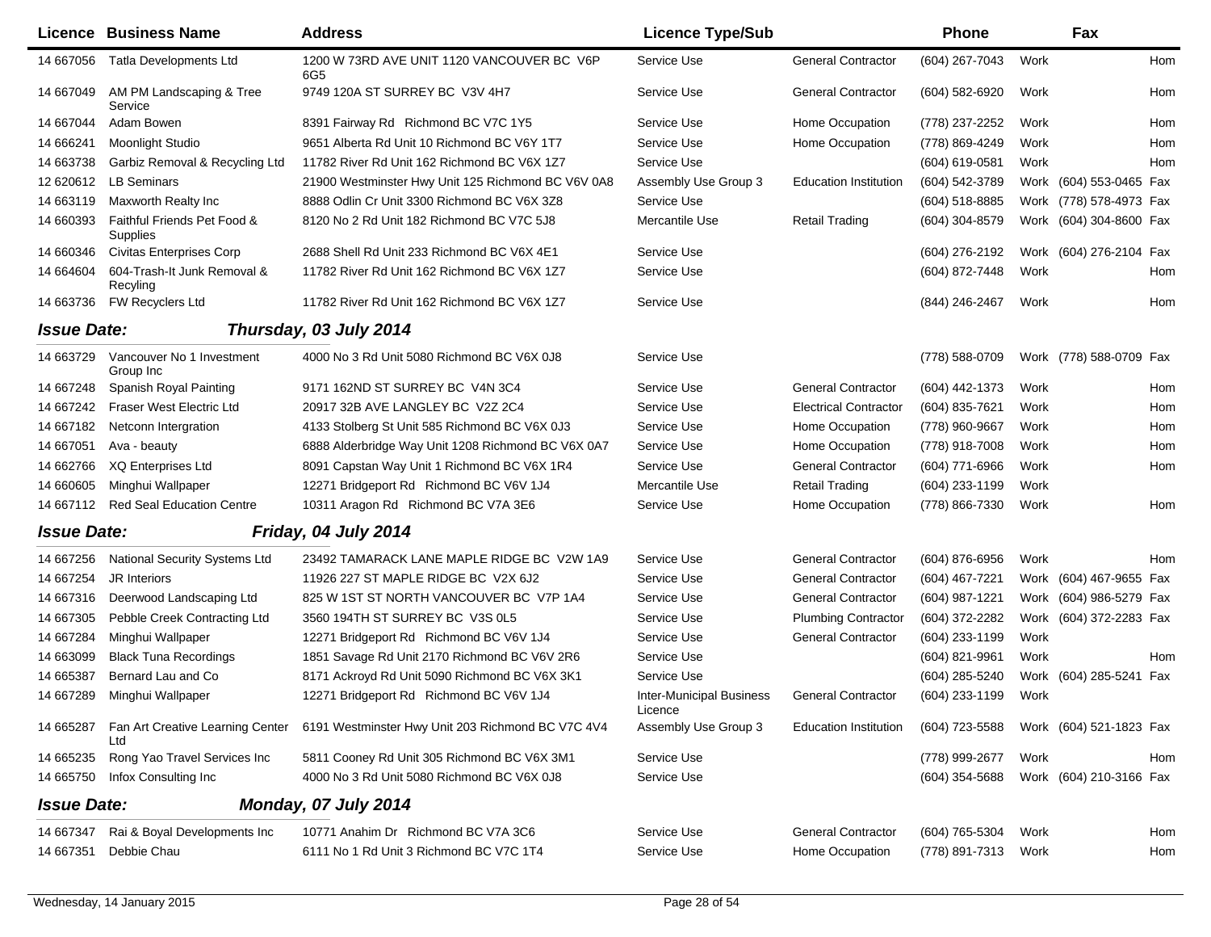| Licence | Business Name | Address | Licence Type/Sub | | Phone | | Fax | |
|---|---|---|---|---|---|---|---|---|
| 14 667056 | Tatla Developments Ltd | 1200 W 73RD AVE UNIT 1120 VANCOUVER BC V6P 6G5 | Service Use | General Contractor | (604) 267-7043 | Work | | Hom |
| 14 667049 | AM PM Landscaping & Tree Service | 9749 120A ST SURREY BC V3V 4H7 | Service Use | General Contractor | (604) 582-6920 | Work | | Hom |
| 14 667044 | Adam Bowen | 8391 Fairway Rd Richmond BC V7C 1Y5 | Service Use | Home Occupation | (778) 237-2252 | Work | | Hom |
| 14 666241 | Moonlight Studio | 9651 Alberta Rd Unit 10 Richmond BC V6Y 1T7 | Service Use | Home Occupation | (778) 869-4249 | Work | | Hom |
| 14 663738 | Garbiz Removal & Recycling Ltd | 11782 River Rd Unit 162 Richmond BC V6X 1Z7 | Service Use | | (604) 619-0581 | Work | | Hom |
| 12 620612 | LB Seminars | 21900 Westminster Hwy Unit 125 Richmond BC V6V 0A8 | Assembly Use Group 3 | Education Institution | (604) 542-3789 | Work | (604) 553-0465 | Fax |
| 14 663119 | Maxworth Realty Inc | 8888 Odlin Cr Unit 3300 Richmond BC V6X 3Z8 | Service Use | | (604) 518-8885 | Work | (778) 578-4973 | Fax |
| 14 660393 | Faithful Friends Pet Food & Supplies | 8120 No 2 Rd Unit 182 Richmond BC V7C 5J8 | Mercantile Use | Retail Trading | (604) 304-8579 | Work | (604) 304-8600 | Fax |
| 14 660346 | Civitas Enterprises Corp | 2688 Shell Rd Unit 233 Richmond BC V6X 4E1 | Service Use | | (604) 276-2192 | Work | (604) 276-2104 | Fax |
| 14 664604 | 604-Trash-It Junk Removal & Recyling | 11782 River Rd Unit 162 Richmond BC V6X 1Z7 | Service Use | | (604) 872-7448 | Work | | Hom |
| 14 663736 | FW Recyclers Ltd | 11782 River Rd Unit 162 Richmond BC V6X 1Z7 | Service Use | | (844) 246-2467 | Work | | Hom |
| ***Issue Date:*** | | ***Thursday, 03 July 2014*** | | | | | | |
| 14 663729 | Vancouver No 1 Investment Group Inc | 4000 No 3 Rd Unit 5080 Richmond BC V6X 0J8 | Service Use | | (778) 588-0709 | Work | (778) 588-0709 | Fax |
| 14 667248 | Spanish Royal Painting | 9171 162ND ST SURREY BC V4N 3C4 | Service Use | General Contractor | (604) 442-1373 | Work | | Hom |
| 14 667242 | Fraser West Electric Ltd | 20917 32B AVE LANGLEY BC V2Z 2C4 | Service Use | Electrical Contractor | (604) 835-7621 | Work | | Hom |
| 14 667182 | Netconn Intergration | 4133 Stolberg St Unit 585 Richmond BC V6X 0J3 | Service Use | Home Occupation | (778) 960-9667 | Work | | Hom |
| 14 667051 | Ava - beauty | 6888 Alderbridge Way Unit 1208 Richmond BC V6X 0A7 | Service Use | Home Occupation | (778) 918-7008 | Work | | Hom |
| 14 662766 | XQ Enterprises Ltd | 8091 Capstan Way Unit 1 Richmond BC V6X 1R4 | Service Use | General Contractor | (604) 771-6966 | Work | | Hom |
| 14 660605 | Minghui Wallpaper | 12271 Bridgeport Rd Richmond BC V6V 1J4 | Mercantile Use | Retail Trading | (604) 233-1199 | Work | | |
| 14 667112 | Red Seal Education Centre | 10311 Aragon Rd Richmond BC V7A 3E6 | Service Use | Home Occupation | (778) 866-7330 | Work | | Hom |
| ***Issue Date:*** | | ***Friday, 04 July 2014*** | | | | | | |
| 14 667256 | National Security Systems Ltd | 23492 TAMARACK LANE MAPLE RIDGE BC V2W 1A9 | Service Use | General Contractor | (604) 876-6956 | Work | | Hom |
| 14 667254 | JR Interiors | 11926 227 ST MAPLE RIDGE BC V2X 6J2 | Service Use | General Contractor | (604) 467-7221 | Work | (604) 467-9655 | Fax |
| 14 667316 | Deerwood Landscaping Ltd | 825 W 1ST ST NORTH VANCOUVER BC V7P 1A4 | Service Use | General Contractor | (604) 987-1221 | Work | (604) 986-5279 | Fax |
| 14 667305 | Pebble Creek Contracting Ltd | 3560 194TH ST SURREY BC V3S 0L5 | Service Use | Plumbing Contractor | (604) 372-2282 | Work | (604) 372-2283 | Fax |
| 14 667284 | Minghui Wallpaper | 12271 Bridgeport Rd Richmond BC V6V 1J4 | Service Use | General Contractor | (604) 233-1199 | Work | | |
| 14 663099 | Black Tuna Recordings | 1851 Savage Rd Unit 2170 Richmond BC V6V 2R6 | Service Use | | (604) 821-9961 | Work | | Hom |
| 14 665387 | Bernard Lau and Co | 8171 Ackroyd Rd Unit 5090 Richmond BC V6X 3K1 | Service Use | | (604) 285-5240 | Work | (604) 285-5241 | Fax |
| 14 667289 | Minghui Wallpaper | 12271 Bridgeport Rd Richmond BC V6V 1J4 | Inter-Municipal Business Licence | General Contractor | (604) 233-1199 | Work | | |
| 14 665287 | Fan Art Creative Learning Center Ltd | 6191 Westminster Hwy Unit 203 Richmond BC V7C 4V4 | Assembly Use Group 3 | Education Institution | (604) 723-5588 | Work | (604) 521-1823 | Fax |
| 14 665235 | Rong Yao Travel Services Inc | 5811 Cooney Rd Unit 305 Richmond BC V6X 3M1 | Service Use | | (778) 999-2677 | Work | | Hom |
| 14 665750 | Infox Consulting Inc | 4000 No 3 Rd Unit 5080 Richmond BC V6X 0J8 | Service Use | | (604) 354-5688 | Work | (604) 210-3166 | Fax |
| ***Issue Date:*** | | ***Monday, 07 July 2014*** | | | | | | |
| 14 667347 | Rai & Boyal Developments Inc | 10771 Anahim Dr Richmond BC V7A 3C6 | Service Use | General Contractor | (604) 765-5304 | Work | | Hom |
| 14 667351 | Debbie Chau | 6111 No 1 Rd Unit 3 Richmond BC V7C 1T4 | Service Use | Home Occupation | (778) 891-7313 | Work | | Hom |

Wednesday, 14 January 2015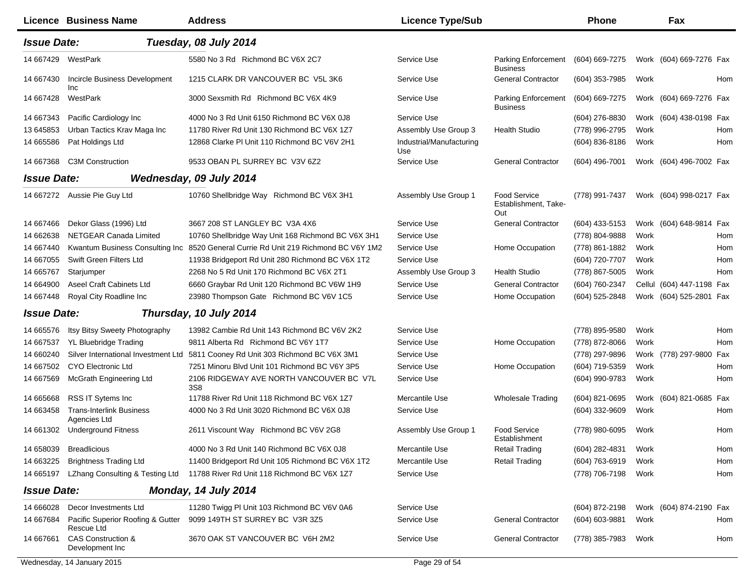| Licence | Business Name | Address | Licence Type/Sub | | Phone | | Fax | |
|---|---|---|---|---|---|---|---|---|
| ***Issue Date:*** | | ***Tuesday, 08 July 2014*** | | | | | | |
| 14 667429 | WestPark | 5580 No 3 Rd Richmond BC V6X 2C7 | Service Use | Parking Enforcement Business | (604) 669-7275 | Work | (604) 669-7276 | Fax |
| 14 667430 | Incircle Business Development Inc | 1215 CLARK DR VANCOUVER BC V5L 3K6 | Service Use | General Contractor | (604) 353-7985 | Work | | Hom |
| 14 667428 | WestPark | 3000 Sexsmith Rd Richmond BC V6X 4K9 | Service Use | Parking Enforcement Business | (604) 669-7275 | Work | (604) 669-7276 | Fax |
| 14 667343 | Pacific Cardiology Inc | 4000 No 3 Rd Unit 6150 Richmond BC V6X 0J8 | Service Use | | (604) 276-8830 | Work | (604) 438-0198 | Fax |
| 13 645853 | Urban Tactics Krav Maga Inc | 11780 River Rd Unit 130 Richmond BC V6X 1Z7 | Assembly Use Group 3 | Health Studio | (778) 996-2795 | Work | | Hom |
| 14 665586 | Pat Holdings Ltd | 12868 Clarke Pl Unit 110 Richmond BC V6V 2H1 | Industrial/Manufacturing Use | | (604) 836-8186 | Work | | Hom |
| 14 667368 | C3M Construction | 9533 OBAN PL SURREY BC V3V 6Z2 | Service Use | General Contractor | (604) 496-7001 | Work | (604) 496-7002 | Fax |
| ***Issue Date:*** | | ***Wednesday, 09 July 2014*** | | | | | | |
| 14 667272 | Aussie Pie Guy Ltd | 10760 Shellbridge Way Richmond BC V6X 3H1 | Assembly Use Group 1 | Food Service Establishment, Take-Out | (778) 991-7437 | Work | (604) 998-0217 | Fax |
| 14 667466 | Dekor Glass (1996) Ltd | 3667 208 ST LANGLEY BC V3A 4X6 | Service Use | General Contractor | (604) 433-5153 | Work | (604) 648-9814 | Fax |
| 14 662638 | NETGEAR Canada Limited | 10760 Shellbridge Way Unit 168 Richmond BC V6X 3H1 | Service Use | | (778) 804-9888 | Work | | Hom |
| 14 667440 | Kwantum Business Consulting Inc | 8520 General Currie Rd Unit 219 Richmond BC V6Y 1M2 | Service Use | Home Occupation | (778) 861-1882 | Work | | Hom |
| 14 667055 | Swift Green Filters Ltd | 11938 Bridgeport Rd Unit 280 Richmond BC V6X 1T2 | Service Use | | (604) 720-7707 | Work | | Hom |
| 14 665767 | Starjumper | 2268 No 5 Rd Unit 170 Richmond BC V6X 2T1 | Assembly Use Group 3 | Health Studio | (778) 867-5005 | Work | | Hom |
| 14 664900 | Aseel Craft Cabinets Ltd | 6660 Graybar Rd Unit 120 Richmond BC V6W 1H9 | Service Use | General Contractor | (604) 760-2347 | Cellul | (604) 447-1198 | Fax |
| 14 667448 | Royal City Roadline Inc | 23980 Thompson Gate Richmond BC V6V 1C5 | Service Use | Home Occupation | (604) 525-2848 | Work | (604) 525-2801 | Fax |
| ***Issue Date:*** | | ***Thursday, 10 July 2014*** | | | | | | |
| 14 665576 | Itsy Bitsy Sweety Photography | 13982 Cambie Rd Unit 143 Richmond BC V6V 2K2 | Service Use | | (778) 895-9580 | Work | | Hom |
| 14 667537 | YL Bluebridge Trading | 9811 Alberta Rd Richmond BC V6Y 1T7 | Service Use | Home Occupation | (778) 872-8066 | Work | | Hom |
| 14 660240 | Silver International Investment Ltd | 5811 Cooney Rd Unit 303 Richmond BC V6X 3M1 | Service Use | | (778) 297-9896 | Work | (778) 297-9800 | Fax |
| 14 667502 | CYO Electronic Ltd | 7251 Minoru Blvd Unit 101 Richmond BC V6Y 3P5 | Service Use | Home Occupation | (604) 719-5359 | Work | | Hom |
| 14 667569 | McGrath Engineering Ltd | 2106 RIDGEWAY AVE NORTH VANCOUVER BC V7L 3S8 | Service Use | | (604) 990-9783 | Work | | Hom |
| 14 665668 | RSS IT Sytems Inc | 11788 River Rd Unit 118 Richmond BC V6X 1Z7 | Mercantile Use | Wholesale Trading | (604) 821-0695 | Work | (604) 821-0685 | Fax |
| 14 663458 | Trans-Interlink Business Agencies Ltd | 4000 No 3 Rd Unit 3020 Richmond BC V6X 0J8 | Service Use | | (604) 332-9609 | Work | | Hom |
| 14 661302 | Underground Fitness | 2611 Viscount Way Richmond BC V6V 2G8 | Assembly Use Group 1 | Food Service Establishment | (778) 980-6095 | Work | | Hom |
| 14 658039 | Breadlicious | 4000 No 3 Rd Unit 140 Richmond BC V6X 0J8 | Mercantile Use | Retail Trading | (604) 282-4831 | Work | | Hom |
| 14 663225 | Brightness Trading Ltd | 11400 Bridgeport Rd Unit 105 Richmond BC V6X 1T2 | Mercantile Use | Retail Trading | (604) 763-6919 | Work | | Hom |
| 14 665197 | LZhang Consulting & Testing Ltd | 11788 River Rd Unit 118 Richmond BC V6X 1Z7 | Service Use | | (778) 706-7198 | Work | | Hom |
| ***Issue Date:*** | | ***Monday, 14 July 2014*** | | | | | | |
| 14 666028 | Decor Investments Ltd | 11280 Twigg Pl Unit 103 Richmond BC V6V 0A6 | Service Use | | (604) 872-2198 | Work | (604) 874-2190 | Fax |
| 14 667684 | Pacific Superior Roofing & Gutter Rescue Ltd | 9099 149TH ST SURREY BC V3R 3Z5 | Service Use | General Contractor | (604) 603-9881 | Work | | Hom |
| 14 667661 | CAS Construction & Development Inc | 3670 OAK ST VANCOUVER BC V6H 2M2 | Service Use | General Contractor | (778) 385-7983 | Work | | Hom |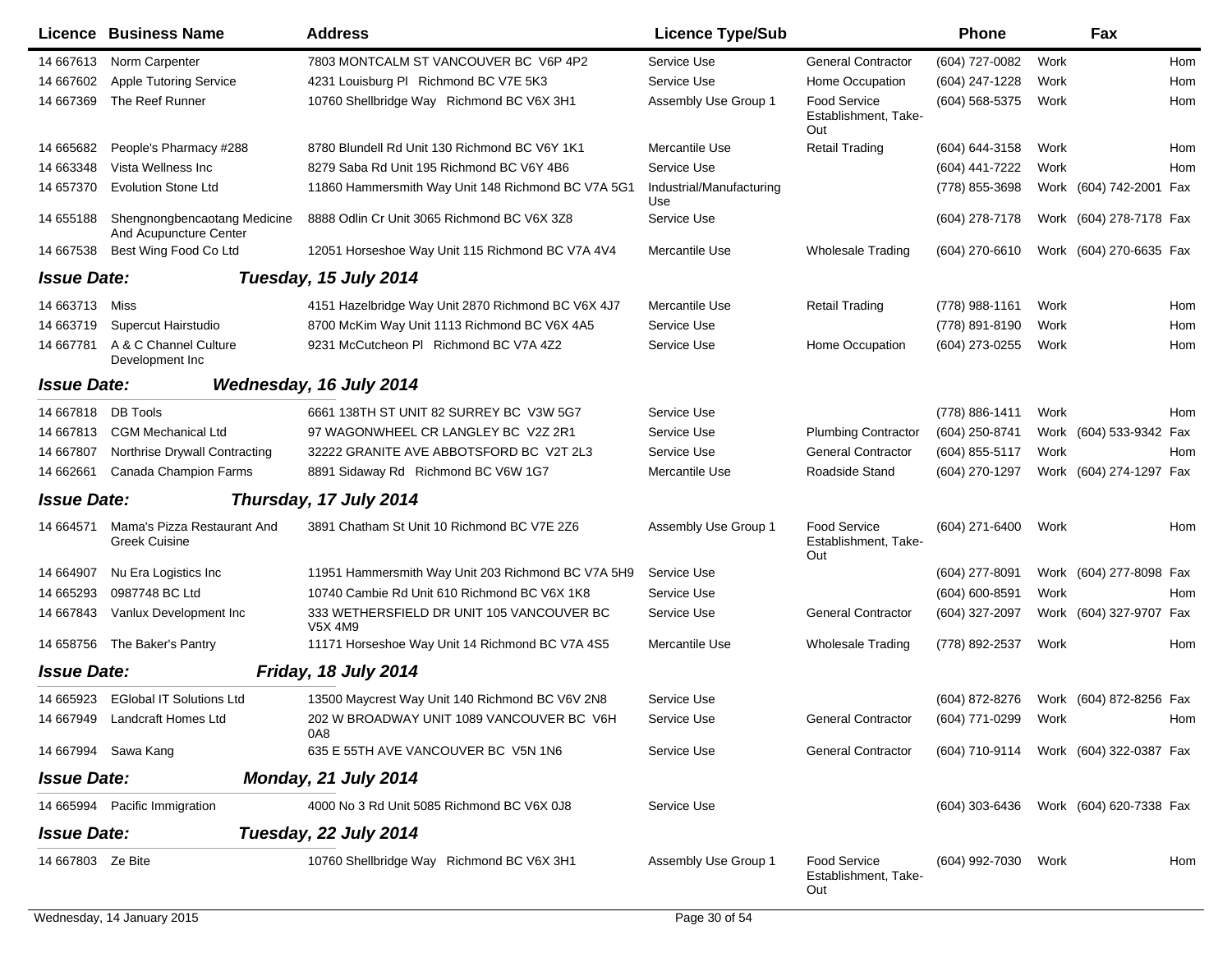| Licence | Business Name | Address | Licence Type/Sub | | Phone | | Fax | |
|---|---|---|---|---|---|---|---|---|
| 14 667613 | Norm Carpenter | 7803 MONTCALM ST VANCOUVER BC V6P 4P2 | Service Use | General Contractor | (604) 727-0082 | Work | | Hom |
| 14 667602 | Apple Tutoring Service | 4231 Louisburg Pl Richmond BC V7E 5K3 | Service Use | Home Occupation | (604) 247-1228 | Work | | Hom |
| 14 667369 | The Reef Runner | 10760 Shellbridge Way Richmond BC V6X 3H1 | Assembly Use Group 1 | Food Service Establishment, Take-Out | (604) 568-5375 | Work | | Hom |
| 14 665682 | People's Pharmacy #288 | 8780 Blundell Rd Unit 130 Richmond BC V6Y 1K1 | Mercantile Use | Retail Trading | (604) 644-3158 | Work | | Hom |
| 14 663348 | Vista Wellness Inc | 8279 Saba Rd Unit 195 Richmond BC V6Y 4B6 | Service Use | | (604) 441-7222 | Work | | Hom |
| 14 657370 | Evolution Stone Ltd | 11860 Hammersmith Way Unit 148 Richmond BC V7A 5G1 | Industrial/Manufacturing Use | | (778) 855-3698 | Work | (604) 742-2001 | Fax |
| 14 655188 | Shengnongbencaotang Medicine And Acupuncture Center | 8888 Odlin Cr Unit 3065 Richmond BC V6X 3Z8 | Service Use | | (604) 278-7178 | Work | (604) 278-7178 | Fax |
| 14 667538 | Best Wing Food Co Ltd | 12051 Horseshoe Way Unit 115 Richmond BC V7A 4V4 | Mercantile Use | Wholesale Trading | (604) 270-6610 | Work | (604) 270-6635 | Fax |

***Issue Date:*** ***Tuesday, 15 July 2014***

| Licence | Business Name | Address | Licence Type/Sub | | Phone | | Fax | |
|---|---|---|---|---|---|---|---|---|
| 14 663713 | Miss | 4151 Hazelbridge Way Unit 2870 Richmond BC V6X 4J7 | Mercantile Use | Retail Trading | (778) 988-1161 | Work | | Hom |
| 14 663719 | Supercut Hairstudio | 8700 McKim Way Unit 1113 Richmond BC V6X 4A5 | Service Use | | (778) 891-8190 | Work | | Hom |
| 14 667781 | A & C Channel Culture Development Inc | 9231 McCutcheon Pl Richmond BC V7A 4Z2 | Service Use | Home Occupation | (604) 273-0255 | Work | | Hom |

***Issue Date:*** ***Wednesday, 16 July 2014***

| Licence | Business Name | Address | Licence Type/Sub | | Phone | | Fax | |
|---|---|---|---|---|---|---|---|---|
| 14 667818 | DB Tools | 6661 138TH ST UNIT 82 SURREY BC V3W 5G7 | Service Use | | (778) 886-1411 | Work | | Hom |
| 14 667813 | CGM Mechanical Ltd | 97 WAGONWHEEL CR LANGLEY BC V2Z 2R1 | Service Use | Plumbing Contractor | (604) 250-8741 | Work | (604) 533-9342 | Fax |
| 14 667807 | Northrise Drywall Contracting | 32222 GRANITE AVE ABBOTSFORD BC V2T 2L3 | Service Use | General Contractor | (604) 855-5117 | Work | | Hom |
| 14 662661 | Canada Champion Farms | 8891 Sidaway Rd Richmond BC V6W 1G7 | Mercantile Use | Roadside Stand | (604) 270-1297 | Work | (604) 274-1297 | Fax |

***Issue Date:*** ***Thursday, 17 July 2014***

| Licence | Business Name | Address | Licence Type/Sub | | Phone | | Fax | |
|---|---|---|---|---|---|---|---|---|
| 14 664571 | Mama's Pizza Restaurant And Greek Cuisine | 3891 Chatham St Unit 10 Richmond BC V7E 2Z6 | Assembly Use Group 1 | Food Service Establishment, Take-Out | (604) 271-6400 | Work | | Hom |
| 14 664907 | Nu Era Logistics Inc | 11951 Hammersmith Way Unit 203 Richmond BC V7A 5H9 | Service Use | | (604) 277-8091 | Work | (604) 277-8098 | Fax |
| 14 665293 | 0987748 BC Ltd | 10740 Cambie Rd Unit 610 Richmond BC V6X 1K8 | Service Use | | (604) 600-8591 | Work | | Hom |
| 14 667843 | Vanlux Development Inc | 333 WETHERSFIELD DR UNIT 105 VANCOUVER BC V5X 4M9 | Service Use | General Contractor | (604) 327-2097 | Work | (604) 327-9707 | Fax |
| 14 658756 | The Baker's Pantry | 11171 Horseshoe Way Unit 14 Richmond BC V7A 4S5 | Mercantile Use | Wholesale Trading | (778) 892-2537 | Work | | Hom |

***Issue Date:*** ***Friday, 18 July 2014***

| Licence | Business Name | Address | Licence Type/Sub | | Phone | | Fax | |
|---|---|---|---|---|---|---|---|---|
| 14 665923 | EGlobal IT Solutions Ltd | 13500 Maycrest Way Unit 140 Richmond BC V6V 2N8 | Service Use | | (604) 872-8276 | Work | (604) 872-8256 | Fax |
| 14 667949 | Landcraft Homes Ltd | 202 W BROADWAY UNIT 1089 VANCOUVER BC V6H 0A8 | Service Use | General Contractor | (604) 771-0299 | Work | | Hom |
| 14 667994 | Sawa Kang | 635 E 55TH AVE VANCOUVER BC V5N 1N6 | Service Use | General Contractor | (604) 710-9114 | Work | (604) 322-0387 | Fax |

***Issue Date:*** ***Monday, 21 July 2014***

| Licence | Business Name | Address | Licence Type/Sub | | Phone | | Fax | |
|---|---|---|---|---|---|---|---|---|
| 14 665994 | Pacific Immigration | 4000 No 3 Rd Unit 5085 Richmond BC V6X 0J8 | Service Use | | (604) 303-6436 | Work | (604) 620-7338 | Fax |

***Issue Date:*** ***Tuesday, 22 July 2014***

| Licence | Business Name | Address | Licence Type/Sub | | Phone | | Fax | |
|---|---|---|---|---|---|---|---|---|
| 14 667803 | Ze Bite | 10760 Shellbridge Way Richmond BC V6X 3H1 | Assembly Use Group 1 | Food Service Establishment, Take-Out | (604) 992-7030 | Work | | Hom |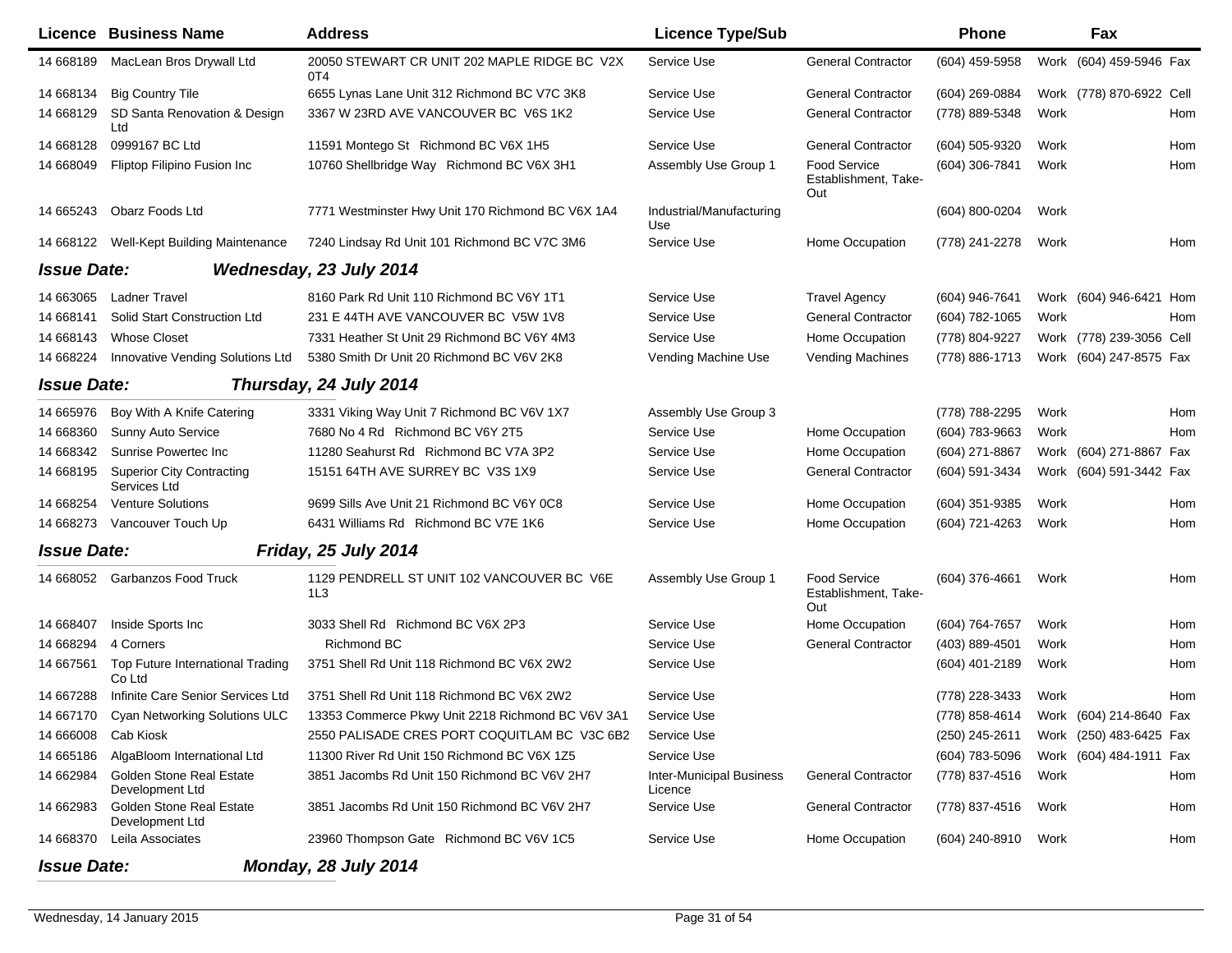| Licence | Business Name | Address | Licence Type/Sub | | Phone | | Fax | |
|---|---|---|---|---|---|---|---|---|
| 14 668189 | MacLean Bros Drywall Ltd | 20050 STEWART CR UNIT 202 MAPLE RIDGE BC V2X 0T4 | Service Use | General Contractor | (604) 459-5958 | Work | (604) 459-5946 | Fax |
| 14 668134 | Big Country Tile | 6655 Lynas Lane Unit 312 Richmond BC V7C 3K8 | Service Use | General Contractor | (604) 269-0884 | Work | (778) 870-6922 | Cell |
| 14 668129 | SD Santa Renovation & Design Ltd | 3367 W 23RD AVE VANCOUVER BC V6S 1K2 | Service Use | General Contractor | (778) 889-5348 | Work | | Hom |
| 14 668128 | 0999167 BC Ltd | 11591 Montego St Richmond BC V6X 1H5 | Service Use | General Contractor | (604) 505-9320 | Work | | Hom |
| 14 668049 | Fliptop Filipino Fusion Inc | 10760 Shellbridge Way Richmond BC V6X 3H1 | Assembly Use Group 1 | Food Service Establishment, Take-Out | (604) 306-7841 | Work | | Hom |
| 14 665243 | Obarz Foods Ltd | 7771 Westminster Hwy Unit 170 Richmond BC V6X 1A4 | Industrial/Manufacturing Use | | (604) 800-0204 | Work | | |
| 14 668122 | Well-Kept Building Maintenance | 7240 Lindsay Rd Unit 101 Richmond BC V7C 3M6 | Service Use | Home Occupation | (778) 241-2278 | Work | | Hom |
| ***Issue Date:*** | ***Wednesday, 23 July 2014*** | | | | | | | |
| 14 663065 | Ladner Travel | 8160 Park Rd Unit 110 Richmond BC V6Y 1T1 | Service Use | Travel Agency | (604) 946-7641 | Work | (604) 946-6421 | Hom |
| 14 668141 | Solid Start Construction Ltd | 231 E 44TH AVE VANCOUVER BC V5W 1V8 | Service Use | General Contractor | (604) 782-1065 | Work | | Hom |
| 14 668143 | Whose Closet | 7331 Heather St Unit 29 Richmond BC V6Y 4M3 | Service Use | Home Occupation | (778) 804-9227 | Work | (778) 239-3056 | Cell |
| 14 668224 | Innovative Vending Solutions Ltd | 5380 Smith Dr Unit 20 Richmond BC V6V 2K8 | Vending Machine Use | Vending Machines | (778) 886-1713 | Work | (604) 247-8575 | Fax |
| ***Issue Date:*** | ***Thursday, 24 July 2014*** | | | | | | | |
| 14 665976 | Boy With A Knife Catering | 3331 Viking Way Unit 7 Richmond BC V6V 1X7 | Assembly Use Group 3 | | (778) 788-2295 | Work | | Hom |
| 14 668360 | Sunny Auto Service | 7680 No 4 Rd Richmond BC V6Y 2T5 | Service Use | Home Occupation | (604) 783-9663 | Work | | Hom |
| 14 668342 | Sunrise Powertec Inc | 11280 Seahurst Rd Richmond BC V7A 3P2 | Service Use | Home Occupation | (604) 271-8867 | Work | (604) 271-8867 | Fax |
| 14 668195 | Superior City Contracting Services Ltd | 15151 64TH AVE SURREY BC V3S 1X9 | Service Use | General Contractor | (604) 591-3434 | Work | (604) 591-3442 | Fax |
| 14 668254 | Venture Solutions | 9699 Sills Ave Unit 21 Richmond BC V6Y 0C8 | Service Use | Home Occupation | (604) 351-9385 | Work | | Hom |
| 14 668273 | Vancouver Touch Up | 6431 Williams Rd Richmond BC V7E 1K6 | Service Use | Home Occupation | (604) 721-4263 | Work | | Hom |
| ***Issue Date:*** | ***Friday, 25 July 2014*** | | | | | | | |
| 14 668052 | Garbanzos Food Truck | 1129 PENDRELL ST UNIT 102 VANCOUVER BC V6E 1L3 | Assembly Use Group 1 | Food Service Establishment, Take-Out | (604) 376-4661 | Work | | Hom |
| 14 668407 | Inside Sports Inc | 3033 Shell Rd Richmond BC V6X 2P3 | Service Use | Home Occupation | (604) 764-7657 | Work | | Hom |
| 14 668294 | 4 Corners | Richmond BC | Service Use | General Contractor | (403) 889-4501 | Work | | Hom |
| 14 667561 | Top Future International Trading Co Ltd | 3751 Shell Rd Unit 118 Richmond BC V6X 2W2 | Service Use | | (604) 401-2189 | Work | | Hom |
| 14 667288 | Infinite Care Senior Services Ltd | 3751 Shell Rd Unit 118 Richmond BC V6X 2W2 | Service Use | | (778) 228-3433 | Work | | Hom |
| 14 667170 | Cyan Networking Solutions ULC | 13353 Commerce Pkwy Unit 2218 Richmond BC V6V 3A1 | Service Use | | (778) 858-4614 | Work | (604) 214-8640 | Fax |
| 14 666008 | Cab Kiosk | 2550 PALISADE CRES PORT COQUITLAM BC V3C 6B2 | Service Use | | (250) 245-2611 | Work | (250) 483-6425 | Fax |
| 14 665186 | AlgaBloom International Ltd | 11300 River Rd Unit 150 Richmond BC V6X 1Z5 | Service Use | | (604) 783-5096 | Work | (604) 484-1911 | Fax |
| 14 662984 | Golden Stone Real Estate Development Ltd | 3851 Jacombs Rd Unit 150 Richmond BC V6V 2H7 | Inter-Municipal Business Licence | General Contractor | (778) 837-4516 | Work | | Hom |
| 14 662983 | Golden Stone Real Estate Development Ltd | 3851 Jacombs Rd Unit 150 Richmond BC V6V 2H7 | Service Use | General Contractor | (778) 837-4516 | Work | | Hom |
| 14 668370 | Leila Associates | 23960 Thompson Gate Richmond BC V6V 1C5 | Service Use | Home Occupation | (604) 240-8910 | Work | | Hom |
| ***Issue Date:*** | ***Monday, 28 July 2014*** | | | | | | | |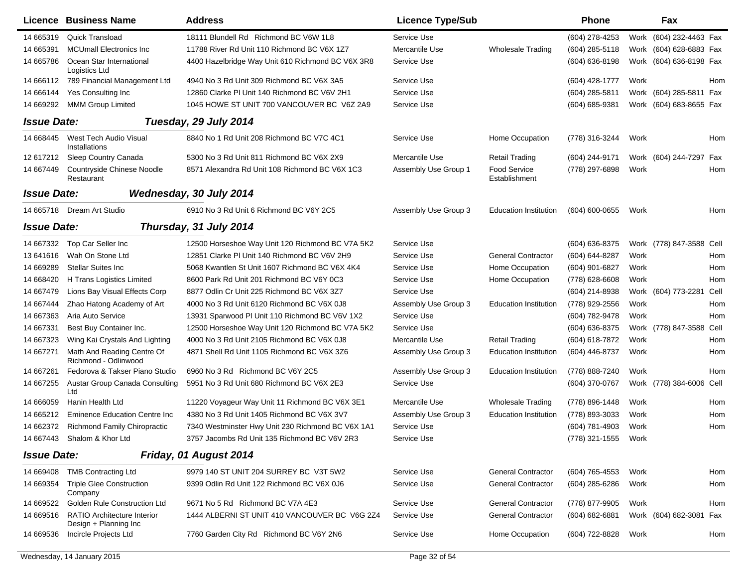| Licence | Business Name | Address | Licence Type/Sub | | Phone | | Fax | |
|---|---|---|---|---|---|---|---|---|
| 14 665319 | Quick Transload | 18111 Blundell Rd Richmond BC V6W 1L8 | Service Use | | (604) 278-4253 | Work | (604) 232-4463 | Fax |
| 14 665391 | MCUmall Electronics Inc | 11788 River Rd Unit 110 Richmond BC V6X 1Z7 | Mercantile Use | Wholesale Trading | (604) 285-5118 | Work | (604) 628-6883 | Fax |
| 14 665786 | Ocean Star International Logistics Ltd | 4400 Hazelbridge Way Unit 610 Richmond BC V6X 3R8 | Service Use | | (604) 636-8198 | Work | (604) 636-8198 | Fax |
| 14 666112 | 789 Financial Management Ltd | 4940 No 3 Rd Unit 309 Richmond BC V6X 3A5 | Service Use | | (604) 428-1777 | Work | | Hom |
| 14 666144 | Yes Consulting Inc | 12860 Clarke Pl Unit 140 Richmond BC V6V 2H1 | Service Use | | (604) 285-5811 | Work | (604) 285-5811 | Fax |
| 14 669292 | MMM Group Limited | 1045 HOWE ST UNIT 700 VANCOUVER BC V6Z 2A9 | Service Use | | (604) 685-9381 | Work | (604) 683-8655 | Fax |

**Issue Date:** ***Tuesday, 29 July 2014***

| Licence | Business Name | Address | Licence Type/Sub | | Phone | | Fax | |
|---|---|---|---|---|---|---|---|---|
| 14 668445 | West Tech Audio Visual Installations | 8840 No 1 Rd Unit 208 Richmond BC V7C 4C1 | Service Use | Home Occupation | (778) 316-3244 | Work | | Hom |
| 12 617212 | Sleep Country Canada | 5300 No 3 Rd Unit 811 Richmond BC V6X 2X9 | Mercantile Use | Retail Trading | (604) 244-9171 | Work | (604) 244-7297 | Fax |
| 14 667449 | Countryside Chinese Noodle Restaurant | 8571 Alexandra Rd Unit 108 Richmond BC V6X 1C3 | Assembly Use Group 1 | Food Service Establishment | (778) 297-6898 | Work | | Hom |

**Issue Date:** ***Wednesday, 30 July 2014***

| Licence | Business Name | Address | Licence Type/Sub | | Phone | | Fax | |
|---|---|---|---|---|---|---|---|---|
| 14 665718 | Dream Art Studio | 6910 No 3 Rd Unit 6 Richmond BC V6Y 2C5 | Assembly Use Group 3 | Education Institution | (604) 600-0655 | Work | | Hom |

**Issue Date:** ***Thursday, 31 July 2014***

| Licence | Business Name | Address | Licence Type/Sub | | Phone | | Fax | |
|---|---|---|---|---|---|---|---|---|
| 14 667332 | Top Car Seller Inc | 12500 Horseshoe Way Unit 120 Richmond BC V7A 5K2 | Service Use | | (604) 636-8375 | Work | (778) 847-3588 | Cell |
| 13 641616 | Wah On Stone Ltd | 12851 Clarke Pl Unit 140 Richmond BC V6V 2H9 | Service Use | General Contractor | (604) 644-8287 | Work | | Hom |
| 14 669289 | Stellar Suites Inc | 5068 Kwantlen St Unit 1607 Richmond BC V6X 4K4 | Service Use | Home Occupation | (604) 901-6827 | Work | | Hom |
| 14 668420 | H Trans Logistics Limited | 8600 Park Rd Unit 201 Richmond BC V6Y 0C3 | Service Use | Home Occupation | (778) 628-6608 | Work | | Hom |
| 14 667479 | Lions Bay Visual Effects Corp | 8877 Odlin Cr Unit 225 Richmond BC V6X 3Z7 | Service Use | | (604) 214-8938 | Work | (604) 773-2281 | Cell |
| 14 667444 | Zhao Hatong Academy of Art | 4000 No 3 Rd Unit 6120 Richmond BC V6X 0J8 | Assembly Use Group 3 | Education Institution | (778) 929-2556 | Work | | Hom |
| 14 667363 | Aria Auto Service | 13931 Sparwood Pl Unit 110 Richmond BC V6V 1X2 | Service Use | | (604) 782-9478 | Work | | Hom |
| 14 667331 | Best Buy Container Inc. | 12500 Horseshoe Way Unit 120 Richmond BC V7A 5K2 | Service Use | | (604) 636-8375 | Work | (778) 847-3588 | Cell |
| 14 667323 | Wing Kai Crystals And Lighting | 4000 No 3 Rd Unit 2105 Richmond BC V6X 0J8 | Mercantile Use | Retail Trading | (604) 618-7872 | Work | | Hom |
| 14 667271 | Math And Reading Centre Of Richmond - Odlinwood | 4871 Shell Rd Unit 1105 Richmond BC V6X 3Z6 | Assembly Use Group 3 | Education Institution | (604) 446-8737 | Work | | Hom |
| 14 667261 | Fedorova & Takser Piano Studio | 6960 No 3 Rd Richmond BC V6Y 2C5 | Assembly Use Group 3 | Education Institution | (778) 888-7240 | Work | | Hom |
| 14 667255 | Austar Group Canada Consulting Ltd | 5951 No 3 Rd Unit 680 Richmond BC V6X 2E3 | Service Use | | (604) 370-0767 | Work | (778) 384-6006 | Cell |
| 14 666059 | Hanin Health Ltd | 11220 Voyageur Way Unit 11 Richmond BC V6X 3E1 | Mercantile Use | Wholesale Trading | (778) 896-1448 | Work | | Hom |
| 14 665212 | Eminence Education Centre Inc | 4380 No 3 Rd Unit 1405 Richmond BC V6X 3V7 | Assembly Use Group 3 | Education Institution | (778) 893-3033 | Work | | Hom |
| 14 662372 | Richmond Family Chiropractic | 7340 Westminster Hwy Unit 230 Richmond BC V6X 1A1 | Service Use | | (604) 781-4903 | Work | | Hom |
| 14 667443 | Shalom & Khor Ltd | 3757 Jacombs Rd Unit 135 Richmond BC V6V 2R3 | Service Use | | (778) 321-1555 | Work | | |

**Issue Date:** ***Friday, 01 August 2014***

| Licence | Business Name | Address | Licence Type/Sub | | Phone | | Fax | |
|---|---|---|---|---|---|---|---|---|
| 14 669408 | TMB Contracting Ltd | 9979 140 ST UNIT 204 SURREY BC V3T 5W2 | Service Use | General Contractor | (604) 765-4553 | Work | | Hom |
| 14 669354 | Triple Glee Construction Company | 9399 Odlin Rd Unit 122 Richmond BC V6X 0J6 | Service Use | General Contractor | (604) 285-6286 | Work | | Hom |
| 14 669522 | Golden Rule Construction Ltd | 9671 No 5 Rd Richmond BC V7A 4E3 | Service Use | General Contractor | (778) 877-9905 | Work | | Hom |
| 14 669516 | RATIO Architecture Interior Design + Planning Inc | 1444 ALBERNI ST UNIT 410 VANCOUVER BC V6G 2Z4 | Service Use | General Contractor | (604) 682-6881 | Work | (604) 682-3081 | Fax |
| 14 669536 | Incircle Projects Ltd | 7760 Garden City Rd Richmond BC V6Y 2N6 | Service Use | Home Occupation | (604) 722-8828 | Work | | Hom |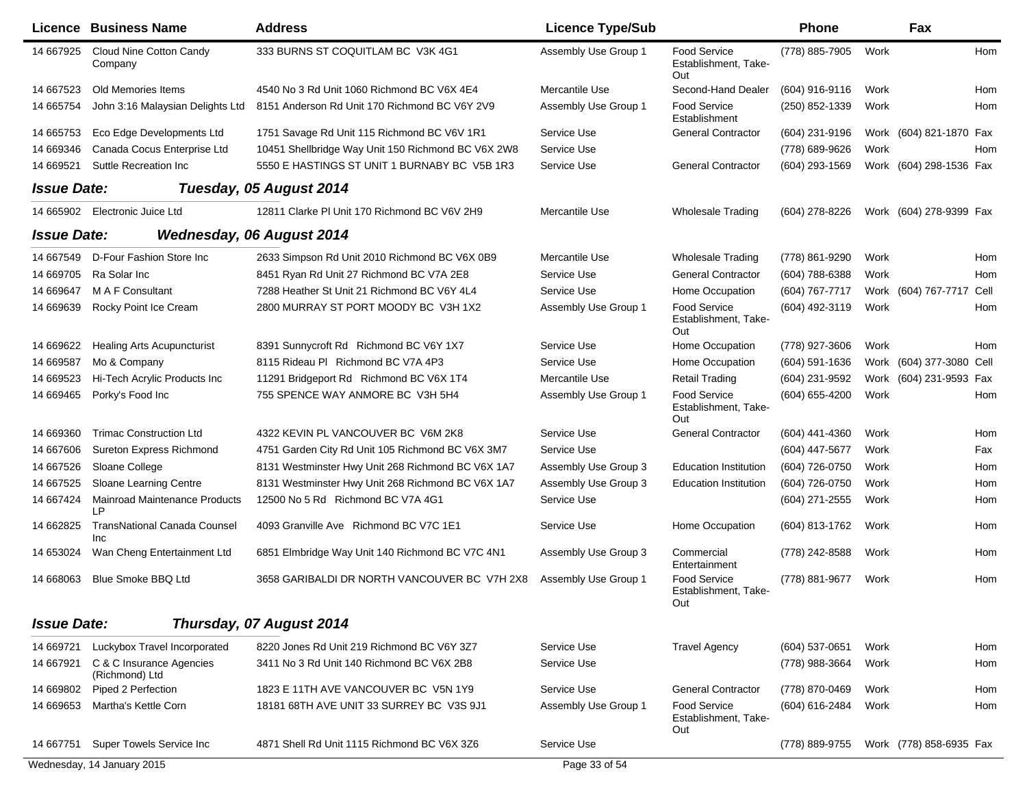| Licence | Business Name | Address | Licence Type/Sub | | Phone | | Fax | |
|---|---|---|---|---|---|---|---|---|
| 14 667925 | Cloud Nine Cotton Candy Company | 333 BURNS ST COQUITLAM BC V3K 4G1 | Assembly Use Group 1 | Food Service Establishment, Take-Out | (778) 885-7905 | Work | | Hom |
| 14 667523 | Old Memories Items | 4540 No 3 Rd Unit 1060 Richmond BC V6X 4E4 | Mercantile Use | Second-Hand Dealer | (604) 916-9116 | Work | | Hom |
| 14 665754 | John 3:16 Malaysian Delights Ltd | 8151 Anderson Rd Unit 170 Richmond BC V6Y 2V9 | Assembly Use Group 1 | Food Service Establishment | (250) 852-1339 | Work | | Hom |
| 14 665753 | Eco Edge Developments Ltd | 1751 Savage Rd Unit 115 Richmond BC V6V 1R1 | Service Use | General Contractor | (604) 231-9196 | Work | (604) 821-1870 | Fax |
| 14 669346 | Canada Cocus Enterprise Ltd | 10451 Shellbridge Way Unit 150 Richmond BC V6X 2W8 | Service Use | | (778) 689-9626 | Work | | Hom |
| 14 669521 | Suttle Recreation Inc | 5550 E HASTINGS ST UNIT 1 BURNABY BC V5B 1R3 | Service Use | General Contractor | (604) 293-1569 | Work | (604) 298-1536 | Fax |
| ***Issue Date:*** | ***Tuesday, 05 August 2014*** | | | | | | | |
| 14 665902 | Electronic Juice Ltd | 12811 Clarke Pl Unit 170 Richmond BC V6V 2H9 | Mercantile Use | Wholesale Trading | (604) 278-8226 | Work | (604) 278-9399 | Fax |
| ***Issue Date:*** | ***Wednesday, 06 August 2014*** | | | | | | | |
| 14 667549 | D-Four Fashion Store Inc | 2633 Simpson Rd Unit 2010 Richmond BC V6X 0B9 | Mercantile Use | Wholesale Trading | (778) 861-9290 | Work | | Hom |
| 14 669705 | Ra Solar Inc | 8451 Ryan Rd Unit 27 Richmond BC V7A 2E8 | Service Use | General Contractor | (604) 788-6388 | Work | | Hom |
| 14 669647 | M A F Consultant | 7288 Heather St Unit 21 Richmond BC V6Y 4L4 | Service Use | Home Occupation | (604) 767-7717 | Work | (604) 767-7717 | Cell |
| 14 669639 | Rocky Point Ice Cream | 2800 MURRAY ST PORT MOODY BC V3H 1X2 | Assembly Use Group 1 | Food Service Establishment, Take-Out | (604) 492-3119 | Work | | Hom |
| 14 669622 | Healing Arts Acupuncturist | 8391 Sunnycroft Rd Richmond BC V6Y 1X7 | Service Use | Home Occupation | (778) 927-3606 | Work | | Hom |
| 14 669587 | Mo & Company | 8115 Rideau Pl Richmond BC V7A 4P3 | Service Use | Home Occupation | (604) 591-1636 | Work | (604) 377-3080 | Cell |
| 14 669523 | Hi-Tech Acrylic Products Inc | 11291 Bridgeport Rd Richmond BC V6X 1T4 | Mercantile Use | Retail Trading | (604) 231-9592 | Work | (604) 231-9593 | Fax |
| 14 669465 | Porky's Food Inc | 755 SPENCE WAY ANMORE BC V3H 5H4 | Assembly Use Group 1 | Food Service Establishment, Take-Out | (604) 655-4200 | Work | | Hom |
| 14 669360 | Trimac Construction Ltd | 4322 KEVIN PL VANCOUVER BC V6M 2K8 | Service Use | General Contractor | (604) 441-4360 | Work | | Hom |
| 14 667606 | Sureton Express Richmond | 4751 Garden City Rd Unit 105 Richmond BC V6X 3M7 | Service Use | | (604) 447-5677 | Work | | Fax |
| 14 667526 | Sloane College | 8131 Westminster Hwy Unit 268 Richmond BC V6X 1A7 | Assembly Use Group 3 | Education Institution | (604) 726-0750 | Work | | Hom |
| 14 667525 | Sloane Learning Centre | 8131 Westminster Hwy Unit 268 Richmond BC V6X 1A7 | Assembly Use Group 3 | Education Institution | (604) 726-0750 | Work | | Hom |
| 14 667424 | Mainroad Maintenance Products LP | 12500 No 5 Rd Richmond BC V7A 4G1 | Service Use | | (604) 271-2555 | Work | | Hom |
| 14 662825 | TransNational Canada Counsel Inc | 4093 Granville Ave Richmond BC V7C 1E1 | Service Use | Home Occupation | (604) 813-1762 | Work | | Hom |
| 14 653024 | Wan Cheng Entertainment Ltd | 6851 Elmbridge Way Unit 140 Richmond BC V7C 4N1 | Assembly Use Group 3 | Commercial Entertainment | (778) 242-8588 | Work | | Hom |
| 14 668063 | Blue Smoke BBQ Ltd | 3658 GARIBALDI DR NORTH VANCOUVER BC V7H 2X8 | Assembly Use Group 1 | Food Service Establishment, Take-Out | (778) 881-9677 | Work | | Hom |
| ***Issue Date:*** | ***Thursday, 07 August 2014*** | | | | | | | |
| 14 669721 | Luckybox Travel Incorporated | 8220 Jones Rd Unit 219 Richmond BC V6Y 3Z7 | Service Use | Travel Agency | (604) 537-0651 | Work | | Hom |
| 14 667921 | C & C Insurance Agencies (Richmond) Ltd | 3411 No 3 Rd Unit 140 Richmond BC V6X 2B8 | Service Use | | (778) 988-3664 | Work | | Hom |
| 14 669802 | Piped 2 Perfection | 1823 E 11TH AVE VANCOUVER BC V5N 1Y9 | Service Use | General Contractor | (778) 870-0469 | Work | | Hom |
| 14 669653 | Martha's Kettle Corn | 18181 68TH AVE UNIT 33 SURREY BC V3S 9J1 | Assembly Use Group 1 | Food Service Establishment, Take-Out | (604) 616-2484 | Work | | Hom |
| 14 667751 | Super Towels Service Inc | 4871 Shell Rd Unit 1115 Richmond BC V6X 3Z6 | Service Use | | (778) 889-9755 | Work | (778) 858-6935 | Fax |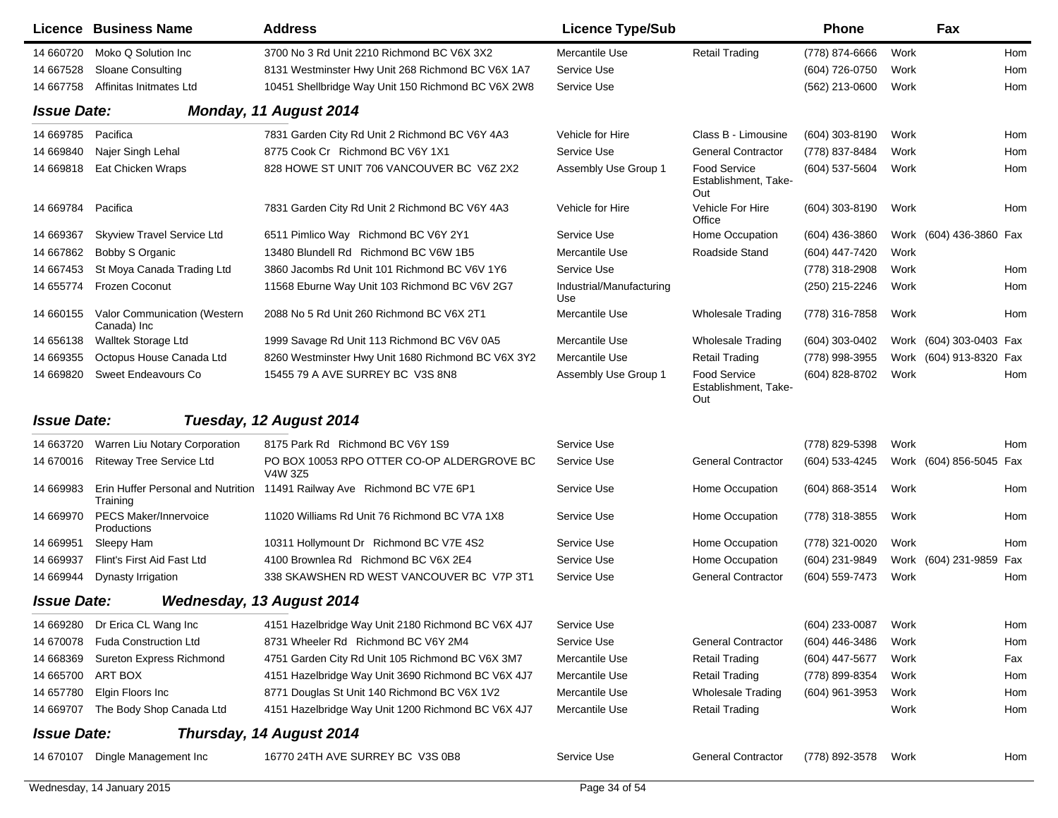| Licence | Business Name | Address | Licence Type/Sub | | Phone | | Fax | |
|---|---|---|---|---|---|---|---|---|
| 14 660720 | Moko Q Solution Inc | 3700 No 3 Rd Unit 2210 Richmond BC V6X 3X2 | Mercantile Use | Retail Trading | (778) 874-6666 | Work | | Hom |
| 14 667528 | Sloane Consulting | 8131 Westminster Hwy Unit 268 Richmond BC V6X 1A7 | Service Use | | (604) 726-0750 | Work | | Hom |
| 14 667758 | Affinitas Initmates Ltd | 10451 Shellbridge Way Unit 150 Richmond BC V6X 2W8 | Service Use | | (562) 213-0600 | Work | | Hom |

**Issue Date:** ***Monday, 11 August 2014***

| Licence | Business Name | Address | Licence Type/Sub | | Phone | | Fax | |
|---|---|---|---|---|---|---|---|---|
| 14 669785 | Pacifica | 7831 Garden City Rd Unit 2 Richmond BC V6Y 4A3 | Vehicle for Hire | Class B - Limousine | (604) 303-8190 | Work | | Hom |
| 14 669840 | Najer Singh Lehal | 8775 Cook Cr Richmond BC V6Y 1X1 | Service Use | General Contractor | (778) 837-8484 | Work | | Hom |
| 14 669818 | Eat Chicken Wraps | 828 HOWE ST UNIT 706 VANCOUVER BC V6Z 2X2 | Assembly Use Group 1 | Food Service Establishment, Take-Out | (604) 537-5604 | Work | | Hom |
| 14 669784 | Pacifica | 7831 Garden City Rd Unit 2 Richmond BC V6Y 4A3 | Vehicle for Hire | Vehicle For Hire Office | (604) 303-8190 | Work | | Hom |
| 14 669367 | Skyview Travel Service Ltd | 6511 Pimlico Way Richmond BC V6Y 2Y1 | Service Use | Home Occupation | (604) 436-3860 | Work | (604) 436-3860 | Fax |
| 14 667862 | Bobby S Organic | 13480 Blundell Rd Richmond BC V6W 1B5 | Mercantile Use | Roadside Stand | (604) 447-7420 | Work | | |
| 14 667453 | St Moya Canada Trading Ltd | 3860 Jacombs Rd Unit 101 Richmond BC V6V 1Y6 | Service Use | | (778) 318-2908 | Work | | Hom |
| 14 655774 | Frozen Coconut | 11568 Eburne Way Unit 103 Richmond BC V6V 2G7 | Industrial/Manufacturing Use | | (250) 215-2246 | Work | | Hom |
| 14 660155 | Valor Communication (Western Canada) Inc | 2088 No 5 Rd Unit 260 Richmond BC V6X 2T1 | Mercantile Use | Wholesale Trading | (778) 316-7858 | Work | | Hom |
| 14 656138 | Walltek Storage Ltd | 1999 Savage Rd Unit 113 Richmond BC V6V 0A5 | Mercantile Use | Wholesale Trading | (604) 303-0402 | Work | (604) 303-0403 | Fax |
| 14 669355 | Octopus House Canada Ltd | 8260 Westminster Hwy Unit 1680 Richmond BC V6X 3Y2 | Mercantile Use | Retail Trading | (778) 998-3955 | Work | (604) 913-8320 | Fax |
| 14 669820 | Sweet Endeavours Co | 15455 79 A AVE SURREY BC V3S 8N8 | Assembly Use Group 1 | Food Service Establishment, Take-Out | (604) 828-8702 | Work | | Hom |

**Issue Date:** ***Tuesday, 12 August 2014***

| Licence | Business Name | Address | Licence Type/Sub | | Phone | | Fax | |
|---|---|---|---|---|---|---|---|---|
| 14 663720 | Warren Liu Notary Corporation | 8175 Park Rd Richmond BC V6Y 1S9 | Service Use | | (778) 829-5398 | Work | | Hom |
| 14 670016 | Riteway Tree Service Ltd | PO BOX 10053 RPO OTTER CO-OP ALDERGROVE BC V4W 3Z5 | Service Use | General Contractor | (604) 533-4245 | Work | (604) 856-5045 | Fax |
| 14 669983 | Erin Huffer Personal and Nutrition Training | 11491 Railway Ave Richmond BC V7E 6P1 | Service Use | Home Occupation | (604) 868-3514 | Work | | Hom |
| 14 669970 | PECS Maker/Innervoice Productions | 11020 Williams Rd Unit 76 Richmond BC V7A 1X8 | Service Use | Home Occupation | (778) 318-3855 | Work | | Hom |
| 14 669951 | Sleepy Ham | 10311 Hollymount Dr Richmond BC V7E 4S2 | Service Use | Home Occupation | (778) 321-0020 | Work | | Hom |
| 14 669937 | Flint's First Aid Fast Ltd | 4100 Brownlea Rd Richmond BC V6X 2E4 | Service Use | Home Occupation | (604) 231-9849 | Work | (604) 231-9859 | Fax |
| 14 669944 | Dynasty Irrigation | 338 SKAWSHEN RD WEST VANCOUVER BC V7P 3T1 | Service Use | General Contractor | (604) 559-7473 | Work | | Hom |

**Issue Date:** ***Wednesday, 13 August 2014***

| Licence | Business Name | Address | Licence Type/Sub | | Phone | | Fax | |
|---|---|---|---|---|---|---|---|---|
| 14 669280 | Dr Erica CL Wang Inc | 4151 Hazelbridge Way Unit 2180 Richmond BC V6X 4J7 | Service Use | | (604) 233-0087 | Work | | Hom |
| 14 670078 | Fuda Construction Ltd | 8731 Wheeler Rd Richmond BC V6Y 2M4 | Service Use | General Contractor | (604) 446-3486 | Work | | Hom |
| 14 668369 | Sureton Express Richmond | 4751 Garden City Rd Unit 105 Richmond BC V6X 3M7 | Mercantile Use | Retail Trading | (604) 447-5677 | Work | | Fax |
| 14 665700 | ART BOX | 4151 Hazelbridge Way Unit 3690 Richmond BC V6X 4J7 | Mercantile Use | Retail Trading | (778) 899-8354 | Work | | Hom |
| 14 657780 | Elgin Floors Inc | 8771 Douglas St Unit 140 Richmond BC V6X 1V2 | Mercantile Use | Wholesale Trading | (604) 961-3953 | Work | | Hom |
| 14 669707 | The Body Shop Canada Ltd | 4151 Hazelbridge Way Unit 1200 Richmond BC V6X 4J7 | Mercantile Use | Retail Trading | | Work | | Hom |

**Issue Date:** ***Thursday, 14 August 2014***

| Licence | Business Name | Address | Licence Type/Sub | | Phone | | Fax | |
|---|---|---|---|---|---|---|---|---|
| 14 670107 | Dingle Management Inc | 16770 24TH AVE SURREY BC V3S 0B8 | Service Use | General Contractor | (778) 892-3578 | Work | | Hom |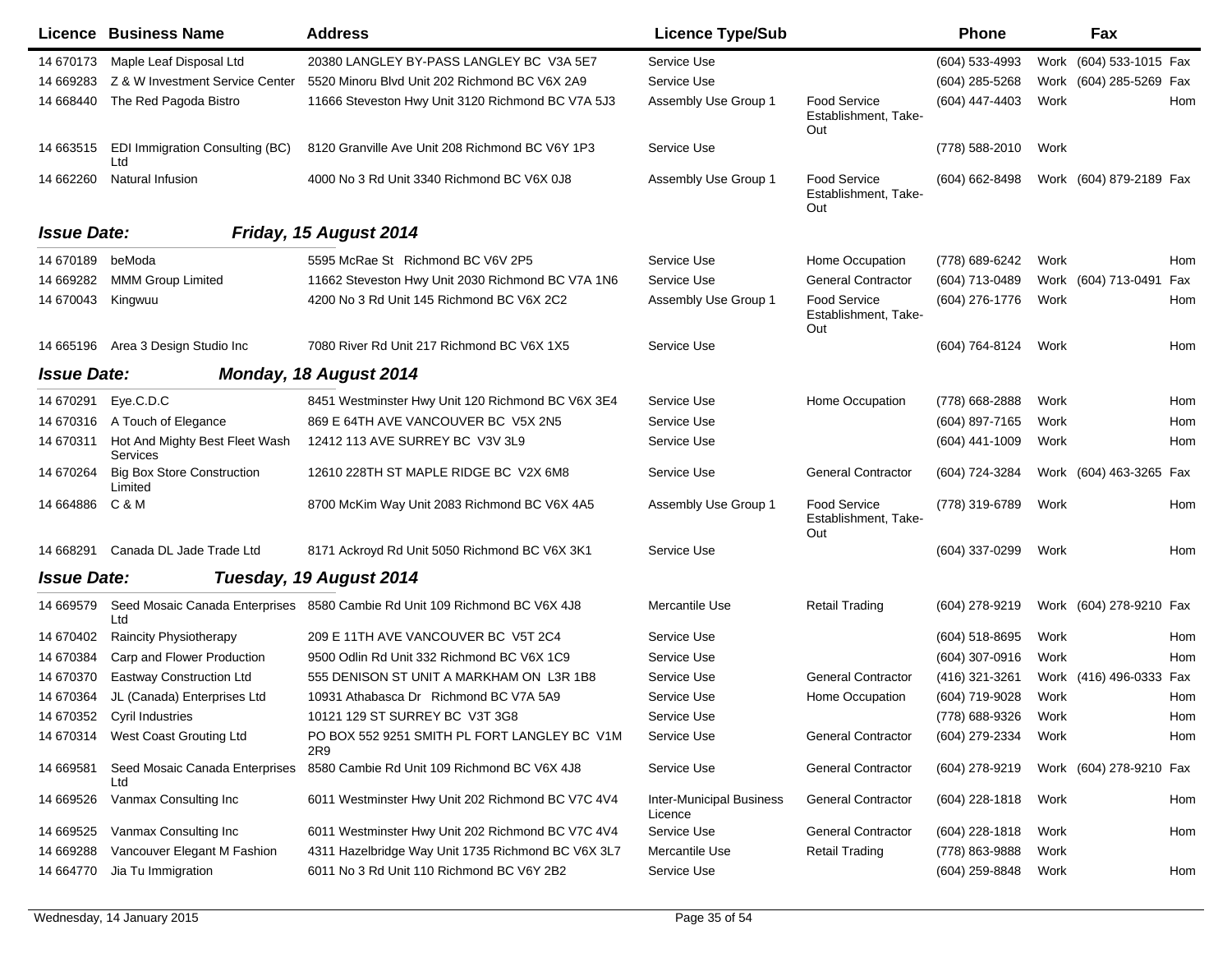| Licence | Business Name | Address | Licence Type/Sub | | Phone | | Fax | |
|---|---|---|---|---|---|---|---|---|
| 14 670173 | Maple Leaf Disposal Ltd | 20380 LANGLEY BY-PASS LANGLEY BC V3A 5E7 | Service Use | | (604) 533-4993 | Work | (604) 533-1015 | Fax |
| 14 669283 | Z & W Investment Service Center | 5520 Minoru Blvd Unit 202 Richmond BC V6X 2A9 | Service Use | | (604) 285-5268 | Work | (604) 285-5269 | Fax |
| 14 668440 | The Red Pagoda Bistro | 11666 Steveston Hwy Unit 3120 Richmond BC V7A 5J3 | Assembly Use Group 1 | Food Service Establishment, Take-Out | (604) 447-4403 | Work | | Hom |
| 14 663515 | EDI Immigration Consulting (BC) Ltd | 8120 Granville Ave Unit 208 Richmond BC V6Y 1P3 | Service Use | | (778) 588-2010 | Work | | |
| 14 662260 | Natural Infusion | 4000 No 3 Rd Unit 3340 Richmond BC V6X 0J8 | Assembly Use Group 1 | Food Service Establishment, Take-Out | (604) 662-8498 | Work | (604) 879-2189 | Fax |

**Issue Date:** ***Friday, 15 August 2014***

| Licence | Business Name | Address | Licence Type/Sub | | Phone | | Fax | |
|---|---|---|---|---|---|---|---|---|
| 14 670189 | beModa | 5595 McRae St Richmond BC V6V 2P5 | Service Use | Home Occupation | (778) 689-6242 | Work | | Hom |
| 14 669282 | MMM Group Limited | 11662 Steveston Hwy Unit 2030 Richmond BC V7A 1N6 | Service Use | General Contractor | (604) 713-0489 | Work | (604) 713-0491 | Fax |
| 14 670043 | Kingwuu | 4200 No 3 Rd Unit 145 Richmond BC V6X 2C2 | Assembly Use Group 1 | Food Service Establishment, Take-Out | (604) 276-1776 | Work | | Hom |
| 14 665196 | Area 3 Design Studio Inc | 7080 River Rd Unit 217 Richmond BC V6X 1X5 | Service Use | | (604) 764-8124 | Work | | Hom |

**Issue Date:** ***Monday, 18 August 2014***

| Licence | Business Name | Address | Licence Type/Sub | | Phone | | Fax | |
|---|---|---|---|---|---|---|---|---|
| 14 670291 | Eye.C.D.C | 8451 Westminster Hwy Unit 120 Richmond BC V6X 3E4 | Service Use | Home Occupation | (778) 668-2888 | Work | | Hom |
| 14 670316 | A Touch of Elegance | 869 E 64TH AVE VANCOUVER BC V5X 2N5 | Service Use | | (604) 897-7165 | Work | | Hom |
| 14 670311 | Hot And Mighty Best Fleet Wash Services | 12412 113 AVE SURREY BC V3V 3L9 | Service Use | | (604) 441-1009 | Work | | Hom |
| 14 670264 | Big Box Store Construction Limited | 12610 228TH ST MAPLE RIDGE BC V2X 6M8 | Service Use | General Contractor | (604) 724-3284 | Work | (604) 463-3265 | Fax |
| 14 664886 | C & M | 8700 McKim Way Unit 2083 Richmond BC V6X 4A5 | Assembly Use Group 1 | Food Service Establishment, Take-Out | (778) 319-6789 | Work | | Hom |
| 14 668291 | Canada DL Jade Trade Ltd | 8171 Ackroyd Rd Unit 5050 Richmond BC V6X 3K1 | Service Use | | (604) 337-0299 | Work | | Hom |

**Issue Date:** ***Tuesday, 19 August 2014***

| Licence | Business Name | Address | Licence Type/Sub | | Phone | | Fax | |
|---|---|---|---|---|---|---|---|---|
| 14 669579 | Seed Mosaic Canada Enterprises Ltd | 8580 Cambie Rd Unit 109 Richmond BC V6X 4J8 | Mercantile Use | Retail Trading | (604) 278-9219 | Work | (604) 278-9210 | Fax |
| 14 670402 | Raincity Physiotherapy | 209 E 11TH AVE VANCOUVER BC V5T 2C4 | Service Use | | (604) 518-8695 | Work | | Hom |
| 14 670384 | Carp and Flower Production | 9500 Odlin Rd Unit 332 Richmond BC V6X 1C9 | Service Use | | (604) 307-0916 | Work | | Hom |
| 14 670370 | Eastway Construction Ltd | 555 DENISON ST UNIT A MARKHAM ON L3R 1B8 | Service Use | General Contractor | (416) 321-3261 | Work | (416) 496-0333 | Fax |
| 14 670364 | JL (Canada) Enterprises Ltd | 10931 Athabasca Dr Richmond BC V7A 5A9 | Service Use | Home Occupation | (604) 719-9028 | Work | | Hom |
| 14 670352 | Cyril Industries | 10121 129 ST SURREY BC V3T 3G8 | Service Use | | (778) 688-9326 | Work | | Hom |
| 14 670314 | West Coast Grouting Ltd | PO BOX 552 9251 SMITH PL FORT LANGLEY BC V1M 2R9 | Service Use | General Contractor | (604) 279-2334 | Work | | Hom |
| 14 669581 | Seed Mosaic Canada Enterprises Ltd | 8580 Cambie Rd Unit 109 Richmond BC V6X 4J8 | Service Use | General Contractor | (604) 278-9219 | Work | (604) 278-9210 | Fax |
| 14 669526 | Vanmax Consulting Inc | 6011 Westminster Hwy Unit 202 Richmond BC V7C 4V4 | Inter-Municipal Business Licence | General Contractor | (604) 228-1818 | Work | | Hom |
| 14 669525 | Vanmax Consulting Inc | 6011 Westminster Hwy Unit 202 Richmond BC V7C 4V4 | Service Use | General Contractor | (604) 228-1818 | Work | | Hom |
| 14 669288 | Vancouver Elegant M Fashion | 4311 Hazelbridge Way Unit 1735 Richmond BC V6X 3L7 | Mercantile Use | Retail Trading | (778) 863-9888 | Work | | |
| 14 664770 | Jia Tu Immigration | 6011 No 3 Rd Unit 110 Richmond BC V6Y 2B2 | Service Use | | (604) 259-8848 | Work | | Hom |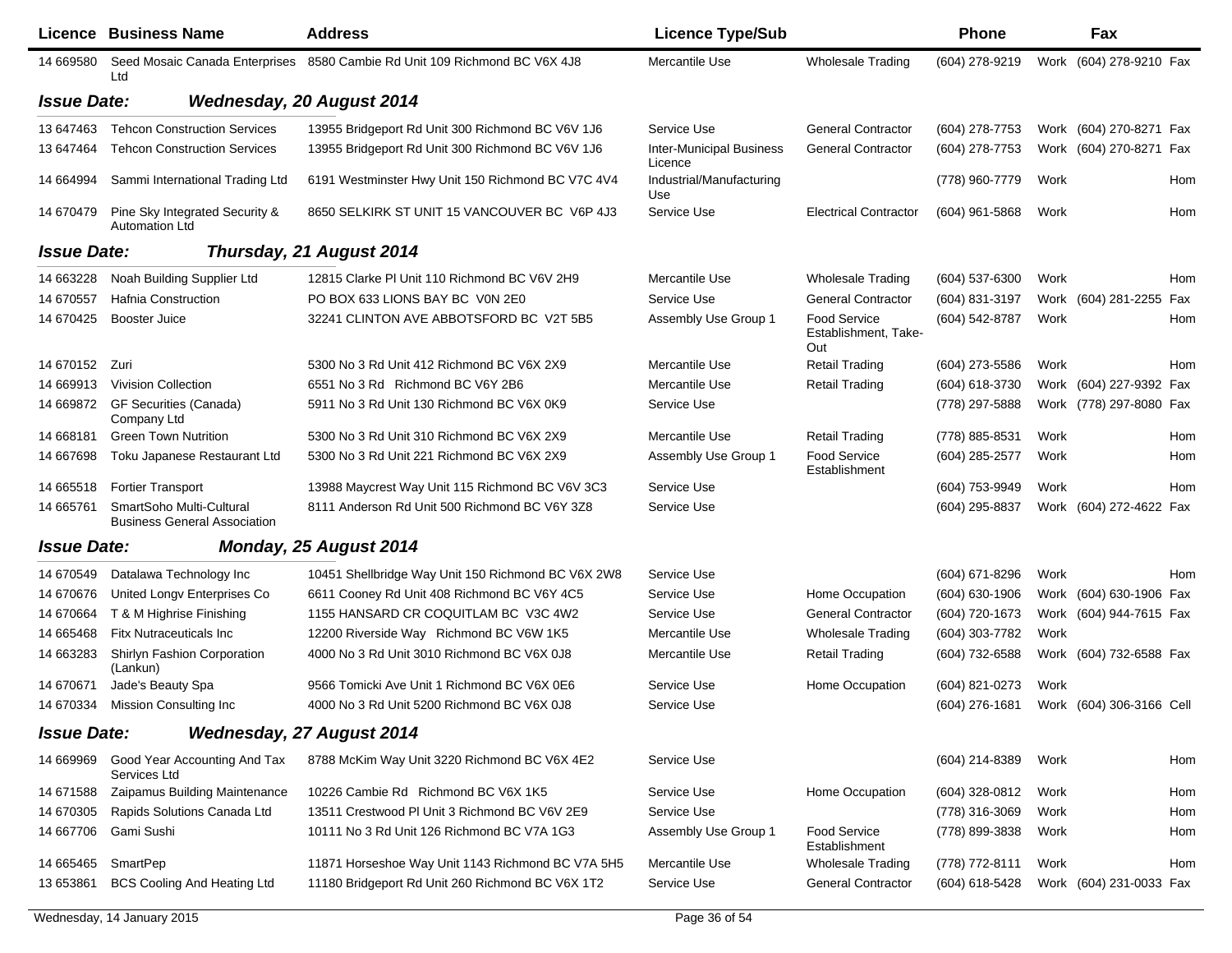| Licence | Business Name | Address | Licence Type/Sub | | Phone | | Fax | |
|---|---|---|---|---|---|---|---|---|
| 14 669580 | Seed Mosaic Canada Enterprises Ltd | 8580 Cambie Rd Unit 109 Richmond BC V6X 4J8 | Mercantile Use | Wholesale Trading | (604) 278-9219 | Work | (604) 278-9210 | Fax |

**Issue Date:** ***Wednesday, 20 August 2014***

| Licence | Business Name | Address | Licence Type/Sub | | Phone | | Fax | |
|---|---|---|---|---|---|---|---|---|
| 13 647463 | Tehcon Construction Services | 13955 Bridgeport Rd Unit 300 Richmond BC V6V 1J6 | Service Use | General Contractor | (604) 278-7753 | Work | (604) 270-8271 | Fax |
| 13 647464 | Tehcon Construction Services | 13955 Bridgeport Rd Unit 300 Richmond BC V6V 1J6 | Inter-Municipal Business Licence | General Contractor | (604) 278-7753 | Work | (604) 270-8271 | Fax |
| 14 664994 | Sammi International Trading Ltd | 6191 Westminster Hwy Unit 150 Richmond BC V7C 4V4 | Industrial/Manufacturing Use | | (778) 960-7779 | Work | | Hom |
| 14 670479 | Pine Sky Integrated Security & Automation Ltd | 8650 SELKIRK ST UNIT 15 VANCOUVER BC V6P 4J3 | Service Use | Electrical Contractor | (604) 961-5868 | Work | | Hom |

**Issue Date:** ***Thursday, 21 August 2014***

| Licence | Business Name | Address | Licence Type/Sub | | Phone | | Fax | |
|---|---|---|---|---|---|---|---|---|
| 14 663228 | Noah Building Supplier Ltd | 12815 Clarke Pl Unit 110 Richmond BC V6V 2H9 | Mercantile Use | Wholesale Trading | (604) 537-6300 | Work | | Hom |
| 14 670557 | Hafnia Construction | PO BOX 633 LIONS BAY BC V0N 2E0 | Service Use | General Contractor | (604) 831-3197 | Work | (604) 281-2255 | Fax |
| 14 670425 | Booster Juice | 32241 CLINTON AVE ABBOTSFORD BC V2T 5B5 | Assembly Use Group 1 | Food Service Establishment, Take-Out | (604) 542-8787 | Work | | Hom |
| 14 670152 | Zuri | 5300 No 3 Rd Unit 412 Richmond BC V6X 2X9 | Mercantile Use | Retail Trading | (604) 273-5586 | Work | | Hom |
| 14 669913 | Vivision Collection | 6551 No 3 Rd Richmond BC V6Y 2B6 | Mercantile Use | Retail Trading | (604) 618-3730 | Work | (604) 227-9392 | Fax |
| 14 669872 | GF Securities (Canada) Company Ltd | 5911 No 3 Rd Unit 130 Richmond BC V6X 0K9 | Service Use | | (778) 297-5888 | Work | (778) 297-8080 | Fax |
| 14 668181 | Green Town Nutrition | 5300 No 3 Rd Unit 310 Richmond BC V6X 2X9 | Mercantile Use | Retail Trading | (778) 885-8531 | Work | | Hom |
| 14 667698 | Toku Japanese Restaurant Ltd | 5300 No 3 Rd Unit 221 Richmond BC V6X 2X9 | Assembly Use Group 1 | Food Service Establishment | (604) 285-2577 | Work | | Hom |
| 14 665518 | Fortier Transport | 13988 Maycrest Way Unit 115 Richmond BC V6V 3C3 | Service Use | | (604) 753-9949 | Work | | Hom |
| 14 665761 | SmartSoho Multi-Cultural Business General Association | 8111 Anderson Rd Unit 500 Richmond BC V6Y 3Z8 | Service Use | | (604) 295-8837 | Work | (604) 272-4622 | Fax |

**Issue Date:** ***Monday, 25 August 2014***

| Licence | Business Name | Address | Licence Type/Sub | | Phone | | Fax | |
|---|---|---|---|---|---|---|---|---|
| 14 670549 | Datalawa Technology Inc | 10451 Shellbridge Way Unit 150 Richmond BC V6X 2W8 | Service Use | | (604) 671-8296 | Work | | Hom |
| 14 670676 | United Longv Enterprises Co | 6611 Cooney Rd Unit 408 Richmond BC V6Y 4C5 | Service Use | Home Occupation | (604) 630-1906 | Work | (604) 630-1906 | Fax |
| 14 670664 | T & M Highrise Finishing | 1155 HANSARD CR COQUITLAM BC V3C 4W2 | Service Use | General Contractor | (604) 720-1673 | Work | (604) 944-7615 | Fax |
| 14 665468 | Fitx Nutraceuticals Inc | 12200 Riverside Way Richmond BC V6W 1K5 | Mercantile Use | Wholesale Trading | (604) 303-7782 | Work | | |
| 14 663283 | Shirlyn Fashion Corporation (Lankun) | 4000 No 3 Rd Unit 3010 Richmond BC V6X 0J8 | Mercantile Use | Retail Trading | (604) 732-6588 | Work | (604) 732-6588 | Fax |
| 14 670671 | Jade's Beauty Spa | 9566 Tomicki Ave Unit 1 Richmond BC V6X 0E6 | Service Use | Home Occupation | (604) 821-0273 | Work | | |
| 14 670334 | Mission Consulting Inc | 4000 No 3 Rd Unit 5200 Richmond BC V6X 0J8 | Service Use | | (604) 276-1681 | Work | (604) 306-3166 | Cell |

**Issue Date:** ***Wednesday, 27 August 2014***

| Licence | Business Name | Address | Licence Type/Sub | | Phone | | Fax | |
|---|---|---|---|---|---|---|---|---|
| 14 669969 | Good Year Accounting And Tax Services Ltd | 8788 McKim Way Unit 3220 Richmond BC V6X 4E2 | Service Use | | (604) 214-8389 | Work | | Hom |
| 14 671588 | Zaipamus Building Maintenance | 10226 Cambie Rd Richmond BC V6X 1K5 | Service Use | Home Occupation | (604) 328-0812 | Work | | Hom |
| 14 670305 | Rapids Solutions Canada Ltd | 13511 Crestwood Pl Unit 3 Richmond BC V6V 2E9 | Service Use | | (778) 316-3069 | Work | | Hom |
| 14 667706 | Gami Sushi | 10111 No 3 Rd Unit 126 Richmond BC V7A 1G3 | Assembly Use Group 1 | Food Service Establishment | (778) 899-3838 | Work | | Hom |
| 14 665465 | SmartPep | 11871 Horseshoe Way Unit 1143 Richmond BC V7A 5H5 | Mercantile Use | Wholesale Trading | (778) 772-8111 | Work | | Hom |
| 13 653861 | BCS Cooling And Heating Ltd | 11180 Bridgeport Rd Unit 260 Richmond BC V6X 1T2 | Service Use | General Contractor | (604) 618-5428 | Work | (604) 231-0033 | Fax |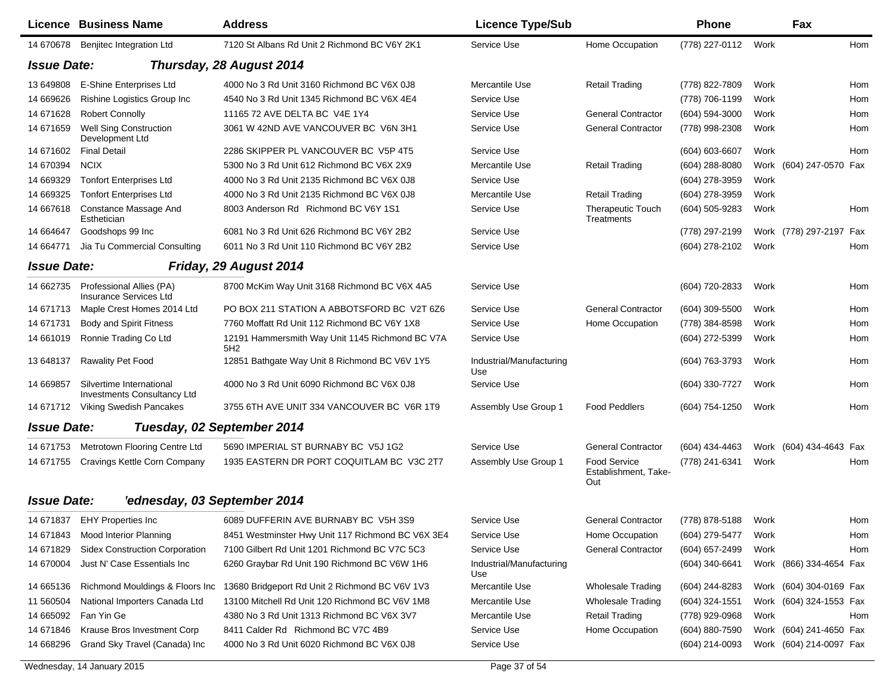| Licence | Business Name | Address | Licence Type/Sub | | Phone | | Fax | |
|---|---|---|---|---|---|---|---|---|
| 14 670678 | Benjitec Integration Ltd | 7120 St Albans Rd Unit 2 Richmond BC V6Y 2K1 | Service Use | Home Occupation | (778) 227-0112 | Work | | Hom |

**Issue Date: Thursday, 28 August 2014**

| Licence | Business Name | Address | Licence Type/Sub | | Phone | | Fax | |
|---|---|---|---|---|---|---|---|---|
| 13 649808 | E-Shine Enterprises Ltd | 4000 No 3 Rd Unit 3160 Richmond BC V6X 0J8 | Mercantile Use | Retail Trading | (778) 822-7809 | Work | | Hom |
| 14 669626 | Rishine Logistics Group Inc | 4540 No 3 Rd Unit 1345 Richmond BC V6X 4E4 | Service Use | | (778) 706-1199 | Work | | Hom |
| 14 671628 | Robert Connolly | 11165 72 AVE DELTA BC V4E 1Y4 | Service Use | General Contractor | (604) 594-3000 | Work | | Hom |
| 14 671659 | Well Sing Construction Development Ltd | 3061 W 42ND AVE VANCOUVER BC V6N 3H1 | Service Use | General Contractor | (778) 998-2308 | Work | | Hom |
| 14 671602 | Final Detail | 2286 SKIPPER PL VANCOUVER BC V5P 4T5 | Service Use | | (604) 603-6607 | Work | | Hom |
| 14 670394 | NCIX | 5300 No 3 Rd Unit 612 Richmond BC V6X 2X9 | Mercantile Use | Retail Trading | (604) 288-8080 | Work | (604) 247-0570 | Fax |
| 14 669329 | Tonfort Enterprises Ltd | 4000 No 3 Rd Unit 2135 Richmond BC V6X 0J8 | Service Use | | (604) 278-3959 | Work | | |
| 14 669325 | Tonfort Enterprises Ltd | 4000 No 3 Rd Unit 2135 Richmond BC V6X 0J8 | Mercantile Use | Retail Trading | (604) 278-3959 | Work | | |
| 14 667618 | Constance Massage And Esthetician | 8003 Anderson Rd Richmond BC V6Y 1S1 | Service Use | Therapeutic Touch Treatments | (604) 505-9283 | Work | | Hom |
| 14 664647 | Goodshops 99 Inc | 6081 No 3 Rd Unit 626 Richmond BC V6Y 2B2 | Service Use | | (778) 297-2199 | Work | (778) 297-2197 | Fax |
| 14 664771 | Jia Tu Commercial Consulting | 6011 No 3 Rd Unit 110 Richmond BC V6Y 2B2 | Service Use | | (604) 278-2102 | Work | | Hom |

**Issue Date: Friday, 29 August 2014**

| Licence | Business Name | Address | Licence Type/Sub | | Phone | | Fax | |
|---|---|---|---|---|---|---|---|---|
| 14 662735 | Professional Allies (PA) Insurance Services Ltd | 8700 McKim Way Unit 3168 Richmond BC V6X 4A5 | Service Use | | (604) 720-2833 | Work | | Hom |
| 14 671713 | Maple Crest Homes 2014 Ltd | PO BOX 211 STATION A ABBOTSFORD BC V2T 6Z6 | Service Use | General Contractor | (604) 309-5500 | Work | | Hom |
| 14 671731 | Body and Spirit Fitness | 7760 Moffatt Rd Unit 112 Richmond BC V6Y 1X8 | Service Use | Home Occupation | (778) 384-8598 | Work | | Hom |
| 14 661019 | Ronnie Trading Co Ltd | 12191 Hammersmith Way Unit 1145 Richmond BC V7A 5H2 | Service Use | | (604) 272-5399 | Work | | Hom |
| 13 648137 | Rawality Pet Food | 12851 Bathgate Way Unit 8 Richmond BC V6V 1Y5 | Industrial/Manufacturing Use | | (604) 763-3793 | Work | | Hom |
| 14 669857 | Silvertime International Investments Consultancy Ltd | 4000 No 3 Rd Unit 6090 Richmond BC V6X 0J8 | Service Use | | (604) 330-7727 | Work | | Hom |
| 14 671712 | Viking Swedish Pancakes | 3755 6TH AVE UNIT 334 VANCOUVER BC V6R 1T9 | Assembly Use Group 1 | Food Peddlers | (604) 754-1250 | Work | | Hom |

**Issue Date: Tuesday, 02 September 2014**

| Licence | Business Name | Address | Licence Type/Sub | | Phone | | Fax | |
|---|---|---|---|---|---|---|---|---|
| 14 671753 | Metrotown Flooring Centre Ltd | 5690 IMPERIAL ST BURNABY BC V5J 1G2 | Service Use | General Contractor | (604) 434-4463 | Work | (604) 434-4643 | Fax |
| 14 671755 | Cravings Kettle Corn Company | 1935 EASTERN DR PORT COQUITLAM BC V3C 2T7 | Assembly Use Group 1 | Food Service Establishment, Take-Out | (778) 241-6341 | Work | | Hom |

**Issue Date: 'ednesday, 03 September 2014**

| Licence | Business Name | Address | Licence Type/Sub | | Phone | | Fax | |
|---|---|---|---|---|---|---|---|---|
| 14 671837 | EHY Properties Inc | 6089 DUFFERIN AVE BURNABY BC V5H 3S9 | Service Use | General Contractor | (778) 878-5188 | Work | | Hom |
| 14 671843 | Mood Interior Planning | 8451 Westminster Hwy Unit 117 Richmond BC V6X 3E4 | Service Use | Home Occupation | (604) 279-5477 | Work | | Hom |
| 14 671829 | Sidex Construction Corporation | 7100 Gilbert Rd Unit 1201 Richmond BC V7C 5C3 | Service Use | General Contractor | (604) 657-2499 | Work | | Hom |
| 14 670004 | Just N' Case Essentials Inc | 6260 Graybar Rd Unit 190 Richmond BC V6W 1H6 | Industrial/Manufacturing Use | | (604) 340-6641 | Work | (866) 334-4654 | Fax |
| 14 665136 | Richmond Mouldings & Floors Inc | 13680 Bridgeport Rd Unit 2 Richmond BC V6V 1V3 | Mercantile Use | Wholesale Trading | (604) 244-8283 | Work | (604) 304-0169 | Fax |
| 11 560504 | National Importers Canada Ltd | 13100 Mitchell Rd Unit 120 Richmond BC V6V 1M8 | Mercantile Use | Wholesale Trading | (604) 324-1551 | Work | (604) 324-1553 | Fax |
| 14 665092 | Fan Yin Ge | 4380 No 3 Rd Unit 1313 Richmond BC V6X 3V7 | Mercantile Use | Retail Trading | (778) 929-0968 | Work | | Hom |
| 14 671846 | Krause Bros Investment Corp | 8411 Calder Rd Richmond BC V7C 4B9 | Service Use | Home Occupation | (604) 880-7590 | Work | (604) 241-4650 | Fax |
| 14 668296 | Grand Sky Travel (Canada) Inc | 4000 No 3 Rd Unit 6020 Richmond BC V6X 0J8 | Service Use | | (604) 214-0093 | Work | (604) 214-0097 | Fax |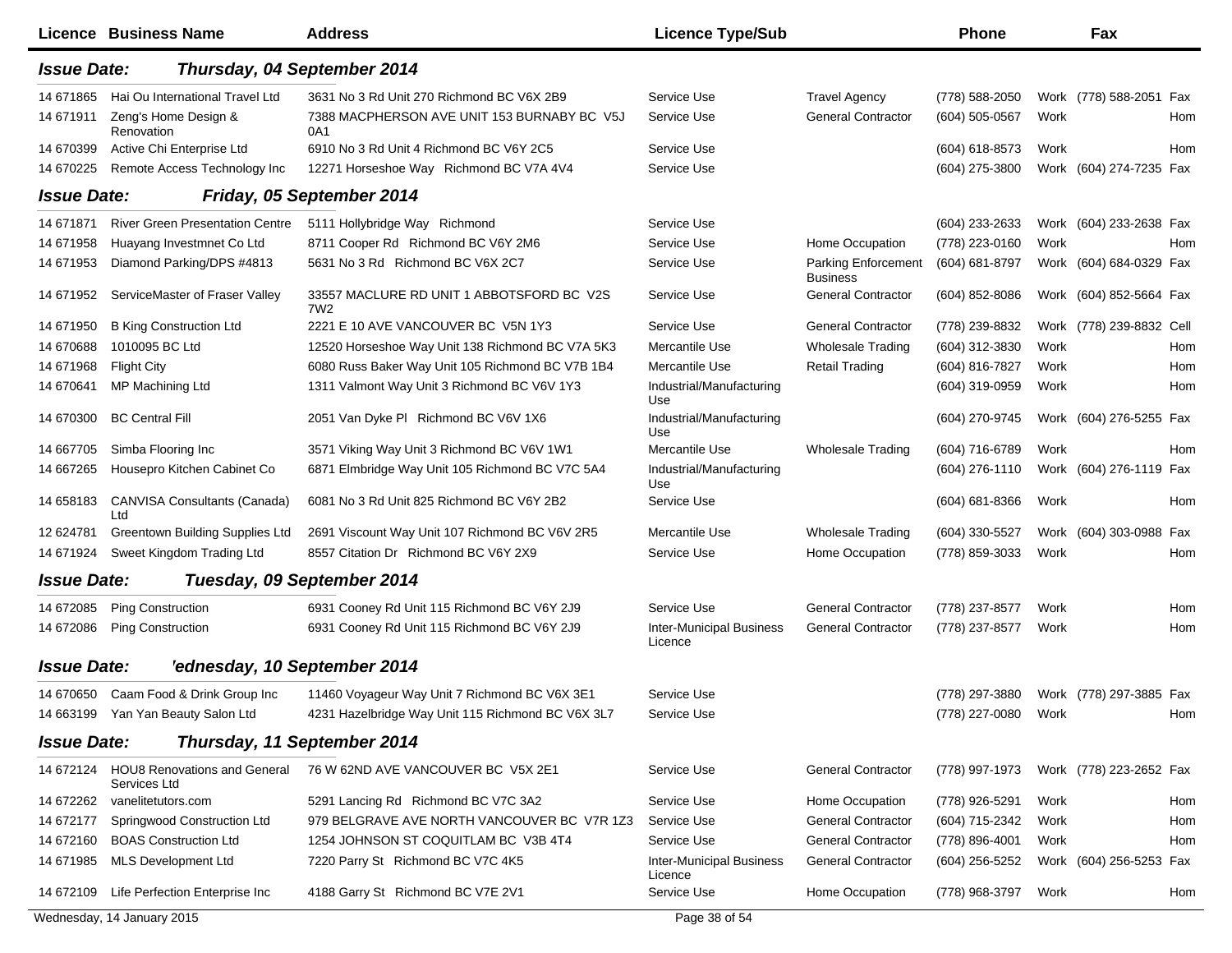| Licence | Business Name | Address | Licence Type/Sub | | Phone | | Fax | |
|---|---|---|---|---|---|---|---|---|

**Issue Date: Thursday, 04 September 2014**

| Licence | Business Name | Address | Licence Type/Sub | | Phone | | Fax | |
|---|---|---|---|---|---|---|---|---|
| 14 671865 | Hai Ou International Travel Ltd | 3631 No 3 Rd Unit 270 Richmond BC V6X 2B9 | Service Use | Travel Agency | (778) 588-2050 | Work | (778) 588-2051 | Fax |
| 14 671911 | Zeng's Home Design & Renovation | 7388 MACPHERSON AVE UNIT 153 BURNABY BC V5J 0A1 | Service Use | General Contractor | (604) 505-0567 | Work | | Hom |
| 14 670399 | Active Chi Enterprise Ltd | 6910 No 3 Rd Unit 4 Richmond BC V6Y 2C5 | Service Use | | (604) 618-8573 | Work | | Hom |
| 14 670225 | Remote Access Technology Inc | 12271 Horseshoe Way Richmond BC V7A 4V4 | Service Use | | (604) 275-3800 | Work | (604) 274-7235 | Fax |

**Issue Date: Friday, 05 September 2014**

| Licence | Business Name | Address | Licence Type/Sub | | Phone | | Fax | |
|---|---|---|---|---|---|---|---|---|
| 14 671871 | River Green Presentation Centre | 5111 Hollybridge Way Richmond | Service Use | | (604) 233-2633 | Work | (604) 233-2638 | Fax |
| 14 671958 | Huayang Investmnet Co Ltd | 8711 Cooper Rd Richmond BC V6Y 2M6 | Service Use | Home Occupation | (778) 223-0160 | Work | | Hom |
| 14 671953 | Diamond Parking/DPS #4813 | 5631 No 3 Rd Richmond BC V6X 2C7 | Service Use | Parking Enforcement Business | (604) 681-8797 | Work | (604) 684-0329 | Fax |
| 14 671952 | ServiceMaster of Fraser Valley | 33557 MACLURE RD UNIT 1 ABBOTSFORD BC V2S 7W2 | Service Use | General Contractor | (604) 852-8086 | Work | (604) 852-5664 | Fax |
| 14 671950 | B King Construction Ltd | 2221 E 10 AVE VANCOUVER BC V5N 1Y3 | Service Use | General Contractor | (778) 239-8832 | Work | (778) 239-8832 | Cell |
| 14 670688 | 1010095 BC Ltd | 12520 Horseshoe Way Unit 138 Richmond BC V7A 5K3 | Mercantile Use | Wholesale Trading | (604) 312-3830 | Work | | Hom |
| 14 671968 | Flight City | 6080 Russ Baker Way Unit 105 Richmond BC V7B 1B4 | Mercantile Use | Retail Trading | (604) 816-7827 | Work | | Hom |
| 14 670641 | MP Machining Ltd | 1311 Valmont Way Unit 3 Richmond BC V6V 1Y3 | Industrial/Manufacturing Use | | (604) 319-0959 | Work | | Hom |
| 14 670300 | BC Central Fill | 2051 Van Dyke Pl Richmond BC V6V 1X6 | Industrial/Manufacturing Use | | (604) 270-9745 | Work | (604) 276-5255 | Fax |
| 14 667705 | Simba Flooring Inc | 3571 Viking Way Unit 3 Richmond BC V6V 1W1 | Mercantile Use | Wholesale Trading | (604) 716-6789 | Work | | Hom |
| 14 667265 | Housepro Kitchen Cabinet Co | 6871 Elmbridge Way Unit 105 Richmond BC V7C 5A4 | Industrial/Manufacturing Use | | (604) 276-1110 | Work | (604) 276-1119 | Fax |
| 14 658183 | CANVISA Consultants (Canada) Ltd | 6081 No 3 Rd Unit 825 Richmond BC V6Y 2B2 | Service Use | | (604) 681-8366 | Work | | Hom |
| 12 624781 | Greentown Building Supplies Ltd | 2691 Viscount Way Unit 107 Richmond BC V6V 2R5 | Mercantile Use | Wholesale Trading | (604) 330-5527 | Work | (604) 303-0988 | Fax |
| 14 671924 | Sweet Kingdom Trading Ltd | 8557 Citation Dr Richmond BC V6Y 2X9 | Service Use | Home Occupation | (778) 859-3033 | Work | | Hom |

**Issue Date: Tuesday, 09 September 2014**

| Licence | Business Name | Address | Licence Type/Sub | | Phone | | Fax | |
|---|---|---|---|---|---|---|---|---|
| 14 672085 | Ping Construction | 6931 Cooney Rd Unit 115 Richmond BC V6Y 2J9 | Service Use | General Contractor | (778) 237-8577 | Work | | Hom |
| 14 672086 | Ping Construction | 6931 Cooney Rd Unit 115 Richmond BC V6Y 2J9 | Inter-Municipal Business Licence | General Contractor | (778) 237-8577 | Work | | Hom |

**Issue Date: 'ednesday, 10 September 2014**

| Licence | Business Name | Address | Licence Type/Sub | | Phone | | Fax | |
|---|---|---|---|---|---|---|---|---|
| 14 670650 | Caam Food & Drink Group Inc | 11460 Voyageur Way Unit 7 Richmond BC V6X 3E1 | Service Use | | (778) 297-3880 | Work | (778) 297-3885 | Fax |
| 14 663199 | Yan Yan Beauty Salon Ltd | 4231 Hazelbridge Way Unit 115 Richmond BC V6X 3L7 | Service Use | | (778) 227-0080 | Work | | Hom |

**Issue Date: Thursday, 11 September 2014**

| Licence | Business Name | Address | Licence Type/Sub | | Phone | | Fax | |
|---|---|---|---|---|---|---|---|---|
| 14 672124 | HOU8 Renovations and General Services Ltd | 76 W 62ND AVE VANCOUVER BC V5X 2E1 | Service Use | General Contractor | (778) 997-1973 | Work | (778) 223-2652 | Fax |
| 14 672262 | vanelitetutors.com | 5291 Lancing Rd Richmond BC V7C 3A2 | Service Use | Home Occupation | (778) 926-5291 | Work | | Hom |
| 14 672177 | Springwood Construction Ltd | 979 BELGRAVE AVE NORTH VANCOUVER BC V7R 1Z3 | Service Use | General Contractor | (604) 715-2342 | Work | | Hom |
| 14 672160 | BOAS Construction Ltd | 1254 JOHNSON ST COQUITLAM BC V3B 4T4 | Service Use | General Contractor | (778) 896-4001 | Work | | Hom |
| 14 671985 | MLS Development Ltd | 7220 Parry St Richmond BC V7C 4K5 | Inter-Municipal Business Licence | General Contractor | (604) 256-5252 | Work | (604) 256-5253 | Fax |
| 14 672109 | Life Perfection Enterprise Inc | 4188 Garry St Richmond BC V7E 2V1 | Service Use | Home Occupation | (778) 968-3797 | Work | | Hom |

Wednesday, 14 January 2015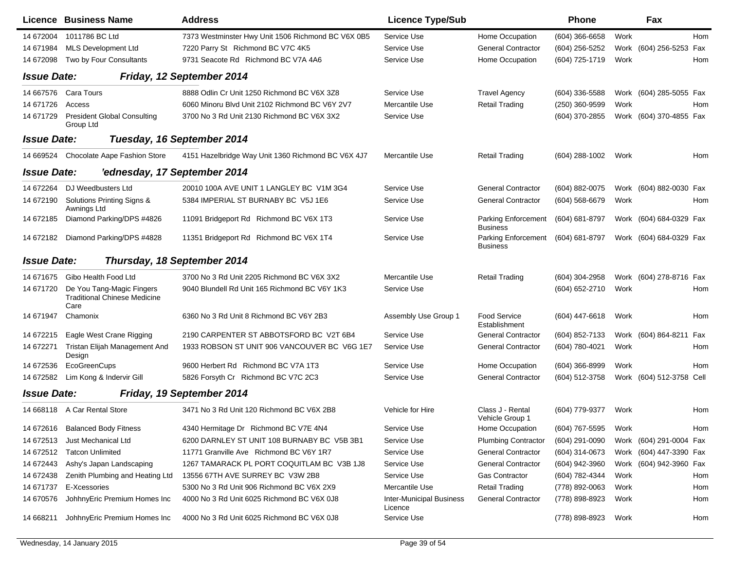| Licence | Business Name | Address | Licence Type/Sub | | Phone | | Fax | |
|---|---|---|---|---|---|---|---|---|
| 14 672004 | 1011786 BC Ltd | 7373 Westminster Hwy Unit 1506 Richmond BC V6X 0B5 | Service Use | Home Occupation | (604) 366-6658 | Work | | Hom |
| 14 671984 | MLS Development Ltd | 7220 Parry St Richmond BC V7C 4K5 | Service Use | General Contractor | (604) 256-5252 | Work | (604) 256-5253 | Fax |
| 14 672098 | Two by Four Consultants | 9731 Seacote Rd Richmond BC V7A 4A6 | Service Use | Home Occupation | (604) 725-1719 | Work | | Hom |

**Issue Date:** ***Friday, 12 September 2014***

| Licence | Business Name | Address | Licence Type/Sub | | Phone | | Fax | |
|---|---|---|---|---|---|---|---|---|
| 14 667576 | Cara Tours | 8888 Odlin Cr Unit 1250 Richmond BC V6X 3Z8 | Service Use | Travel Agency | (604) 336-5588 | Work | (604) 285-5055 | Fax |
| 14 671726 | Access | 6060 Minoru Blvd Unit 2102 Richmond BC V6Y 2V7 | Mercantile Use | Retail Trading | (250) 360-9599 | Work | | Hom |
| 14 671729 | President Global Consulting Group Ltd | 3700 No 3 Rd Unit 2130 Richmond BC V6X 3X2 | Service Use | | (604) 370-2855 | Work | (604) 370-4855 | Fax |

**Issue Date:** ***Tuesday, 16 September 2014***

| Licence | Business Name | Address | Licence Type/Sub | | Phone | | Fax | |
|---|---|---|---|---|---|---|---|---|
| 14 669524 | Chocolate Aape Fashion Store | 4151 Hazelbridge Way Unit 1360 Richmond BC V6X 4J7 | Mercantile Use | Retail Trading | (604) 288-1002 | Work | | Hom |

**Issue Date:** ***'ednesday, 17 September 2014***

| Licence | Business Name | Address | Licence Type/Sub | | Phone | | Fax | |
|---|---|---|---|---|---|---|---|---|
| 14 672264 | DJ Weedbusters Ltd | 20010 100A AVE UNIT 1 LANGLEY BC V1M 3G4 | Service Use | General Contractor | (604) 882-0075 | Work | (604) 882-0030 | Fax |
| 14 672190 | Solutions Printing Signs & Awnings Ltd | 5384 IMPERIAL ST BURNABY BC V5J 1E6 | Service Use | General Contractor | (604) 568-6679 | Work | | Hom |
| 14 672185 | Diamond Parking/DPS #4826 | 11091 Bridgeport Rd Richmond BC V6X 1T3 | Service Use | Parking Enforcement Business | (604) 681-8797 | Work | (604) 684-0329 | Fax |
| 14 672182 | Diamond Parking/DPS #4828 | 11351 Bridgeport Rd Richmond BC V6X 1T4 | Service Use | Parking Enforcement Business | (604) 681-8797 | Work | (604) 684-0329 | Fax |

**Issue Date:** ***Thursday, 18 September 2014***

| Licence | Business Name | Address | Licence Type/Sub | | Phone | | Fax | |
|---|---|---|---|---|---|---|---|---|
| 14 671675 | Gibo Health Food Ltd | 3700 No 3 Rd Unit 2205 Richmond BC V6X 3X2 | Mercantile Use | Retail Trading | (604) 304-2958 | Work | (604) 278-8716 | Fax |
| 14 671720 | De You Tang-Magic Fingers Traditional Chinese Medicine Care | 9040 Blundell Rd Unit 165 Richmond BC V6Y 1K3 | Service Use | | (604) 652-2710 | Work | | Hom |
| 14 671947 | Chamonix | 6360 No 3 Rd Unit 8 Richmond BC V6Y 2B3 | Assembly Use Group 1 | Food Service Establishment | (604) 447-6618 | Work | | Hom |
| 14 672215 | Eagle West Crane Rigging | 2190 CARPENTER ST ABBOTSFORD BC V2T 6B4 | Service Use | General Contractor | (604) 852-7133 | Work | (604) 864-8211 | Fax |
| 14 672271 | Tristan Elijah Management And Design | 1933 ROBSON ST UNIT 906 VANCOUVER BC V6G 1E7 | Service Use | General Contractor | (604) 780-4021 | Work | | Hom |
| 14 672536 | EcoGreenCups | 9600 Herbert Rd Richmond BC V7A 1T3 | Service Use | Home Occupation | (604) 366-8999 | Work | | Hom |
| 14 672582 | Lim Kong & Indervir Gill | 5826 Forsyth Cr Richmond BC V7C 2C3 | Service Use | General Contractor | (604) 512-3758 | Work | (604) 512-3758 | Cell |

**Issue Date:** ***Friday, 19 September 2014***

| Licence | Business Name | Address | Licence Type/Sub | | Phone | | Fax | |
|---|---|---|---|---|---|---|---|---|
| 14 668118 | A Car Rental Store | 3471 No 3 Rd Unit 120 Richmond BC V6X 2B8 | Vehicle for Hire | Class J - Rental Vehicle Group 1 | (604) 779-9377 | Work | | Hom |
| 14 672616 | Balanced Body Fitness | 4340 Hermitage Dr Richmond BC V7E 4N4 | Service Use | Home Occupation | (604) 767-5595 | Work | | Hom |
| 14 672513 | Just Mechanical Ltd | 6200 DARNLEY ST UNIT 108 BURNABY BC V5B 3B1 | Service Use | Plumbing Contractor | (604) 291-0090 | Work | (604) 291-0004 | Fax |
| 14 672512 | Tatcon Unlimited | 11771 Granville Ave Richmond BC V6Y 1R7 | Service Use | General Contractor | (604) 314-0673 | Work | (604) 447-3390 | Fax |
| 14 672443 | Ashy's Japan Landscaping | 1267 TAMARACK PL PORT COQUITLAM BC V3B 1J8 | Service Use | General Contractor | (604) 942-3960 | Work | (604) 942-3960 | Fax |
| 14 672438 | Zenith Plumbing and Heating Ltd | 13556 67TH AVE SURREY BC V3W 2B8 | Service Use | Gas Contractor | (604) 782-4344 | Work | | Hom |
| 14 671737 | E-Xcessories | 5300 No 3 Rd Unit 906 Richmond BC V6X 2X9 | Mercantile Use | Retail Trading | (778) 892-0063 | Work | | Hom |
| 14 670576 | JohhnyEric Premium Homes Inc | 4000 No 3 Rd Unit 6025 Richmond BC V6X 0J8 | Inter-Municipal Business Licence | General Contractor | (778) 898-8923 | Work | | Hom |
| 14 668211 | JohhnyEric Premium Homes Inc | 4000 No 3 Rd Unit 6025 Richmond BC V6X 0J8 | Service Use | | (778) 898-8923 | Work | | Hom |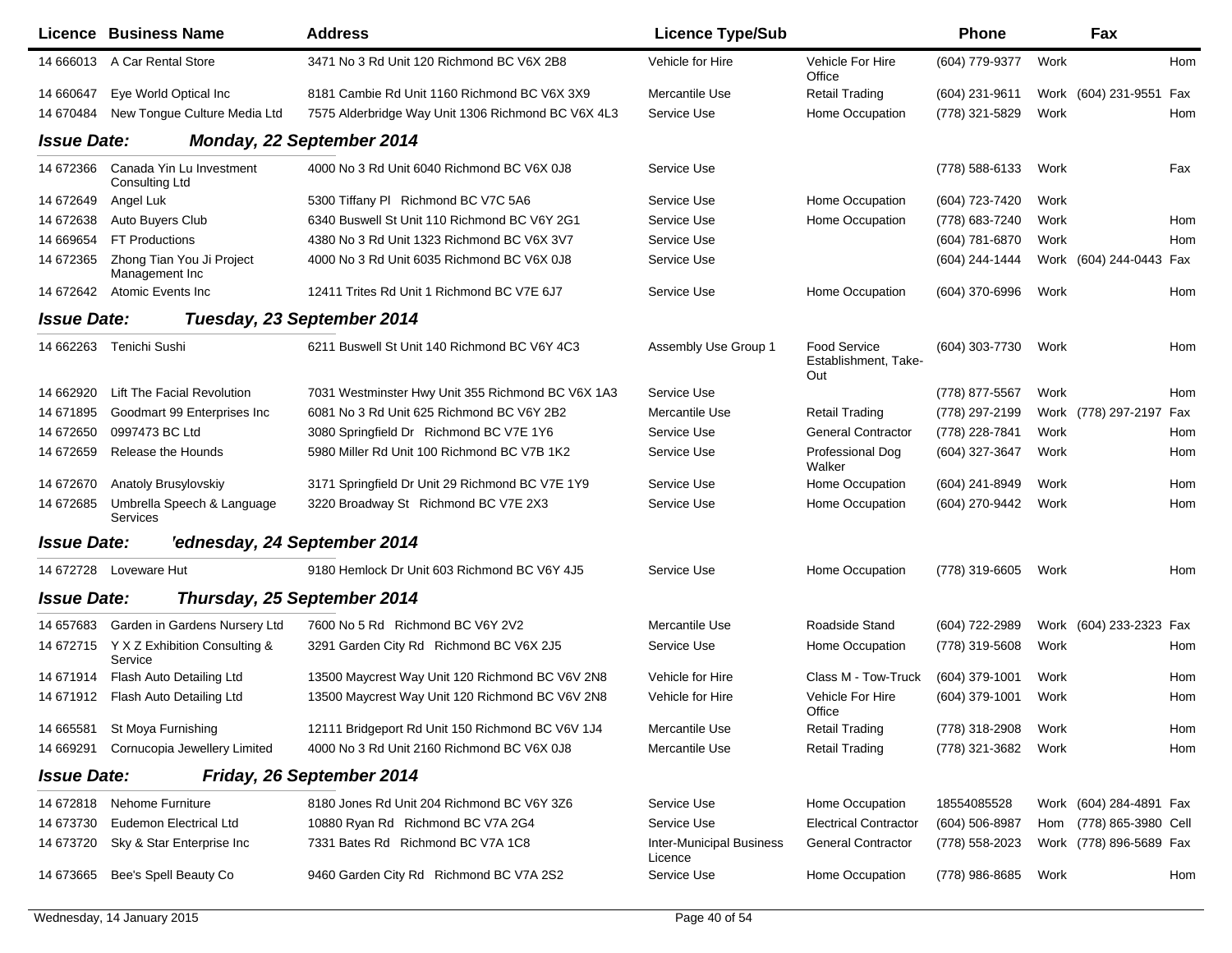| Licence | Business Name | Address | Licence Type/Sub | | Phone | | Fax | |
|---|---|---|---|---|---|---|---|---|
| 14 666013 | A Car Rental Store | 3471 No 3 Rd Unit 120 Richmond BC V6X 2B8 | Vehicle for Hire | Vehicle For Hire Office | (604) 779-9377 | Work | | Hom |
| 14 660647 | Eye World Optical Inc | 8181 Cambie Rd Unit 1160 Richmond BC V6X 3X9 | Mercantile Use | Retail Trading | (604) 231-9611 | Work | (604) 231-9551 | Fax |
| 14 670484 | New Tongue Culture Media Ltd | 7575 Alderbridge Way Unit 1306 Richmond BC V6X 4L3 | Service Use | Home Occupation | (778) 321-5829 | Work | | Hom |
| **Issue Date:** | **Monday, 22 September 2014** | | | | | | | |
| 14 672366 | Canada Yin Lu Investment Consulting Ltd | 4000 No 3 Rd Unit 6040 Richmond BC V6X 0J8 | Service Use | | (778) 588-6133 | Work | | Fax |
| 14 672649 | Angel Luk | 5300 Tiffany Pl Richmond BC V7C 5A6 | Service Use | Home Occupation | (604) 723-7420 | Work | | |
| 14 672638 | Auto Buyers Club | 6340 Buswell St Unit 110 Richmond BC V6Y 2G1 | Service Use | Home Occupation | (778) 683-7240 | Work | | Hom |
| 14 669654 | FT Productions | 4380 No 3 Rd Unit 1323 Richmond BC V6X 3V7 | Service Use | | (604) 781-6870 | Work | | Hom |
| 14 672365 | Zhong Tian You Ji Project Management Inc | 4000 No 3 Rd Unit 6035 Richmond BC V6X 0J8 | Service Use | | (604) 244-1444 | Work | (604) 244-0443 | Fax |
| 14 672642 | Atomic Events Inc | 12411 Trites Rd Unit 1 Richmond BC V7E 6J7 | Service Use | Home Occupation | (604) 370-6996 | Work | | Hom |
| **Issue Date:** | **Tuesday, 23 September 2014** | | | | | | | |
| 14 662263 | Tenichi Sushi | 6211 Buswell St Unit 140 Richmond BC V6Y 4C3 | Assembly Use Group 1 | Food Service Establishment, Take-Out | (604) 303-7730 | Work | | Hom |
| 14 662920 | Lift The Facial Revolution | 7031 Westminster Hwy Unit 355 Richmond BC V6X 1A3 | Service Use | | (778) 877-5567 | Work | | Hom |
| 14 671895 | Goodmart 99 Enterprises Inc | 6081 No 3 Rd Unit 625 Richmond BC V6Y 2B2 | Mercantile Use | Retail Trading | (778) 297-2199 | Work | (778) 297-2197 | Fax |
| 14 672650 | 0997473 BC Ltd | 3080 Springfield Dr Richmond BC V7E 1Y6 | Service Use | General Contractor | (778) 228-7841 | Work | | Hom |
| 14 672659 | Release the Hounds | 5980 Miller Rd Unit 100 Richmond BC V7B 1K2 | Service Use | Professional Dog Walker | (604) 327-3647 | Work | | Hom |
| 14 672670 | Anatoly Brusylovskiy | 3171 Springfield Dr Unit 29 Richmond BC V7E 1Y9 | Service Use | Home Occupation | (604) 241-8949 | Work | | Hom |
| 14 672685 | Umbrella Speech & Language Services | 3220 Broadway St Richmond BC V7E 2X3 | Service Use | Home Occupation | (604) 270-9442 | Work | | Hom |
| **Issue Date:** | **'ednesday, 24 September 2014** | | | | | | | |
| 14 672728 | Loveware Hut | 9180 Hemlock Dr Unit 603 Richmond BC V6Y 4J5 | Service Use | Home Occupation | (778) 319-6605 | Work | | Hom |
| **Issue Date:** | **Thursday, 25 September 2014** | | | | | | | |
| 14 657683 | Garden in Gardens Nursery Ltd | 7600 No 5 Rd Richmond BC V6Y 2V2 | Mercantile Use | Roadside Stand | (604) 722-2989 | Work | (604) 233-2323 | Fax |
| 14 672715 | Y X Z Exhibition Consulting & Service | 3291 Garden City Rd Richmond BC V6X 2J5 | Service Use | Home Occupation | (778) 319-5608 | Work | | Hom |
| 14 671914 | Flash Auto Detailing Ltd | 13500 Maycrest Way Unit 120 Richmond BC V6V 2N8 | Vehicle for Hire | Class M - Tow-Truck | (604) 379-1001 | Work | | Hom |
| 14 671912 | Flash Auto Detailing Ltd | 13500 Maycrest Way Unit 120 Richmond BC V6V 2N8 | Vehicle for Hire | Vehicle For Hire Office | (604) 379-1001 | Work | | Hom |
| 14 665581 | St Moya Furnishing | 12111 Bridgeport Rd Unit 150 Richmond BC V6V 1J4 | Mercantile Use | Retail Trading | (778) 318-2908 | Work | | Hom |
| 14 669291 | Cornucopia Jewellery Limited | 4000 No 3 Rd Unit 2160 Richmond BC V6X 0J8 | Mercantile Use | Retail Trading | (778) 321-3682 | Work | | Hom |
| **Issue Date:** | **Friday, 26 September 2014** | | | | | | | |
| 14 672818 | Nehome Furniture | 8180 Jones Rd Unit 204 Richmond BC V6Y 3Z6 | Service Use | Home Occupation | 18554085528 | Work | (604) 284-4891 | Fax |
| 14 673730 | Eudemon Electrical Ltd | 10880 Ryan Rd Richmond BC V7A 2G4 | Service Use | Electrical Contractor | (604) 506-8987 | Hom | (778) 865-3980 | Cell |
| 14 673720 | Sky & Star Enterprise Inc | 7331 Bates Rd Richmond BC V7A 1C8 | Inter-Municipal Business Licence | General Contractor | (778) 558-2023 | Work | (778) 896-5689 | Fax |
| 14 673665 | Bee's Spell Beauty Co | 9460 Garden City Rd Richmond BC V7A 2S2 | Service Use | Home Occupation | (778) 986-8685 | Work | | Hom |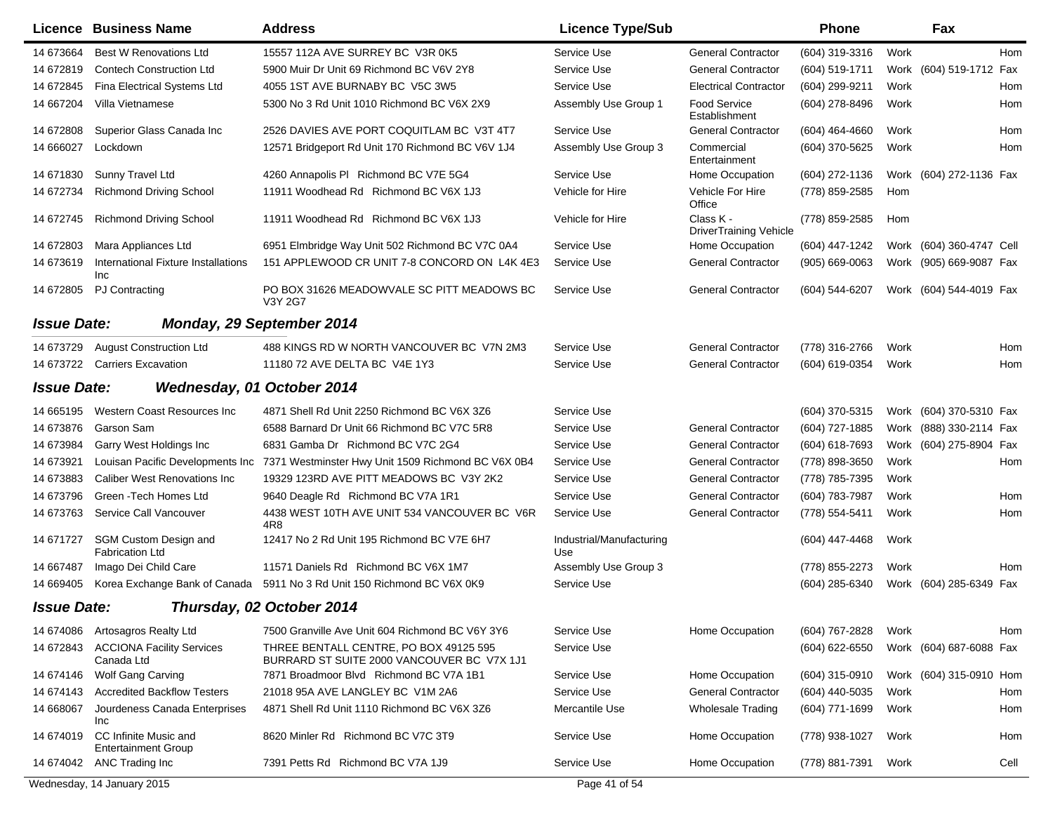| Licence | Business Name | Address | Licence Type/Sub | | Phone | | Fax | |
|---|---|---|---|---|---|---|---|---|
| 14 673664 | Best W Renovations Ltd | 15557 112A AVE SURREY BC V3R 0K5 | Service Use | General Contractor | (604) 319-3316 | Work | | Hom |
| 14 672819 | Contech Construction Ltd | 5900 Muir Dr Unit 69 Richmond BC V6V 2Y8 | Service Use | General Contractor | (604) 519-1711 | Work | (604) 519-1712 | Fax |
| 14 672845 | Fina Electrical Systems Ltd | 4055 1ST AVE BURNABY BC V5C 3W5 | Service Use | Electrical Contractor | (604) 299-9211 | Work | | Hom |
| 14 667204 | Villa Vietnamese | 5300 No 3 Rd Unit 1010 Richmond BC V6X 2X9 | Assembly Use Group 1 | Food Service Establishment | (604) 278-8496 | Work | | Hom |
| 14 672808 | Superior Glass Canada Inc | 2526 DAVIES AVE PORT COQUITLAM BC V3T 4T7 | Service Use | General Contractor | (604) 464-4660 | Work | | Hom |
| 14 666027 | Lockdown | 12571 Bridgeport Rd Unit 170 Richmond BC V6V 1J4 | Assembly Use Group 3 | Commercial Entertainment | (604) 370-5625 | Work | | Hom |
| 14 671830 | Sunny Travel Ltd | 4260 Annapolis Pl Richmond BC V7E 5G4 | Service Use | Home Occupation | (604) 272-1136 | Work | (604) 272-1136 | Fax |
| 14 672734 | Richmond Driving School | 11911 Woodhead Rd Richmond BC V6X 1J3 | Vehicle for Hire | Vehicle For Hire Office | (778) 859-2585 | Hom | | |
| 14 672745 | Richmond Driving School | 11911 Woodhead Rd Richmond BC V6X 1J3 | Vehicle for Hire | Class K - DriverTraining Vehicle | (778) 859-2585 | Hom | | |
| 14 672803 | Mara Appliances Ltd | 6951 Elmbridge Way Unit 502 Richmond BC V7C 0A4 | Service Use | Home Occupation | (604) 447-1242 | Work | (604) 360-4747 | Cell |
| 14 673619 | International Fixture Installations Inc | 151 APPLEWOOD CR UNIT 7-8 CONCORD ON L4K 4E3 | Service Use | General Contractor | (905) 669-0063 | Work | (905) 669-9087 | Fax |
| 14 672805 | PJ Contracting | PO BOX 31626 MEADOWVALE SC PITT MEADOWS BC V3Y 2G7 | Service Use | General Contractor | (604) 544-6207 | Work | (604) 544-4019 | Fax |

***Issue Date: Monday, 29 September 2014***

| Licence | Business Name | Address | Licence Type/Sub | | Phone | | Fax | |
|---|---|---|---|---|---|---|---|---|
| 14 673729 | August Construction Ltd | 488 KINGS RD W NORTH VANCOUVER BC V7N 2M3 | Service Use | General Contractor | (778) 316-2766 | Work | | Hom |
| 14 673722 | Carriers Excavation | 11180 72 AVE DELTA BC V4E 1Y3 | Service Use | General Contractor | (604) 619-0354 | Work | | Hom |

***Issue Date: Wednesday, 01 October 2014***

| Licence | Business Name | Address | Licence Type/Sub | | Phone | | Fax | |
|---|---|---|---|---|---|---|---|---|
| 14 665195 | Western Coast Resources Inc | 4871 Shell Rd Unit 2250 Richmond BC V6X 3Z6 | Service Use | | (604) 370-5315 | Work | (604) 370-5310 | Fax |
| 14 673876 | Garson Sam | 6588 Barnard Dr Unit 66 Richmond BC V7C 5R8 | Service Use | General Contractor | (604) 727-1885 | Work | (888) 330-2114 | Fax |
| 14 673984 | Garry West Holdings Inc | 6831 Gamba Dr Richmond BC V7C 2G4 | Service Use | General Contractor | (604) 618-7693 | Work | (604) 275-8904 | Fax |
| 14 673921 | Louisan Pacific Developments Inc | 7371 Westminster Hwy Unit 1509 Richmond BC V6X 0B4 | Service Use | General Contractor | (778) 898-3650 | Work | | Hom |
| 14 673883 | Caliber West Renovations Inc | 19329 123RD AVE PITT MEADOWS BC V3Y 2K2 | Service Use | General Contractor | (778) 785-7395 | Work | | |
| 14 673796 | Green -Tech Homes Ltd | 9640 Deagle Rd Richmond BC V7A 1R1 | Service Use | General Contractor | (604) 783-7987 | Work | | Hom |
| 14 673763 | Service Call Vancouver | 4438 WEST 10TH AVE UNIT 534 VANCOUVER BC V6R 4R8 | Service Use | General Contractor | (778) 554-5411 | Work | | Hom |
| 14 671727 | SGM Custom Design and Fabrication Ltd | 12417 No 2 Rd Unit 195 Richmond BC V7E 6H7 | Industrial/Manufacturing Use | | (604) 447-4468 | Work | | |
| 14 667487 | Imago Dei Child Care | 11571 Daniels Rd Richmond BC V6X 1M7 | Assembly Use Group 3 | | (778) 855-2273 | Work | | Hom |
| 14 669405 | Korea Exchange Bank of Canada | 5911 No 3 Rd Unit 150 Richmond BC V6X 0K9 | Service Use | | (604) 285-6340 | Work | (604) 285-6349 | Fax |

***Issue Date: Thursday, 02 October 2014***

| Licence | Business Name | Address | Licence Type/Sub | | Phone | | Fax | |
|---|---|---|---|---|---|---|---|---|
| 14 674086 | Artosagros Realty Ltd | 7500 Granville Ave Unit 604 Richmond BC V6Y 3Y6 | Service Use | Home Occupation | (604) 767-2828 | Work | | Hom |
| 14 672843 | ACCIONA Facility Services Canada Ltd | THREE BENTALL CENTRE, PO BOX 49125 595 BURRARD ST SUITE 2000 VANCOUVER BC V7X 1J1 | Service Use | | (604) 622-6550 | Work | (604) 687-6088 | Fax |
| 14 674146 | Wolf Gang Carving | 7871 Broadmoor Blvd Richmond BC V7A 1B1 | Service Use | Home Occupation | (604) 315-0910 | Work | (604) 315-0910 | Hom |
| 14 674143 | Accredited Backflow Testers | 21018 95A AVE LANGLEY BC V1M 2A6 | Service Use | General Contractor | (604) 440-5035 | Work | | Hom |
| 14 668067 | Jourdeness Canada Enterprises Inc | 4871 Shell Rd Unit 1110 Richmond BC V6X 3Z6 | Mercantile Use | Wholesale Trading | (604) 771-1699 | Work | | Hom |
| 14 674019 | CC Infinite Music and Entertainment Group | 8620 Minler Rd Richmond BC V7C 3T9 | Service Use | Home Occupation | (778) 938-1027 | Work | | Hom |
| 14 674042 | ANC Trading Inc | 7391 Petts Rd Richmond BC V7A 1J9 | Service Use | Home Occupation | (778) 881-7391 | Work | | Cell |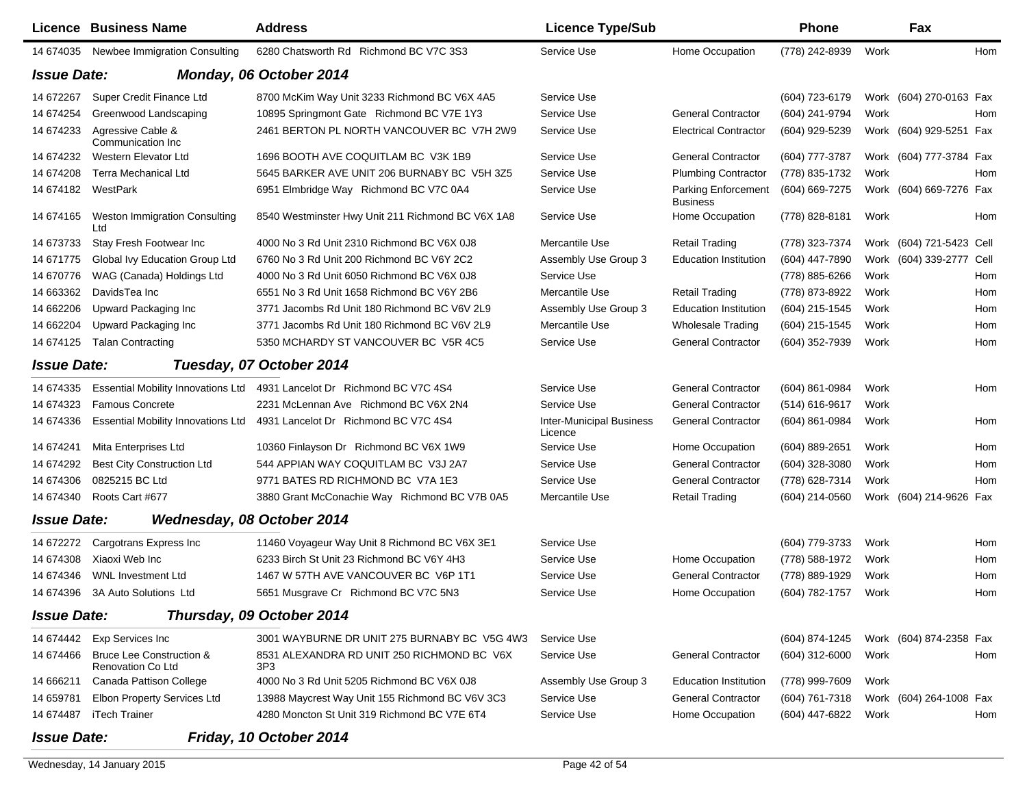| Licence | Business Name | Address | Licence Type/Sub | | Phone | | Fax | |
|---|---|---|---|---|---|---|---|---|
| 14 674035 | Newbee Immigration Consulting | 6280 Chatsworth Rd Richmond BC V7C 3S3 | Service Use | Home Occupation | (778) 242-8939 | Work | | Hom |

**Issue Date: Monday, 06 October 2014**

| Licence | Business Name | Address | Licence Type/Sub | | Phone | | Fax | |
|---|---|---|---|---|---|---|---|---|
| 14 672267 | Super Credit Finance Ltd | 8700 McKim Way Unit 3233 Richmond BC V6X 4A5 | Service Use | | (604) 723-6179 | Work | (604) 270-0163 | Fax |
| 14 674254 | Greenwood Landscaping | 10895 Springmont Gate Richmond BC V7E 1Y3 | Service Use | General Contractor | (604) 241-9794 | Work | | Hom |
| 14 674233 | Agressive Cable & Communication Inc | 2461 BERTON PL NORTH VANCOUVER BC V7H 2W9 | Service Use | Electrical Contractor | (604) 929-5239 | Work | (604) 929-5251 | Fax |
| 14 674232 | Western Elevator Ltd | 1696 BOOTH AVE COQUITLAM BC V3K 1B9 | Service Use | General Contractor | (604) 777-3787 | Work | (604) 777-3784 | Fax |
| 14 674208 | Terra Mechanical Ltd | 5645 BARKER AVE UNIT 206 BURNABY BC V5H 3Z5 | Service Use | Plumbing Contractor | (778) 835-1732 | Work | | Hom |
| 14 674182 | WestPark | 6951 Elmbridge Way Richmond BC V7C 0A4 | Service Use | Parking Enforcement Business | (604) 669-7275 | Work | (604) 669-7276 | Fax |
| 14 674165 | Weston Immigration Consulting Ltd | 8540 Westminster Hwy Unit 211 Richmond BC V6X 1A8 | Service Use | Home Occupation | (778) 828-8181 | Work | | Hom |
| 14 673733 | Stay Fresh Footwear Inc | 4000 No 3 Rd Unit 2310 Richmond BC V6X 0J8 | Mercantile Use | Retail Trading | (778) 323-7374 | Work | (604) 721-5423 | Cell |
| 14 671775 | Global Ivy Education Group Ltd | 6760 No 3 Rd Unit 200 Richmond BC V6Y 2C2 | Assembly Use Group 3 | Education Institution | (604) 447-7890 | Work | (604) 339-2777 | Cell |
| 14 670776 | WAG (Canada) Holdings Ltd | 4000 No 3 Rd Unit 6050 Richmond BC V6X 0J8 | Service Use | | (778) 885-6266 | Work | | Hom |
| 14 663362 | DavidsTea Inc | 6551 No 3 Rd Unit 1658 Richmond BC V6Y 2B6 | Mercantile Use | Retail Trading | (778) 873-8922 | Work | | Hom |
| 14 662206 | Upward Packaging Inc | 3771 Jacombs Rd Unit 180 Richmond BC V6V 2L9 | Assembly Use Group 3 | Education Institution | (604) 215-1545 | Work | | Hom |
| 14 662204 | Upward Packaging Inc | 3771 Jacombs Rd Unit 180 Richmond BC V6V 2L9 | Mercantile Use | Wholesale Trading | (604) 215-1545 | Work | | Hom |
| 14 674125 | Talan Contracting | 5350 MCHARDY ST VANCOUVER BC V5R 4C5 | Service Use | General Contractor | (604) 352-7939 | Work | | Hom |

**Issue Date: Tuesday, 07 October 2014**

| Licence | Business Name | Address | Licence Type/Sub | | Phone | | Fax | |
|---|---|---|---|---|---|---|---|---|
| 14 674335 | Essential Mobility Innovations Ltd | 4931 Lancelot Dr Richmond BC V7C 4S4 | Service Use | General Contractor | (604) 861-0984 | Work | | Hom |
| 14 674323 | Famous Concrete | 2231 McLennan Ave Richmond BC V6X 2N4 | Service Use | General Contractor | (514) 616-9617 | Work | | |
| 14 674336 | Essential Mobility Innovations Ltd | 4931 Lancelot Dr Richmond BC V7C 4S4 | Inter-Municipal Business Licence | General Contractor | (604) 861-0984 | Work | | Hom |
| 14 674241 | Mita Enterprises Ltd | 10360 Finlayson Dr Richmond BC V6X 1W9 | Service Use | Home Occupation | (604) 889-2651 | Work | | Hom |
| 14 674292 | Best City Construction Ltd | 544 APPIAN WAY COQUITLAM BC V3J 2A7 | Service Use | General Contractor | (604) 328-3080 | Work | | Hom |
| 14 674306 | 0825215 BC Ltd | 9771 BATES RD RICHMOND BC V7A 1E3 | Service Use | General Contractor | (778) 628-7314 | Work | | Hom |
| 14 674340 | Roots Cart #677 | 3880 Grant McConachie Way Richmond BC V7B 0A5 | Mercantile Use | Retail Trading | (604) 214-0560 | Work | (604) 214-9626 | Fax |

**Issue Date: Wednesday, 08 October 2014**

| Licence | Business Name | Address | Licence Type/Sub | | Phone | | Fax | |
|---|---|---|---|---|---|---|---|---|
| 14 672272 | Cargotrans Express Inc | 11460 Voyageur Way Unit 8 Richmond BC V6X 3E1 | Service Use | | (604) 779-3733 | Work | | Hom |
| 14 674308 | Xiaoxi Web Inc | 6233 Birch St Unit 23 Richmond BC V6Y 4H3 | Service Use | Home Occupation | (778) 588-1972 | Work | | Hom |
| 14 674346 | WNL Investment Ltd | 1467 W 57TH AVE VANCOUVER BC V6P 1T1 | Service Use | General Contractor | (778) 889-1929 | Work | | Hom |
| 14 674396 | 3A Auto Solutions Ltd | 5651 Musgrave Cr Richmond BC V7C 5N3 | Service Use | Home Occupation | (604) 782-1757 | Work | | Hom |

**Issue Date: Thursday, 09 October 2014**

| Licence | Business Name | Address | Licence Type/Sub | | Phone | | Fax | |
|---|---|---|---|---|---|---|---|---|
| 14 674442 | Exp Services Inc | 3001 WAYBURNE DR UNIT 275 BURNABY BC V5G 4W3 | Service Use | | (604) 874-1245 | Work | (604) 874-2358 | Fax |
| 14 674466 | Bruce Lee Construction & Renovation Co Ltd | 8531 ALEXANDRA RD UNIT 250 RICHMOND BC V6X 3P3 | Service Use | General Contractor | (604) 312-6000 | Work | | Hom |
| 14 666211 | Canada Pattison College | 4000 No 3 Rd Unit 5205 Richmond BC V6X 0J8 | Assembly Use Group 3 | Education Institution | (778) 999-7609 | Work | | |
| 14 659781 | Elbon Property Services Ltd | 13988 Maycrest Way Unit 155 Richmond BC V6V 3C3 | Service Use | General Contractor | (604) 761-7318 | Work | (604) 264-1008 | Fax |
| 14 674487 | iTech Trainer | 4280 Moncton St Unit 319 Richmond BC V7E 6T4 | Service Use | Home Occupation | (604) 447-6822 | Work | | Hom |

**Issue Date: Friday, 10 October 2014**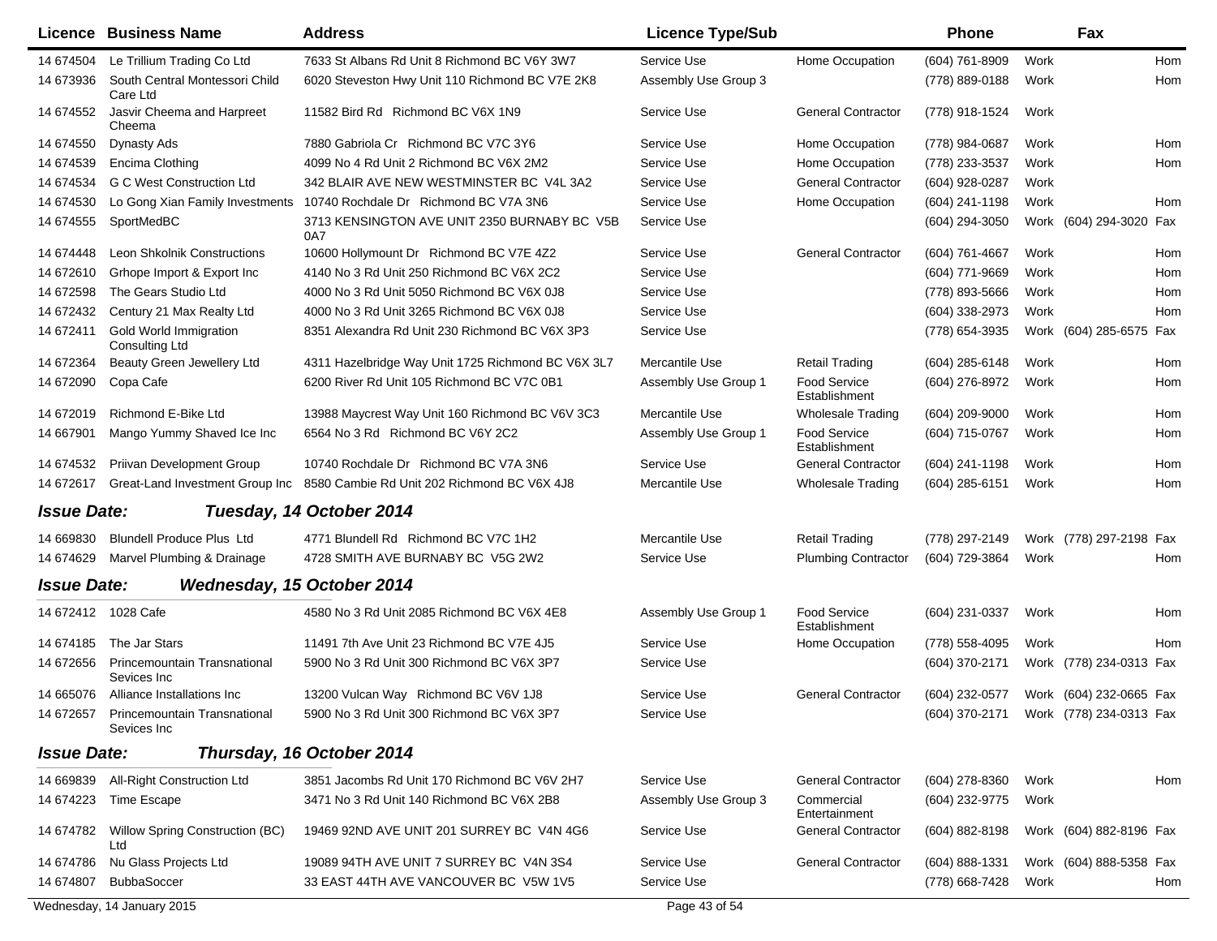| Licence | Business Name | Address | Licence Type/Sub | | Phone | | Fax | |
|---|---|---|---|---|---|---|---|---|
| 14 674504 | Le Trillium Trading Co Ltd | 7633 St Albans Rd Unit 8 Richmond BC V6Y 3W7 | Service Use | Home Occupation | (604) 761-8909 | Work | | Hom |
| 14 673936 | South Central Montessori Child Care Ltd | 6020 Steveston Hwy Unit 110 Richmond BC V7E 2K8 | Assembly Use Group 3 | | (778) 889-0188 | Work | | Hom |
| 14 674552 | Jasvir Cheema and Harpreet Cheema | 11582 Bird Rd Richmond BC V6X 1N9 | Service Use | General Contractor | (778) 918-1524 | Work | | |
| 14 674550 | Dynasty Ads | 7880 Gabriola Cr Richmond BC V7C 3Y6 | Service Use | Home Occupation | (778) 984-0687 | Work | | Hom |
| 14 674539 | Encima Clothing | 4099 No 4 Rd Unit 2 Richmond BC V6X 2M2 | Service Use | Home Occupation | (778) 233-3537 | Work | | Hom |
| 14 674534 | G C West Construction Ltd | 342 BLAIR AVE NEW WESTMINSTER BC V4L 3A2 | Service Use | General Contractor | (604) 928-0287 | Work | | |
| 14 674530 | Lo Gong Xian Family Investments | 10740 Rochdale Dr Richmond BC V7A 3N6 | Service Use | Home Occupation | (604) 241-1198 | Work | | Hom |
| 14 674555 | SportMedBC | 3713 KENSINGTON AVE UNIT 2350 BURNABY BC V5B 0A7 | Service Use | | (604) 294-3050 | Work | (604) 294-3020 | Fax |
| 14 674448 | Leon Shkolnik Constructions | 10600 Hollymount Dr Richmond BC V7E 4Z2 | Service Use | General Contractor | (604) 761-4667 | Work | | Hom |
| 14 672610 | Grhope Import & Export Inc | 4140 No 3 Rd Unit 250 Richmond BC V6X 2C2 | Service Use | | (604) 771-9669 | Work | | Hom |
| 14 672598 | The Gears Studio Ltd | 4000 No 3 Rd Unit 5050 Richmond BC V6X 0J8 | Service Use | | (778) 893-5666 | Work | | Hom |
| 14 672432 | Century 21 Max Realty Ltd | 4000 No 3 Rd Unit 3265 Richmond BC V6X 0J8 | Service Use | | (604) 338-2973 | Work | | Hom |
| 14 672411 | Gold World Immigration Consulting Ltd | 8351 Alexandra Rd Unit 230 Richmond BC V6X 3P3 | Service Use | | (778) 654-3935 | Work | (604) 285-6575 | Fax |
| 14 672364 | Beauty Green Jewellery Ltd | 4311 Hazelbridge Way Unit 1725 Richmond BC V6X 3L7 | Mercantile Use | Retail Trading | (604) 285-6148 | Work | | Hom |
| 14 672090 | Copa Cafe | 6200 River Rd Unit 105 Richmond BC V7C 0B1 | Assembly Use Group 1 | Food Service Establishment | (604) 276-8972 | Work | | Hom |
| 14 672019 | Richmond E-Bike Ltd | 13988 Maycrest Way Unit 160 Richmond BC V6V 3C3 | Mercantile Use | Wholesale Trading | (604) 209-9000 | Work | | Hom |
| 14 667901 | Mango Yummy Shaved Ice Inc | 6564 No 3 Rd Richmond BC V6Y 2C2 | Assembly Use Group 1 | Food Service Establishment | (604) 715-0767 | Work | | Hom |
| 14 674532 | Priivan Development Group | 10740 Rochdale Dr Richmond BC V7A 3N6 | Service Use | General Contractor | (604) 241-1198 | Work | | Hom |
| 14 672617 | Great-Land Investment Group Inc | 8580 Cambie Rd Unit 202 Richmond BC V6X 4J8 | Mercantile Use | Wholesale Trading | (604) 285-6151 | Work | | Hom |

***Issue Date: Tuesday, 14 October 2014***

| Licence | Business Name | Address | Licence Type/Sub | | Phone | | Fax | |
|---|---|---|---|---|---|---|---|---|
| 14 669830 | Blundell Produce Plus Ltd | 4771 Blundell Rd Richmond BC V7C 1H2 | Mercantile Use | Retail Trading | (778) 297-2149 | Work | (778) 297-2198 | Fax |
| 14 674629 | Marvel Plumbing & Drainage | 4728 SMITH AVE BURNABY BC V5G 2W2 | Service Use | Plumbing Contractor | (604) 729-3864 | Work | | Hom |

***Issue Date: Wednesday, 15 October 2014***

| Licence | Business Name | Address | Licence Type/Sub | | Phone | | Fax | |
|---|---|---|---|---|---|---|---|---|
| 14 672412 | 1028 Cafe | 4580 No 3 Rd Unit 2085 Richmond BC V6X 4E8 | Assembly Use Group 1 | Food Service Establishment | (604) 231-0337 | Work | | Hom |
| 14 674185 | The Jar Stars | 11491 7th Ave Unit 23 Richmond BC V7E 4J5 | Service Use | Home Occupation | (778) 558-4095 | Work | | Hom |
| 14 672656 | Princemountain Transnational Sevices Inc | 5900 No 3 Rd Unit 300 Richmond BC V6X 3P7 | Service Use | | (604) 370-2171 | Work | (778) 234-0313 | Fax |
| 14 665076 | Alliance Installations Inc | 13200 Vulcan Way Richmond BC V6V 1J8 | Service Use | General Contractor | (604) 232-0577 | Work | (604) 232-0665 | Fax |
| 14 672657 | Princemountain Transnational Sevices Inc | 5900 No 3 Rd Unit 300 Richmond BC V6X 3P7 | Service Use | | (604) 370-2171 | Work | (778) 234-0313 | Fax |

***Issue Date: Thursday, 16 October 2014***

| Licence | Business Name | Address | Licence Type/Sub | | Phone | | Fax | |
|---|---|---|---|---|---|---|---|---|
| 14 669839 | All-Right Construction Ltd | 3851 Jacombs Rd Unit 170 Richmond BC V6V 2H7 | Service Use | General Contractor | (604) 278-8360 | Work | | Hom |
| 14 674223 | Time Escape | 3471 No 3 Rd Unit 140 Richmond BC V6X 2B8 | Assembly Use Group 3 | Commercial Entertainment | (604) 232-9775 | Work | | |
| 14 674782 | Willow Spring Construction (BC) Ltd | 19469 92ND AVE UNIT 201 SURREY BC V4N 4G6 | Service Use | General Contractor | (604) 882-8198 | Work | (604) 882-8196 | Fax |
| 14 674786 | Nu Glass Projects Ltd | 19089 94TH AVE UNIT 7 SURREY BC V4N 3S4 | Service Use | General Contractor | (604) 888-1331 | Work | (604) 888-5358 | Fax |
| 14 674807 | BubbaSoccer | 33 EAST 44TH AVE VANCOUVER BC V5W 1V5 | Service Use | | (778) 668-7428 | Work | | Hom |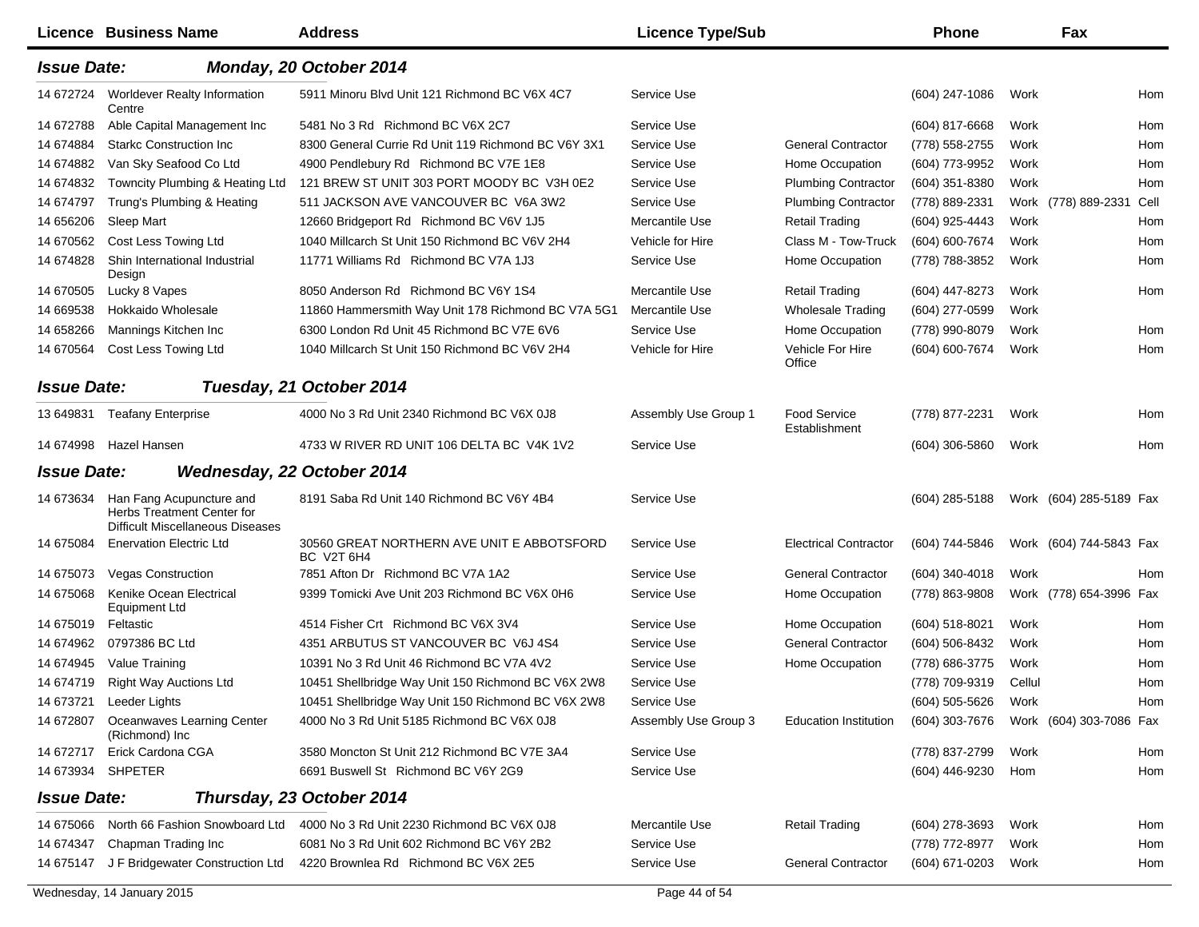| Licence | Business Name | Address | Licence Type/Sub | | Phone | | Fax | |
|---|---|---|---|---|---|---|---|---|

**Issue Date: Monday, 20 October 2014**

| Licence | Business Name | Address | Licence Type/Sub | | Phone | | Fax | |
|---|---|---|---|---|---|---|---|---|
| 14 672724 | Worldever Realty Information Centre | 5911 Minoru Blvd Unit 121 Richmond BC V6X 4C7 | Service Use | | (604) 247-1086 | Work | | Hom |
| 14 672788 | Able Capital Management Inc | 5481 No 3 Rd Richmond BC V6X 2C7 | Service Use | | (604) 817-6668 | Work | | Hom |
| 14 674884 | Starkc Construction Inc | 8300 General Currie Rd Unit 119 Richmond BC V6Y 3X1 | Service Use | General Contractor | (778) 558-2755 | Work | | Hom |
| 14 674882 | Van Sky Seafood Co Ltd | 4900 Pendlebury Rd Richmond BC V7E 1E8 | Service Use | Home Occupation | (604) 773-9952 | Work | | Hom |
| 14 674832 | Towncity Plumbing & Heating Ltd | 121 BREW ST UNIT 303 PORT MOODY BC V3H 0E2 | Service Use | Plumbing Contractor | (604) 351-8380 | Work | | Hom |
| 14 674797 | Trung's Plumbing & Heating | 511 JACKSON AVE VANCOUVER BC V6A 3W2 | Service Use | Plumbing Contractor | (778) 889-2331 | Work | (778) 889-2331 | Cell |
| 14 656206 | Sleep Mart | 12660 Bridgeport Rd Richmond BC V6V 1J5 | Mercantile Use | Retail Trading | (604) 925-4443 | Work | | Hom |
| 14 670562 | Cost Less Towing Ltd | 1040 Millcarch St Unit 150 Richmond BC V6V 2H4 | Vehicle for Hire | Class M - Tow-Truck | (604) 600-7674 | Work | | Hom |
| 14 674828 | Shin International Industrial Design | 11771 Williams Rd Richmond BC V7A 1J3 | Service Use | Home Occupation | (778) 788-3852 | Work | | Hom |
| 14 670505 | Lucky 8 Vapes | 8050 Anderson Rd Richmond BC V6Y 1S4 | Mercantile Use | Retail Trading | (604) 447-8273 | Work | | Hom |
| 14 669538 | Hokkaido Wholesale | 11860 Hammersmith Way Unit 178 Richmond BC V7A 5G1 | Mercantile Use | Wholesale Trading | (604) 277-0599 | Work | | |
| 14 658266 | Mannings Kitchen Inc | 6300 London Rd Unit 45 Richmond BC V7E 6V6 | Service Use | Home Occupation | (778) 990-8079 | Work | | Hom |
| 14 670564 | Cost Less Towing Ltd | 1040 Millcarch St Unit 150 Richmond BC V6V 2H4 | Vehicle for Hire | Vehicle For Hire Office | (604) 600-7674 | Work | | Hom |

**Issue Date: Tuesday, 21 October 2014**

| Licence | Business Name | Address | Licence Type/Sub | | Phone | | Fax | |
|---|---|---|---|---|---|---|---|---|
| 13 649831 | Teafany Enterprise | 4000 No 3 Rd Unit 2340 Richmond BC V6X 0J8 | Assembly Use Group 1 | Food Service Establishment | (778) 877-2231 | Work | | Hom |
| 14 674998 | Hazel Hansen | 4733 W RIVER RD UNIT 106 DELTA BC V4K 1V2 | Service Use | | (604) 306-5860 | Work | | Hom |

**Issue Date: Wednesday, 22 October 2014**

| Licence | Business Name | Address | Licence Type/Sub | | Phone | | Fax | |
|---|---|---|---|---|---|---|---|---|
| 14 673634 | Han Fang Acupuncture and Herbs Treatment Center for Difficult Miscellaneous Diseases | 8191 Saba Rd Unit 140 Richmond BC V6Y 4B4 | Service Use | | (604) 285-5188 | Work | (604) 285-5189 | Fax |
| 14 675084 | Enervation Electric Ltd | 30560 GREAT NORTHERN AVE UNIT E ABBOTSFORD BC V2T 6H4 | Service Use | Electrical Contractor | (604) 744-5846 | Work | (604) 744-5843 | Fax |
| 14 675073 | Vegas Construction | 7851 Afton Dr Richmond BC V7A 1A2 | Service Use | General Contractor | (604) 340-4018 | Work | | Hom |
| 14 675068 | Kenike Ocean Electrical Equipment Ltd | 9399 Tomicki Ave Unit 203 Richmond BC V6X 0H6 | Service Use | Home Occupation | (778) 863-9808 | Work | (778) 654-3996 | Fax |
| 14 675019 | Feltastic | 4514 Fisher Crt Richmond BC V6X 3V4 | Service Use | Home Occupation | (604) 518-8021 | Work | | Hom |
| 14 674962 | 0797386 BC Ltd | 4351 ARBUTUS ST VANCOUVER BC V6J 4S4 | Service Use | General Contractor | (604) 506-8432 | Work | | Hom |
| 14 674945 | Value Training | 10391 No 3 Rd Unit 46 Richmond BC V7A 4V2 | Service Use | Home Occupation | (778) 686-3775 | Work | | Hom |
| 14 674719 | Right Way Auctions Ltd | 10451 Shellbridge Way Unit 150 Richmond BC V6X 2W8 | Service Use | | (778) 709-9319 | Cellul | | Hom |
| 14 673721 | Leeder Lights | 10451 Shellbridge Way Unit 150 Richmond BC V6X 2W8 | Service Use | | (604) 505-5626 | Work | | Hom |
| 14 672807 | Oceanwaves Learning Center (Richmond) Inc | 4000 No 3 Rd Unit 5185 Richmond BC V6X 0J8 | Assembly Use Group 3 | Education Institution | (604) 303-7676 | Work | (604) 303-7086 | Fax |
| 14 672717 | Erick Cardona CGA | 3580 Moncton St Unit 212 Richmond BC V7E 3A4 | Service Use | | (778) 837-2799 | Work | | Hom |
| 14 673934 | SHPETER | 6691 Buswell St Richmond BC V6Y 2G9 | Service Use | | (604) 446-9230 | Hom | | Hom |

**Issue Date: Thursday, 23 October 2014**

| Licence | Business Name | Address | Licence Type/Sub | | Phone | | Fax | |
|---|---|---|---|---|---|---|---|---|
| 14 675066 | North 66 Fashion Snowboard Ltd | 4000 No 3 Rd Unit 2230 Richmond BC V6X 0J8 | Mercantile Use | Retail Trading | (604) 278-3693 | Work | | Hom |
| 14 674347 | Chapman Trading Inc | 6081 No 3 Rd Unit 602 Richmond BC V6Y 2B2 | Service Use | | (778) 772-8977 | Work | | Hom |
| 14 675147 | J F Bridgewater Construction Ltd | 4220 Brownlea Rd Richmond BC V6X 2E5 | Service Use | General Contractor | (604) 671-0203 | Work | | Hom |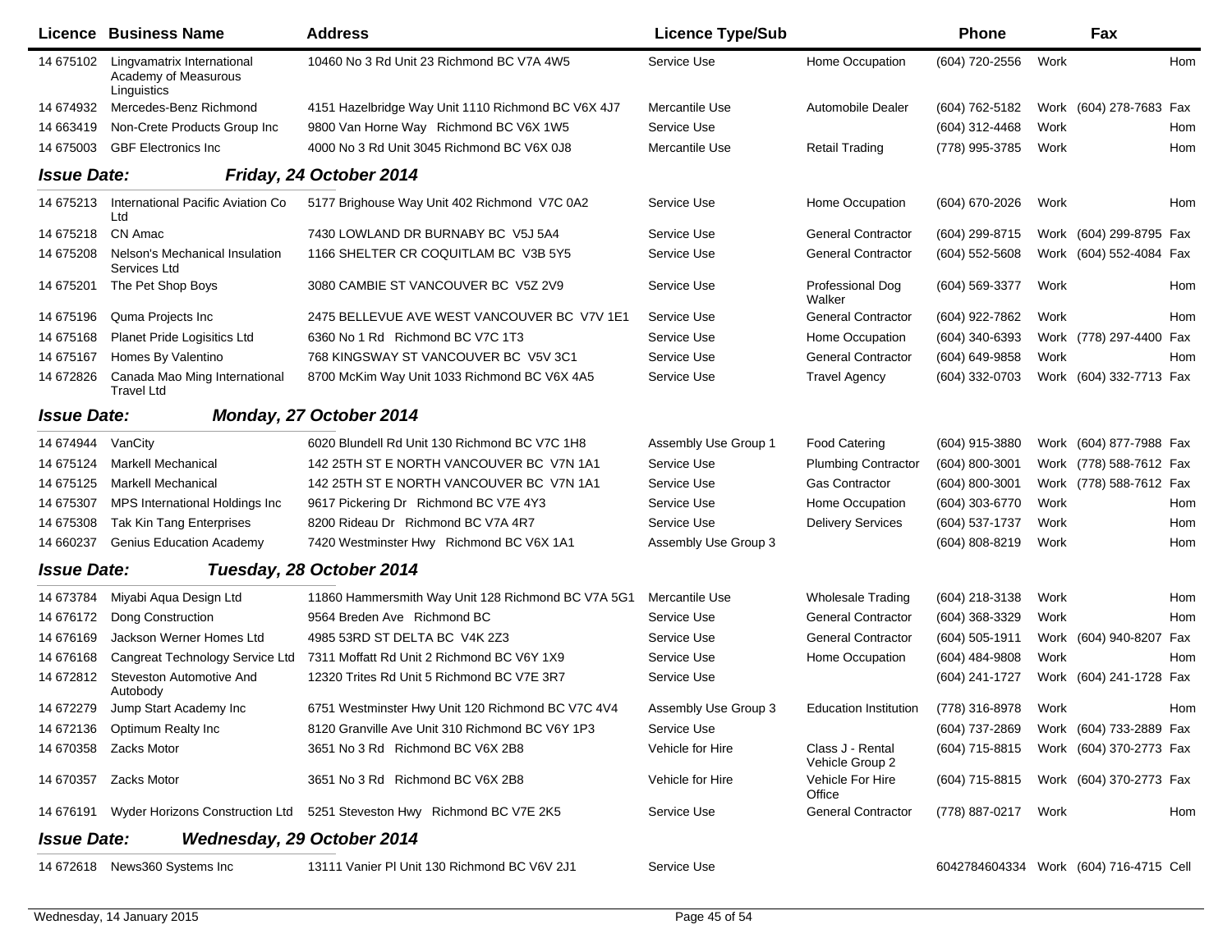| Licence | Business Name | Address | Licence Type/Sub | | Phone | | Fax | |
|---|---|---|---|---|---|---|---|---|
| 14 675102 | Lingvamatrix International Academy of Measurous Linguistics | 10460 No 3 Rd Unit 23 Richmond BC V7A 4W5 | Service Use | Home Occupation | (604) 720-2556 | Work | | Hom |
| 14 674932 | Mercedes-Benz Richmond | 4151 Hazelbridge Way Unit 1110 Richmond BC V6X 4J7 | Mercantile Use | Automobile Dealer | (604) 762-5182 | Work | (604) 278-7683 | Fax |
| 14 663419 | Non-Crete Products Group Inc | 9800 Van Horne Way Richmond BC V6X 1W5 | Service Use | | (604) 312-4468 | Work | | Hom |
| 14 675003 | GBF Electronics Inc | 4000 No 3 Rd Unit 3045 Richmond BC V6X 0J8 | Mercantile Use | Retail Trading | (778) 995-3785 | Work | | Hom |
| ***Issue Date:*** | ***Friday, 24 October 2014*** | | | | | | | |
| 14 675213 | International Pacific Aviation Co Ltd | 5177 Brighouse Way Unit 402 Richmond V7C 0A2 | Service Use | Home Occupation | (604) 670-2026 | Work | | Hom |
| 14 675218 | CN Amac | 7430 LOWLAND DR BURNABY BC V5J 5A4 | Service Use | General Contractor | (604) 299-8715 | Work | (604) 299-8795 | Fax |
| 14 675208 | Nelson's Mechanical Insulation Services Ltd | 1166 SHELTER CR COQUITLAM BC V3B 5Y5 | Service Use | General Contractor | (604) 552-5608 | Work | (604) 552-4084 | Fax |
| 14 675201 | The Pet Shop Boys | 3080 CAMBIE ST VANCOUVER BC V5Z 2V9 | Service Use | Professional Dog Walker | (604) 569-3377 | Work | | Hom |
| 14 675196 | Quma Projects Inc | 2475 BELLEVUE AVE WEST VANCOUVER BC V7V 1E1 | Service Use | General Contractor | (604) 922-7862 | Work | | Hom |
| 14 675168 | Planet Pride Logisitics Ltd | 6360 No 1 Rd Richmond BC V7C 1T3 | Service Use | Home Occupation | (604) 340-6393 | Work | (778) 297-4400 | Fax |
| 14 675167 | Homes By Valentino | 768 KINGSWAY ST VANCOUVER BC V5V 3C1 | Service Use | General Contractor | (604) 649-9858 | Work | | Hom |
| 14 672826 | Canada Mao Ming International Travel Ltd | 8700 McKim Way Unit 1033 Richmond BC V6X 4A5 | Service Use | Travel Agency | (604) 332-0703 | Work | (604) 332-7713 | Fax |
| ***Issue Date:*** | ***Monday, 27 October 2014*** | | | | | | | |
| 14 674944 | VanCity | 6020 Blundell Rd Unit 130 Richmond BC V7C 1H8 | Assembly Use Group 1 | Food Catering | (604) 915-3880 | Work | (604) 877-7988 | Fax |
| 14 675124 | Markell Mechanical | 142 25TH ST E NORTH VANCOUVER BC V7N 1A1 | Service Use | Plumbing Contractor | (604) 800-3001 | Work | (778) 588-7612 | Fax |
| 14 675125 | Markell Mechanical | 142 25TH ST E NORTH VANCOUVER BC V7N 1A1 | Service Use | Gas Contractor | (604) 800-3001 | Work | (778) 588-7612 | Fax |
| 14 675307 | MPS International Holdings Inc | 9617 Pickering Dr Richmond BC V7E 4Y3 | Service Use | Home Occupation | (604) 303-6770 | Work | | Hom |
| 14 675308 | Tak Kin Tang Enterprises | 8200 Rideau Dr Richmond BC V7A 4R7 | Service Use | Delivery Services | (604) 537-1737 | Work | | Hom |
| 14 660237 | Genius Education Academy | 7420 Westminster Hwy Richmond BC V6X 1A1 | Assembly Use Group 3 | | (604) 808-8219 | Work | | Hom |
| ***Issue Date:*** | ***Tuesday, 28 October 2014*** | | | | | | | |
| 14 673784 | Miyabi Aqua Design Ltd | 11860 Hammersmith Way Unit 128 Richmond BC V7A 5G1 | Mercantile Use | Wholesale Trading | (604) 218-3138 | Work | | Hom |
| 14 676172 | Dong Construction | 9564 Breden Ave Richmond BC | Service Use | General Contractor | (604) 368-3329 | Work | | Hom |
| 14 676169 | Jackson Werner Homes Ltd | 4985 53RD ST DELTA BC V4K 2Z3 | Service Use | General Contractor | (604) 505-1911 | Work | (604) 940-8207 | Fax |
| 14 676168 | Cangreat Technology Service Ltd | 7311 Moffatt Rd Unit 2 Richmond BC V6Y 1X9 | Service Use | Home Occupation | (604) 484-9808 | Work | | Hom |
| 14 672812 | Steveston Automotive And Autobody | 12320 Trites Rd Unit 5 Richmond BC V7E 3R7 | Service Use | | (604) 241-1727 | Work | (604) 241-1728 | Fax |
| 14 672279 | Jump Start Academy Inc | 6751 Westminster Hwy Unit 120 Richmond BC V7C 4V4 | Assembly Use Group 3 | Education Institution | (778) 316-8978 | Work | | Hom |
| 14 672136 | Optimum Realty Inc | 8120 Granville Ave Unit 310 Richmond BC V6Y 1P3 | Service Use | | (604) 737-2869 | Work | (604) 733-2889 | Fax |
| 14 670358 | Zacks Motor | 3651 No 3 Rd Richmond BC V6X 2B8 | Vehicle for Hire | Class J - Rental Vehicle Group 2 | (604) 715-8815 | Work | (604) 370-2773 | Fax |
| 14 670357 | Zacks Motor | 3651 No 3 Rd Richmond BC V6X 2B8 | Vehicle for Hire | Vehicle For Hire Office | (604) 715-8815 | Work | (604) 370-2773 | Fax |
| 14 676191 | Wyder Horizons Construction Ltd | 5251 Steveston Hwy Richmond BC V7E 2K5 | Service Use | General Contractor | (778) 887-0217 | Work | | Hom |
| ***Issue Date:*** | ***Wednesday, 29 October 2014*** | | | | | | | |
| 14 672618 | News360 Systems Inc | 13111 Vanier Pl Unit 130 Richmond BC V6V 2J1 | Service Use | | 6042784604334 | Work | (604) 716-4715 | Cell |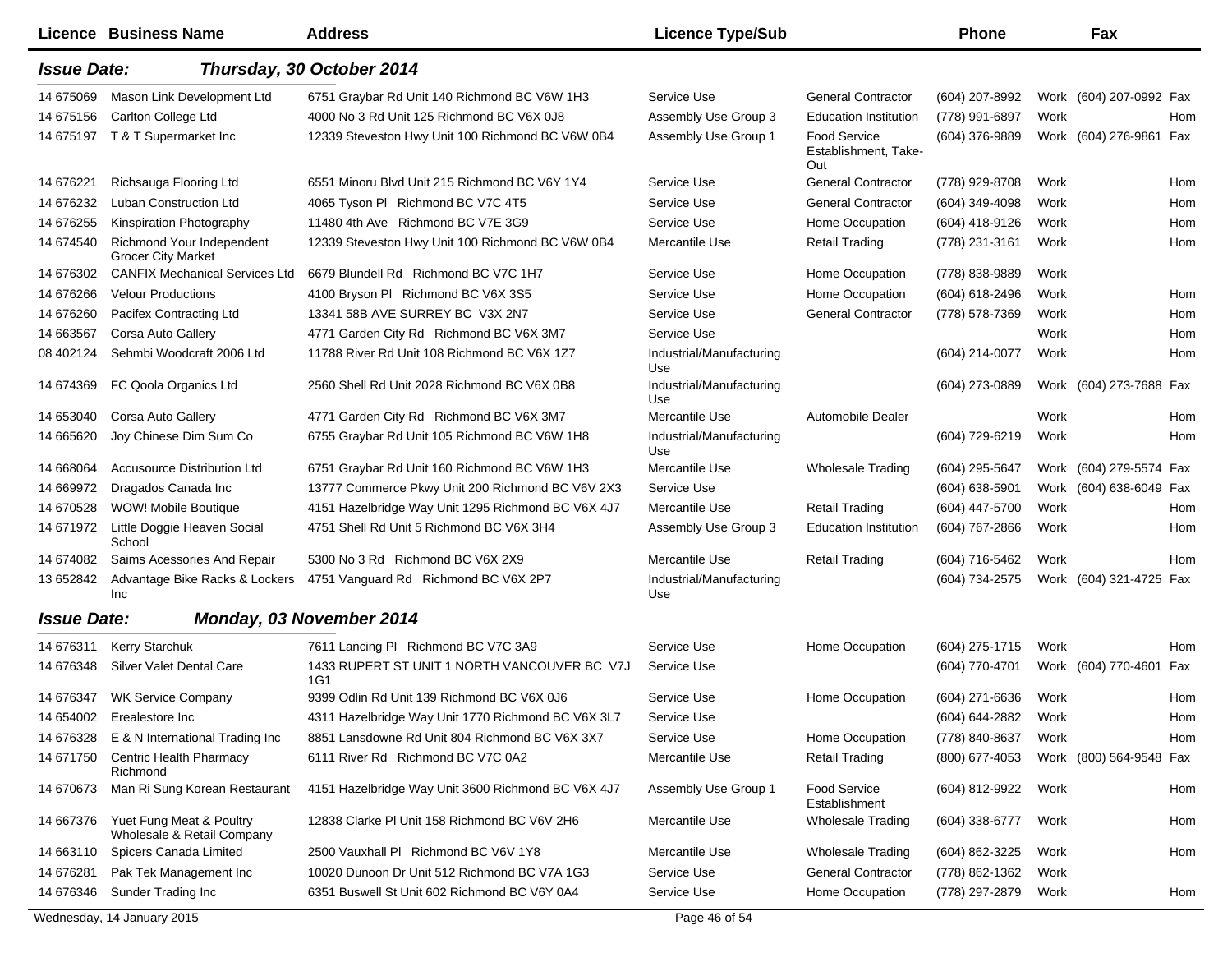| Licence | Business Name | Address | Licence Type/Sub | | Phone | | Fax | |
|---|---|---|---|---|---|---|---|---|
| ***Issue Date:*** | ***Thursday, 30 October 2014*** | | | | | | | |
| 14 675069 | Mason Link Development Ltd | 6751 Graybar Rd Unit 140 Richmond BC V6W 1H3 | Service Use | General Contractor | (604) 207-8992 | Work | (604) 207-0992 | Fax |
| 14 675156 | Carlton College Ltd | 4000 No 3 Rd Unit 125 Richmond BC V6X 0J8 | Assembly Use Group 3 | Education Institution | (778) 991-6897 | Work | | Hom |
| 14 675197 | T & T Supermarket Inc | 12339 Steveston Hwy Unit 100 Richmond BC V6W 0B4 | Assembly Use Group 1 | Food Service Establishment, Take-Out | (604) 376-9889 | Work | (604) 276-9861 | Fax |
| 14 676221 | Richsauga Flooring Ltd | 6551 Minoru Blvd Unit 215 Richmond BC V6Y 1Y4 | Service Use | General Contractor | (778) 929-8708 | Work | | Hom |
| 14 676232 | Luban Construction Ltd | 4065 Tyson Pl Richmond BC V7C 4T5 | Service Use | General Contractor | (604) 349-4098 | Work | | Hom |
| 14 676255 | Kinspiration Photography | 11480 4th Ave Richmond BC V7E 3G9 | Service Use | Home Occupation | (604) 418-9126 | Work | | Hom |
| 14 674540 | Richmond Your Independent Grocer City Market | 12339 Steveston Hwy Unit 100 Richmond BC V6W 0B4 | Mercantile Use | Retail Trading | (778) 231-3161 | Work | | Hom |
| 14 676302 | CANFIX Mechanical Services Ltd | 6679 Blundell Rd Richmond BC V7C 1H7 | Service Use | Home Occupation | (778) 838-9889 | Work | | |
| 14 676266 | Velour Productions | 4100 Bryson Pl Richmond BC V6X 3S5 | Service Use | Home Occupation | (604) 618-2496 | Work | | Hom |
| 14 676260 | Pacifex Contracting Ltd | 13341 58B AVE SURREY BC V3X 2N7 | Service Use | General Contractor | (778) 578-7369 | Work | | Hom |
| 14 663567 | Corsa Auto Gallery | 4771 Garden City Rd Richmond BC V6X 3M7 | Service Use | | | Work | | Hom |
| 08 402124 | Sehmbi Woodcraft 2006 Ltd | 11788 River Rd Unit 108 Richmond BC V6X 1Z7 | Industrial/Manufacturing Use | | (604) 214-0077 | Work | | Hom |
| 14 674369 | FC Qoola Organics Ltd | 2560 Shell Rd Unit 2028 Richmond BC V6X 0B8 | Industrial/Manufacturing Use | | (604) 273-0889 | Work | (604) 273-7688 | Fax |
| 14 653040 | Corsa Auto Gallery | 4771 Garden City Rd Richmond BC V6X 3M7 | Mercantile Use | Automobile Dealer | | Work | | Hom |
| 14 665620 | Joy Chinese Dim Sum Co | 6755 Graybar Rd Unit 105 Richmond BC V6W 1H8 | Industrial/Manufacturing Use | | (604) 729-6219 | Work | | Hom |
| 14 668064 | Accusource Distribution Ltd | 6751 Graybar Rd Unit 160 Richmond BC V6W 1H3 | Mercantile Use | Wholesale Trading | (604) 295-5647 | Work | (604) 279-5574 | Fax |
| 14 669972 | Dragados Canada Inc | 13777 Commerce Pkwy Unit 200 Richmond BC V6V 2X3 | Service Use | | (604) 638-5901 | Work | (604) 638-6049 | Fax |
| 14 670528 | WOW! Mobile Boutique | 4151 Hazelbridge Way Unit 1295 Richmond BC V6X 4J7 | Mercantile Use | Retail Trading | (604) 447-5700 | Work | | Hom |
| 14 671972 | Little Doggie Heaven Social School | 4751 Shell Rd Unit 5 Richmond BC V6X 3H4 | Assembly Use Group 3 | Education Institution | (604) 767-2866 | Work | | Hom |
| 14 674082 | Saims Acessories And Repair | 5300 No 3 Rd Richmond BC V6X 2X9 | Mercantile Use | Retail Trading | (604) 716-5462 | Work | | Hom |
| 13 652842 | Advantage Bike Racks & Lockers Inc | 4751 Vanguard Rd Richmond BC V6X 2P7 | Industrial/Manufacturing Use | | (604) 734-2575 | Work | (604) 321-4725 | Fax |
| ***Issue Date:*** | ***Monday, 03 November 2014*** | | | | | | | |
| 14 676311 | Kerry Starchuk | 7611 Lancing Pl Richmond BC V7C 3A9 | Service Use | Home Occupation | (604) 275-1715 | Work | | Hom |
| 14 676348 | Silver Valet Dental Care | 1433 RUPERT ST UNIT 1 NORTH VANCOUVER BC V7J 1G1 | Service Use | | (604) 770-4701 | Work | (604) 770-4601 | Fax |
| 14 676347 | WK Service Company | 9399 Odlin Rd Unit 139 Richmond BC V6X 0J6 | Service Use | Home Occupation | (604) 271-6636 | Work | | Hom |
| 14 654002 | Erealestore Inc | 4311 Hazelbridge Way Unit 1770 Richmond BC V6X 3L7 | Service Use | | (604) 644-2882 | Work | | Hom |
| 14 676328 | E & N International Trading Inc | 8851 Lansdowne Rd Unit 804 Richmond BC V6X 3X7 | Service Use | Home Occupation | (778) 840-8637 | Work | | Hom |
| 14 671750 | Centric Health Pharmacy Richmond | 6111 River Rd Richmond BC V7C 0A2 | Mercantile Use | Retail Trading | (800) 677-4053 | Work | (800) 564-9548 | Fax |
| 14 670673 | Man Ri Sung Korean Restaurant | 4151 Hazelbridge Way Unit 3600 Richmond BC V6X 4J7 | Assembly Use Group 1 | Food Service Establishment | (604) 812-9922 | Work | | Hom |
| 14 667376 | Yuet Fung Meat & Poultry Wholesale & Retail Company | 12838 Clarke Pl Unit 158 Richmond BC V6V 2H6 | Mercantile Use | Wholesale Trading | (604) 338-6777 | Work | | Hom |
| 14 663110 | Spicers Canada Limited | 2500 Vauxhall Pl Richmond BC V6V 1Y8 | Mercantile Use | Wholesale Trading | (604) 862-3225 | Work | | Hom |
| 14 676281 | Pak Tek Management Inc | 10020 Dunoon Dr Unit 512 Richmond BC V7A 1G3 | Service Use | General Contractor | (778) 862-1362 | Work | | |
| 14 676346 | Sunder Trading Inc | 6351 Buswell St Unit 602 Richmond BC V6Y 0A4 | Service Use | Home Occupation | (778) 297-2879 | Work | | Hom |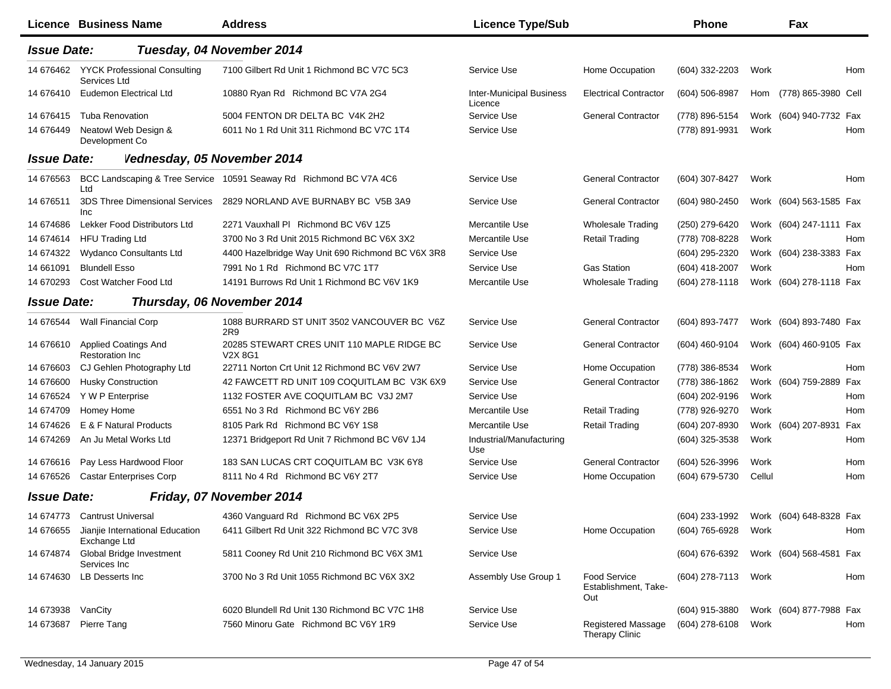| Licence | Business Name | Address | Licence Type/Sub | | Phone | | Fax | |
|---|---|---|---|---|---|---|---|---|
| ***Issue Date:*** | ***Tuesday, 04 November 2014*** | | | | | | | |
| 14 676462 | YYCK Professional Consulting Services Ltd | 7100 Gilbert Rd Unit 1 Richmond BC V7C 5C3 | Service Use | Home Occupation | (604) 332-2203 | Work | | Hom |
| 14 676410 | Eudemon Electrical Ltd | 10880 Ryan Rd Richmond BC V7A 2G4 | Inter-Municipal Business Licence | Electrical Contractor | (604) 506-8987 | Hom | (778) 865-3980 | Cell |
| 14 676415 | Tuba Renovation | 5004 FENTON DR DELTA BC V4K 2H2 | Service Use | General Contractor | (778) 896-5154 | Work | (604) 940-7732 | Fax |
| 14 676449 | Neatowl Web Design & Development Co | 6011 No 1 Rd Unit 311 Richmond BC V7C 1T4 | Service Use | | (778) 891-9931 | Work | | Hom |
| ***Issue Date:*** | ***Wednesday, 05 November 2014*** | | | | | | | |
| 14 676563 | BCC Landscaping & Tree Service Ltd | 10591 Seaway Rd Richmond BC V7A 4C6 | Service Use | General Contractor | (604) 307-8427 | Work | | Hom |
| 14 676511 | 3DS Three Dimensional Services Inc | 2829 NORLAND AVE BURNABY BC V5B 3A9 | Service Use | General Contractor | (604) 980-2450 | Work | (604) 563-1585 | Fax |
| 14 674686 | Lekker Food Distributors Ltd | 2271 Vauxhall Pl Richmond BC V6V 1Z5 | Mercantile Use | Wholesale Trading | (250) 279-6420 | Work | (604) 247-1111 | Fax |
| 14 674614 | HFU Trading Ltd | 3700 No 3 Rd Unit 2015 Richmond BC V6X 3X2 | Mercantile Use | Retail Trading | (778) 708-8228 | Work | | Hom |
| 14 674322 | Wydanco Consultants Ltd | 4400 Hazelbridge Way Unit 690 Richmond BC V6X 3R8 | Service Use | | (604) 295-2320 | Work | (604) 238-3383 | Fax |
| 14 661091 | Blundell Esso | 7991 No 1 Rd Richmond BC V7C 1T7 | Service Use | Gas Station | (604) 418-2007 | Work | | Hom |
| 14 670293 | Cost Watcher Food Ltd | 14191 Burrows Rd Unit 1 Richmond BC V6V 1K9 | Mercantile Use | Wholesale Trading | (604) 278-1118 | Work | (604) 278-1118 | Fax |
| ***Issue Date:*** | ***Thursday, 06 November 2014*** | | | | | | | |
| 14 676544 | Wall Financial Corp | 1088 BURRARD ST UNIT 3502 VANCOUVER BC V6Z 2R9 | Service Use | General Contractor | (604) 893-7477 | Work | (604) 893-7480 | Fax |
| 14 676610 | Applied Coatings And Restoration Inc | 20285 STEWART CRES UNIT 110 MAPLE RIDGE BC V2X 8G1 | Service Use | General Contractor | (604) 460-9104 | Work | (604) 460-9105 | Fax |
| 14 676603 | CJ Gehlen Photography Ltd | 22711 Norton Crt Unit 12 Richmond BC V6V 2W7 | Service Use | Home Occupation | (778) 386-8534 | Work | | Hom |
| 14 676600 | Husky Construction | 42 FAWCETT RD UNIT 109 COQUITLAM BC V3K 6X9 | Service Use | General Contractor | (778) 386-1862 | Work | (604) 759-2889 | Fax |
| 14 676524 | Y W P Enterprise | 1132 FOSTER AVE COQUITLAM BC V3J 2M7 | Service Use | | (604) 202-9196 | Work | | Hom |
| 14 674709 | Homey Home | 6551 No 3 Rd Richmond BC V6Y 2B6 | Mercantile Use | Retail Trading | (778) 926-9270 | Work | | Hom |
| 14 674626 | E & F Natural Products | 8105 Park Rd Richmond BC V6Y 1S8 | Mercantile Use | Retail Trading | (604) 207-8930 | Work | (604) 207-8931 | Fax |
| 14 674269 | An Ju Metal Works Ltd | 12371 Bridgeport Rd Unit 7 Richmond BC V6V 1J4 | Industrial/Manufacturing Use | | (604) 325-3538 | Work | | Hom |
| 14 676616 | Pay Less Hardwood Floor | 183 SAN LUCAS CRT COQUITLAM BC V3K 6Y8 | Service Use | General Contractor | (604) 526-3996 | Work | | Hom |
| 14 676526 | Castar Enterprises Corp | 8111 No 4 Rd Richmond BC V6Y 2T7 | Service Use | Home Occupation | (604) 679-5730 | Cellul | | Hom |
| ***Issue Date:*** | ***Friday, 07 November 2014*** | | | | | | | |
| 14 674773 | Cantrust Universal | 4360 Vanguard Rd Richmond BC V6X 2P5 | Service Use | | (604) 233-1992 | Work | (604) 648-8328 | Fax |
| 14 676655 | Jianjie International Education Exchange Ltd | 6411 Gilbert Rd Unit 322 Richmond BC V7C 3V8 | Service Use | Home Occupation | (604) 765-6928 | Work | | Hom |
| 14 674874 | Global Bridge Investment Services Inc | 5811 Cooney Rd Unit 210 Richmond BC V6X 3M1 | Service Use | | (604) 676-6392 | Work | (604) 568-4581 | Fax |
| 14 674630 | LB Desserts Inc | 3700 No 3 Rd Unit 1055 Richmond BC V6X 3X2 | Assembly Use Group 1 | Food Service Establishment, Take-Out | (604) 278-7113 | Work | | Hom |
| 14 673938 | VanCity | 6020 Blundell Rd Unit 130 Richmond BC V7C 1H8 | Service Use | | (604) 915-3880 | Work | (604) 877-7988 | Fax |
| 14 673687 | Pierre Tang | 7560 Minoru Gate Richmond BC V6Y 1R9 | Service Use | Registered Massage Therapy Clinic | (604) 278-6108 | Work | | Hom |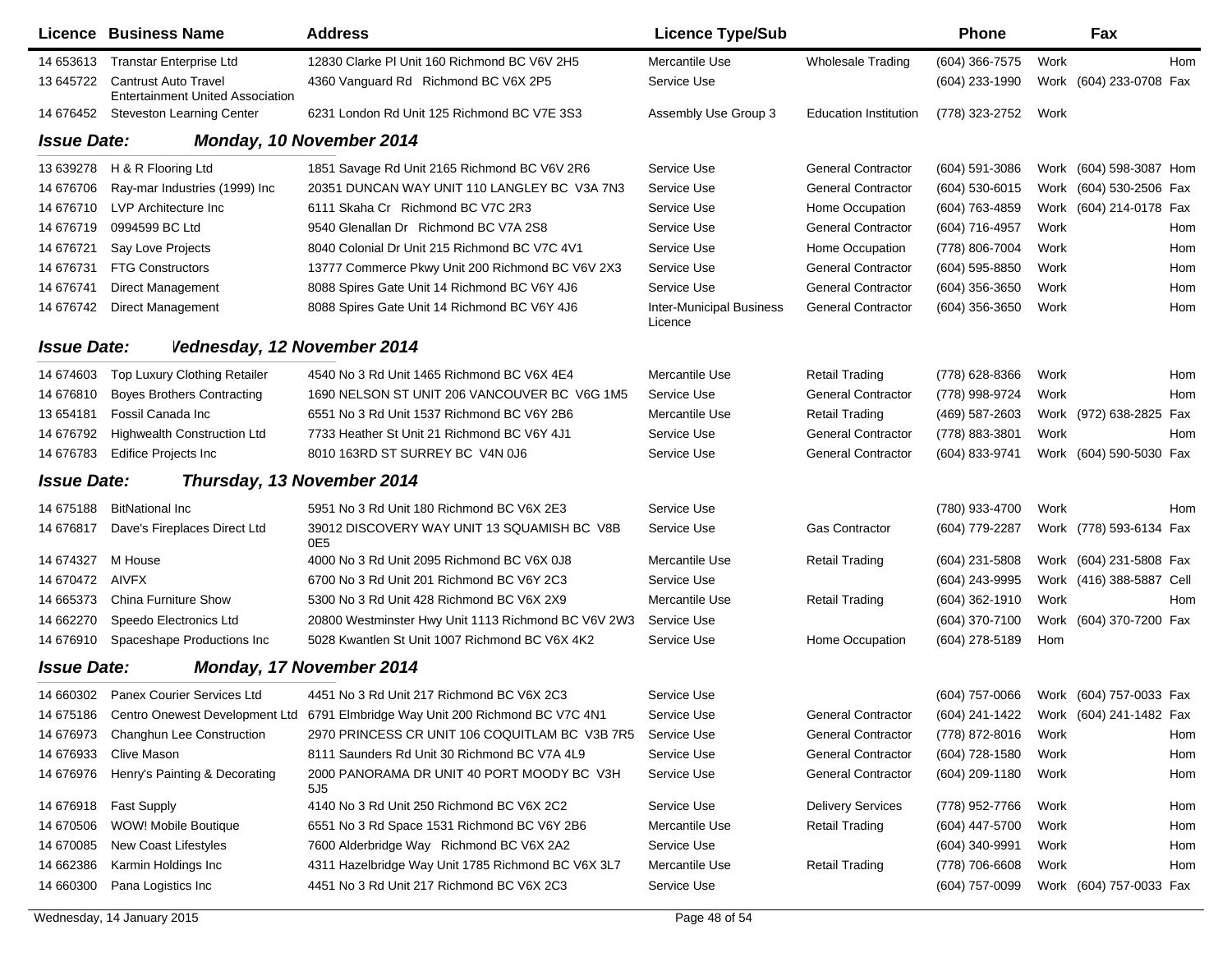| Licence | Business Name | Address | Licence Type/Sub | | Phone | | Fax | |
|---|---|---|---|---|---|---|---|---|
| 14 653613 | Transtar Enterprise Ltd | 12830 Clarke Pl Unit 160 Richmond BC V6V 2H5 | Mercantile Use | Wholesale Trading | (604) 366-7575 | Work | | Hom |
| 13 645722 | Cantrust Auto Travel Entertainment United Association | 4360 Vanguard Rd Richmond BC V6X 2P5 | Service Use | | (604) 233-1990 | Work | (604) 233-0708 | Fax |
| 14 676452 | Steveston Learning Center | 6231 London Rd Unit 125 Richmond BC V7E 3S3 | Assembly Use Group 3 | Education Institution | (778) 323-2752 | Work | | |

**Issue Date: Monday, 10 November 2014**

| Licence | Business Name | Address | Licence Type/Sub | | Phone | | Fax | |
|---|---|---|---|---|---|---|---|---|
| 13 639278 | H & R Flooring Ltd | 1851 Savage Rd Unit 2165 Richmond BC V6V 2R6 | Service Use | General Contractor | (604) 591-3086 | Work | (604) 598-3087 | Hom |
| 14 676706 | Ray-mar Industries (1999) Inc | 20351 DUNCAN WAY UNIT 110 LANGLEY BC V3A 7N3 | Service Use | General Contractor | (604) 530-6015 | Work | (604) 530-2506 | Fax |
| 14 676710 | LVP Architecture Inc | 6111 Skaha Cr Richmond BC V7C 2R3 | Service Use | Home Occupation | (604) 763-4859 | Work | (604) 214-0178 | Fax |
| 14 676719 | 0994599 BC Ltd | 9540 Glenallan Dr Richmond BC V7A 2S8 | Service Use | General Contractor | (604) 716-4957 | Work | | Hom |
| 14 676721 | Say Love Projects | 8040 Colonial Dr Unit 215 Richmond BC V7C 4V1 | Service Use | Home Occupation | (778) 806-7004 | Work | | Hom |
| 14 676731 | FTG Constructors | 13777 Commerce Pkwy Unit 200 Richmond BC V6V 2X3 | Service Use | General Contractor | (604) 595-8850 | Work | | Hom |
| 14 676741 | Direct Management | 8088 Spires Gate Unit 14 Richmond BC V6Y 4J6 | Service Use | General Contractor | (604) 356-3650 | Work | | Hom |
| 14 676742 | Direct Management | 8088 Spires Gate Unit 14 Richmond BC V6Y 4J6 | Inter-Municipal Business Licence | General Contractor | (604) 356-3650 | Work | | Hom |

**Issue Date: Wednesday, 12 November 2014**

| Licence | Business Name | Address | Licence Type/Sub | | Phone | | Fax | |
|---|---|---|---|---|---|---|---|---|
| 14 674603 | Top Luxury Clothing Retailer | 4540 No 3 Rd Unit 1465 Richmond BC V6X 4E4 | Mercantile Use | Retail Trading | (778) 628-8366 | Work | | Hom |
| 14 676810 | Boyes Brothers Contracting | 1690 NELSON ST UNIT 206 VANCOUVER BC V6G 1M5 | Service Use | General Contractor | (778) 998-9724 | Work | | Hom |
| 13 654181 | Fossil Canada Inc | 6551 No 3 Rd Unit 1537 Richmond BC V6Y 2B6 | Mercantile Use | Retail Trading | (469) 587-2603 | Work | (972) 638-2825 | Fax |
| 14 676792 | Highwealth Construction Ltd | 7733 Heather St Unit 21 Richmond BC V6Y 4J1 | Service Use | General Contractor | (778) 883-3801 | Work | | Hom |
| 14 676783 | Edifice Projects Inc | 8010 163RD ST SURREY BC V4N 0J6 | Service Use | General Contractor | (604) 833-9741 | Work | (604) 590-5030 | Fax |

**Issue Date: Thursday, 13 November 2014**

| Licence | Business Name | Address | Licence Type/Sub | | Phone | | Fax | |
|---|---|---|---|---|---|---|---|---|
| 14 675188 | BitNational Inc | 5951 No 3 Rd Unit 180 Richmond BC V6X 2E3 | Service Use | | (780) 933-4700 | Work | | Hom |
| 14 676817 | Dave's Fireplaces Direct Ltd | 39012 DISCOVERY WAY UNIT 13 SQUAMISH BC V8B 0E5 | Service Use | Gas Contractor | (604) 779-2287 | Work | (778) 593-6134 | Fax |
| 14 674327 | M House | 4000 No 3 Rd Unit 2095 Richmond BC V6X 0J8 | Mercantile Use | Retail Trading | (604) 231-5808 | Work | (604) 231-5808 | Fax |
| 14 670472 | AIVFX | 6700 No 3 Rd Unit 201 Richmond BC V6Y 2C3 | Service Use | | (604) 243-9995 | Work | (416) 388-5887 | Cell |
| 14 665373 | China Furniture Show | 5300 No 3 Rd Unit 428 Richmond BC V6X 2X9 | Mercantile Use | Retail Trading | (604) 362-1910 | Work | | Hom |
| 14 662270 | Speedo Electronics Ltd | 20800 Westminster Hwy Unit 1113 Richmond BC V6V 2W3 | Service Use | | (604) 370-7100 | Work | (604) 370-7200 | Fax |
| 14 676910 | Spaceshape Productions Inc | 5028 Kwantlen St Unit 1007 Richmond BC V6X 4K2 | Service Use | Home Occupation | (604) 278-5189 | Hom | | |

**Issue Date: Monday, 17 November 2014**

| Licence | Business Name | Address | Licence Type/Sub | | Phone | | Fax | |
|---|---|---|---|---|---|---|---|---|
| 14 660302 | Panex Courier Services Ltd | 4451 No 3 Rd Unit 217 Richmond BC V6X 2C3 | Service Use | | (604) 757-0066 | Work | (604) 757-0033 | Fax |
| 14 675186 | Centro Onewest Development Ltd | 6791 Elmbridge Way Unit 200 Richmond BC V7C 4N1 | Service Use | General Contractor | (604) 241-1422 | Work | (604) 241-1482 | Fax |
| 14 676973 | Changhun Lee Construction | 2970 PRINCESS CR UNIT 106 COQUITLAM BC V3B 7R5 | Service Use | General Contractor | (778) 872-8016 | Work | | Hom |
| 14 676933 | Clive Mason | 8111 Saunders Rd Unit 30 Richmond BC V7A 4L9 | Service Use | General Contractor | (604) 728-1580 | Work | | Hom |
| 14 676976 | Henry's Painting & Decorating | 2000 PANORAMA DR UNIT 40 PORT MOODY BC V3H 5J5 | Service Use | General Contractor | (604) 209-1180 | Work | | Hom |
| 14 676918 | Fast Supply | 4140 No 3 Rd Unit 250 Richmond BC V6X 2C2 | Service Use | Delivery Services | (778) 952-7766 | Work | | Hom |
| 14 670506 | WOW! Mobile Boutique | 6551 No 3 Rd Space 1531 Richmond BC V6Y 2B6 | Mercantile Use | Retail Trading | (604) 447-5700 | Work | | Hom |
| 14 670085 | New Coast Lifestyles | 7600 Alderbridge Way Richmond BC V6X 2A2 | Service Use | | (604) 340-9991 | Work | | Hom |
| 14 662386 | Karmin Holdings Inc | 4311 Hazelbridge Way Unit 1785 Richmond BC V6X 3L7 | Mercantile Use | Retail Trading | (778) 706-6608 | Work | | Hom |
| 14 660300 | Pana Logistics Inc | 4451 No 3 Rd Unit 217 Richmond BC V6X 2C3 | Service Use | | (604) 757-0099 | Work | (604) 757-0033 | Fax |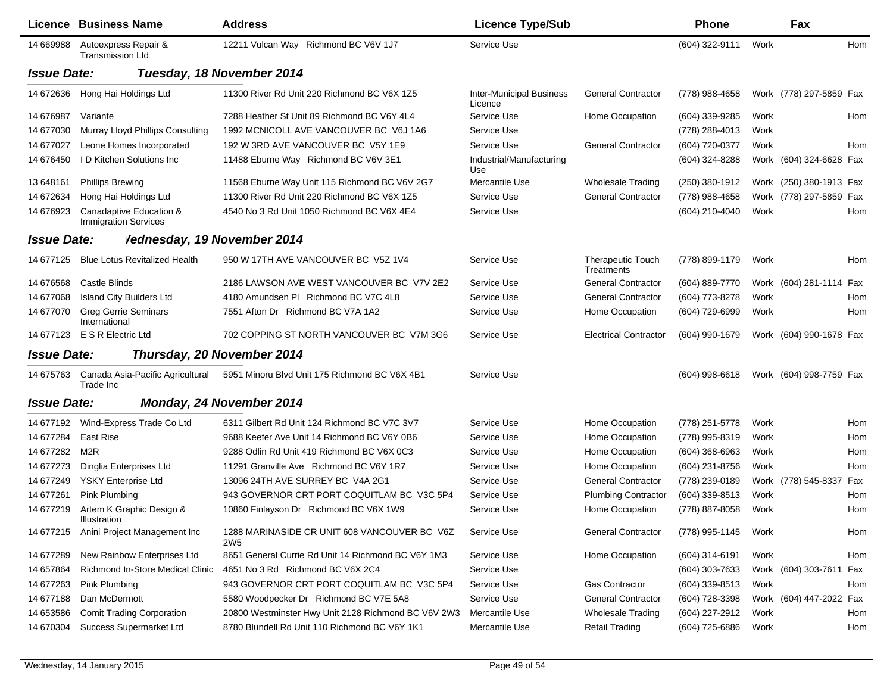| Licence | Business Name | Address | Licence Type/Sub | | Phone | | Fax | |
|---|---|---|---|---|---|---|---|---|
| 14 669988 | Autoexpress Repair & Transmission Ltd | 12211 Vulcan Way Richmond BC V6V 1J7 | Service Use | | (604) 322-9111 | Work | | Hom |

**Issue Date: Tuesday, 18 November 2014**

| Licence | Business Name | Address | Licence Type/Sub | | Phone | | Fax | |
|---|---|---|---|---|---|---|---|---|
| 14 672636 | Hong Hai Holdings Ltd | 11300 River Rd Unit 220 Richmond BC V6X 1Z5 | Inter-Municipal Business Licence | General Contractor | (778) 988-4658 | Work | (778) 297-5859 | Fax |
| 14 676987 | Variante | 7288 Heather St Unit 89 Richmond BC V6Y 4L4 | Service Use | Home Occupation | (604) 339-9285 | Work | | Hom |
| 14 677030 | Murray Lloyd Phillips Consulting | 1992 MCNICOLL AVE VANCOUVER BC V6J 1A6 | Service Use | | (778) 288-4013 | Work | | |
| 14 677027 | Leone Homes Incorporated | 192 W 3RD AVE VANCOUVER BC V5Y 1E9 | Service Use | General Contractor | (604) 720-0377 | Work | | Hom |
| 14 676450 | I D Kitchen Solutions Inc | 11488 Eburne Way Richmond BC V6V 3E1 | Industrial/Manufacturing Use | | (604) 324-8288 | Work | (604) 324-6628 | Fax |
| 13 648161 | Phillips Brewing | 11568 Eburne Way Unit 115 Richmond BC V6V 2G7 | Mercantile Use | Wholesale Trading | (250) 380-1912 | Work | (250) 380-1913 | Fax |
| 14 672634 | Hong Hai Holdings Ltd | 11300 River Rd Unit 220 Richmond BC V6X 1Z5 | Service Use | General Contractor | (778) 988-4658 | Work | (778) 297-5859 | Fax |
| 14 676923 | Canadaptive Education & Immigration Services | 4540 No 3 Rd Unit 1050 Richmond BC V6X 4E4 | Service Use | | (604) 210-4040 | Work | | Hom |

**Issue Date: Wednesday, 19 November 2014**

| Licence | Business Name | Address | Licence Type/Sub | | Phone | | Fax | |
|---|---|---|---|---|---|---|---|---|
| 14 677125 | Blue Lotus Revitalized Health | 950 W 17TH AVE VANCOUVER BC V5Z 1V4 | Service Use | Therapeutic Touch Treatments | (778) 899-1179 | Work | | Hom |
| 14 676568 | Castle Blinds | 2186 LAWSON AVE WEST VANCOUVER BC V7V 2E2 | Service Use | General Contractor | (604) 889-7770 | Work | (604) 281-1114 | Fax |
| 14 677068 | Island City Builders Ltd | 4180 Amundsen Pl Richmond BC V7C 4L8 | Service Use | General Contractor | (604) 773-8278 | Work | | Hom |
| 14 677070 | Greg Gerrie Seminars International | 7551 Afton Dr Richmond BC V7A 1A2 | Service Use | Home Occupation | (604) 729-6999 | Work | | Hom |
| 14 677123 | E S R Electric Ltd | 702 COPPING ST NORTH VANCOUVER BC V7M 3G6 | Service Use | Electrical Contractor | (604) 990-1679 | Work | (604) 990-1678 | Fax |

**Issue Date: Thursday, 20 November 2014**

| Licence | Business Name | Address | Licence Type/Sub | | Phone | | Fax | |
|---|---|---|---|---|---|---|---|---|
| 14 675763 | Canada Asia-Pacific Agricultural Trade Inc | 5951 Minoru Blvd Unit 175 Richmond BC V6X 4B1 | Service Use | | (604) 998-6618 | Work | (604) 998-7759 | Fax |

**Issue Date: Monday, 24 November 2014**

| Licence | Business Name | Address | Licence Type/Sub | | Phone | | Fax | |
|---|---|---|---|---|---|---|---|---|
| 14 677192 | Wind-Express Trade Co Ltd | 6311 Gilbert Rd Unit 124 Richmond BC V7C 3V7 | Service Use | Home Occupation | (778) 251-5778 | Work | | Hom |
| 14 677284 | East Rise | 9688 Keefer Ave Unit 14 Richmond BC V6Y 0B6 | Service Use | Home Occupation | (778) 995-8319 | Work | | Hom |
| 14 677282 | M2R | 9288 Odlin Rd Unit 419 Richmond BC V6X 0C3 | Service Use | Home Occupation | (604) 368-6963 | Work | | Hom |
| 14 677273 | Dinglia Enterprises Ltd | 11291 Granville Ave Richmond BC V6Y 1R7 | Service Use | Home Occupation | (604) 231-8756 | Work | | Hom |
| 14 677249 | YSKY Enterprise Ltd | 13096 24TH AVE SURREY BC V4A 2G1 | Service Use | General Contractor | (778) 239-0189 | Work | (778) 545-8337 | Fax |
| 14 677261 | Pink Plumbing | 943 GOVERNOR CRT PORT COQUITLAM BC V3C 5P4 | Service Use | Plumbing Contractor | (604) 339-8513 | Work | | Hom |
| 14 677219 | Artem K Graphic Design & Illustration | 10860 Finlayson Dr Richmond BC V6X 1W9 | Service Use | Home Occupation | (778) 887-8058 | Work | | Hom |
| 14 677215 | Anini Project Management Inc | 1288 MARINASIDE CR UNIT 608 VANCOUVER BC V6Z 2W5 | Service Use | General Contractor | (778) 995-1145 | Work | | Hom |
| 14 677289 | New Rainbow Enterprises Ltd | 8651 General Currie Rd Unit 14 Richmond BC V6Y 1M3 | Service Use | Home Occupation | (604) 314-6191 | Work | | Hom |
| 14 657864 | Richmond In-Store Medical Clinic | 4651 No 3 Rd Richmond BC V6X 2C4 | Service Use | | (604) 303-7633 | Work | (604) 303-7611 | Fax |
| 14 677263 | Pink Plumbing | 943 GOVERNOR CRT PORT COQUITLAM BC V3C 5P4 | Service Use | Gas Contractor | (604) 339-8513 | Work | | Hom |
| 14 677188 | Dan McDermott | 5580 Woodpecker Dr Richmond BC V7E 5A8 | Service Use | General Contractor | (604) 728-3398 | Work | (604) 447-2022 | Fax |
| 14 653586 | Comit Trading Corporation | 20800 Westminster Hwy Unit 2128 Richmond BC V6V 2W3 | Mercantile Use | Wholesale Trading | (604) 227-2912 | Work | | Hom |
| 14 670304 | Success Supermarket Ltd | 8780 Blundell Rd Unit 110 Richmond BC V6Y 1K1 | Mercantile Use | Retail Trading | (604) 725-6886 | Work | | Hom |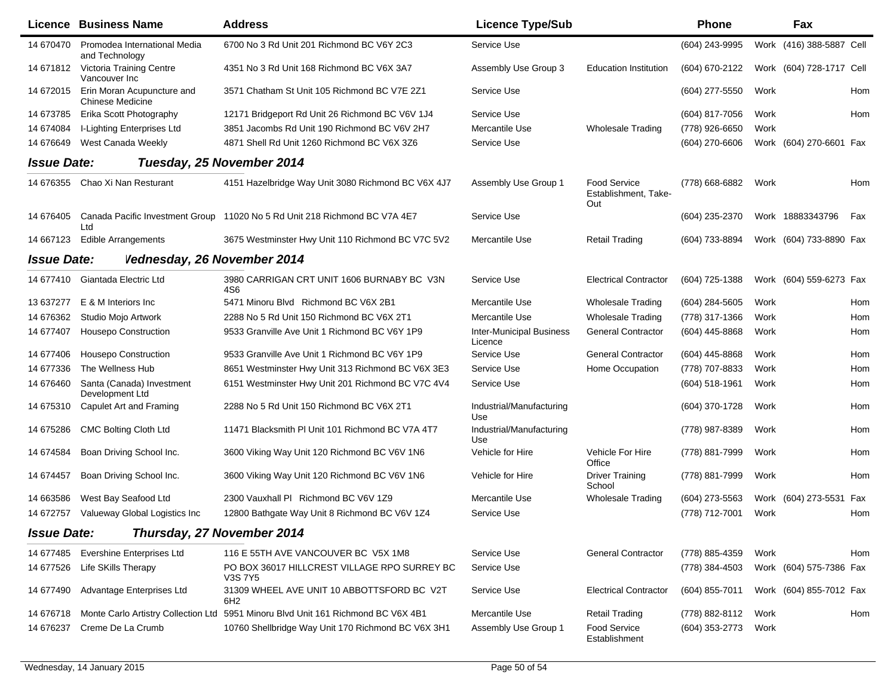| Licence | Business Name | Address | Licence Type/Sub | | Phone | | Fax | |
|---|---|---|---|---|---|---|---|---|
| 14 670470 | Promodea International Media and Technology | 6700 No 3 Rd Unit 201 Richmond BC V6Y 2C3 | Service Use | | (604) 243-9995 | Work | (416) 388-5887 | Cell |
| 14 671812 | Victoria Training Centre Vancouver Inc | 4351 No 3 Rd Unit 168 Richmond BC V6X 3A7 | Assembly Use Group 3 | Education Institution | (604) 670-2122 | Work | (604) 728-1717 | Cell |
| 14 672015 | Erin Moran Acupuncture and Chinese Medicine | 3571 Chatham St Unit 105 Richmond BC V7E 2Z1 | Service Use | | (604) 277-5550 | Work | | Hom |
| 14 673785 | Erika Scott Photography | 12171 Bridgeport Rd Unit 26 Richmond BC V6V 1J4 | Service Use | | (604) 817-7056 | Work | | Hom |
| 14 674084 | I-Lighting Enterprises Ltd | 3851 Jacombs Rd Unit 190 Richmond BC V6V 2H7 | Mercantile Use | Wholesale Trading | (778) 926-6650 | Work | | |
| 14 676649 | West Canada Weekly | 4871 Shell Rd Unit 1260 Richmond BC V6X 3Z6 | Service Use | | (604) 270-6606 | Work | (604) 270-6601 | Fax |

**Issue Date: Tuesday, 25 November 2014**

| Licence | Business Name | Address | Licence Type/Sub | | Phone | | Fax | |
|---|---|---|---|---|---|---|---|---|
| 14 676355 | Chao Xi Nan Resturant | 4151 Hazelbridge Way Unit 3080 Richmond BC V6X 4J7 | Assembly Use Group 1 | Food Service Establishment, Take-Out | (778) 668-6882 | Work | | Hom |
| 14 676405 | Canada Pacific Investment Group Ltd | 11020 No 5 Rd Unit 218 Richmond BC V7A 4E7 | Service Use | | (604) 235-2370 | Work | 18883343796 | Fax |
| 14 667123 | Edible Arrangements | 3675 Westminster Hwy Unit 110 Richmond BC V7C 5V2 | Mercantile Use | Retail Trading | (604) 733-8894 | Work | (604) 733-8890 | Fax |

**Issue Date: Wednesday, 26 November 2014**

| Licence | Business Name | Address | Licence Type/Sub | | Phone | | Fax | |
|---|---|---|---|---|---|---|---|---|
| 14 677410 | Giantada Electric Ltd | 3980 CARRIGAN CRT UNIT 1606 BURNABY BC V3N 4S6 | Service Use | Electrical Contractor | (604) 725-1388 | Work | (604) 559-6273 | Fax |
| 13 637277 | E & M Interiors Inc | 5471 Minoru Blvd Richmond BC V6X 2B1 | Mercantile Use | Wholesale Trading | (604) 284-5605 | Work | | Hom |
| 14 676362 | Studio Mojo Artwork | 2288 No 5 Rd Unit 150 Richmond BC V6X 2T1 | Mercantile Use | Wholesale Trading | (778) 317-1366 | Work | | Hom |
| 14 677407 | Housepo Construction | 9533 Granville Ave Unit 1 Richmond BC V6Y 1P9 | Inter-Municipal Business Licence | General Contractor | (604) 445-8868 | Work | | Hom |
| 14 677406 | Housepo Construction | 9533 Granville Ave Unit 1 Richmond BC V6Y 1P9 | Service Use | General Contractor | (604) 445-8868 | Work | | Hom |
| 14 677336 | The Wellness Hub | 8651 Westminster Hwy Unit 313 Richmond BC V6X 3E3 | Service Use | Home Occupation | (778) 707-8833 | Work | | Hom |
| 14 676460 | Santa (Canada) Investment Development Ltd | 6151 Westminster Hwy Unit 201 Richmond BC V7C 4V4 | Service Use | | (604) 518-1961 | Work | | Hom |
| 14 675310 | Capulet Art and Framing | 2288 No 5 Rd Unit 150 Richmond BC V6X 2T1 | Industrial/Manufacturing Use | | (604) 370-1728 | Work | | Hom |
| 14 675286 | CMC Bolting Cloth Ltd | 11471 Blacksmith Pl Unit 101 Richmond BC V7A 4T7 | Industrial/Manufacturing Use | | (778) 987-8389 | Work | | Hom |
| 14 674584 | Boan Driving School Inc. | 3600 Viking Way Unit 120 Richmond BC V6V 1N6 | Vehicle for Hire | Vehicle For Hire Office | (778) 881-7999 | Work | | Hom |
| 14 674457 | Boan Driving School Inc. | 3600 Viking Way Unit 120 Richmond BC V6V 1N6 | Vehicle for Hire | Driver Training School | (778) 881-7999 | Work | | Hom |
| 14 663586 | West Bay Seafood Ltd | 2300 Vauxhall Pl Richmond BC V6V 1Z9 | Mercantile Use | Wholesale Trading | (604) 273-5563 | Work | (604) 273-5531 | Fax |
| 14 672757 | Valueway Global Logistics Inc | 12800 Bathgate Way Unit 8 Richmond BC V6V 1Z4 | Service Use | | (778) 712-7001 | Work | | Hom |

**Issue Date: Thursday, 27 November 2014**

| Licence | Business Name | Address | Licence Type/Sub | | Phone | | Fax | |
|---|---|---|---|---|---|---|---|---|
| 14 677485 | Evershine Enterprises Ltd | 116 E 55TH AVE VANCOUVER BC V5X 1M8 | Service Use | General Contractor | (778) 885-4359 | Work | | Hom |
| 14 677526 | Life SKills Therapy | PO BOX 36017 HILLCREST VILLAGE RPO SURREY BC V3S 7Y5 | Service Use | | (778) 384-4503 | Work | (604) 575-7386 | Fax |
| 14 677490 | Advantage Enterprises Ltd | 31309 WHEEL AVE UNIT 10 ABBOTTSFORD BC V2T 6H2 | Service Use | Electrical Contractor | (604) 855-7011 | Work | (604) 855-7012 | Fax |
| 14 676718 | Monte Carlo Artistry Collection Ltd | 5951 Minoru Blvd Unit 161 Richmond BC V6X 4B1 | Mercantile Use | Retail Trading | (778) 882-8112 | Work | | Hom |
| 14 676237 | Creme De La Crumb | 10760 Shellbridge Way Unit 170 Richmond BC V6X 3H1 | Assembly Use Group 1 | Food Service Establishment | (604) 353-2773 | Work | | |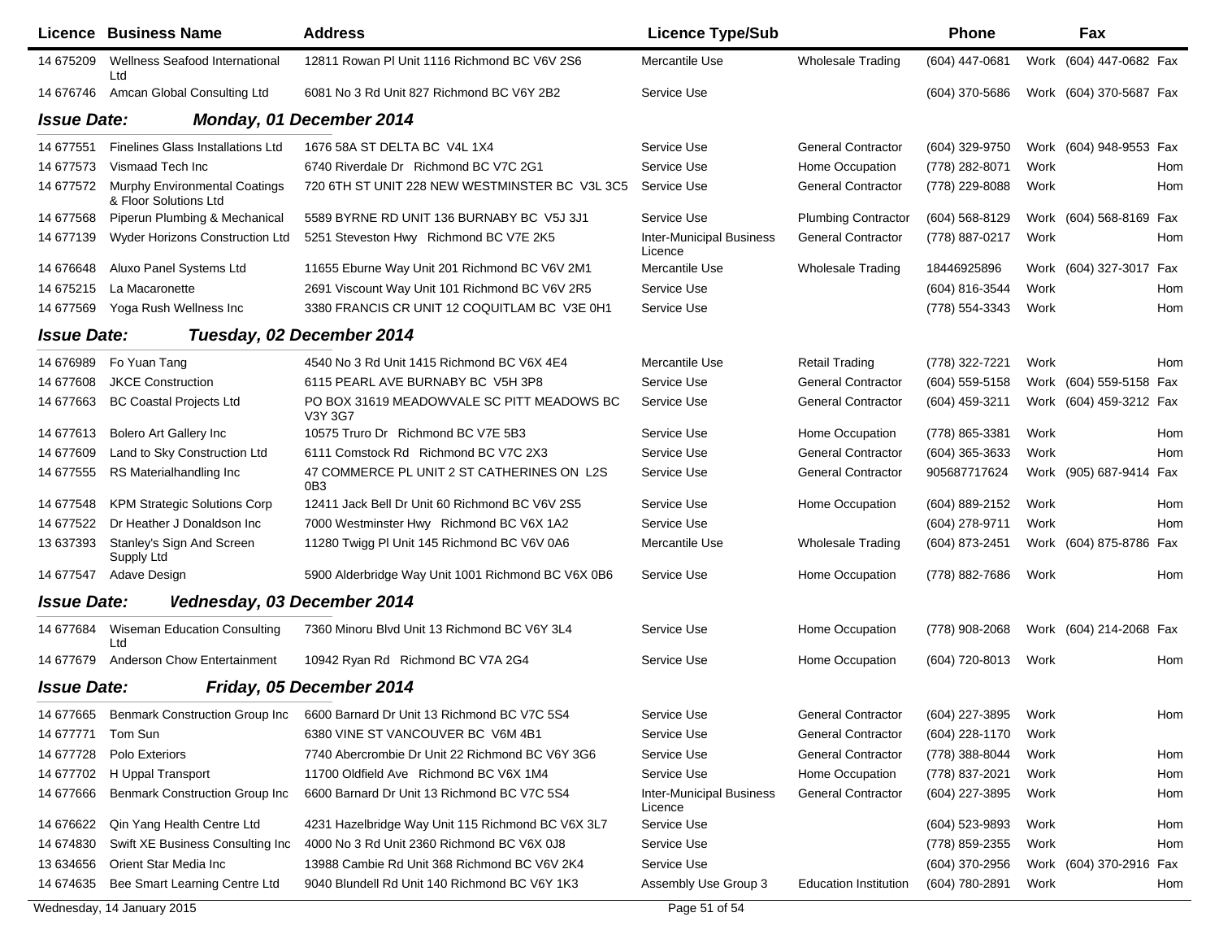| Licence | Business Name | Address | Licence Type/Sub | | Phone | | Fax | |
|---|---|---|---|---|---|---|---|---|
| 14 675209 | Wellness Seafood International Ltd | 12811 Rowan Pl Unit 1116 Richmond BC V6V 2S6 | Mercantile Use | Wholesale Trading | (604) 447-0681 | Work | (604) 447-0682 | Fax |
| 14 676746 | Amcan Global Consulting Ltd | 6081 No 3 Rd Unit 827 Richmond BC V6Y 2B2 | Service Use | | (604) 370-5686 | Work | (604) 370-5687 | Fax |

**Issue Date: Monday, 01 December 2014**

| Licence | Business Name | Address | Licence Type/Sub | | Phone | | Fax | |
|---|---|---|---|---|---|---|---|---|
| 14 677551 | Finelines Glass Installations Ltd | 1676 58A ST DELTA BC V4L 1X4 | Service Use | General Contractor | (604) 329-9750 | Work | (604) 948-9553 | Fax |
| 14 677573 | Vismaad Tech Inc | 6740 Riverdale Dr Richmond BC V7C 2G1 | Service Use | Home Occupation | (778) 282-8071 | Work | | Hom |
| 14 677572 | Murphy Environmental Coatings & Floor Solutions Ltd | 720 6TH ST UNIT 228 NEW WESTMINSTER BC V3L 3C5 | Service Use | General Contractor | (778) 229-8088 | Work | | Hom |
| 14 677568 | Piperun Plumbing & Mechanical | 5589 BYRNE RD UNIT 136 BURNABY BC V5J 3J1 | Service Use | Plumbing Contractor | (604) 568-8129 | Work | (604) 568-8169 | Fax |
| 14 677139 | Wyder Horizons Construction Ltd | 5251 Steveston Hwy Richmond BC V7E 2K5 | Inter-Municipal Business Licence | General Contractor | (778) 887-0217 | Work | | Hom |
| 14 676648 | Aluxo Panel Systems Ltd | 11655 Eburne Way Unit 201 Richmond BC V6V 2M1 | Mercantile Use | Wholesale Trading | 18446925896 | Work | (604) 327-3017 | Fax |
| 14 675215 | La Macaronette | 2691 Viscount Way Unit 101 Richmond BC V6V 2R5 | Service Use | | (604) 816-3544 | Work | | Hom |
| 14 677569 | Yoga Rush Wellness Inc | 3380 FRANCIS CR UNIT 12 COQUITLAM BC V3E 0H1 | Service Use | | (778) 554-3343 | Work | | Hom |

**Issue Date: Tuesday, 02 December 2014**

| Licence | Business Name | Address | Licence Type/Sub | | Phone | | Fax | |
|---|---|---|---|---|---|---|---|---|
| 14 676989 | Fo Yuan Tang | 4540 No 3 Rd Unit 1415 Richmond BC V6X 4E4 | Mercantile Use | Retail Trading | (778) 322-7221 | Work | | Hom |
| 14 677608 | JKCE Construction | 6115 PEARL AVE BURNABY BC V5H 3P8 | Service Use | General Contractor | (604) 559-5158 | Work | (604) 559-5158 | Fax |
| 14 677663 | BC Coastal Projects Ltd | PO BOX 31619 MEADOWVALE SC PITT MEADOWS BC V3Y 3G7 | Service Use | General Contractor | (604) 459-3211 | Work | (604) 459-3212 | Fax |
| 14 677613 | Bolero Art Gallery Inc | 10575 Truro Dr Richmond BC V7E 5B3 | Service Use | Home Occupation | (778) 865-3381 | Work | | Hom |
| 14 677609 | Land to Sky Construction Ltd | 6111 Comstock Rd Richmond BC V7C 2X3 | Service Use | General Contractor | (604) 365-3633 | Work | | Hom |
| 14 677555 | RS Materialhandling Inc | 47 COMMERCE PL UNIT 2 ST CATHERINES ON L2S 0B3 | Service Use | General Contractor | 905687717624 | Work | (905) 687-9414 | Fax |
| 14 677548 | KPM Strategic Solutions Corp | 12411 Jack Bell Dr Unit 60 Richmond BC V6V 2S5 | Service Use | Home Occupation | (604) 889-2152 | Work | | Hom |
| 14 677522 | Dr Heather J Donaldson Inc | 7000 Westminster Hwy Richmond BC V6X 1A2 | Service Use | | (604) 278-9711 | Work | | Hom |
| 13 637393 | Stanley's Sign And Screen Supply Ltd | 11280 Twigg Pl Unit 145 Richmond BC V6V 0A6 | Mercantile Use | Wholesale Trading | (604) 873-2451 | Work | (604) 875-8786 | Fax |
| 14 677547 | Adave Design | 5900 Alderbridge Way Unit 1001 Richmond BC V6X 0B6 | Service Use | Home Occupation | (778) 882-7686 | Work | | Hom |

**Issue Date: Wednesday, 03 December 2014**

| Licence | Business Name | Address | Licence Type/Sub | | Phone | | Fax | |
|---|---|---|---|---|---|---|---|---|
| 14 677684 | Wiseman Education Consulting Ltd | 7360 Minoru Blvd Unit 13 Richmond BC V6Y 3L4 | Service Use | Home Occupation | (778) 908-2068 | Work | (604) 214-2068 | Fax |
| 14 677679 | Anderson Chow Entertainment | 10942 Ryan Rd Richmond BC V7A 2G4 | Service Use | Home Occupation | (604) 720-8013 | Work | | Hom |

**Issue Date: Friday, 05 December 2014**

| Licence | Business Name | Address | Licence Type/Sub | | Phone | | Fax | |
|---|---|---|---|---|---|---|---|---|
| 14 677665 | Benmark Construction Group Inc | 6600 Barnard Dr Unit 13 Richmond BC V7C 5S4 | Service Use | General Contractor | (604) 227-3895 | Work | | Hom |
| 14 677771 | Tom Sun | 6380 VINE ST VANCOUVER BC V6M 4B1 | Service Use | General Contractor | (604) 228-1170 | Work | | |
| 14 677728 | Polo Exteriors | 7740 Abercrombie Dr Unit 22 Richmond BC V6Y 3G6 | Service Use | General Contractor | (778) 388-8044 | Work | | Hom |
| 14 677702 | H Uppal Transport | 11700 Oldfield Ave Richmond BC V6X 1M4 | Service Use | Home Occupation | (778) 837-2021 | Work | | Hom |
| 14 677666 | Benmark Construction Group Inc | 6600 Barnard Dr Unit 13 Richmond BC V7C 5S4 | Inter-Municipal Business Licence | General Contractor | (604) 227-3895 | Work | | Hom |
| 14 676622 | Qin Yang Health Centre Ltd | 4231 Hazelbridge Way Unit 115 Richmond BC V6X 3L7 | Service Use | | (604) 523-9893 | Work | | Hom |
| 14 674830 | Swift XE Business Consulting Inc | 4000 No 3 Rd Unit 2360 Richmond BC V6X 0J8 | Service Use | | (778) 859-2355 | Work | | Hom |
| 13 634656 | Orient Star Media Inc | 13988 Cambie Rd Unit 368 Richmond BC V6V 2K4 | Service Use | | (604) 370-2956 | Work | (604) 370-2916 | Fax |
| 14 674635 | Bee Smart Learning Centre Ltd | 9040 Blundell Rd Unit 140 Richmond BC V6Y 1K3 | Assembly Use Group 3 | Education Institution | (604) 780-2891 | Work | | Hom |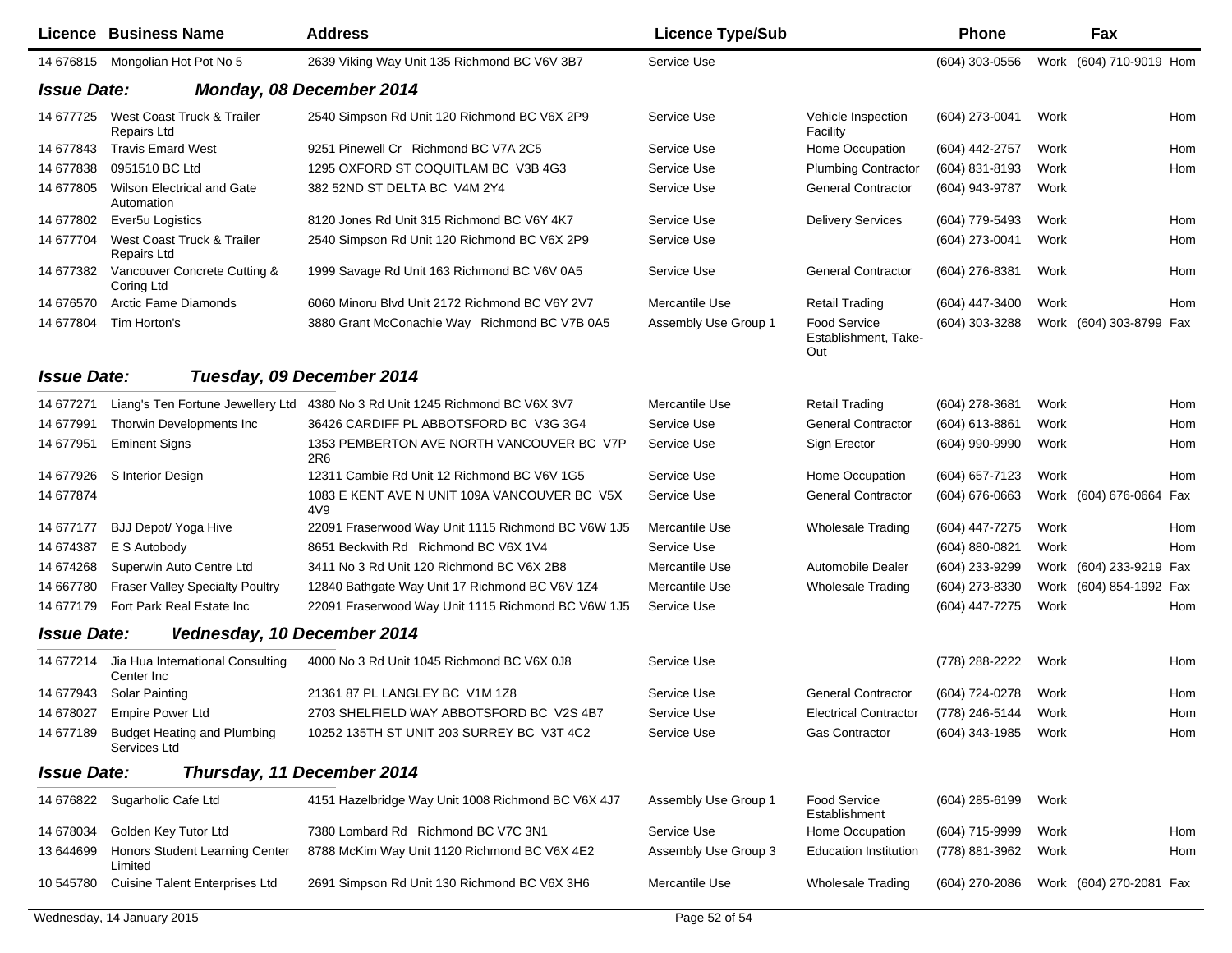| Licence | Business Name | Address | Licence Type/Sub | | Phone | | Fax | |
|---|---|---|---|---|---|---|---|---|
| 14 676815 | Mongolian Hot Pot No 5 | 2639 Viking Way Unit 135 Richmond BC V6V 3B7 | Service Use | | (604) 303-0556 | Work | (604) 710-9019 | Hom |

**Issue Date: Monday, 08 December 2014**

| Licence | Business Name | Address | Licence Type/Sub | | Phone | | Fax | |
|---|---|---|---|---|---|---|---|---|
| 14 677725 | West Coast Truck & Trailer Repairs Ltd | 2540 Simpson Rd Unit 120 Richmond BC V6X 2P9 | Service Use | Vehicle Inspection Facility | (604) 273-0041 | Work | | Hom |
| 14 677843 | Travis Emard West | 9251 Pinewell Cr Richmond BC V7A 2C5 | Service Use | Home Occupation | (604) 442-2757 | Work | | Hom |
| 14 677838 | 0951510 BC Ltd | 1295 OXFORD ST COQUITLAM BC V3B 4G3 | Service Use | Plumbing Contractor | (604) 831-8193 | Work | | Hom |
| 14 677805 | Wilson Electrical and Gate Automation | 382 52ND ST DELTA BC V4M 2Y4 | Service Use | General Contractor | (604) 943-9787 | Work | | |
| 14 677802 | Ever5u Logistics | 8120 Jones Rd Unit 315 Richmond BC V6Y 4K7 | Service Use | Delivery Services | (604) 779-5493 | Work | | Hom |
| 14 677704 | West Coast Truck & Trailer Repairs Ltd | 2540 Simpson Rd Unit 120 Richmond BC V6X 2P9 | Service Use | | (604) 273-0041 | Work | | Hom |
| 14 677382 | Vancouver Concrete Cutting & Coring Ltd | 1999 Savage Rd Unit 163 Richmond BC V6V 0A5 | Service Use | General Contractor | (604) 276-8381 | Work | | Hom |
| 14 676570 | Arctic Fame Diamonds | 6060 Minoru Blvd Unit 2172 Richmond BC V6Y 2V7 | Mercantile Use | Retail Trading | (604) 447-3400 | Work | | Hom |
| 14 677804 | Tim Horton's | 3880 Grant McConachie Way Richmond BC V7B 0A5 | Assembly Use Group 1 | Food Service Establishment, Take-Out | (604) 303-3288 | Work | (604) 303-8799 | Fax |

**Issue Date: Tuesday, 09 December 2014**

| Licence | Business Name | Address | Licence Type/Sub | | Phone | | Fax | |
|---|---|---|---|---|---|---|---|---|
| 14 677271 | Liang's Ten Fortune Jewellery Ltd | 4380 No 3 Rd Unit 1245 Richmond BC V6X 3V7 | Mercantile Use | Retail Trading | (604) 278-3681 | Work | | Hom |
| 14 677991 | Thorwin Developments Inc | 36426 CARDIFF PL ABBOTSFORD BC V3G 3G4 | Service Use | General Contractor | (604) 613-8861 | Work | | Hom |
| 14 677951 | Eminent Signs | 1353 PEMBERTON AVE NORTH VANCOUVER BC V7P 2R6 | Service Use | Sign Erector | (604) 990-9990 | Work | | Hom |
| 14 677926 | S Interior Design | 12311 Cambie Rd Unit 12 Richmond BC V6V 1G5 | Service Use | Home Occupation | (604) 657-7123 | Work | | Hom |
| 14 677874 | | 1083 E KENT AVE N UNIT 109A VANCOUVER BC V5X 4V9 | Service Use | General Contractor | (604) 676-0663 | Work | (604) 676-0664 | Fax |
| 14 677177 | BJJ Depot/ Yoga Hive | 22091 Fraserwood Way Unit 1115 Richmond BC V6W 1J5 | Mercantile Use | Wholesale Trading | (604) 447-7275 | Work | | Hom |
| 14 674387 | E S Autobody | 8651 Beckwith Rd Richmond BC V6X 1V4 | Service Use | | (604) 880-0821 | Work | | Hom |
| 14 674268 | Superwin Auto Centre Ltd | 3411 No 3 Rd Unit 120 Richmond BC V6X 2B8 | Mercantile Use | Automobile Dealer | (604) 233-9299 | Work | (604) 233-9219 | Fax |
| 14 667780 | Fraser Valley Specialty Poultry | 12840 Bathgate Way Unit 17 Richmond BC V6V 1Z4 | Mercantile Use | Wholesale Trading | (604) 273-8330 | Work | (604) 854-1992 | Fax |
| 14 677179 | Fort Park Real Estate Inc | 22091 Fraserwood Way Unit 1115 Richmond BC V6W 1J5 | Service Use | | (604) 447-7275 | Work | | Hom |

**Issue Date: Wednesday, 10 December 2014**

| Licence | Business Name | Address | Licence Type/Sub | | Phone | | Fax | |
|---|---|---|---|---|---|---|---|---|
| 14 677214 | Jia Hua International Consulting Center Inc | 4000 No 3 Rd Unit 1045 Richmond BC V6X 0J8 | Service Use | | (778) 288-2222 | Work | | Hom |
| 14 677943 | Solar Painting | 21361 87 PL LANGLEY BC V1M 1Z8 | Service Use | General Contractor | (604) 724-0278 | Work | | Hom |
| 14 678027 | Empire Power Ltd | 2703 SHELFIELD WAY ABBOTSFORD BC V2S 4B7 | Service Use | Electrical Contractor | (778) 246-5144 | Work | | Hom |
| 14 677189 | Budget Heating and Plumbing Services Ltd | 10252 135TH ST UNIT 203 SURREY BC V3T 4C2 | Service Use | Gas Contractor | (604) 343-1985 | Work | | Hom |

**Issue Date: Thursday, 11 December 2014**

| Licence | Business Name | Address | Licence Type/Sub | | Phone | | Fax | |
|---|---|---|---|---|---|---|---|---|
| 14 676822 | Sugarholic Cafe Ltd | 4151 Hazelbridge Way Unit 1008 Richmond BC V6X 4J7 | Assembly Use Group 1 | Food Service Establishment | (604) 285-6199 | Work | | |
| 14 678034 | Golden Key Tutor Ltd | 7380 Lombard Rd Richmond BC V7C 3N1 | Service Use | Home Occupation | (604) 715-9999 | Work | | Hom |
| 13 644699 | Honors Student Learning Center Limited | 8788 McKim Way Unit 1120 Richmond BC V6X 4E2 | Assembly Use Group 3 | Education Institution | (778) 881-3962 | Work | | Hom |
| 10 545780 | Cuisine Talent Enterprises Ltd | 2691 Simpson Rd Unit 130 Richmond BC V6X 3H6 | Mercantile Use | Wholesale Trading | (604) 270-2086 | Work | (604) 270-2081 | Fax |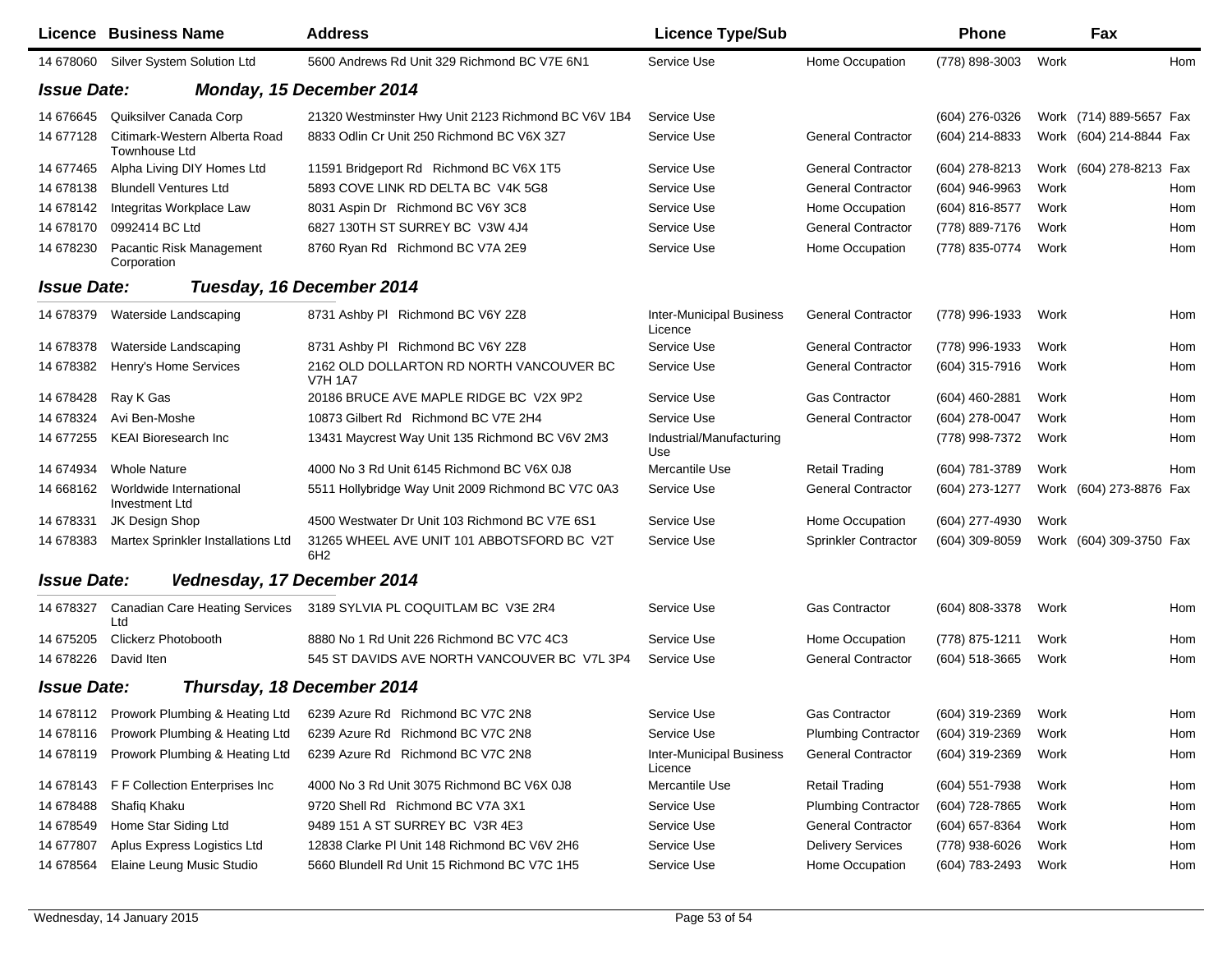| Licence | Business Name | Address | Licence Type/Sub | | Phone | | Fax | |
|---|---|---|---|---|---|---|---|---|
| 14 678060 | Silver System Solution Ltd | 5600 Andrews Rd Unit 329 Richmond BC V7E 6N1 | Service Use | Home Occupation | (778) 898-3003 | Work | | Hom |

**Issue Date: Monday, 15 December 2014**

| Licence | Business Name | Address | Licence Type/Sub | | Phone | | Fax | |
|---|---|---|---|---|---|---|---|---|
| 14 676645 | Quiksilver Canada Corp | 21320 Westminster Hwy Unit 2123 Richmond BC V6V 1B4 | Service Use | | (604) 276-0326 | Work | (714) 889-5657 | Fax |
| 14 677128 | Citimark-Western Alberta Road Townhouse Ltd | 8833 Odlin Cr Unit 250 Richmond BC V6X 3Z7 | Service Use | General Contractor | (604) 214-8833 | Work | (604) 214-8844 | Fax |
| 14 677465 | Alpha Living DIY Homes Ltd | 11591 Bridgeport Rd Richmond BC V6X 1T5 | Service Use | General Contractor | (604) 278-8213 | Work | (604) 278-8213 | Fax |
| 14 678138 | Blundell Ventures Ltd | 5893 COVE LINK RD DELTA BC V4K 5G8 | Service Use | General Contractor | (604) 946-9963 | Work | | Hom |
| 14 678142 | Integritas Workplace Law | 8031 Aspin Dr Richmond BC V6Y 3C8 | Service Use | Home Occupation | (604) 816-8577 | Work | | Hom |
| 14 678170 | 0992414 BC Ltd | 6827 130TH ST SURREY BC V3W 4J4 | Service Use | General Contractor | (778) 889-7176 | Work | | Hom |
| 14 678230 | Pacantic Risk Management Corporation | 8760 Ryan Rd Richmond BC V7A 2E9 | Service Use | Home Occupation | (778) 835-0774 | Work | | Hom |

**Issue Date: Tuesday, 16 December 2014**

| Licence | Business Name | Address | Licence Type/Sub | | Phone | | Fax | |
|---|---|---|---|---|---|---|---|---|
| 14 678379 | Waterside Landscaping | 8731 Ashby Pl Richmond BC V6Y 2Z8 | Inter-Municipal Business Licence | General Contractor | (778) 996-1933 | Work | | Hom |
| 14 678378 | Waterside Landscaping | 8731 Ashby Pl Richmond BC V6Y 2Z8 | Service Use | General Contractor | (778) 996-1933 | Work | | Hom |
| 14 678382 | Henry's Home Services | 2162 OLD DOLLARTON RD NORTH VANCOUVER BC V7H 1A7 | Service Use | General Contractor | (604) 315-7916 | Work | | Hom |
| 14 678428 | Ray K Gas | 20186 BRUCE AVE MAPLE RIDGE BC V2X 9P2 | Service Use | Gas Contractor | (604) 460-2881 | Work | | Hom |
| 14 678324 | Avi Ben-Moshe | 10873 Gilbert Rd Richmond BC V7E 2H4 | Service Use | General Contractor | (604) 278-0047 | Work | | Hom |
| 14 677255 | KEAI Bioresearch Inc | 13431 Maycrest Way Unit 135 Richmond BC V6V 2M3 | Industrial/Manufacturing Use | | (778) 998-7372 | Work | | Hom |
| 14 674934 | Whole Nature | 4000 No 3 Rd Unit 6145 Richmond BC V6X 0J8 | Mercantile Use | Retail Trading | (604) 781-3789 | Work | | Hom |
| 14 668162 | Worldwide International Investment Ltd | 5511 Hollybridge Way Unit 2009 Richmond BC V7C 0A3 | Service Use | General Contractor | (604) 273-1277 | Work | (604) 273-8876 | Fax |
| 14 678331 | JK Design Shop | 4500 Westwater Dr Unit 103 Richmond BC V7E 6S1 | Service Use | Home Occupation | (604) 277-4930 | Work | | |
| 14 678383 | Martex Sprinkler Installations Ltd | 31265 WHEEL AVE UNIT 101 ABBOTSFORD BC V2T 6H2 | Service Use | Sprinkler Contractor | (604) 309-8059 | Work | (604) 309-3750 | Fax |

**Issue Date: Wednesday, 17 December 2014**

| Licence | Business Name | Address | Licence Type/Sub | | Phone | | Fax | |
|---|---|---|---|---|---|---|---|---|
| 14 678327 | Canadian Care Heating Services Ltd | 3189 SYLVIA PL COQUITLAM BC V3E 2R4 | Service Use | Gas Contractor | (604) 808-3378 | Work | | Hom |
| 14 675205 | Clickerz Photobooth | 8880 No 1 Rd Unit 226 Richmond BC V7C 4C3 | Service Use | Home Occupation | (778) 875-1211 | Work | | Hom |
| 14 678226 | David Iten | 545 ST DAVIDS AVE NORTH VANCOUVER BC V7L 3P4 | Service Use | General Contractor | (604) 518-3665 | Work | | Hom |

**Issue Date: Thursday, 18 December 2014**

| Licence | Business Name | Address | Licence Type/Sub | | Phone | | Fax | |
|---|---|---|---|---|---|---|---|---|
| 14 678112 | Prowork Plumbing & Heating Ltd | 6239 Azure Rd Richmond BC V7C 2N8 | Service Use | Gas Contractor | (604) 319-2369 | Work | | Hom |
| 14 678116 | Prowork Plumbing & Heating Ltd | 6239 Azure Rd Richmond BC V7C 2N8 | Service Use | Plumbing Contractor | (604) 319-2369 | Work | | Hom |
| 14 678119 | Prowork Plumbing & Heating Ltd | 6239 Azure Rd Richmond BC V7C 2N8 | Inter-Municipal Business Licence | General Contractor | (604) 319-2369 | Work | | Hom |
| 14 678143 | F F Collection Enterprises Inc | 4000 No 3 Rd Unit 3075 Richmond BC V6X 0J8 | Mercantile Use | Retail Trading | (604) 551-7938 | Work | | Hom |
| 14 678488 | Shafiq Khaku | 9720 Shell Rd Richmond BC V7A 3X1 | Service Use | Plumbing Contractor | (604) 728-7865 | Work | | Hom |
| 14 678549 | Home Star Siding Ltd | 9489 151 A ST SURREY BC V3R 4E3 | Service Use | General Contractor | (604) 657-8364 | Work | | Hom |
| 14 677807 | Aplus Express Logistics Ltd | 12838 Clarke Pl Unit 148 Richmond BC V6V 2H6 | Service Use | Delivery Services | (778) 938-6026 | Work | | Hom |
| 14 678564 | Elaine Leung Music Studio | 5660 Blundell Rd Unit 15 Richmond BC V7C 1H5 | Service Use | Home Occupation | (604) 783-2493 | Work | | Hom |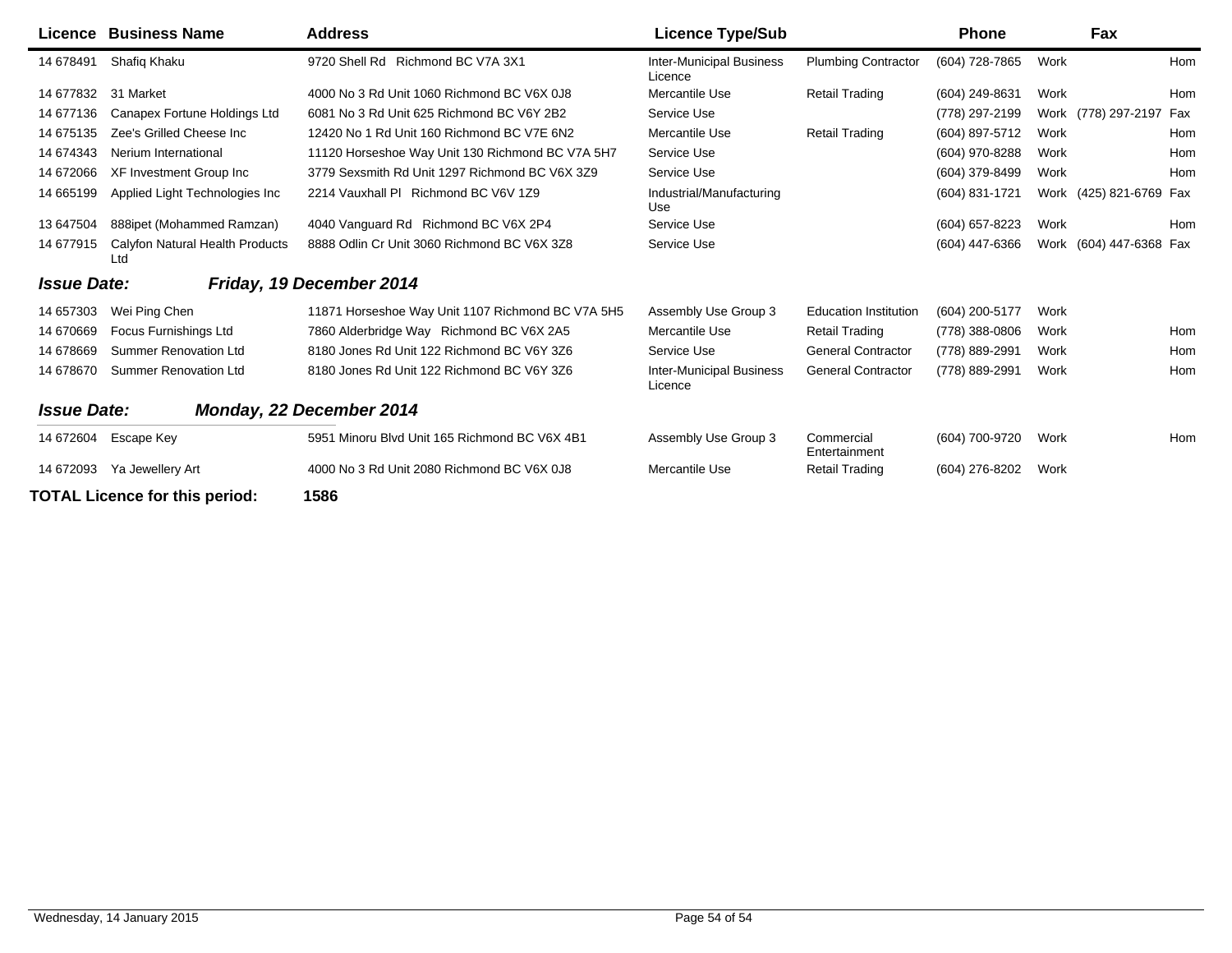| Licence | Business Name | Address | Licence Type/Sub | | Phone | | Fax | |
|---|---|---|---|---|---|---|---|---|
| 14 678491 | Shafiq Khaku | 9720 Shell Rd Richmond BC V7A 3X1 | Inter-Municipal Business Licence | Plumbing Contractor | (604) 728-7865 | Work | | Hom |
| 14 677832 | 31 Market | 4000 No 3 Rd Unit 1060 Richmond BC V6X 0J8 | Mercantile Use | Retail Trading | (604) 249-8631 | Work | | Hom |
| 14 677136 | Canapex Fortune Holdings Ltd | 6081 No 3 Rd Unit 625 Richmond BC V6Y 2B2 | Service Use | | (778) 297-2199 | Work | (778) 297-2197 | Fax |
| 14 675135 | Zee's Grilled Cheese Inc | 12420 No 1 Rd Unit 160 Richmond BC V7E 6N2 | Mercantile Use | Retail Trading | (604) 897-5712 | Work | | Hom |
| 14 674343 | Nerium International | 11120 Horseshoe Way Unit 130 Richmond BC V7A 5H7 | Service Use | | (604) 970-8288 | Work | | Hom |
| 14 672066 | XF Investment Group Inc | 3779 Sexsmith Rd Unit 1297 Richmond BC V6X 3Z9 | Service Use | | (604) 379-8499 | Work | | Hom |
| 14 665199 | Applied Light Technologies Inc | 2214 Vauxhall Pl Richmond BC V6V 1Z9 | Industrial/Manufacturing Use | | (604) 831-1721 | Work | (425) 821-6769 | Fax |
| 13 647504 | 888ipet (Mohammed Ramzan) | 4040 Vanguard Rd Richmond BC V6X 2P4 | Service Use | | (604) 657-8223 | Work | | Hom |
| 14 677915 | Calyfon Natural Health Products Ltd | 8888 Odlin Cr Unit 3060 Richmond BC V6X 3Z8 | Service Use | | (604) 447-6366 | Work | (604) 447-6368 | Fax |

***Issue Date:*** ***Friday, 19 December 2014***

| Licence | Business Name | Address | Licence Type/Sub | | Phone | | Fax | |
|---|---|---|---|---|---|---|---|---|
| 14 657303 | Wei Ping Chen | 11871 Horseshoe Way Unit 1107 Richmond BC V7A 5H5 | Assembly Use Group 3 | Education Institution | (604) 200-5177 | Work | | |
| 14 670669 | Focus Furnishings Ltd | 7860 Alderbridge Way Richmond BC V6X 2A5 | Mercantile Use | Retail Trading | (778) 388-0806 | Work | | Hom |
| 14 678669 | Summer Renovation Ltd | 8180 Jones Rd Unit 122 Richmond BC V6Y 3Z6 | Service Use | General Contractor | (778) 889-2991 | Work | | Hom |
| 14 678670 | Summer Renovation Ltd | 8180 Jones Rd Unit 122 Richmond BC V6Y 3Z6 | Inter-Municipal Business Licence | General Contractor | (778) 889-2991 | Work | | Hom |

***Issue Date:*** ***Monday, 22 December 2014***

| Licence | Business Name | Address | Licence Type/Sub | | Phone | | Fax | |
|---|---|---|---|---|---|---|---|---|
| 14 672604 | Escape Key | 5951 Minoru Blvd Unit 165 Richmond BC V6X 4B1 | Assembly Use Group 3 | Commercial Entertainment | (604) 700-9720 | Work | | Hom |
| 14 672093 | Ya Jewellery Art | 4000 No 3 Rd Unit 2080 Richmond BC V6X 0J8 | Mercantile Use | Retail Trading | (604) 276-8202 | Work | | |

**TOTAL Licence for this period:** **1586**